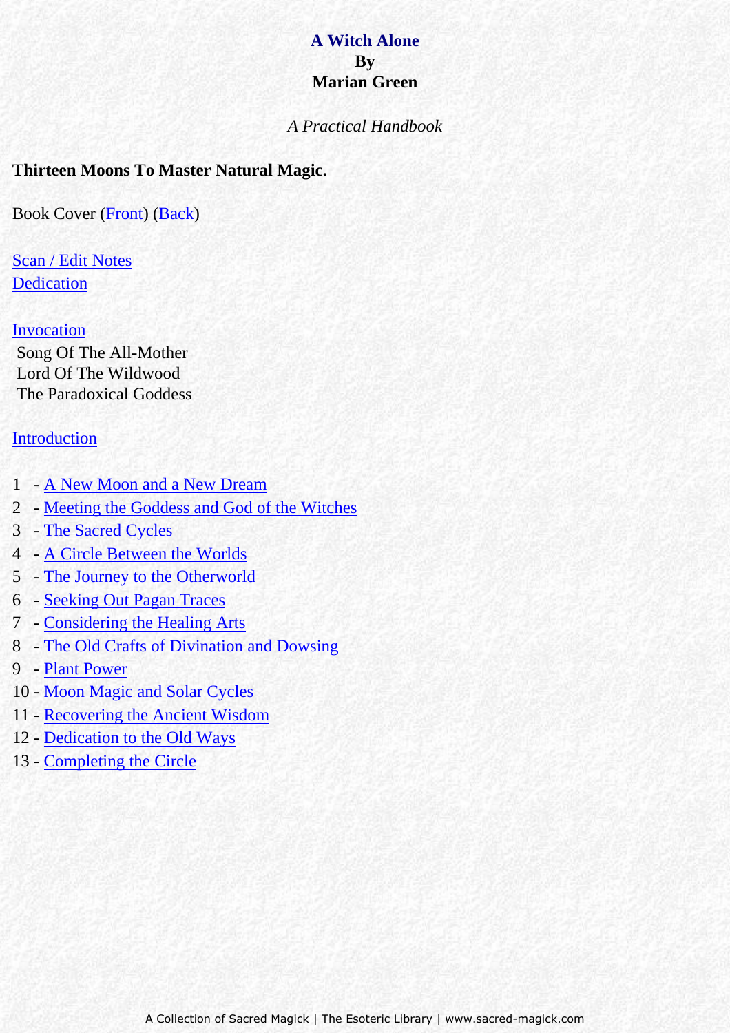# A Witch Alone
**By**
**Marian Green**

*A Practical Handbook*

**Thirteen Moons To Master Natural Magic.**

Book Cover (Front) (Back)

Scan / Edit Notes
Dedication

Invocation
Song Of The All-Mother
Lord Of The Wildwood
The Paradoxical Goddess

Introduction

1 - A New Moon and a New Dream
2 - Meeting the Goddess and God of the Witches
3 - The Sacred Cycles
4 - A Circle Between the Worlds
5 - The Journey to the Otherworld
6 - Seeking Out Pagan Traces
7 - Considering the Healing Arts
8 - The Old Crafts of Divination and Dowsing
9 - Plant Power
10 - Moon Magic and Solar Cycles
11 - Recovering the Ancient Wisdom
12 - Dedication to the Old Ways
13 - Completing the Circle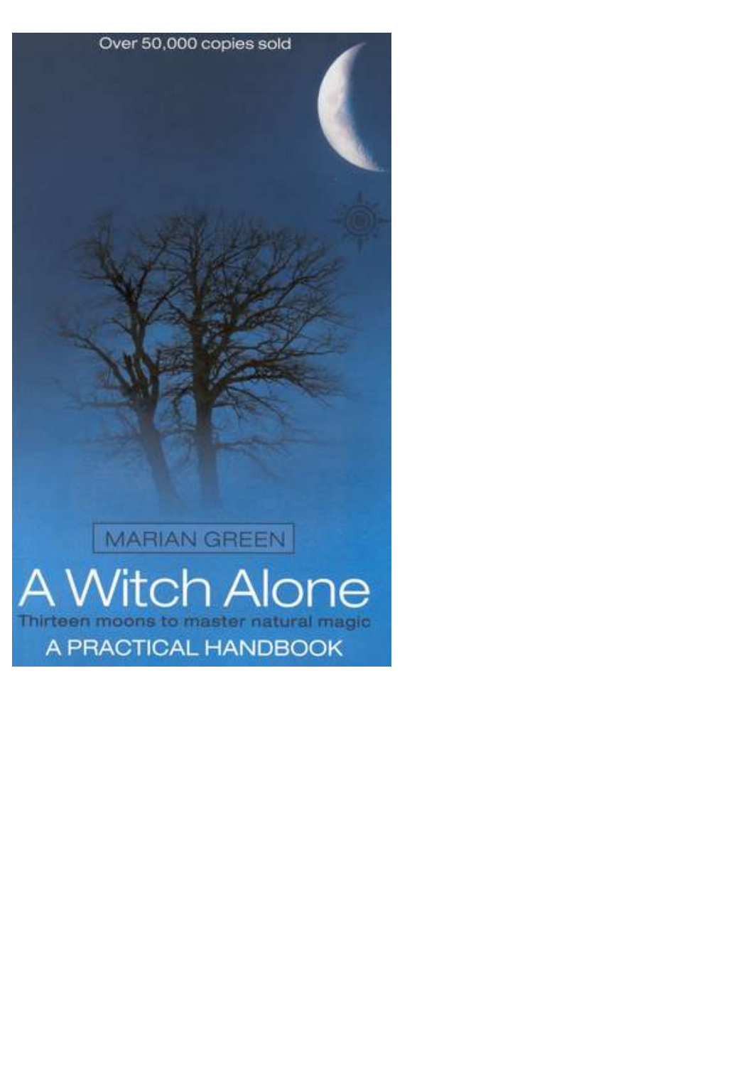Over 50,000 copies sold

MARIAN GREEN

# A Witch Alone

Thirteen moons to master natural magic

A PRACTICAL HANDBOOK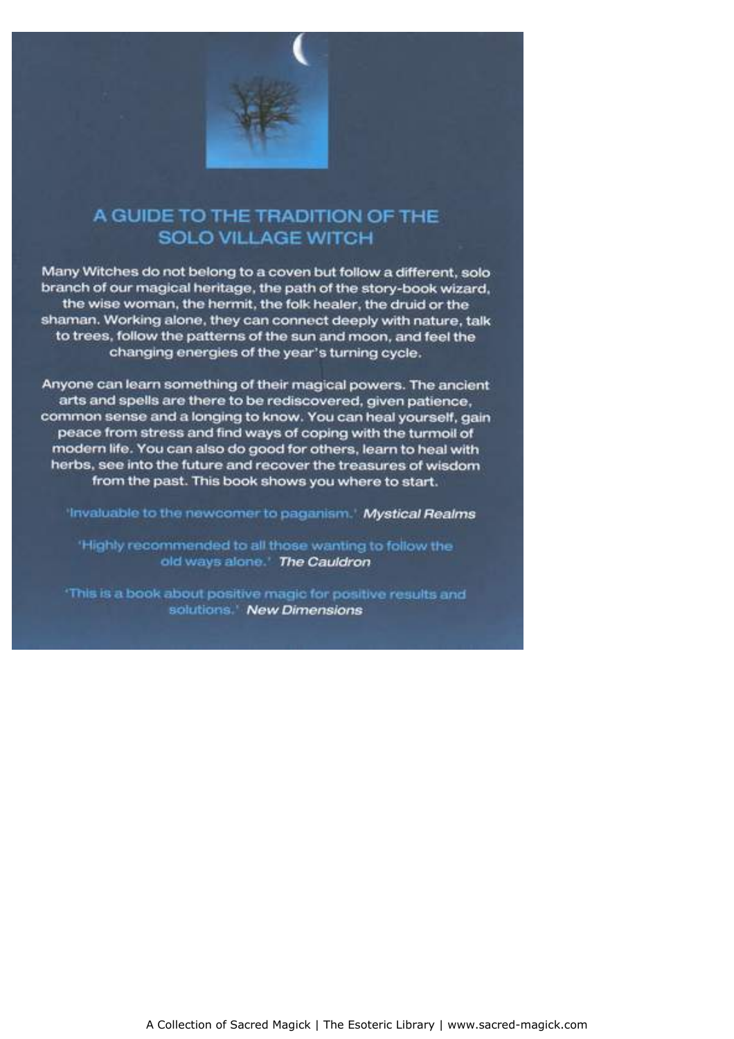## A GUIDE TO THE TRADITION OF THE SOLO VILLAGE WITCH

Many Witches do not belong to a coven but follow a different, solo branch of our magical heritage, the path of the story-book wizard, the wise woman, the hermit, the folk healer, the druid or the shaman. Working alone, they can connect deeply with nature, talk to trees, follow the patterns of the sun and moon, and feel the changing energies of the year's turning cycle.

Anyone can learn something of their magical powers. The ancient arts and spells are there to be rediscovered, given patience, common sense and a longing to know. You can heal yourself, gain peace from stress and find ways of coping with the turmoil of modern life. You can also do good for others, learn to heal with herbs, see into the future and recover the treasures of wisdom from the past. This book shows you where to start.

'Invaluable to the newcomer to paganism.' *Mystical Realms*

'Highly recommended to all those wanting to follow the old ways alone.' *The Cauldron*

'This is a book about positive magic for positive results and solutions.' *New Dimensions*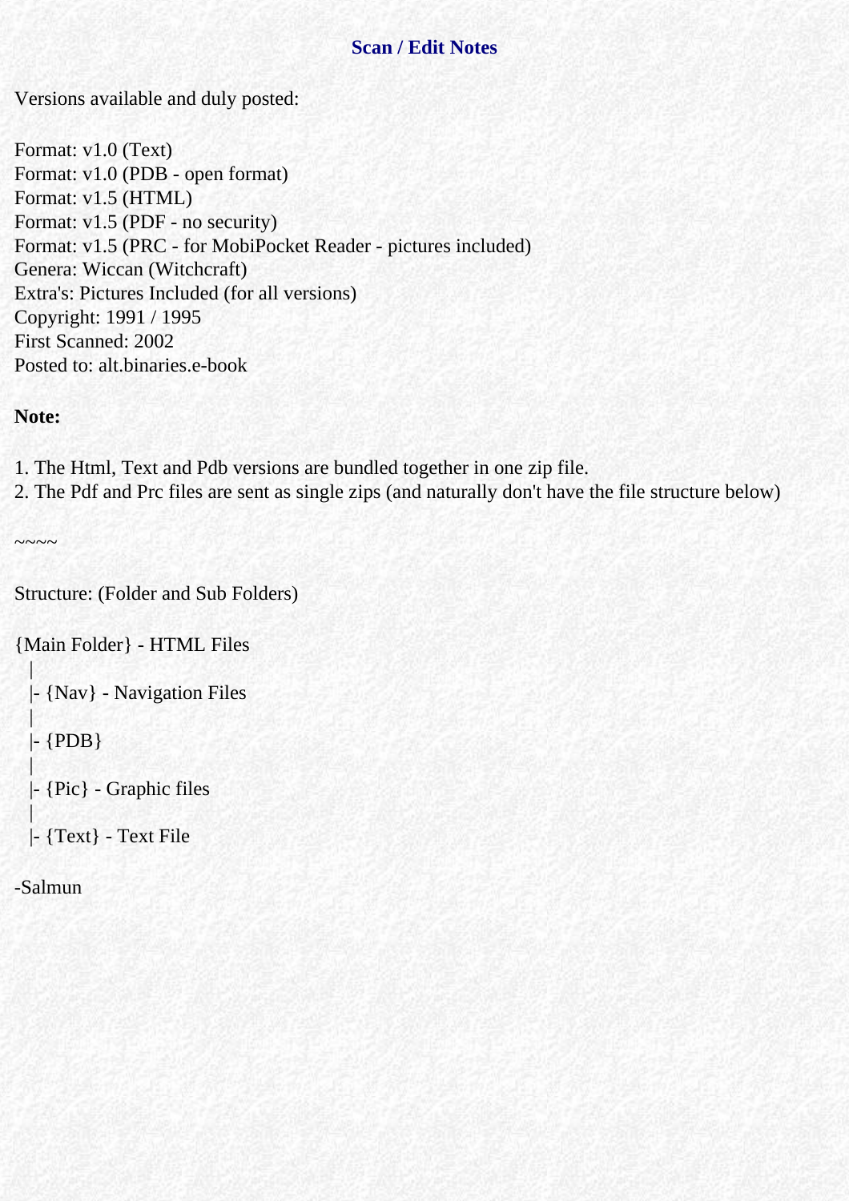## Scan / Edit Notes

Versions available and duly posted:

Format: v1.0 (Text)
Format: v1.0 (PDB - open format)
Format: v1.5 (HTML)
Format: v1.5 (PDF - no security)
Format: v1.5 (PRC - for MobiPocket Reader - pictures included)
Genera: Wiccan (Witchcraft)
Extra's: Pictures Included (for all versions)
Copyright: 1991 / 1995
First Scanned: 2002
Posted to: alt.binaries.e-book

**Note:**

1. The Html, Text and Pdb versions are bundled together in one zip file.
2. The Pdf and Prc files are sent as single zips (and naturally don't have the file structure below)

~~~~

Structure: (Folder and Sub Folders)

```
{Main Folder} - HTML Files
   |
   |- {Nav} - Navigation Files
   |
   |- {PDB}
   |
   |- {Pic} - Graphic files
   |
   |- {Text} - Text File
```

-Salmun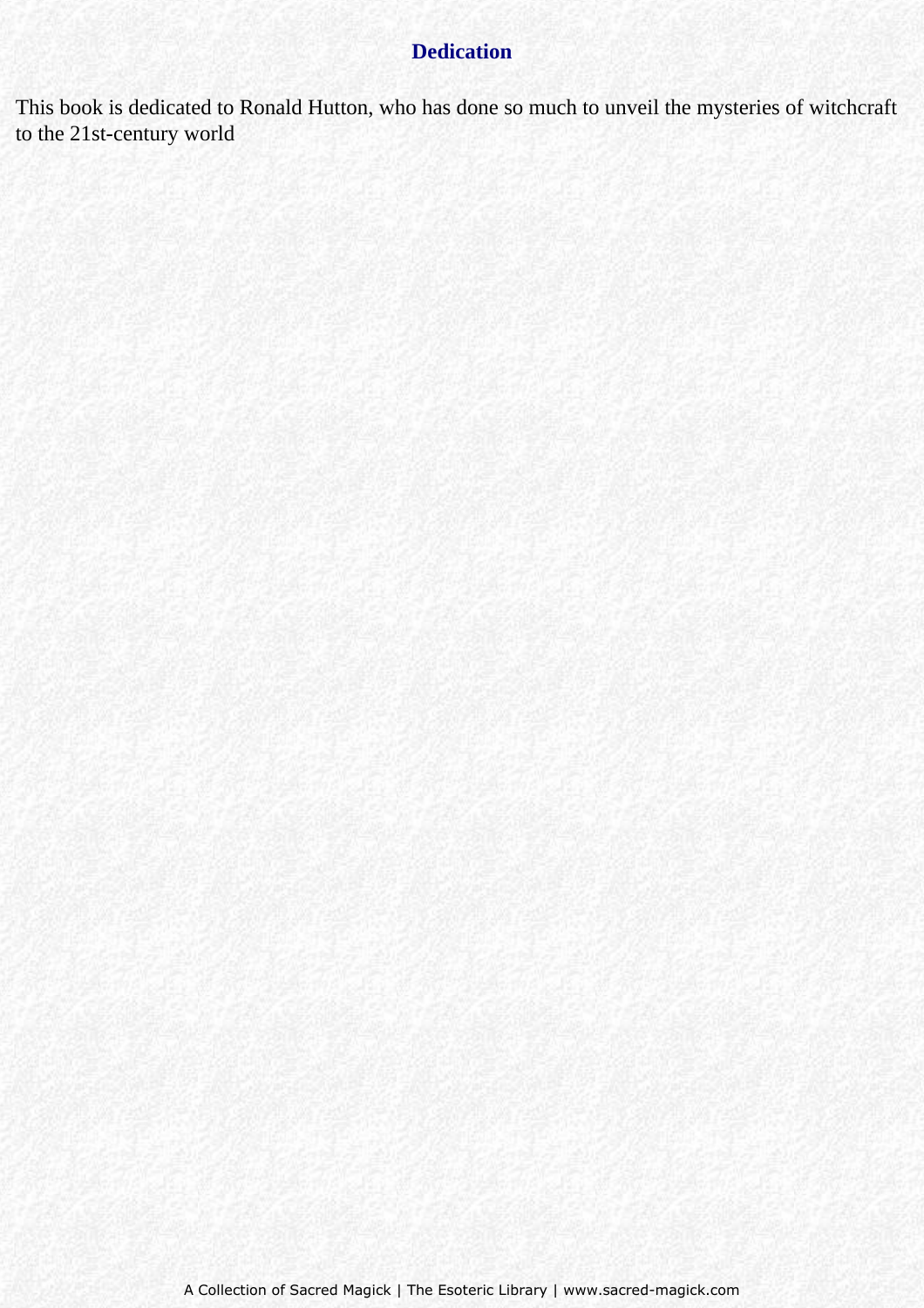# Dedication

This book is dedicated to Ronald Hutton, who has done so much to unveil the mysteries of witchcraft to the 21st-century world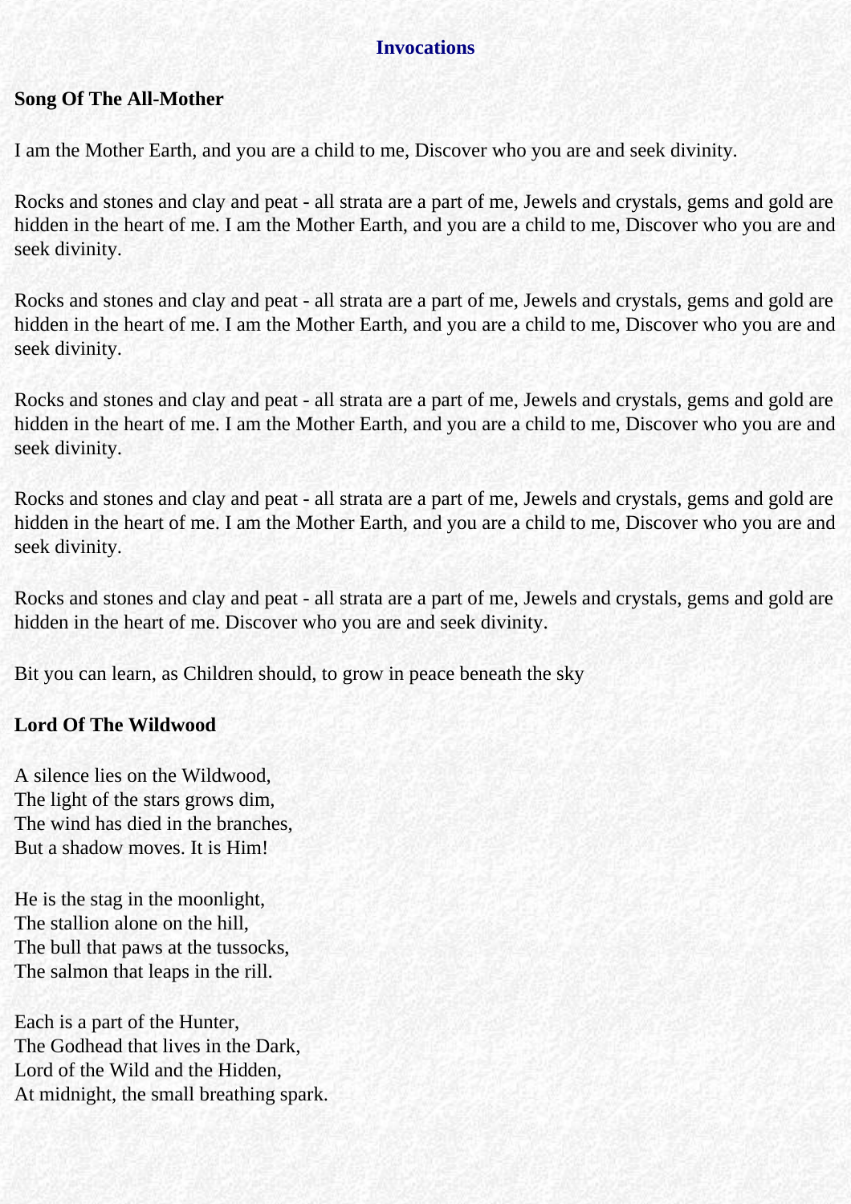**Invocations**

**Song Of The All-Mother**

I am the Mother Earth, and you are a child to me, Discover who you are and seek divinity.

Rocks and stones and clay and peat - all strata are a part of me, Jewels and crystals, gems and gold are hidden in the heart of me. I am the Mother Earth, and you are a child to me, Discover who you are and seek divinity.

Rocks and stones and clay and peat - all strata are a part of me, Jewels and crystals, gems and gold are hidden in the heart of me. I am the Mother Earth, and you are a child to me, Discover who you are and seek divinity.

Rocks and stones and clay and peat - all strata are a part of me, Jewels and crystals, gems and gold are hidden in the heart of me. I am the Mother Earth, and you are a child to me, Discover who you are and seek divinity.

Rocks and stones and clay and peat - all strata are a part of me, Jewels and crystals, gems and gold are hidden in the heart of me. I am the Mother Earth, and you are a child to me, Discover who you are and seek divinity.

Rocks and stones and clay and peat - all strata are a part of me, Jewels and crystals, gems and gold are hidden in the heart of me. Discover who you are and seek divinity.

Bit you can learn, as Children should, to grow in peace beneath the sky

**Lord Of The Wildwood**

A silence lies on the Wildwood,
The light of the stars grows dim,
The wind has died in the branches,
But a shadow moves. It is Him!

He is the stag in the moonlight,
The stallion alone on the hill,
The bull that paws at the tussocks,
The salmon that leaps in the rill.

Each is a part of the Hunter,
The Godhead that lives in the Dark,
Lord of the Wild and the Hidden,
At midnight, the small breathing spark.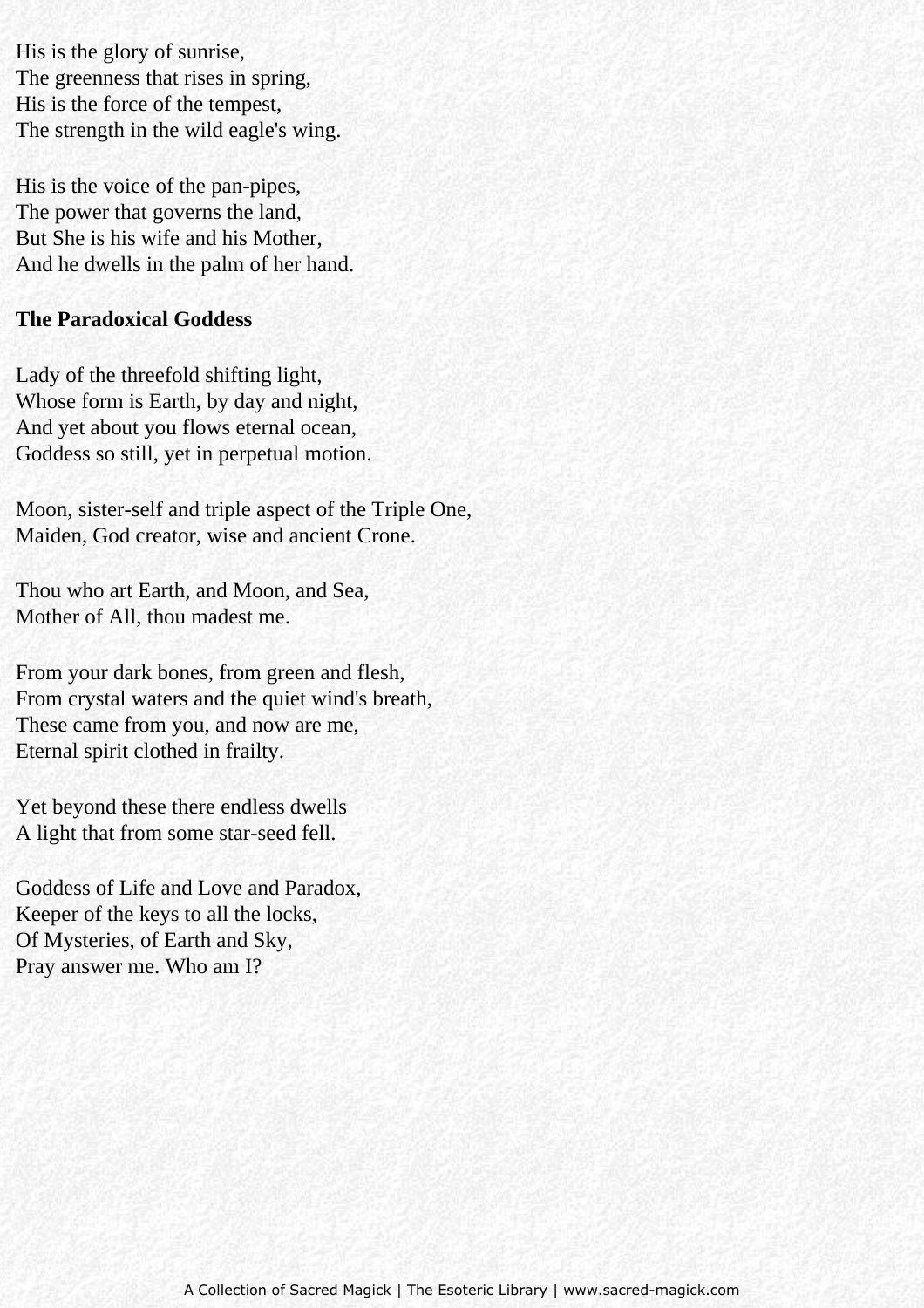His is the glory of sunrise,  
The greenness that rises in spring,  
His is the force of the tempest,  
The strength in the wild eagle's wing.

His is the voice of the pan-pipes,  
The power that governs the land,  
But She is his wife and his Mother,  
And he dwells in the palm of her hand.

**The Paradoxical Goddess**

Lady of the threefold shifting light,  
Whose form is Earth, by day and night,  
And yet about you flows eternal ocean,  
Goddess so still, yet in perpetual motion.

Moon, sister-self and triple aspect of the Triple One,  
Maiden, God creator, wise and ancient Crone.

Thou who art Earth, and Moon, and Sea,  
Mother of All, thou madest me.

From your dark bones, from green and flesh,  
From crystal waters and the quiet wind's breath,  
These came from you, and now are me,  
Eternal spirit clothed in frailty.

Yet beyond these there endless dwells  
A light that from some star-seed fell.

Goddess of Life and Love and Paradox,  
Keeper of the keys to all the locks,  
Of Mysteries, of Earth and Sky,  
Pray answer me. Who am I?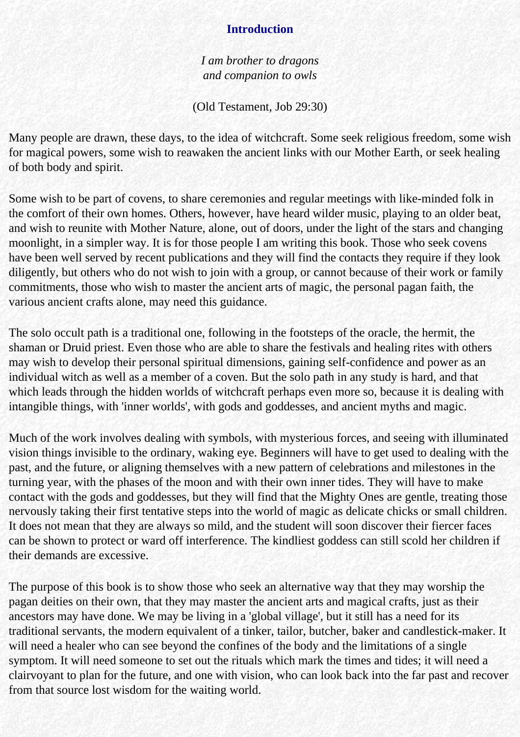## Introduction

*I am brother to dragons*
*and companion to owls*

(Old Testament, Job 29:30)

Many people are drawn, these days, to the idea of witchcraft. Some seek religious freedom, some wish for magical powers, some wish to reawaken the ancient links with our Mother Earth, or seek healing of both body and spirit.

Some wish to be part of covens, to share ceremonies and regular meetings with like-minded folk in the comfort of their own homes. Others, however, have heard wilder music, playing to an older beat, and wish to reunite with Mother Nature, alone, out of doors, under the light of the stars and changing moonlight, in a simpler way. It is for those people I am writing this book. Those who seek covens have been well served by recent publications and they will find the contacts they require if they look diligently, but others who do not wish to join with a group, or cannot because of their work or family commitments, those who wish to master the ancient arts of magic, the personal pagan faith, the various ancient crafts alone, may need this guidance.

The solo occult path is a traditional one, following in the footsteps of the oracle, the hermit, the shaman or Druid priest. Even those who are able to share the festivals and healing rites with others may wish to develop their personal spiritual dimensions, gaining self-confidence and power as an individual witch as well as a member of a coven. But the solo path in any study is hard, and that which leads through the hidden worlds of witchcraft perhaps even more so, because it is dealing with intangible things, with 'inner worlds', with gods and goddesses, and ancient myths and magic.

Much of the work involves dealing with symbols, with mysterious forces, and seeing with illuminated vision things invisible to the ordinary, waking eye. Beginners will have to get used to dealing with the past, and the future, or aligning themselves with a new pattern of celebrations and milestones in the turning year, with the phases of the moon and with their own inner tides. They will have to make contact with the gods and goddesses, but they will find that the Mighty Ones are gentle, treating those nervously taking their first tentative steps into the world of magic as delicate chicks or small children. It does not mean that they are always so mild, and the student will soon discover their fiercer faces can be shown to protect or ward off interference. The kindliest goddess can still scold her children if their demands are excessive.

The purpose of this book is to show those who seek an alternative way that they may worship the pagan deities on their own, that they may master the ancient arts and magical crafts, just as their ancestors may have done. We may be living in a 'global village', but it still has a need for its traditional servants, the modern equivalent of a tinker, tailor, butcher, baker and candlestick-maker. It will need a healer who can see beyond the confines of the body and the limitations of a single symptom. It will need someone to set out the rituals which mark the times and tides; it will need a clairvoyant to plan for the future, and one with vision, who can look back into the far past and recover from that source lost wisdom for the waiting world.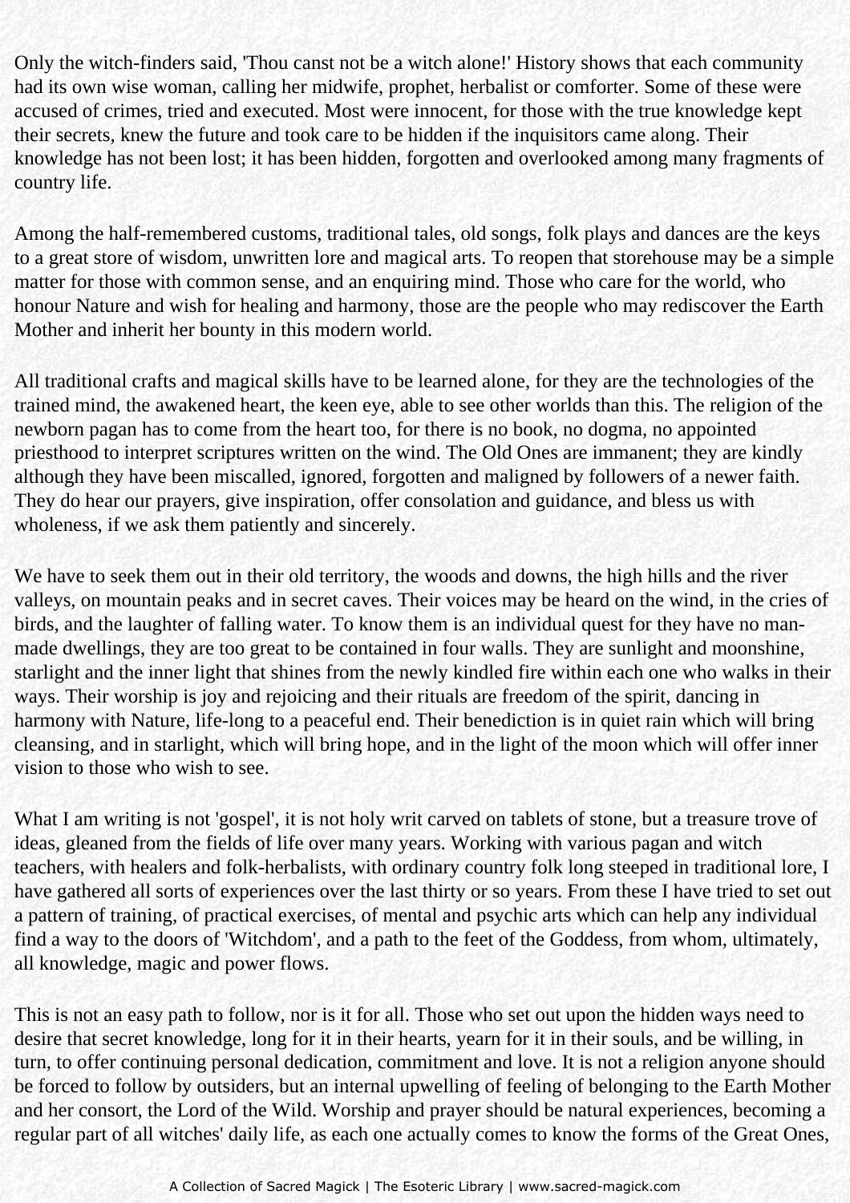Only the witch-finders said, 'Thou canst not be a witch alone!' History shows that each community had its own wise woman, calling her midwife, prophet, herbalist or comforter. Some of these were accused of crimes, tried and executed. Most were innocent, for those with the true knowledge kept their secrets, knew the future and took care to be hidden if the inquisitors came along. Their knowledge has not been lost; it has been hidden, forgotten and overlooked among many fragments of country life.

Among the half-remembered customs, traditional tales, old songs, folk plays and dances are the keys to a great store of wisdom, unwritten lore and magical arts. To reopen that storehouse may be a simple matter for those with common sense, and an enquiring mind. Those who care for the world, who honour Nature and wish for healing and harmony, those are the people who may rediscover the Earth Mother and inherit her bounty in this modern world.

All traditional crafts and magical skills have to be learned alone, for they are the technologies of the trained mind, the awakened heart, the keen eye, able to see other worlds than this. The religion of the newborn pagan has to come from the heart too, for there is no book, no dogma, no appointed priesthood to interpret scriptures written on the wind. The Old Ones are immanent; they are kindly although they have been miscalled, ignored, forgotten and maligned by followers of a newer faith. They do hear our prayers, give inspiration, offer consolation and guidance, and bless us with wholeness, if we ask them patiently and sincerely.

We have to seek them out in their old territory, the woods and downs, the high hills and the river valleys, on mountain peaks and in secret caves. Their voices may be heard on the wind, in the cries of birds, and the laughter of falling water. To know them is an individual quest for they have no man-made dwellings, they are too great to be contained in four walls. They are sunlight and moonshine, starlight and the inner light that shines from the newly kindled fire within each one who walks in their ways. Their worship is joy and rejoicing and their rituals are freedom of the spirit, dancing in harmony with Nature, life-long to a peaceful end. Their benediction is in quiet rain which will bring cleansing, and in starlight, which will bring hope, and in the light of the moon which will offer inner vision to those who wish to see.

What I am writing is not 'gospel', it is not holy writ carved on tablets of stone, but a treasure trove of ideas, gleaned from the fields of life over many years. Working with various pagan and witch teachers, with healers and folk-herbalists, with ordinary country folk long steeped in traditional lore, I have gathered all sorts of experiences over the last thirty or so years. From these I have tried to set out a pattern of training, of practical exercises, of mental and psychic arts which can help any individual find a way to the doors of 'Witchdom', and a path to the feet of the Goddess, from whom, ultimately, all knowledge, magic and power flows.

This is not an easy path to follow, nor is it for all. Those who set out upon the hidden ways need to desire that secret knowledge, long for it in their hearts, yearn for it in their souls, and be willing, in turn, to offer continuing personal dedication, commitment and love. It is not a religion anyone should be forced to follow by outsiders, but an internal upwelling of feeling of belonging to the Earth Mother and her consort, the Lord of the Wild. Worship and prayer should be natural experiences, becoming a regular part of all witches' daily life, as each one actually comes to know the forms of the Great Ones,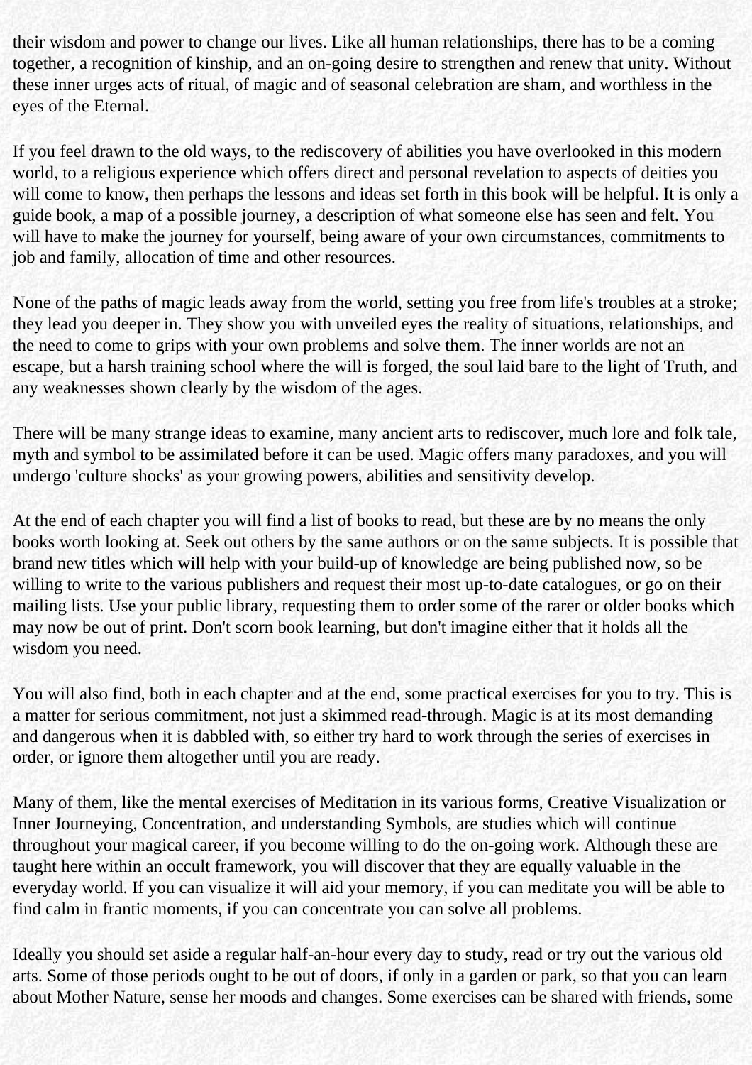their wisdom and power to change our lives. Like all human relationships, there has to be a coming together, a recognition of kinship, and an on-going desire to strengthen and renew that unity. Without these inner urges acts of ritual, of magic and of seasonal celebration are sham, and worthless in the eyes of the Eternal.

If you feel drawn to the old ways, to the rediscovery of abilities you have overlooked in this modern world, to a religious experience which offers direct and personal revelation to aspects of deities you will come to know, then perhaps the lessons and ideas set forth in this book will be helpful. It is only a guide book, a map of a possible journey, a description of what someone else has seen and felt. You will have to make the journey for yourself, being aware of your own circumstances, commitments to job and family, allocation of time and other resources.

None of the paths of magic leads away from the world, setting you free from life's troubles at a stroke; they lead you deeper in. They show you with unveiled eyes the reality of situations, relationships, and the need to come to grips with your own problems and solve them. The inner worlds are not an escape, but a harsh training school where the will is forged, the soul laid bare to the light of Truth, and any weaknesses shown clearly by the wisdom of the ages.

There will be many strange ideas to examine, many ancient arts to rediscover, much lore and folk tale, myth and symbol to be assimilated before it can be used. Magic offers many paradoxes, and you will undergo 'culture shocks' as your growing powers, abilities and sensitivity develop.

At the end of each chapter you will find a list of books to read, but these are by no means the only books worth looking at. Seek out others by the same authors or on the same subjects. It is possible that brand new titles which will help with your build-up of knowledge are being published now, so be willing to write to the various publishers and request their most up-to-date catalogues, or go on their mailing lists. Use your public library, requesting them to order some of the rarer or older books which may now be out of print. Don't scorn book learning, but don't imagine either that it holds all the wisdom you need.

You will also find, both in each chapter and at the end, some practical exercises for you to try. This is a matter for serious commitment, not just a skimmed read-through. Magic is at its most demanding and dangerous when it is dabbled with, so either try hard to work through the series of exercises in order, or ignore them altogether until you are ready.

Many of them, like the mental exercises of Meditation in its various forms, Creative Visualization or Inner Journeying, Concentration, and understanding Symbols, are studies which will continue throughout your magical career, if you become willing to do the on-going work. Although these are taught here within an occult framework, you will discover that they are equally valuable in the everyday world. If you can visualize it will aid your memory, if you can meditate you will be able to find calm in frantic moments, if you can concentrate you can solve all problems.

Ideally you should set aside a regular half-an-hour every day to study, read or try out the various old arts. Some of those periods ought to be out of doors, if only in a garden or park, so that you can learn about Mother Nature, sense her moods and changes. Some exercises can be shared with friends, some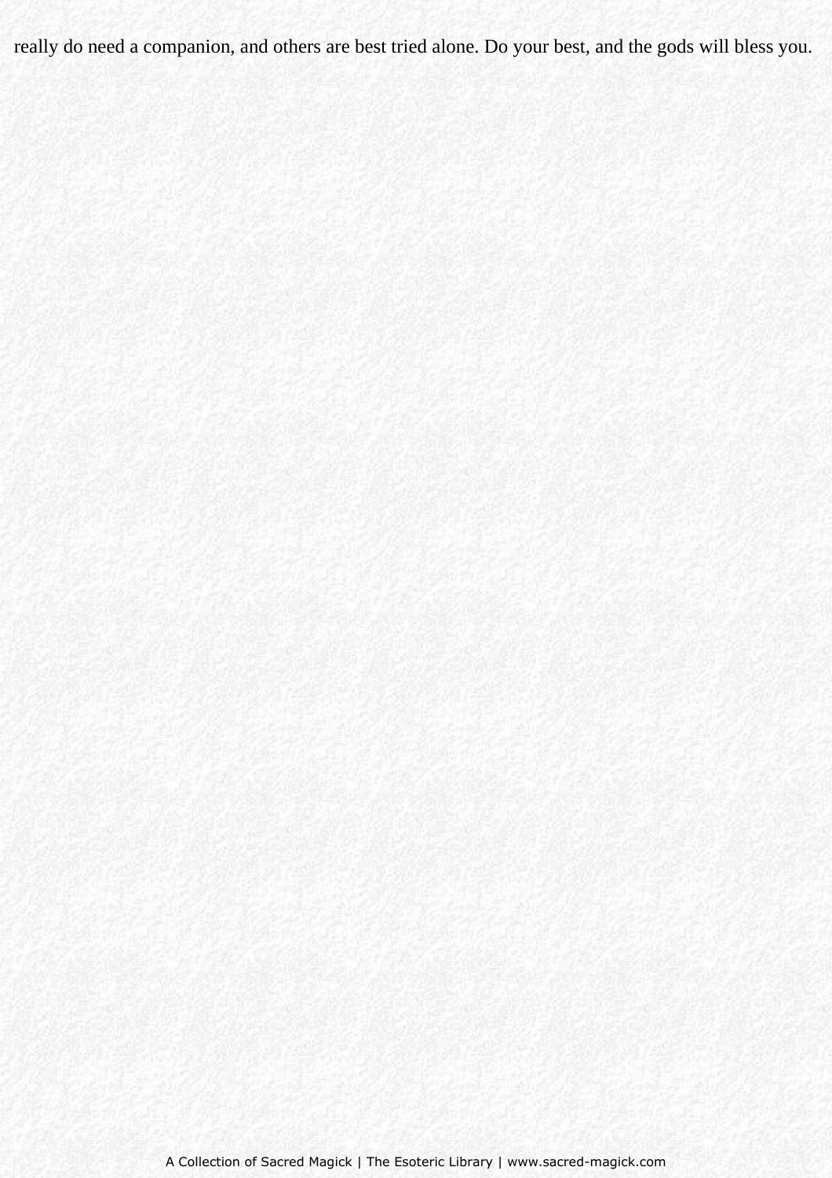really do need a companion, and others are best tried alone. Do your best, and the gods will bless you.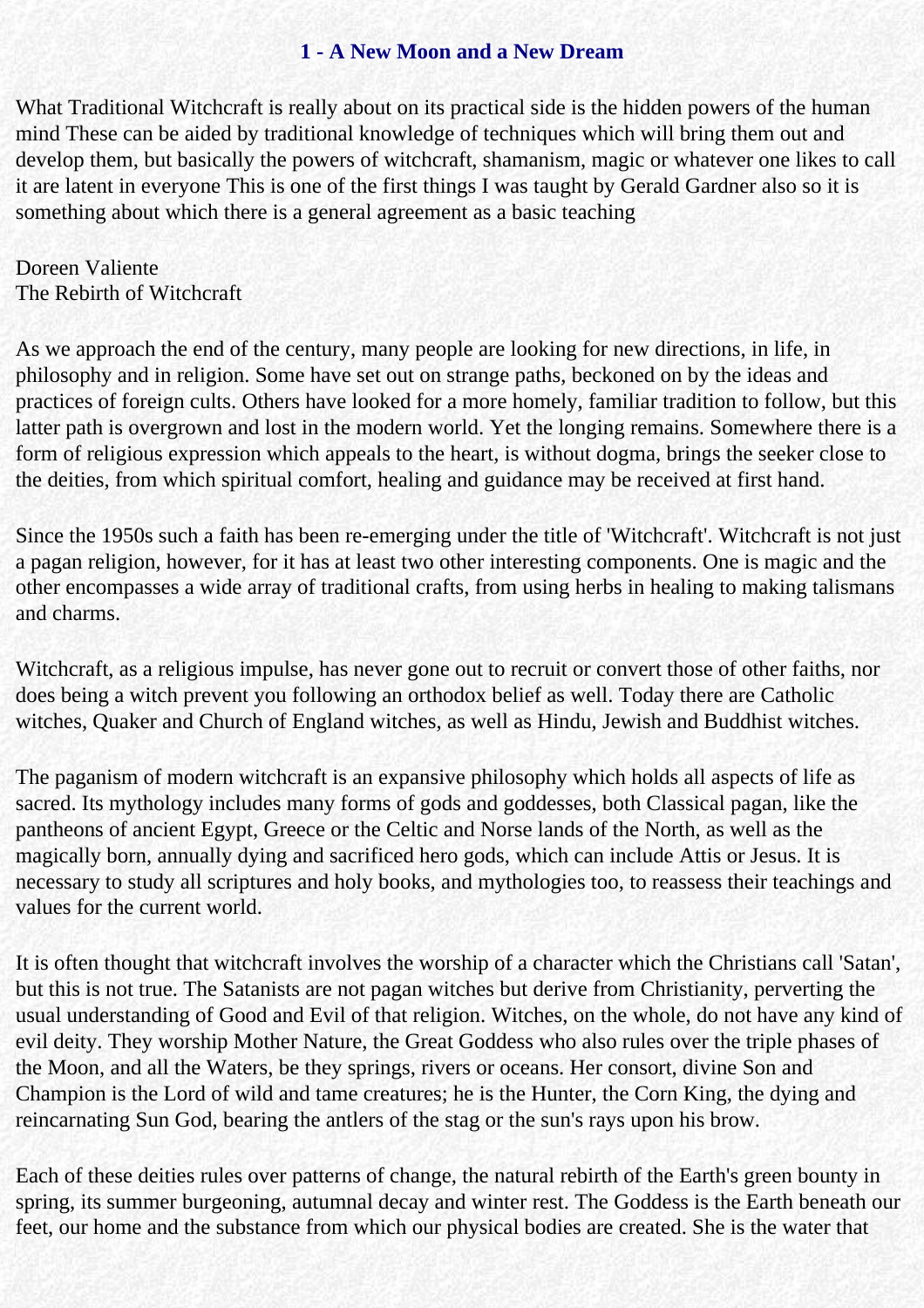## 1 - A New Moon and a New Dream

What Traditional Witchcraft is really about on its practical side is the hidden powers of the human mind These can be aided by traditional knowledge of techniques which will bring them out and develop them, but basically the powers of witchcraft, shamanism, magic or whatever one likes to call it are latent in everyone This is one of the first things I was taught by Gerald Gardner also so it is something about which there is a general agreement as a basic teaching

Doreen Valiente
The Rebirth of Witchcraft

As we approach the end of the century, many people are looking for new directions, in life, in philosophy and in religion. Some have set out on strange paths, beckoned on by the ideas and practices of foreign cults. Others have looked for a more homely, familiar tradition to follow, but this latter path is overgrown and lost in the modern world. Yet the longing remains. Somewhere there is a form of religious expression which appeals to the heart, is without dogma, brings the seeker close to the deities, from which spiritual comfort, healing and guidance may be received at first hand.

Since the 1950s such a faith has been re-emerging under the title of 'Witchcraft'. Witchcraft is not just a pagan religion, however, for it has at least two other interesting components. One is magic and the other encompasses a wide array of traditional crafts, from using herbs in healing to making talismans and charms.

Witchcraft, as a religious impulse, has never gone out to recruit or convert those of other faiths, nor does being a witch prevent you following an orthodox belief as well. Today there are Catholic witches, Quaker and Church of England witches, as well as Hindu, Jewish and Buddhist witches.

The paganism of modern witchcraft is an expansive philosophy which holds all aspects of life as sacred. Its mythology includes many forms of gods and goddesses, both Classical pagan, like the pantheons of ancient Egypt, Greece or the Celtic and Norse lands of the North, as well as the magically born, annually dying and sacrificed hero gods, which can include Attis or Jesus. It is necessary to study all scriptures and holy books, and mythologies too, to reassess their teachings and values for the current world.

It is often thought that witchcraft involves the worship of a character which the Christians call 'Satan', but this is not true. The Satanists are not pagan witches but derive from Christianity, perverting the usual understanding of Good and Evil of that religion. Witches, on the whole, do not have any kind of evil deity. They worship Mother Nature, the Great Goddess who also rules over the triple phases of the Moon, and all the Waters, be they springs, rivers or oceans. Her consort, divine Son and Champion is the Lord of wild and tame creatures; he is the Hunter, the Corn King, the dying and reincarnating Sun God, bearing the antlers of the stag or the sun's rays upon his brow.

Each of these deities rules over patterns of change, the natural rebirth of the Earth's green bounty in spring, its summer burgeoning, autumnal decay and winter rest. The Goddess is the Earth beneath our feet, our home and the substance from which our physical bodies are created. She is the water that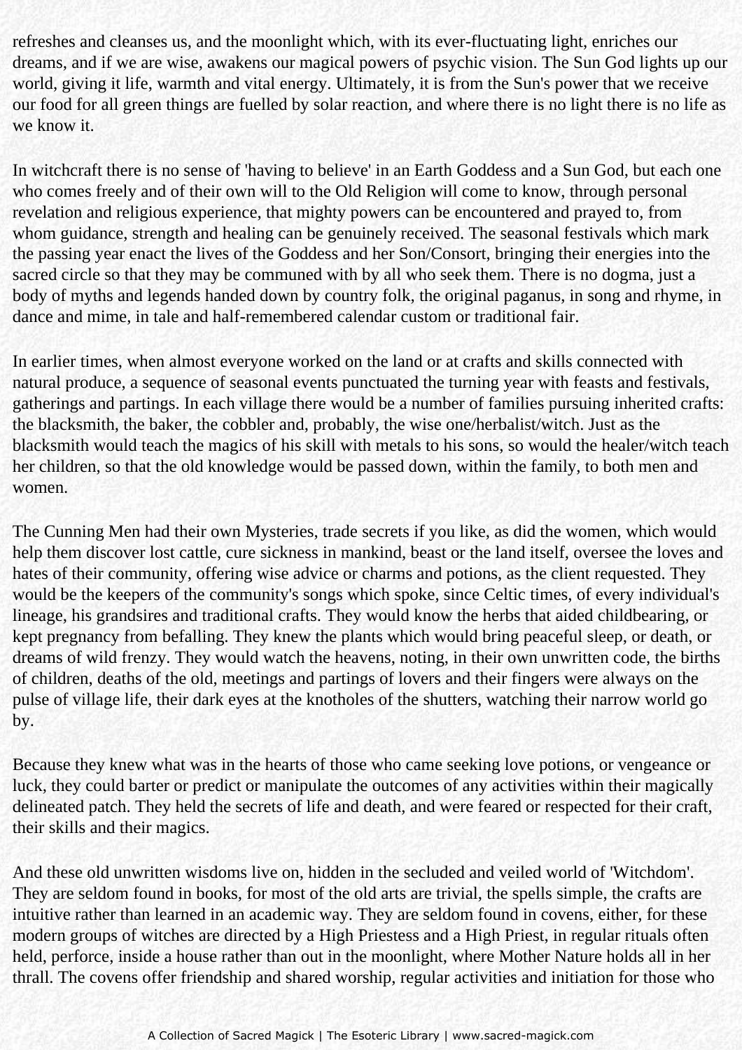refreshes and cleanses us, and the moonlight which, with its ever-fluctuating light, enriches our dreams, and if we are wise, awakens our magical powers of psychic vision. The Sun God lights up our world, giving it life, warmth and vital energy. Ultimately, it is from the Sun's power that we receive our food for all green things are fuelled by solar reaction, and where there is no light there is no life as we know it.

In witchcraft there is no sense of 'having to believe' in an Earth Goddess and a Sun God, but each one who comes freely and of their own will to the Old Religion will come to know, through personal revelation and religious experience, that mighty powers can be encountered and prayed to, from whom guidance, strength and healing can be genuinely received. The seasonal festivals which mark the passing year enact the lives of the Goddess and her Son/Consort, bringing their energies into the sacred circle so that they may be communed with by all who seek them. There is no dogma, just a body of myths and legends handed down by country folk, the original paganus, in song and rhyme, in dance and mime, in tale and half-remembered calendar custom or traditional fair.

In earlier times, when almost everyone worked on the land or at crafts and skills connected with natural produce, a sequence of seasonal events punctuated the turning year with feasts and festivals, gatherings and partings. In each village there would be a number of families pursuing inherited crafts: the blacksmith, the baker, the cobbler and, probably, the wise one/herbalist/witch. Just as the blacksmith would teach the magics of his skill with metals to his sons, so would the healer/witch teach her children, so that the old knowledge would be passed down, within the family, to both men and women.

The Cunning Men had their own Mysteries, trade secrets if you like, as did the women, which would help them discover lost cattle, cure sickness in mankind, beast or the land itself, oversee the loves and hates of their community, offering wise advice or charms and potions, as the client requested. They would be the keepers of the community's songs which spoke, since Celtic times, of every individual's lineage, his grandsires and traditional crafts. They would know the herbs that aided childbearing, or kept pregnancy from befalling. They knew the plants which would bring peaceful sleep, or death, or dreams of wild frenzy. They would watch the heavens, noting, in their own unwritten code, the births of children, deaths of the old, meetings and partings of lovers and their fingers were always on the pulse of village life, their dark eyes at the knotholes of the shutters, watching their narrow world go by.

Because they knew what was in the hearts of those who came seeking love potions, or vengeance or luck, they could barter or predict or manipulate the outcomes of any activities within their magically delineated patch. They held the secrets of life and death, and were feared or respected for their craft, their skills and their magics.

And these old unwritten wisdoms live on, hidden in the secluded and veiled world of 'Witchdom'. They are seldom found in books, for most of the old arts are trivial, the spells simple, the crafts are intuitive rather than learned in an academic way. They are seldom found in covens, either, for these modern groups of witches are directed by a High Priestess and a High Priest, in regular rituals often held, perforce, inside a house rather than out in the moonlight, where Mother Nature holds all in her thrall. The covens offer friendship and shared worship, regular activities and initiation for those who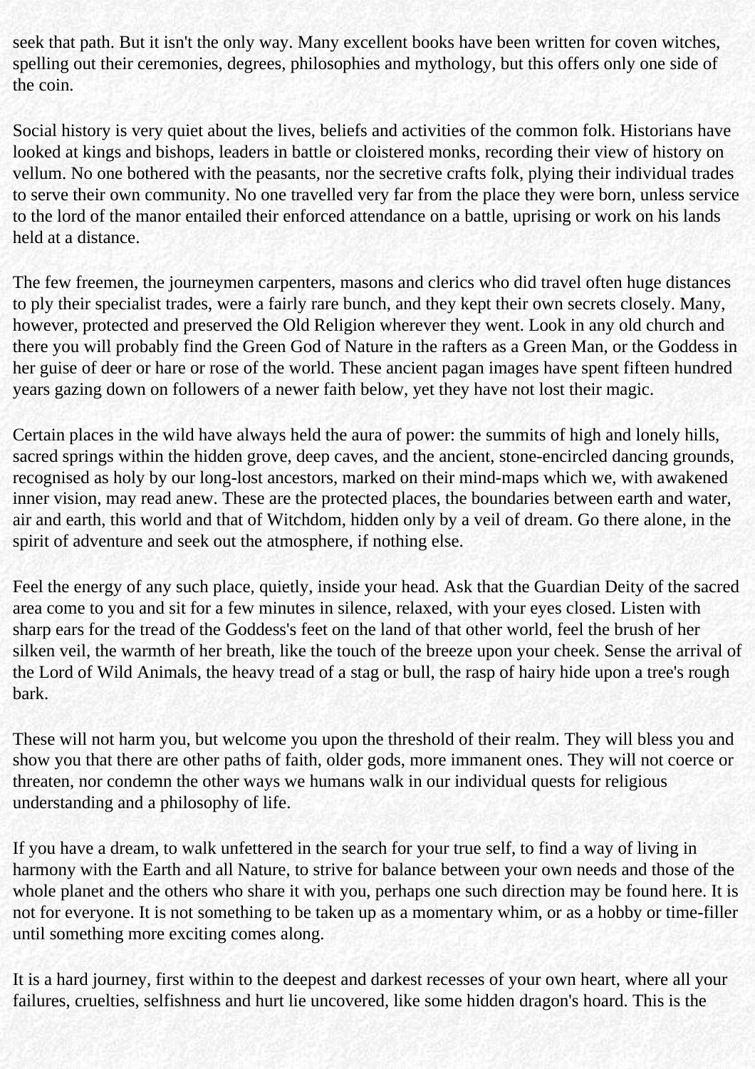seek that path. But it isn't the only way. Many excellent books have been written for coven witches, spelling out their ceremonies, degrees, philosophies and mythology, but this offers only one side of the coin.

Social history is very quiet about the lives, beliefs and activities of the common folk. Historians have looked at kings and bishops, leaders in battle or cloistered monks, recording their view of history on vellum. No one bothered with the peasants, nor the secretive crafts folk, plying their individual trades to serve their own community. No one travelled very far from the place they were born, unless service to the lord of the manor entailed their enforced attendance on a battle, uprising or work on his lands held at a distance.

The few freemen, the journeymen carpenters, masons and clerics who did travel often huge distances to ply their specialist trades, were a fairly rare bunch, and they kept their own secrets closely. Many, however, protected and preserved the Old Religion wherever they went. Look in any old church and there you will probably find the Green God of Nature in the rafters as a Green Man, or the Goddess in her guise of deer or hare or rose of the world. These ancient pagan images have spent fifteen hundred years gazing down on followers of a newer faith below, yet they have not lost their magic.

Certain places in the wild have always held the aura of power: the summits of high and lonely hills, sacred springs within the hidden grove, deep caves, and the ancient, stone-encircled dancing grounds, recognised as holy by our long-lost ancestors, marked on their mind-maps which we, with awakened inner vision, may read anew. These are the protected places, the boundaries between earth and water, air and earth, this world and that of Witchdom, hidden only by a veil of dream. Go there alone, in the spirit of adventure and seek out the atmosphere, if nothing else.

Feel the energy of any such place, quietly, inside your head. Ask that the Guardian Deity of the sacred area come to you and sit for a few minutes in silence, relaxed, with your eyes closed. Listen with sharp ears for the tread of the Goddess's feet on the land of that other world, feel the brush of her silken veil, the warmth of her breath, like the touch of the breeze upon your cheek. Sense the arrival of the Lord of Wild Animals, the heavy tread of a stag or bull, the rasp of hairy hide upon a tree's rough bark.

These will not harm you, but welcome you upon the threshold of their realm. They will bless you and show you that there are other paths of faith, older gods, more immanent ones. They will not coerce or threaten, nor condemn the other ways we humans walk in our individual quests for religious understanding and a philosophy of life.

If you have a dream, to walk unfettered in the search for your true self, to find a way of living in harmony with the Earth and all Nature, to strive for balance between your own needs and those of the whole planet and the others who share it with you, perhaps one such direction may be found here. It is not for everyone. It is not something to be taken up as a momentary whim, or as a hobby or time-filler until something more exciting comes along.

It is a hard journey, first within to the deepest and darkest recesses of your own heart, where all your failures, cruelties, selfishness and hurt lie uncovered, like some hidden dragon's hoard. This is the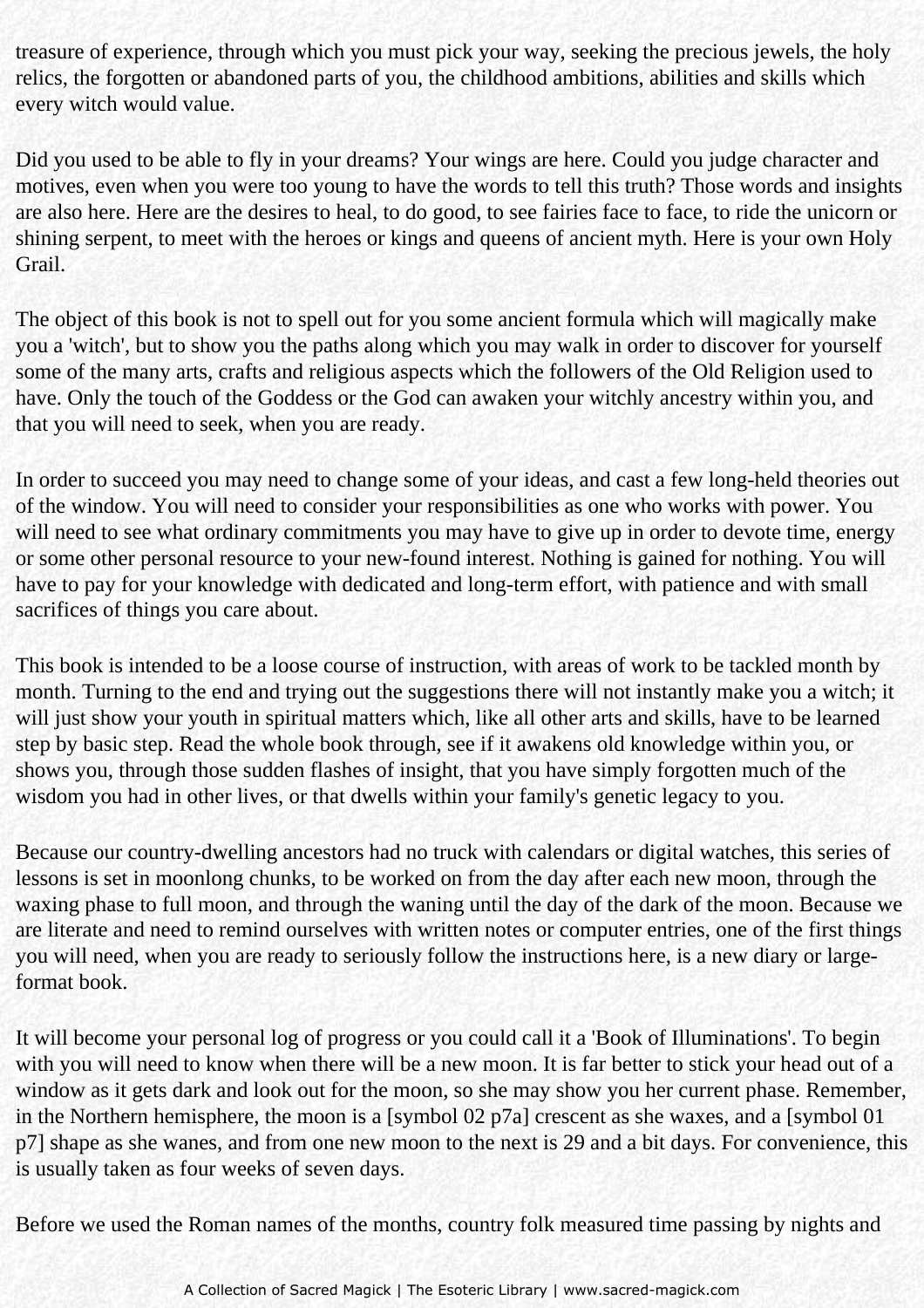treasure of experience, through which you must pick your way, seeking the precious jewels, the holy relics, the forgotten or abandoned parts of you, the childhood ambitions, abilities and skills which every witch would value.

Did you used to be able to fly in your dreams? Your wings are here. Could you judge character and motives, even when you were too young to have the words to tell this truth? Those words and insights are also here. Here are the desires to heal, to do good, to see fairies face to face, to ride the unicorn or shining serpent, to meet with the heroes or kings and queens of ancient myth. Here is your own Holy Grail.

The object of this book is not to spell out for you some ancient formula which will magically make you a 'witch', but to show you the paths along which you may walk in order to discover for yourself some of the many arts, crafts and religious aspects which the followers of the Old Religion used to have. Only the touch of the Goddess or the God can awaken your witchly ancestry within you, and that you will need to seek, when you are ready.

In order to succeed you may need to change some of your ideas, and cast a few long-held theories out of the window. You will need to consider your responsibilities as one who works with power. You will need to see what ordinary commitments you may have to give up in order to devote time, energy or some other personal resource to your new-found interest. Nothing is gained for nothing. You will have to pay for your knowledge with dedicated and long-term effort, with patience and with small sacrifices of things you care about.

This book is intended to be a loose course of instruction, with areas of work to be tackled month by month. Turning to the end and trying out the suggestions there will not instantly make you a witch; it will just show your youth in spiritual matters which, like all other arts and skills, have to be learned step by basic step. Read the whole book through, see if it awakens old knowledge within you, or shows you, through those sudden flashes of insight, that you have simply forgotten much of the wisdom you had in other lives, or that dwells within your family's genetic legacy to you.

Because our country-dwelling ancestors had no truck with calendars or digital watches, this series of lessons is set in moonlong chunks, to be worked on from the day after each new moon, through the waxing phase to full moon, and through the waning until the day of the dark of the moon. Because we are literate and need to remind ourselves with written notes or computer entries, one of the first things you will need, when you are ready to seriously follow the instructions here, is a new diary or large-format book.

It will become your personal log of progress or you could call it a 'Book of Illuminations'. To begin with you will need to know when there will be a new moon. It is far better to stick your head out of a window as it gets dark and look out for the moon, so she may show you her current phase. Remember, in the Northern hemisphere, the moon is a [symbol 02 p7a] crescent as she waxes, and a [symbol 01 p7] shape as she wanes, and from one new moon to the next is 29 and a bit days. For convenience, this is usually taken as four weeks of seven days.

Before we used the Roman names of the months, country folk measured time passing by nights and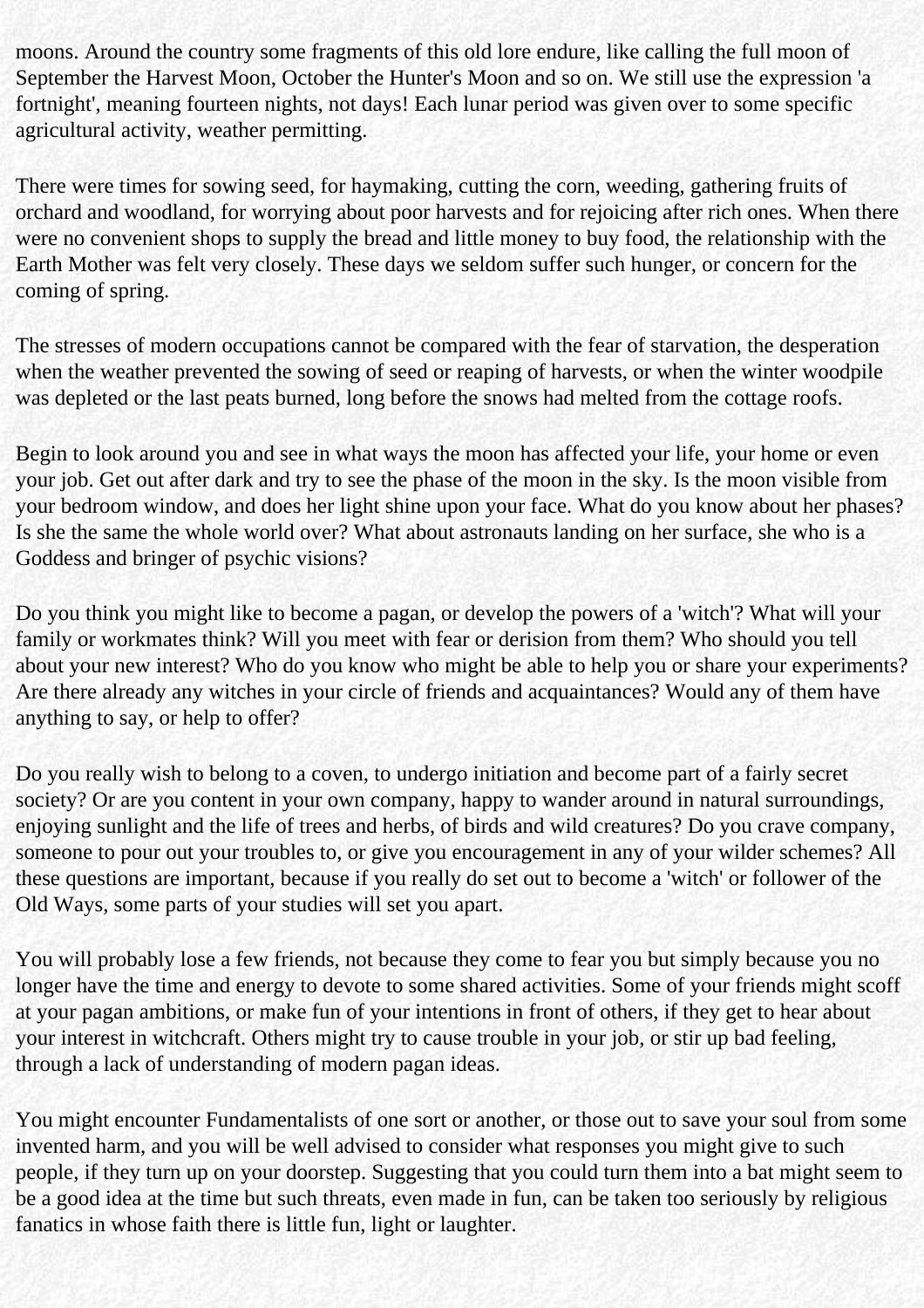moons. Around the country some fragments of this old lore endure, like calling the full moon of September the Harvest Moon, October the Hunter's Moon and so on. We still use the expression 'a fortnight', meaning fourteen nights, not days! Each lunar period was given over to some specific agricultural activity, weather permitting.

There were times for sowing seed, for haymaking, cutting the corn, weeding, gathering fruits of orchard and woodland, for worrying about poor harvests and for rejoicing after rich ones. When there were no convenient shops to supply the bread and little money to buy food, the relationship with the Earth Mother was felt very closely. These days we seldom suffer such hunger, or concern for the coming of spring.

The stresses of modern occupations cannot be compared with the fear of starvation, the desperation when the weather prevented the sowing of seed or reaping of harvests, or when the winter woodpile was depleted or the last peats burned, long before the snows had melted from the cottage roofs.

Begin to look around you and see in what ways the moon has affected your life, your home or even your job. Get out after dark and try to see the phase of the moon in the sky. Is the moon visible from your bedroom window, and does her light shine upon your face. What do you know about her phases? Is she the same the whole world over? What about astronauts landing on her surface, she who is a Goddess and bringer of psychic visions?

Do you think you might like to become a pagan, or develop the powers of a 'witch'? What will your family or workmates think? Will you meet with fear or derision from them? Who should you tell about your new interest? Who do you know who might be able to help you or share your experiments? Are there already any witches in your circle of friends and acquaintances? Would any of them have anything to say, or help to offer?

Do you really wish to belong to a coven, to undergo initiation and become part of a fairly secret society? Or are you content in your own company, happy to wander around in natural surroundings, enjoying sunlight and the life of trees and herbs, of birds and wild creatures? Do you crave company, someone to pour out your troubles to, or give you encouragement in any of your wilder schemes? All these questions are important, because if you really do set out to become a 'witch' or follower of the Old Ways, some parts of your studies will set you apart.

You will probably lose a few friends, not because they come to fear you but simply because you no longer have the time and energy to devote to some shared activities. Some of your friends might scoff at your pagan ambitions, or make fun of your intentions in front of others, if they get to hear about your interest in witchcraft. Others might try to cause trouble in your job, or stir up bad feeling, through a lack of understanding of modern pagan ideas.

You might encounter Fundamentalists of one sort or another, or those out to save your soul from some invented harm, and you will be well advised to consider what responses you might give to such people, if they turn up on your doorstep. Suggesting that you could turn them into a bat might seem to be a good idea at the time but such threats, even made in fun, can be taken too seriously by religious fanatics in whose faith there is little fun, light or laughter.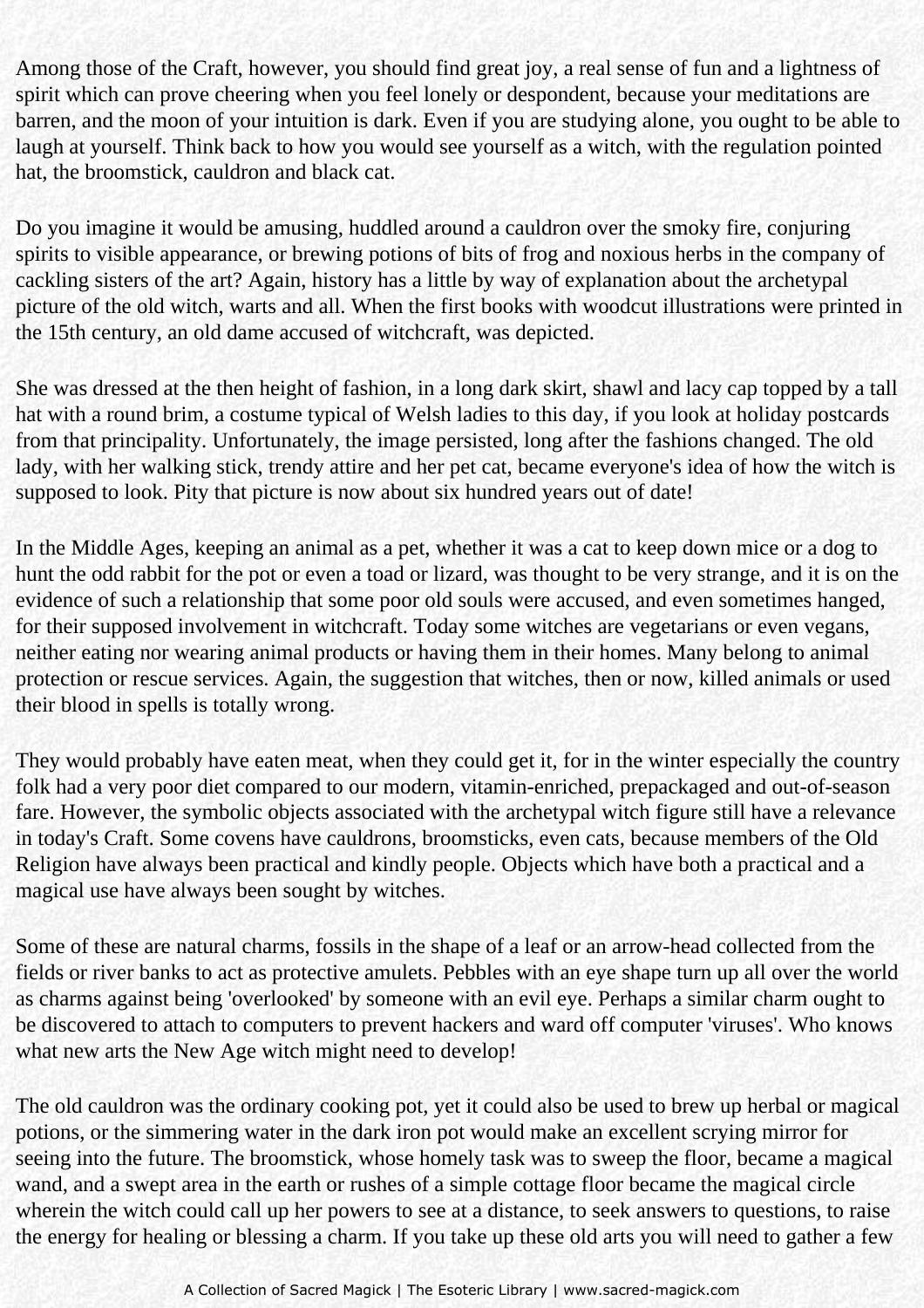Among those of the Craft, however, you should find great joy, a real sense of fun and a lightness of spirit which can prove cheering when you feel lonely or despondent, because your meditations are barren, and the moon of your intuition is dark. Even if you are studying alone, you ought to be able to laugh at yourself. Think back to how you would see yourself as a witch, with the regulation pointed hat, the broomstick, cauldron and black cat.

Do you imagine it would be amusing, huddled around a cauldron over the smoky fire, conjuring spirits to visible appearance, or brewing potions of bits of frog and noxious herbs in the company of cackling sisters of the art? Again, history has a little by way of explanation about the archetypal picture of the old witch, warts and all. When the first books with woodcut illustrations were printed in the 15th century, an old dame accused of witchcraft, was depicted.

She was dressed at the then height of fashion, in a long dark skirt, shawl and lacy cap topped by a tall hat with a round brim, a costume typical of Welsh ladies to this day, if you look at holiday postcards from that principality. Unfortunately, the image persisted, long after the fashions changed. The old lady, with her walking stick, trendy attire and her pet cat, became everyone's idea of how the witch is supposed to look. Pity that picture is now about six hundred years out of date!

In the Middle Ages, keeping an animal as a pet, whether it was a cat to keep down mice or a dog to hunt the odd rabbit for the pot or even a toad or lizard, was thought to be very strange, and it is on the evidence of such a relationship that some poor old souls were accused, and even sometimes hanged, for their supposed involvement in witchcraft. Today some witches are vegetarians or even vegans, neither eating nor wearing animal products or having them in their homes. Many belong to animal protection or rescue services. Again, the suggestion that witches, then or now, killed animals or used their blood in spells is totally wrong.

They would probably have eaten meat, when they could get it, for in the winter especially the country folk had a very poor diet compared to our modern, vitamin-enriched, prepackaged and out-of-season fare. However, the symbolic objects associated with the archetypal witch figure still have a relevance in today's Craft. Some covens have cauldrons, broomsticks, even cats, because members of the Old Religion have always been practical and kindly people. Objects which have both a practical and a magical use have always been sought by witches.

Some of these are natural charms, fossils in the shape of a leaf or an arrow-head collected from the fields or river banks to act as protective amulets. Pebbles with an eye shape turn up all over the world as charms against being 'overlooked' by someone with an evil eye. Perhaps a similar charm ought to be discovered to attach to computers to prevent hackers and ward off computer 'viruses'. Who knows what new arts the New Age witch might need to develop!

The old cauldron was the ordinary cooking pot, yet it could also be used to brew up herbal or magical potions, or the simmering water in the dark iron pot would make an excellent scrying mirror for seeing into the future. The broomstick, whose homely task was to sweep the floor, became a magical wand, and a swept area in the earth or rushes of a simple cottage floor became the magical circle wherein the witch could call up her powers to see at a distance, to seek answers to questions, to raise the energy for healing or blessing a charm. If you take up these old arts you will need to gather a few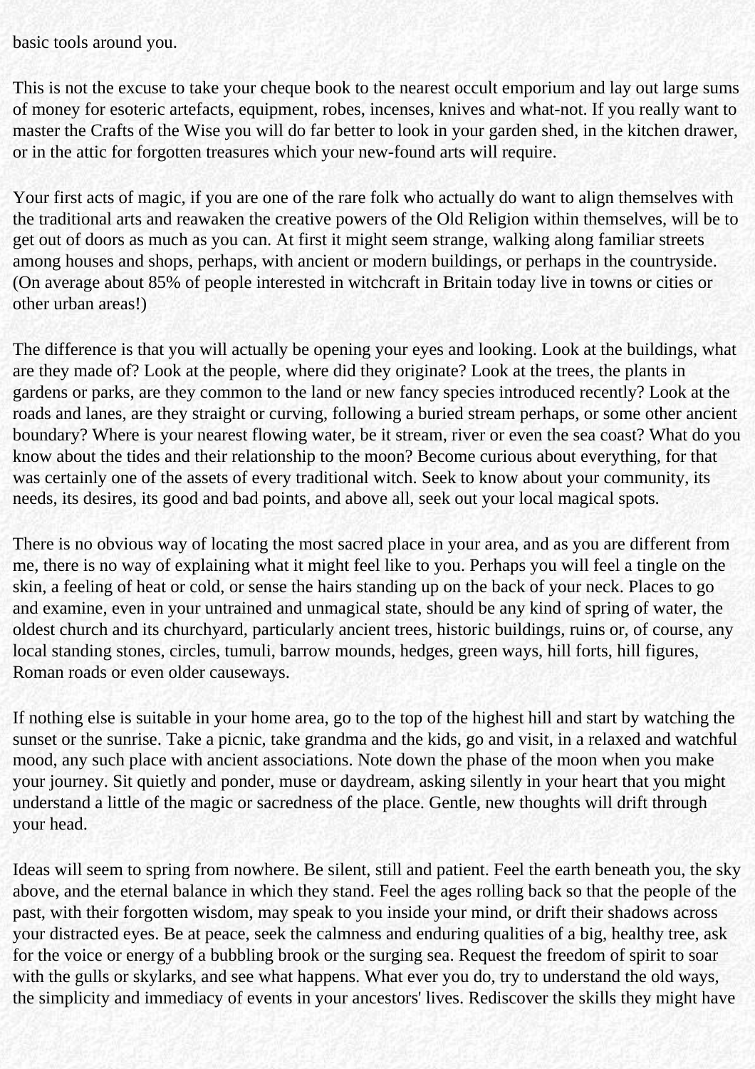basic tools around you.

This is not the excuse to take your cheque book to the nearest occult emporium and lay out large sums of money for esoteric artefacts, equipment, robes, incenses, knives and what-not. If you really want to master the Crafts of the Wise you will do far better to look in your garden shed, in the kitchen drawer, or in the attic for forgotten treasures which your new-found arts will require.

Your first acts of magic, if you are one of the rare folk who actually do want to align themselves with the traditional arts and reawaken the creative powers of the Old Religion within themselves, will be to get out of doors as much as you can. At first it might seem strange, walking along familiar streets among houses and shops, perhaps, with ancient or modern buildings, or perhaps in the countryside. (On average about 85% of people interested in witchcraft in Britain today live in towns or cities or other urban areas!)

The difference is that you will actually be opening your eyes and looking. Look at the buildings, what are they made of? Look at the people, where did they originate? Look at the trees, the plants in gardens or parks, are they common to the land or new fancy species introduced recently? Look at the roads and lanes, are they straight or curving, following a buried stream perhaps, or some other ancient boundary? Where is your nearest flowing water, be it stream, river or even the sea coast? What do you know about the tides and their relationship to the moon? Become curious about everything, for that was certainly one of the assets of every traditional witch. Seek to know about your community, its needs, its desires, its good and bad points, and above all, seek out your local magical spots.

There is no obvious way of locating the most sacred place in your area, and as you are different from me, there is no way of explaining what it might feel like to you. Perhaps you will feel a tingle on the skin, a feeling of heat or cold, or sense the hairs standing up on the back of your neck. Places to go and examine, even in your untrained and unmagical state, should be any kind of spring of water, the oldest church and its churchyard, particularly ancient trees, historic buildings, ruins or, of course, any local standing stones, circles, tumuli, barrow mounds, hedges, green ways, hill forts, hill figures, Roman roads or even older causeways.

If nothing else is suitable in your home area, go to the top of the highest hill and start by watching the sunset or the sunrise. Take a picnic, take grandma and the kids, go and visit, in a relaxed and watchful mood, any such place with ancient associations. Note down the phase of the moon when you make your journey. Sit quietly and ponder, muse or daydream, asking silently in your heart that you might understand a little of the magic or sacredness of the place. Gentle, new thoughts will drift through your head.

Ideas will seem to spring from nowhere. Be silent, still and patient. Feel the earth beneath you, the sky above, and the eternal balance in which they stand. Feel the ages rolling back so that the people of the past, with their forgotten wisdom, may speak to you inside your mind, or drift their shadows across your distracted eyes. Be at peace, seek the calmness and enduring qualities of a big, healthy tree, ask for the voice or energy of a bubbling brook or the surging sea. Request the freedom of spirit to soar with the gulls or skylarks, and see what happens. What ever you do, try to understand the old ways, the simplicity and immediacy of events in your ancestors' lives. Rediscover the skills they might have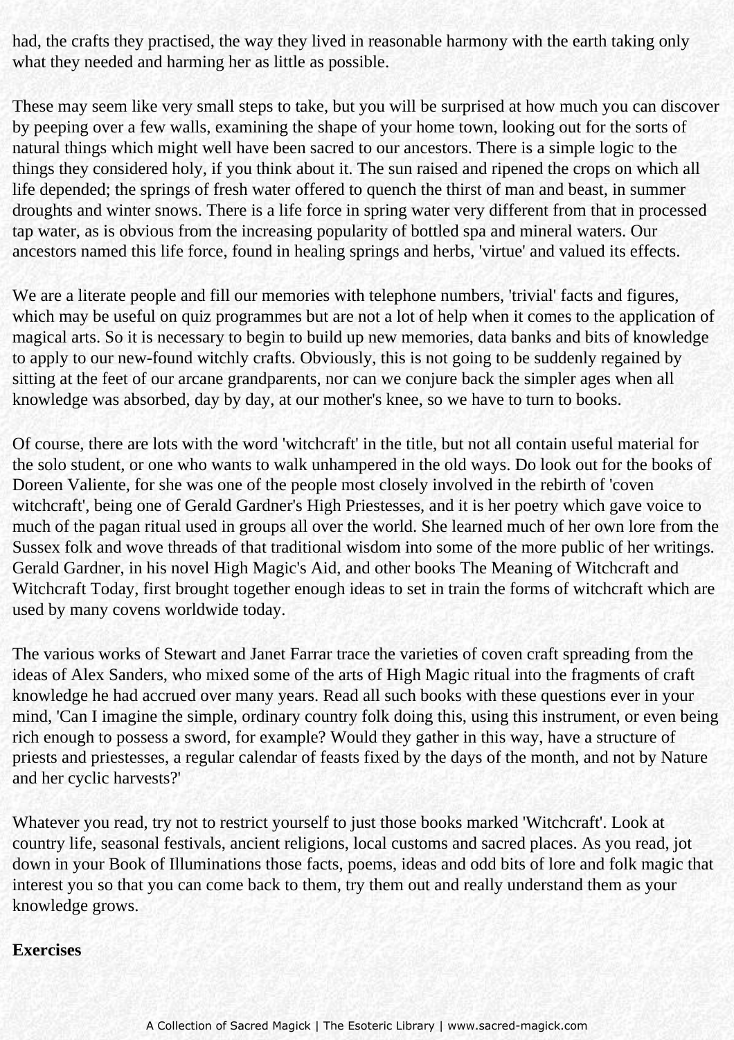had, the crafts they practised, the way they lived in reasonable harmony with the earth taking only what they needed and harming her as little as possible.

These may seem like very small steps to take, but you will be surprised at how much you can discover by peeping over a few walls, examining the shape of your home town, looking out for the sorts of natural things which might well have been sacred to our ancestors. There is a simple logic to the things they considered holy, if you think about it. The sun raised and ripened the crops on which all life depended; the springs of fresh water offered to quench the thirst of man and beast, in summer droughts and winter snows. There is a life force in spring water very different from that in processed tap water, as is obvious from the increasing popularity of bottled spa and mineral waters. Our ancestors named this life force, found in healing springs and herbs, 'virtue' and valued its effects.

We are a literate people and fill our memories with telephone numbers, 'trivial' facts and figures, which may be useful on quiz programmes but are not a lot of help when it comes to the application of magical arts. So it is necessary to begin to build up new memories, data banks and bits of knowledge to apply to our new-found witchly crafts. Obviously, this is not going to be suddenly regained by sitting at the feet of our arcane grandparents, nor can we conjure back the simpler ages when all knowledge was absorbed, day by day, at our mother's knee, so we have to turn to books.

Of course, there are lots with the word 'witchcraft' in the title, but not all contain useful material for the solo student, or one who wants to walk unhampered in the old ways. Do look out for the books of Doreen Valiente, for she was one of the people most closely involved in the rebirth of 'coven witchcraft', being one of Gerald Gardner's High Priestesses, and it is her poetry which gave voice to much of the pagan ritual used in groups all over the world. She learned much of her own lore from the Sussex folk and wove threads of that traditional wisdom into some of the more public of her writings. Gerald Gardner, in his novel High Magic's Aid, and other books The Meaning of Witchcraft and Witchcraft Today, first brought together enough ideas to set in train the forms of witchcraft which are used by many covens worldwide today.

The various works of Stewart and Janet Farrar trace the varieties of coven craft spreading from the ideas of Alex Sanders, who mixed some of the arts of High Magic ritual into the fragments of craft knowledge he had accrued over many years. Read all such books with these questions ever in your mind, 'Can I imagine the simple, ordinary country folk doing this, using this instrument, or even being rich enough to possess a sword, for example? Would they gather in this way, have a structure of priests and priestesses, a regular calendar of feasts fixed by the days of the month, and not by Nature and her cyclic harvests?'

Whatever you read, try not to restrict yourself to just those books marked 'Witchcraft'. Look at country life, seasonal festivals, ancient religions, local customs and sacred places. As you read, jot down in your Book of Illuminations those facts, poems, ideas and odd bits of lore and folk magic that interest you so that you can come back to them, try them out and really understand them as your knowledge grows.

**Exercises**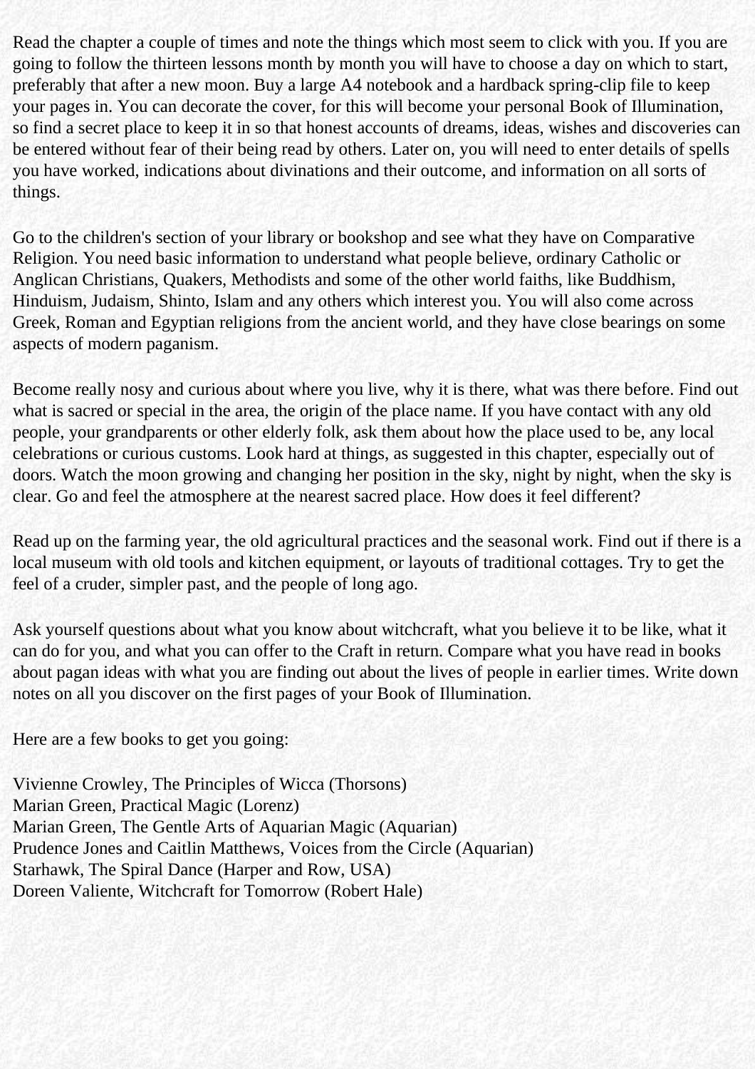Read the chapter a couple of times and note the things which most seem to click with you. If you are going to follow the thirteen lessons month by month you will have to choose a day on which to start, preferably that after a new moon. Buy a large A4 notebook and a hardback spring-clip file to keep your pages in. You can decorate the cover, for this will become your personal Book of Illumination, so find a secret place to keep it in so that honest accounts of dreams, ideas, wishes and discoveries can be entered without fear of their being read by others. Later on, you will need to enter details of spells you have worked, indications about divinations and their outcome, and information on all sorts of things.

Go to the children's section of your library or bookshop and see what they have on Comparative Religion. You need basic information to understand what people believe, ordinary Catholic or Anglican Christians, Quakers, Methodists and some of the other world faiths, like Buddhism, Hinduism, Judaism, Shinto, Islam and any others which interest you. You will also come across Greek, Roman and Egyptian religions from the ancient world, and they have close bearings on some aspects of modern paganism.

Become really nosy and curious about where you live, why it is there, what was there before. Find out what is sacred or special in the area, the origin of the place name. If you have contact with any old people, your grandparents or other elderly folk, ask them about how the place used to be, any local celebrations or curious customs. Look hard at things, as suggested in this chapter, especially out of doors. Watch the moon growing and changing her position in the sky, night by night, when the sky is clear. Go and feel the atmosphere at the nearest sacred place. How does it feel different?

Read up on the farming year, the old agricultural practices and the seasonal work. Find out if there is a local museum with old tools and kitchen equipment, or layouts of traditional cottages. Try to get the feel of a cruder, simpler past, and the people of long ago.

Ask yourself questions about what you know about witchcraft, what you believe it to be like, what it can do for you, and what you can offer to the Craft in return. Compare what you have read in books about pagan ideas with what you are finding out about the lives of people in earlier times. Write down notes on all you discover on the first pages of your Book of Illumination.

Here are a few books to get you going:

Vivienne Crowley, The Principles of Wicca (Thorsons)
Marian Green, Practical Magic (Lorenz)
Marian Green, The Gentle Arts of Aquarian Magic (Aquarian)
Prudence Jones and Caitlin Matthews, Voices from the Circle (Aquarian)
Starhawk, The Spiral Dance (Harper and Row, USA)
Doreen Valiente, Witchcraft for Tomorrow (Robert Hale)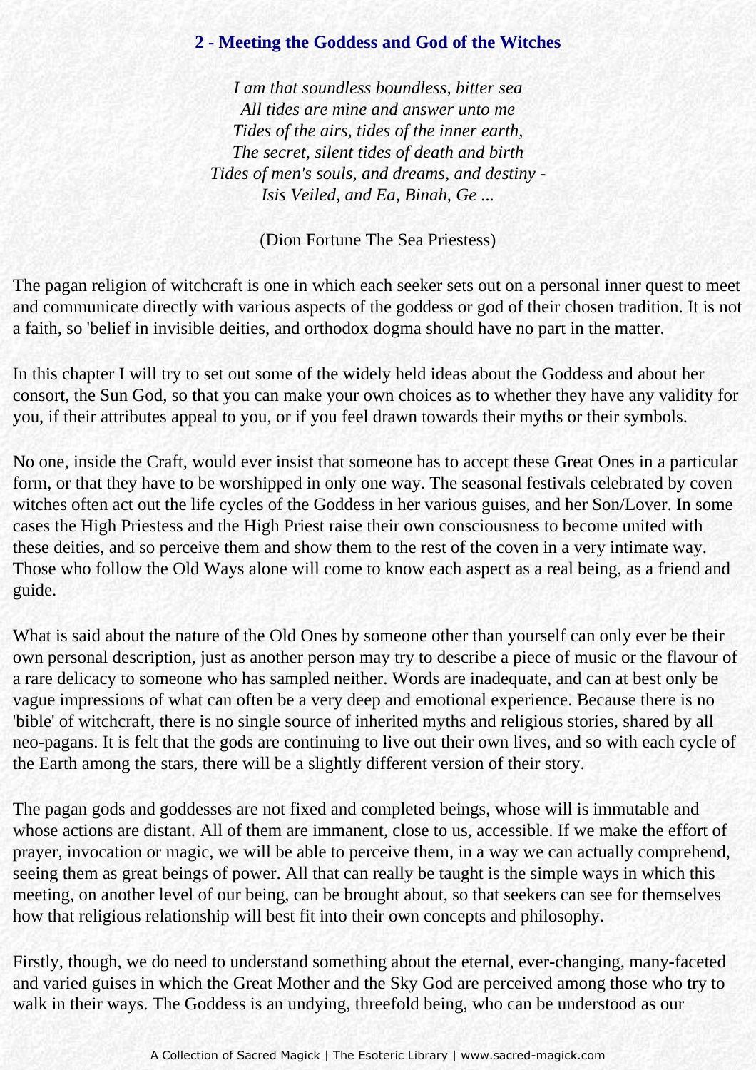## 2 - Meeting the Goddess and God of the Witches

*I am that soundless boundless, bitter sea*
*All tides are mine and answer unto me*
*Tides of the airs, tides of the inner earth,*
*The secret, silent tides of death and birth*
*Tides of men's souls, and dreams, and destiny -*
*Isis Veiled, and Ea, Binah, Ge ...*

(Dion Fortune The Sea Priestess)

The pagan religion of witchcraft is one in which each seeker sets out on a personal inner quest to meet and communicate directly with various aspects of the goddess or god of their chosen tradition. It is not a faith, so 'belief in invisible deities, and orthodox dogma should have no part in the matter.

In this chapter I will try to set out some of the widely held ideas about the Goddess and about her consort, the Sun God, so that you can make your own choices as to whether they have any validity for you, if their attributes appeal to you, or if you feel drawn towards their myths or their symbols.

No one, inside the Craft, would ever insist that someone has to accept these Great Ones in a particular form, or that they have to be worshipped in only one way. The seasonal festivals celebrated by coven witches often act out the life cycles of the Goddess in her various guises, and her Son/Lover. In some cases the High Priestess and the High Priest raise their own consciousness to become united with these deities, and so perceive them and show them to the rest of the coven in a very intimate way. Those who follow the Old Ways alone will come to know each aspect as a real being, as a friend and guide.

What is said about the nature of the Old Ones by someone other than yourself can only ever be their own personal description, just as another person may try to describe a piece of music or the flavour of a rare delicacy to someone who has sampled neither. Words are inadequate, and can at best only be vague impressions of what can often be a very deep and emotional experience. Because there is no 'bible' of witchcraft, there is no single source of inherited myths and religious stories, shared by all neo-pagans. It is felt that the gods are continuing to live out their own lives, and so with each cycle of the Earth among the stars, there will be a slightly different version of their story.

The pagan gods and goddesses are not fixed and completed beings, whose will is immutable and whose actions are distant. All of them are immanent, close to us, accessible. If we make the effort of prayer, invocation or magic, we will be able to perceive them, in a way we can actually comprehend, seeing them as great beings of power. All that can really be taught is the simple ways in which this meeting, on another level of our being, can be brought about, so that seekers can see for themselves how that religious relationship will best fit into their own concepts and philosophy.

Firstly, though, we do need to understand something about the eternal, ever-changing, many-faceted and varied guises in which the Great Mother and the Sky God are perceived among those who try to walk in their ways. The Goddess is an undying, threefold being, who can be understood as our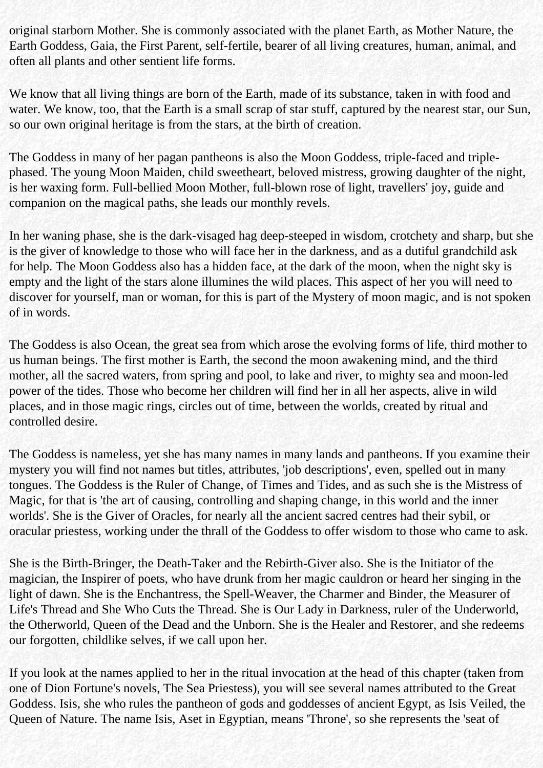original starborn Mother. She is commonly associated with the planet Earth, as Mother Nature, the Earth Goddess, Gaia, the First Parent, self-fertile, bearer of all living creatures, human, animal, and often all plants and other sentient life forms.

We know that all living things are born of the Earth, made of its substance, taken in with food and water. We know, too, that the Earth is a small scrap of star stuff, captured by the nearest star, our Sun, so our own original heritage is from the stars, at the birth of creation.

The Goddess in many of her pagan pantheons is also the Moon Goddess, triple-faced and triple-phased. The young Moon Maiden, child sweetheart, beloved mistress, growing daughter of the night, is her waxing form. Full-bellied Moon Mother, full-blown rose of light, travellers' joy, guide and companion on the magical paths, she leads our monthly revels.

In her waning phase, she is the dark-visaged hag deep-steeped in wisdom, crotchety and sharp, but she is the giver of knowledge to those who will face her in the darkness, and as a dutiful grandchild ask for help. The Moon Goddess also has a hidden face, at the dark of the moon, when the night sky is empty and the light of the stars alone illumines the wild places. This aspect of her you will need to discover for yourself, man or woman, for this is part of the Mystery of moon magic, and is not spoken of in words.

The Goddess is also Ocean, the great sea from which arose the evolving forms of life, third mother to us human beings. The first mother is Earth, the second the moon awakening mind, and the third mother, all the sacred waters, from spring and pool, to lake and river, to mighty sea and moon-led power of the tides. Those who become her children will find her in all her aspects, alive in wild places, and in those magic rings, circles out of time, between the worlds, created by ritual and controlled desire.

The Goddess is nameless, yet she has many names in many lands and pantheons. If you examine their mystery you will find not names but titles, attributes, 'job descriptions', even, spelled out in many tongues. The Goddess is the Ruler of Change, of Times and Tides, and as such she is the Mistress of Magic, for that is 'the art of causing, controlling and shaping change, in this world and the inner worlds'. She is the Giver of Oracles, for nearly all the ancient sacred centres had their sybil, or oracular priestess, working under the thrall of the Goddess to offer wisdom to those who came to ask.

She is the Birth-Bringer, the Death-Taker and the Rebirth-Giver also. She is the Initiator of the magician, the Inspirer of poets, who have drunk from her magic cauldron or heard her singing in the light of dawn. She is the Enchantress, the Spell-Weaver, the Charmer and Binder, the Measurer of Life's Thread and She Who Cuts the Thread. She is Our Lady in Darkness, ruler of the Underworld, the Otherworld, Queen of the Dead and the Unborn. She is the Healer and Restorer, and she redeems our forgotten, childlike selves, if we call upon her.

If you look at the names applied to her in the ritual invocation at the head of this chapter (taken from one of Dion Fortune's novels, The Sea Priestess), you will see several names attributed to the Great Goddess. Isis, she who rules the pantheon of gods and goddesses of ancient Egypt, as Isis Veiled, the Queen of Nature. The name Isis, Aset in Egyptian, means 'Throne', so she represents the 'seat of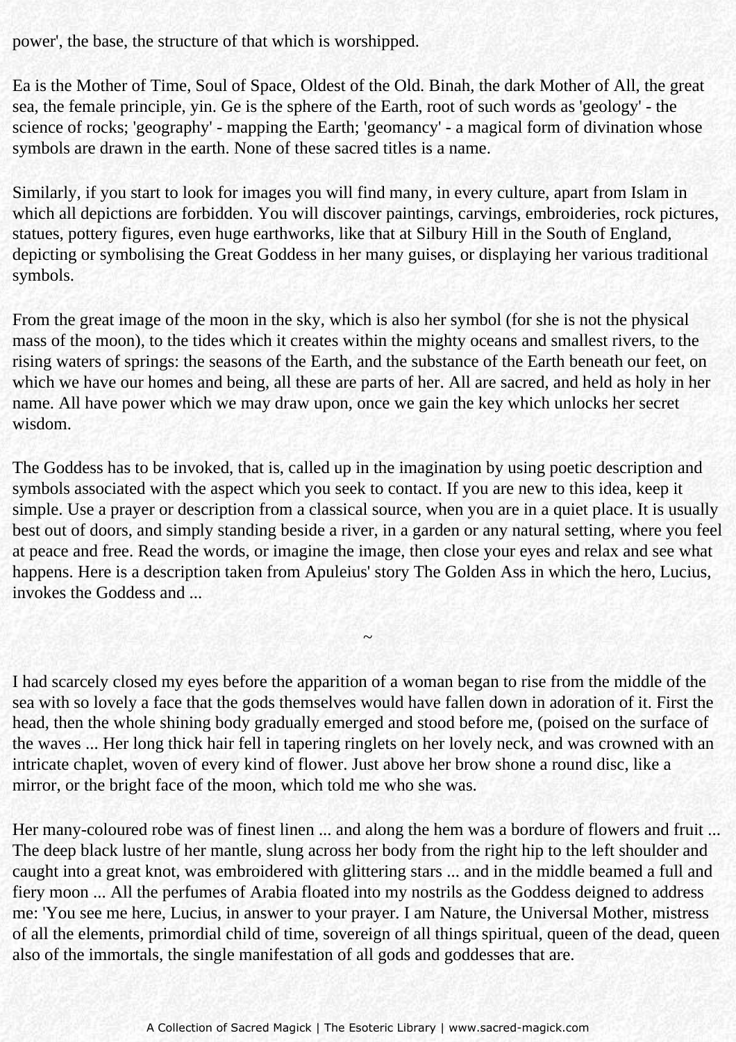power', the base, the structure of that which is worshipped.

Ea is the Mother of Time, Soul of Space, Oldest of the Old. Binah, the dark Mother of All, the great sea, the female principle, yin. Ge is the sphere of the Earth, root of such words as 'geology' - the science of rocks; 'geography' - mapping the Earth; 'geomancy' - a magical form of divination whose symbols are drawn in the earth. None of these sacred titles is a name.

Similarly, if you start to look for images you will find many, in every culture, apart from Islam in which all depictions are forbidden. You will discover paintings, carvings, embroideries, rock pictures, statues, pottery figures, even huge earthworks, like that at Silbury Hill in the South of England, depicting or symbolising the Great Goddess in her many guises, or displaying her various traditional symbols.

From the great image of the moon in the sky, which is also her symbol (for she is not the physical mass of the moon), to the tides which it creates within the mighty oceans and smallest rivers, to the rising waters of springs: the seasons of the Earth, and the substance of the Earth beneath our feet, on which we have our homes and being, all these are parts of her. All are sacred, and held as holy in her name. All have power which we may draw upon, once we gain the key which unlocks her secret wisdom.

The Goddess has to be invoked, that is, called up in the imagination by using poetic description and symbols associated with the aspect which you seek to contact. If you are new to this idea, keep it simple. Use a prayer or description from a classical source, when you are in a quiet place. It is usually best out of doors, and simply standing beside a river, in a garden or any natural setting, where you feel at peace and free. Read the words, or imagine the image, then close your eyes and relax and see what happens. Here is a description taken from Apuleius' story The Golden Ass in which the hero, Lucius, invokes the Goddess and ...

~

I had scarcely closed my eyes before the apparition of a woman began to rise from the middle of the sea with so lovely a face that the gods themselves would have fallen down in adoration of it. First the head, then the whole shining body gradually emerged and stood before me, (poised on the surface of the waves ... Her long thick hair fell in tapering ringlets on her lovely neck, and was crowned with an intricate chaplet, woven of every kind of flower. Just above her brow shone a round disc, like a mirror, or the bright face of the moon, which told me who she was.

Her many-coloured robe was of finest linen ... and along the hem was a bordure of flowers and fruit ... The deep black lustre of her mantle, slung across her body from the right hip to the left shoulder and caught into a great knot, was embroidered with glittering stars ... and in the middle beamed a full and fiery moon ... All the perfumes of Arabia floated into my nostrils as the Goddess deigned to address me: 'You see me here, Lucius, in answer to your prayer. I am Nature, the Universal Mother, mistress of all the elements, primordial child of time, sovereign of all things spiritual, queen of the dead, queen also of the immortals, the single manifestation of all gods and goddesses that are.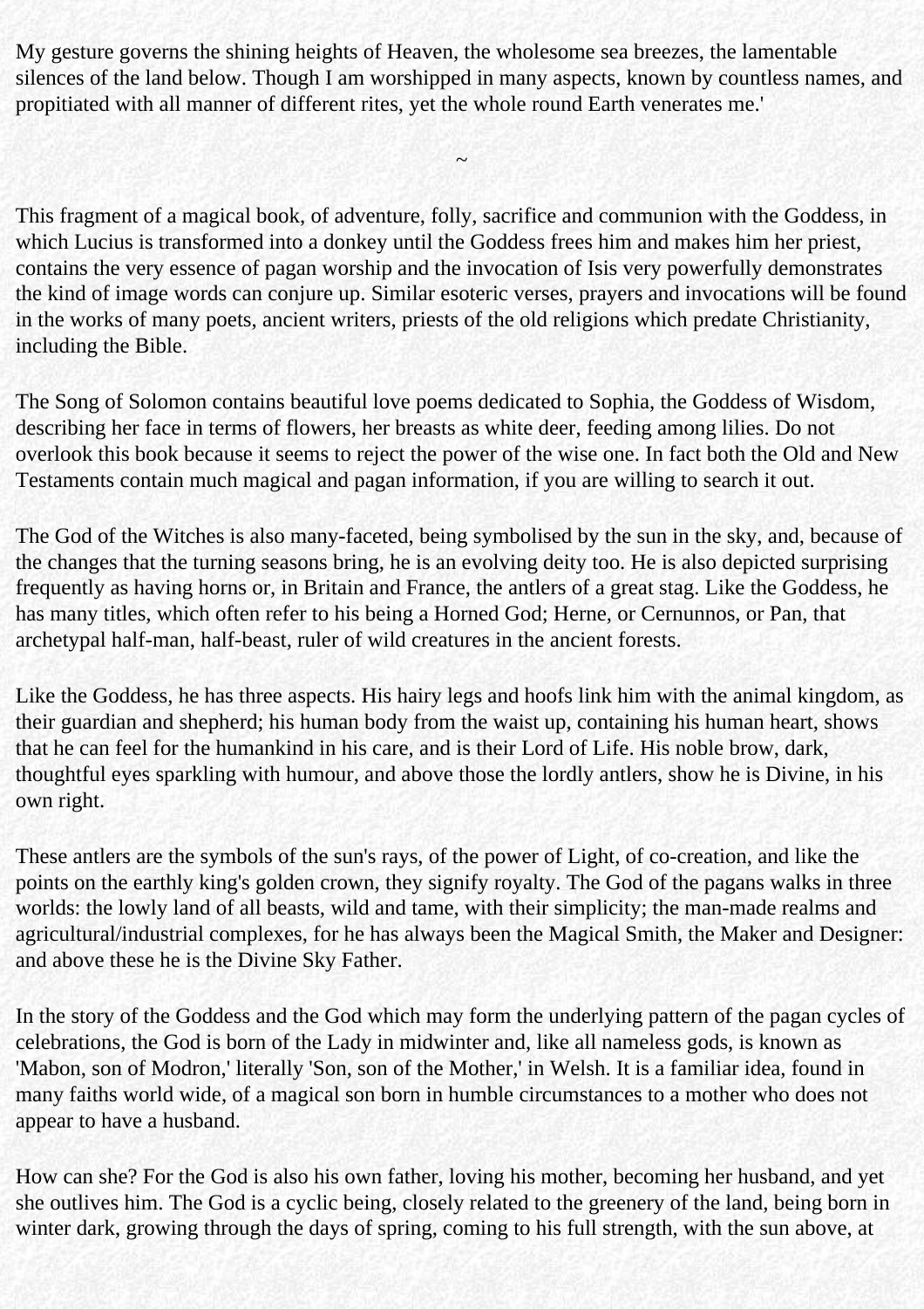My gesture governs the shining heights of Heaven, the wholesome sea breezes, the lamentable silences of the land below. Though I am worshipped in many aspects, known by countless names, and propitiated with all manner of different rites, yet the whole round Earth venerates me.'

~

This fragment of a magical book, of adventure, folly, sacrifice and communion with the Goddess, in which Lucius is transformed into a donkey until the Goddess frees him and makes him her priest, contains the very essence of pagan worship and the invocation of Isis very powerfully demonstrates the kind of image words can conjure up. Similar esoteric verses, prayers and invocations will be found in the works of many poets, ancient writers, priests of the old religions which predate Christianity, including the Bible.

The Song of Solomon contains beautiful love poems dedicated to Sophia, the Goddess of Wisdom, describing her face in terms of flowers, her breasts as white deer, feeding among lilies. Do not overlook this book because it seems to reject the power of the wise one. In fact both the Old and New Testaments contain much magical and pagan information, if you are willing to search it out.

The God of the Witches is also many-faceted, being symbolised by the sun in the sky, and, because of the changes that the turning seasons bring, he is an evolving deity too. He is also depicted surprising frequently as having horns or, in Britain and France, the antlers of a great stag. Like the Goddess, he has many titles, which often refer to his being a Horned God; Herne, or Cernunnos, or Pan, that archetypal half-man, half-beast, ruler of wild creatures in the ancient forests.

Like the Goddess, he has three aspects. His hairy legs and hoofs link him with the animal kingdom, as their guardian and shepherd; his human body from the waist up, containing his human heart, shows that he can feel for the humankind in his care, and is their Lord of Life. His noble brow, dark, thoughtful eyes sparkling with humour, and above those the lordly antlers, show he is Divine, in his own right.

These antlers are the symbols of the sun's rays, of the power of Light, of co-creation, and like the points on the earthly king's golden crown, they signify royalty. The God of the pagans walks in three worlds: the lowly land of all beasts, wild and tame, with their simplicity; the man-made realms and agricultural/industrial complexes, for he has always been the Magical Smith, the Maker and Designer: and above these he is the Divine Sky Father.

In the story of the Goddess and the God which may form the underlying pattern of the pagan cycles of celebrations, the God is born of the Lady in midwinter and, like all nameless gods, is known as 'Mabon, son of Modron,' literally 'Son, son of the Mother,' in Welsh. It is a familiar idea, found in many faiths world wide, of a magical son born in humble circumstances to a mother who does not appear to have a husband.

How can she? For the God is also his own father, loving his mother, becoming her husband, and yet she outlives him. The God is a cyclic being, closely related to the greenery of the land, being born in winter dark, growing through the days of spring, coming to his full strength, with the sun above, at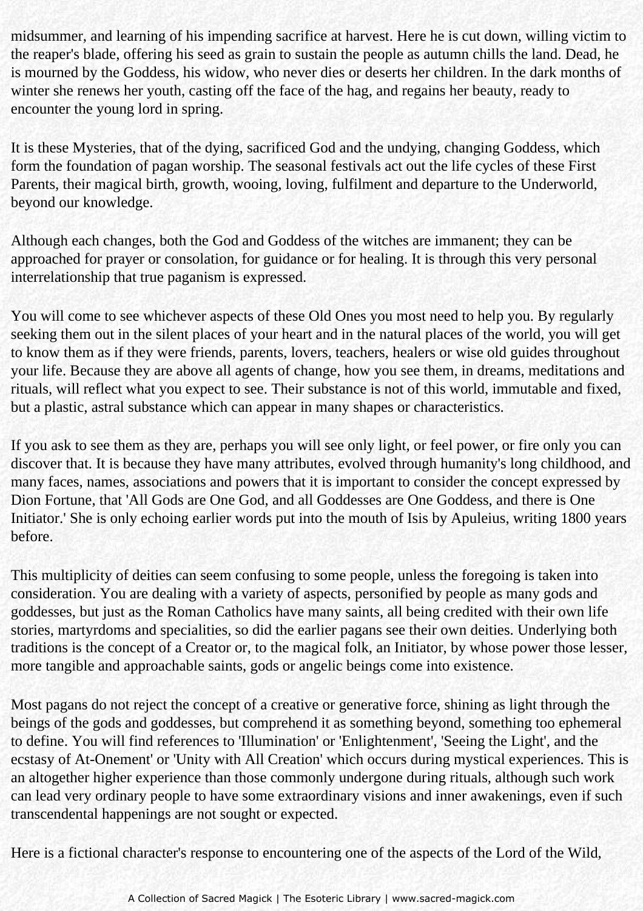midsummer, and learning of his impending sacrifice at harvest. Here he is cut down, willing victim to the reaper's blade, offering his seed as grain to sustain the people as autumn chills the land. Dead, he is mourned by the Goddess, his widow, who never dies or deserts her children. In the dark months of winter she renews her youth, casting off the face of the hag, and regains her beauty, ready to encounter the young lord in spring.

It is these Mysteries, that of the dying, sacrificed God and the undying, changing Goddess, which form the foundation of pagan worship. The seasonal festivals act out the life cycles of these First Parents, their magical birth, growth, wooing, loving, fulfilment and departure to the Underworld, beyond our knowledge.

Although each changes, both the God and Goddess of the witches are immanent; they can be approached for prayer or consolation, for guidance or for healing. It is through this very personal interrelationship that true paganism is expressed.

You will come to see whichever aspects of these Old Ones you most need to help you. By regularly seeking them out in the silent places of your heart and in the natural places of the world, you will get to know them as if they were friends, parents, lovers, teachers, healers or wise old guides throughout your life. Because they are above all agents of change, how you see them, in dreams, meditations and rituals, will reflect what you expect to see. Their substance is not of this world, immutable and fixed, but a plastic, astral substance which can appear in many shapes or characteristics.

If you ask to see them as they are, perhaps you will see only light, or feel power, or fire only you can discover that. It is because they have many attributes, evolved through humanity's long childhood, and many faces, names, associations and powers that it is important to consider the concept expressed by Dion Fortune, that 'All Gods are One God, and all Goddesses are One Goddess, and there is One Initiator.' She is only echoing earlier words put into the mouth of Isis by Apuleius, writing 1800 years before.

This multiplicity of deities can seem confusing to some people, unless the foregoing is taken into consideration. You are dealing with a variety of aspects, personified by people as many gods and goddesses, but just as the Roman Catholics have many saints, all being credited with their own life stories, martyrdoms and specialities, so did the earlier pagans see their own deities. Underlying both traditions is the concept of a Creator or, to the magical folk, an Initiator, by whose power those lesser, more tangible and approachable saints, gods or angelic beings come into existence.

Most pagans do not reject the concept of a creative or generative force, shining as light through the beings of the gods and goddesses, but comprehend it as something beyond, something too ephemeral to define. You will find references to 'Illumination' or 'Enlightenment', 'Seeing the Light', and the ecstasy of At-Onement' or 'Unity with All Creation' which occurs during mystical experiences. This is an altogether higher experience than those commonly undergone during rituals, although such work can lead very ordinary people to have some extraordinary visions and inner awakenings, even if such transcendental happenings are not sought or expected.

Here is a fictional character's response to encountering one of the aspects of the Lord of the Wild,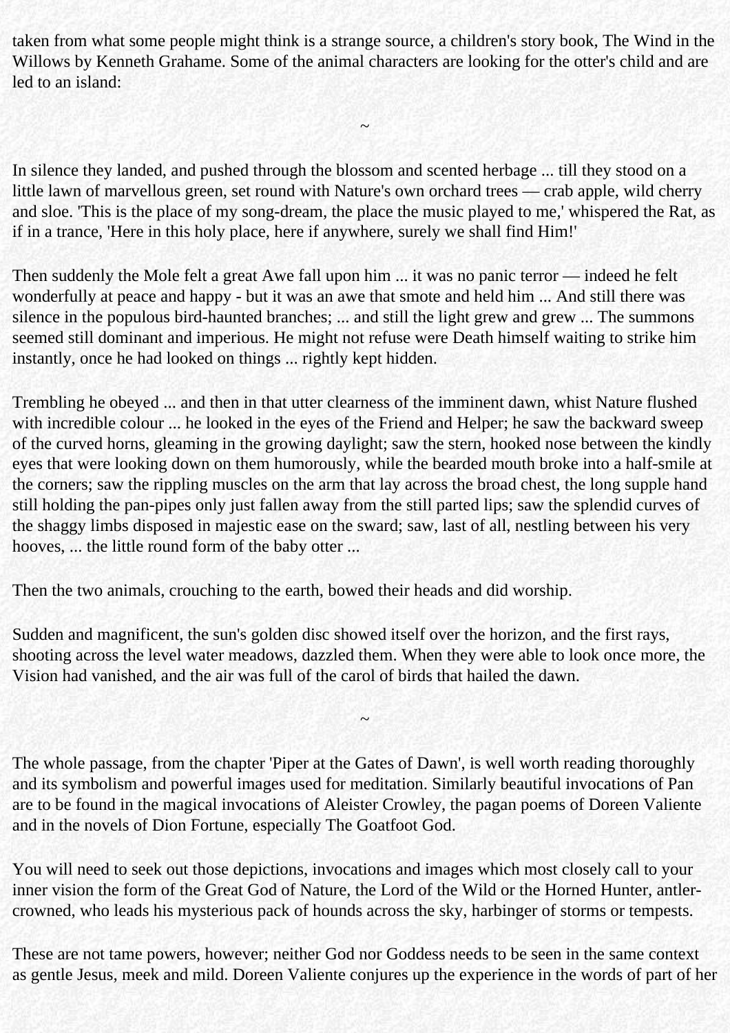taken from what some people might think is a strange source, a children's story book, The Wind in the Willows by Kenneth Grahame. Some of the animal characters are looking for the otter's child and are led to an island:

~

In silence they landed, and pushed through the blossom and scented herbage ... till they stood on a little lawn of marvellous green, set round with Nature's own orchard trees — crab apple, wild cherry and sloe. 'This is the place of my song-dream, the place the music played to me,' whispered the Rat, as if in a trance, 'Here in this holy place, here if anywhere, surely we shall find Him!'

Then suddenly the Mole felt a great Awe fall upon him ... it was no panic terror — indeed he felt wonderfully at peace and happy - but it was an awe that smote and held him ... And still there was silence in the populous bird-haunted branches; ... and still the light grew and grew ... The summons seemed still dominant and imperious. He might not refuse were Death himself waiting to strike him instantly, once he had looked on things ... rightly kept hidden.

Trembling he obeyed ... and then in that utter clearness of the imminent dawn, whist Nature flushed with incredible colour ... he looked in the eyes of the Friend and Helper; he saw the backward sweep of the curved horns, gleaming in the growing daylight; saw the stern, hooked nose between the kindly eyes that were looking down on them humorously, while the bearded mouth broke into a half-smile at the corners; saw the rippling muscles on the arm that lay across the broad chest, the long supple hand still holding the pan-pipes only just fallen away from the still parted lips; saw the splendid curves of the shaggy limbs disposed in majestic ease on the sward; saw, last of all, nestling between his very hooves, ... the little round form of the baby otter ...

Then the two animals, crouching to the earth, bowed their heads and did worship.

Sudden and magnificent, the sun's golden disc showed itself over the horizon, and the first rays, shooting across the level water meadows, dazzled them. When they were able to look once more, the Vision had vanished, and the air was full of the carol of birds that hailed the dawn.

~

The whole passage, from the chapter 'Piper at the Gates of Dawn', is well worth reading thoroughly and its symbolism and powerful images used for meditation. Similarly beautiful invocations of Pan are to be found in the magical invocations of Aleister Crowley, the pagan poems of Doreen Valiente and in the novels of Dion Fortune, especially The Goatfoot God.

You will need to seek out those depictions, invocations and images which most closely call to your inner vision the form of the Great God of Nature, the Lord of the Wild or the Horned Hunter, antler-crowned, who leads his mysterious pack of hounds across the sky, harbinger of storms or tempests.

These are not tame powers, however; neither God nor Goddess needs to be seen in the same context as gentle Jesus, meek and mild. Doreen Valiente conjures up the experience in the words of part of her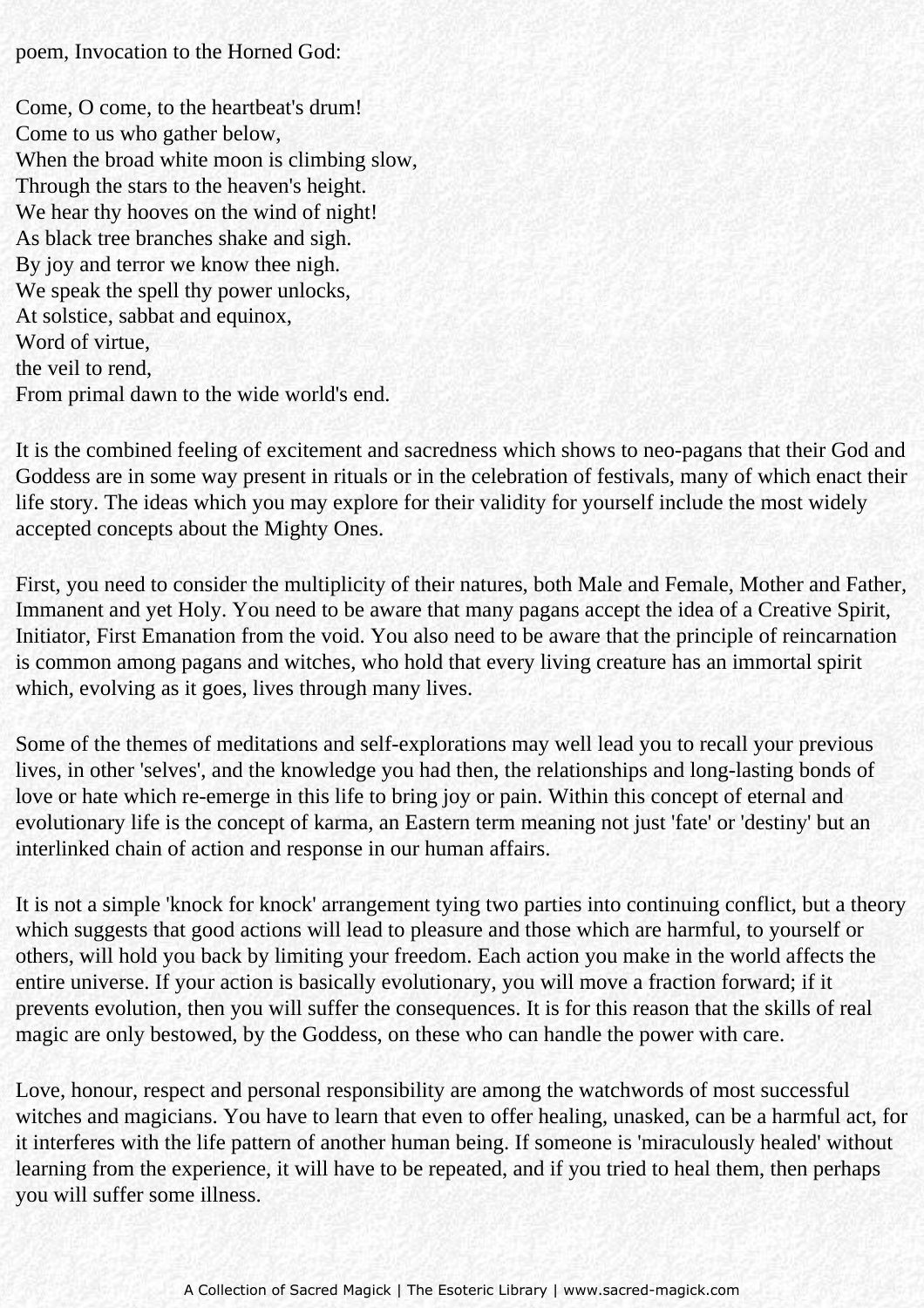poem, Invocation to the Horned God:

Come, O come, to the heartbeat's drum!  
Come to us who gather below,  
When the broad white moon is climbing slow,  
Through the stars to the heaven's height.  
We hear thy hooves on the wind of night!  
As black tree branches shake and sigh.  
By joy and terror we know thee nigh.  
We speak the spell thy power unlocks,  
At solstice, sabbat and equinox,  
Word of virtue,  
the veil to rend,  
From primal dawn to the wide world's end.

It is the combined feeling of excitement and sacredness which shows to neo-pagans that their God and Goddess are in some way present in rituals or in the celebration of festivals, many of which enact their life story. The ideas which you may explore for their validity for yourself include the most widely accepted concepts about the Mighty Ones.

First, you need to consider the multiplicity of their natures, both Male and Female, Mother and Father, Immanent and yet Holy. You need to be aware that many pagans accept the idea of a Creative Spirit, Initiator, First Emanation from the void. You also need to be aware that the principle of reincarnation is common among pagans and witches, who hold that every living creature has an immortal spirit which, evolving as it goes, lives through many lives.

Some of the themes of meditations and self-explorations may well lead you to recall your previous lives, in other 'selves', and the knowledge you had then, the relationships and long-lasting bonds of love or hate which re-emerge in this life to bring joy or pain. Within this concept of eternal and evolutionary life is the concept of karma, an Eastern term meaning not just 'fate' or 'destiny' but an interlinked chain of action and response in our human affairs.

It is not a simple 'knock for knock' arrangement tying two parties into continuing conflict, but a theory which suggests that good actions will lead to pleasure and those which are harmful, to yourself or others, will hold you back by limiting your freedom. Each action you make in the world affects the entire universe. If your action is basically evolutionary, you will move a fraction forward; if it prevents evolution, then you will suffer the consequences. It is for this reason that the skills of real magic are only bestowed, by the Goddess, on these who can handle the power with care.

Love, honour, respect and personal responsibility are among the watchwords of most successful witches and magicians. You have to learn that even to offer healing, unasked, can be a harmful act, for it interferes with the life pattern of another human being. If someone is 'miraculously healed' without learning from the experience, it will have to be repeated, and if you tried to heal them, then perhaps you will suffer some illness.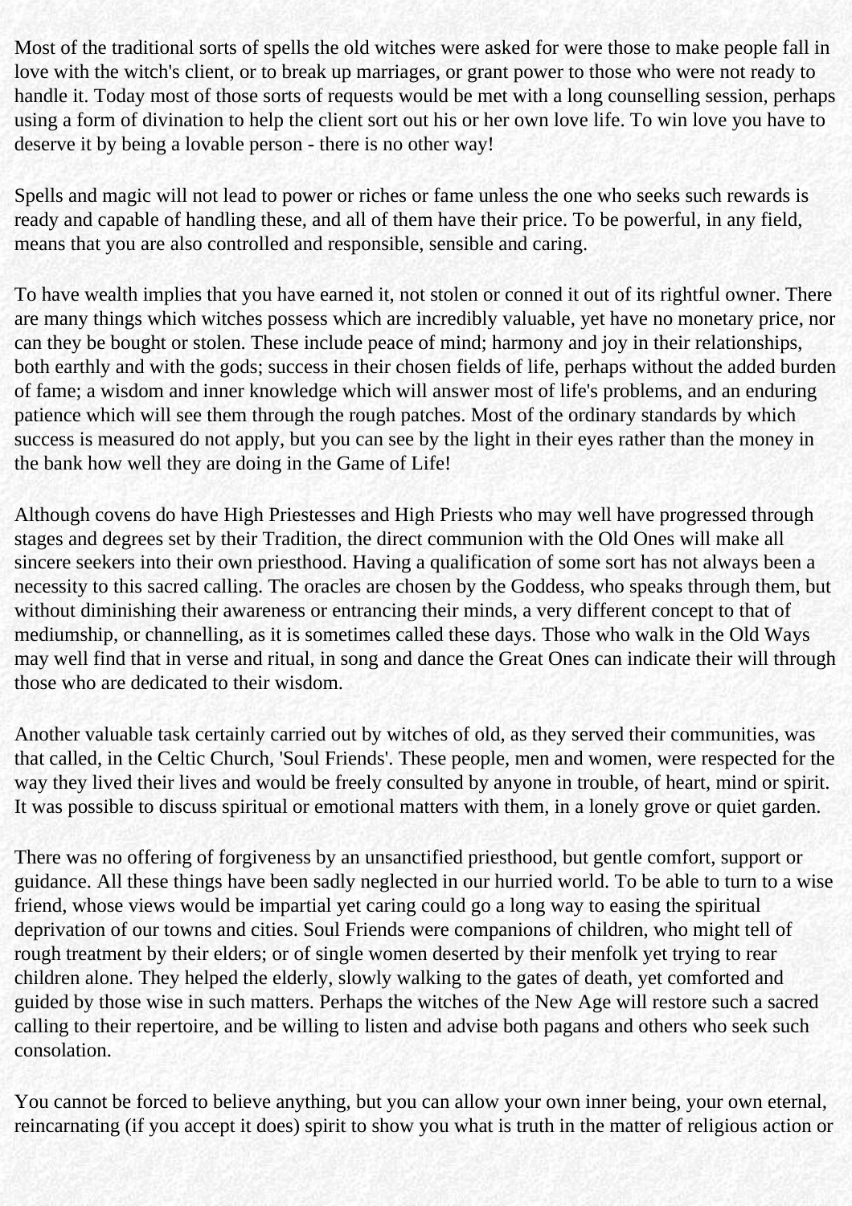Most of the traditional sorts of spells the old witches were asked for were those to make people fall in love with the witch's client, or to break up marriages, or grant power to those who were not ready to handle it. Today most of those sorts of requests would be met with a long counselling session, perhaps using a form of divination to help the client sort out his or her own love life. To win love you have to deserve it by being a lovable person - there is no other way!

Spells and magic will not lead to power or riches or fame unless the one who seeks such rewards is ready and capable of handling these, and all of them have their price. To be powerful, in any field, means that you are also controlled and responsible, sensible and caring.

To have wealth implies that you have earned it, not stolen or conned it out of its rightful owner. There are many things which witches possess which are incredibly valuable, yet have no monetary price, nor can they be bought or stolen. These include peace of mind; harmony and joy in their relationships, both earthly and with the gods; success in their chosen fields of life, perhaps without the added burden of fame; a wisdom and inner knowledge which will answer most of life's problems, and an enduring patience which will see them through the rough patches. Most of the ordinary standards by which success is measured do not apply, but you can see by the light in their eyes rather than the money in the bank how well they are doing in the Game of Life!

Although covens do have High Priestesses and High Priests who may well have progressed through stages and degrees set by their Tradition, the direct communion with the Old Ones will make all sincere seekers into their own priesthood. Having a qualification of some sort has not always been a necessity to this sacred calling. The oracles are chosen by the Goddess, who speaks through them, but without diminishing their awareness or entrancing their minds, a very different concept to that of mediumship, or channelling, as it is sometimes called these days. Those who walk in the Old Ways may well find that in verse and ritual, in song and dance the Great Ones can indicate their will through those who are dedicated to their wisdom.

Another valuable task certainly carried out by witches of old, as they served their communities, was that called, in the Celtic Church, 'Soul Friends'. These people, men and women, were respected for the way they lived their lives and would be freely consulted by anyone in trouble, of heart, mind or spirit. It was possible to discuss spiritual or emotional matters with them, in a lonely grove or quiet garden.

There was no offering of forgiveness by an unsanctified priesthood, but gentle comfort, support or guidance. All these things have been sadly neglected in our hurried world. To be able to turn to a wise friend, whose views would be impartial yet caring could go a long way to easing the spiritual deprivation of our towns and cities. Soul Friends were companions of children, who might tell of rough treatment by their elders; or of single women deserted by their menfolk yet trying to rear children alone. They helped the elderly, slowly walking to the gates of death, yet comforted and guided by those wise in such matters. Perhaps the witches of the New Age will restore such a sacred calling to their repertoire, and be willing to listen and advise both pagans and others who seek such consolation.

You cannot be forced to believe anything, but you can allow your own inner being, your own eternal, reincarnating (if you accept it does) spirit to show you what is truth in the matter of religious action or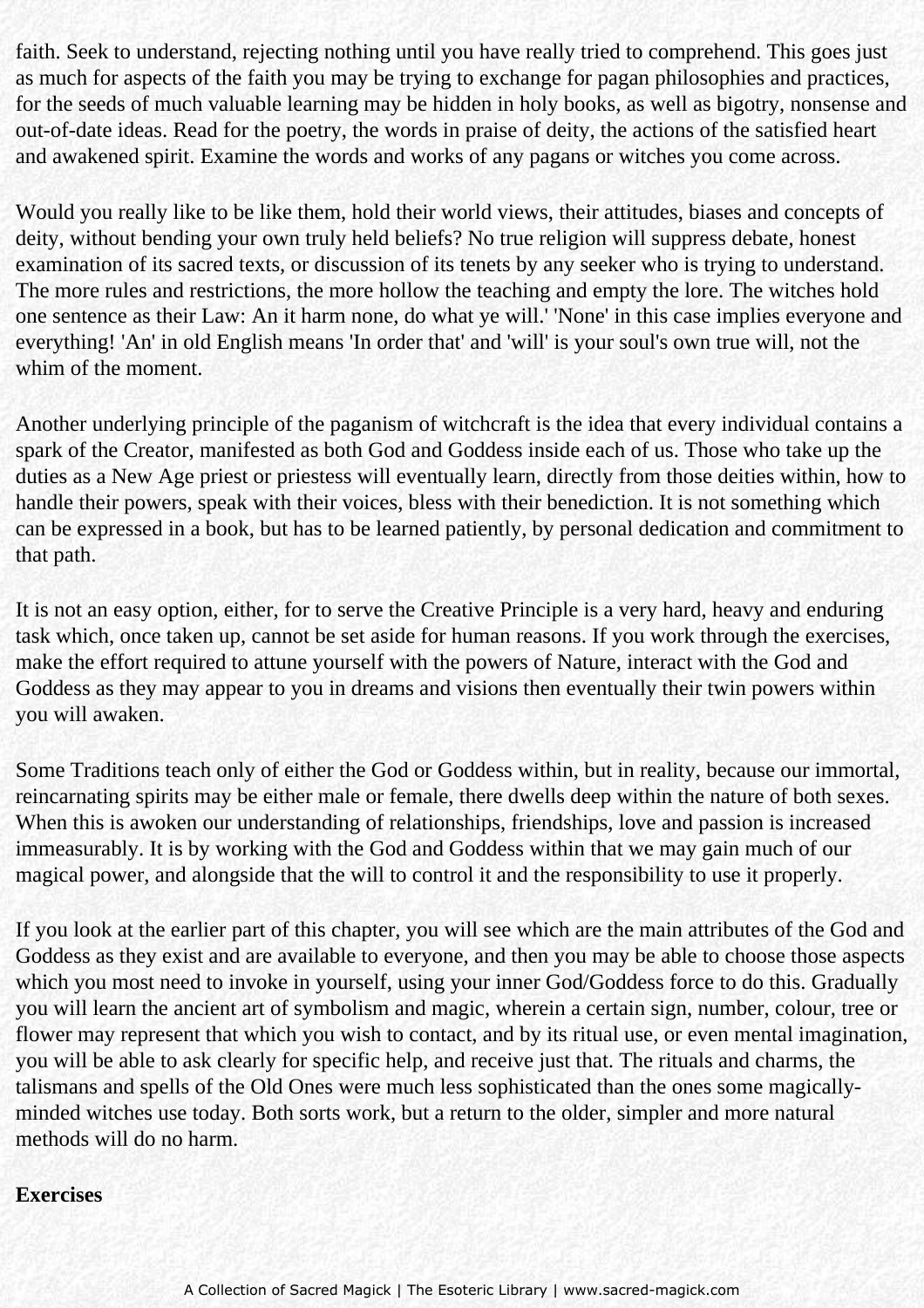faith. Seek to understand, rejecting nothing until you have really tried to comprehend. This goes just as much for aspects of the faith you may be trying to exchange for pagan philosophies and practices, for the seeds of much valuable learning may be hidden in holy books, as well as bigotry, nonsense and out-of-date ideas. Read for the poetry, the words in praise of deity, the actions of the satisfied heart and awakened spirit. Examine the words and works of any pagans or witches you come across.

Would you really like to be like them, hold their world views, their attitudes, biases and concepts of deity, without bending your own truly held beliefs? No true religion will suppress debate, honest examination of its sacred texts, or discussion of its tenets by any seeker who is trying to understand. The more rules and restrictions, the more hollow the teaching and empty the lore. The witches hold one sentence as their Law: An it harm none, do what ye will.' 'None' in this case implies everyone and everything! 'An' in old English means 'In order that' and 'will' is your soul's own true will, not the whim of the moment.

Another underlying principle of the paganism of witchcraft is the idea that every individual contains a spark of the Creator, manifested as both God and Goddess inside each of us. Those who take up the duties as a New Age priest or priestess will eventually learn, directly from those deities within, how to handle their powers, speak with their voices, bless with their benediction. It is not something which can be expressed in a book, but has to be learned patiently, by personal dedication and commitment to that path.

It is not an easy option, either, for to serve the Creative Principle is a very hard, heavy and enduring task which, once taken up, cannot be set aside for human reasons. If you work through the exercises, make the effort required to attune yourself with the powers of Nature, interact with the God and Goddess as they may appear to you in dreams and visions then eventually their twin powers within you will awaken.

Some Traditions teach only of either the God or Goddess within, but in reality, because our immortal, reincarnating spirits may be either male or female, there dwells deep within the nature of both sexes. When this is awoken our understanding of relationships, friendships, love and passion is increased immeasurably. It is by working with the God and Goddess within that we may gain much of our magical power, and alongside that the will to control it and the responsibility to use it properly.

If you look at the earlier part of this chapter, you will see which are the main attributes of the God and Goddess as they exist and are available to everyone, and then you may be able to choose those aspects which you most need to invoke in yourself, using your inner God/Goddess force to do this. Gradually you will learn the ancient art of symbolism and magic, wherein a certain sign, number, colour, tree or flower may represent that which you wish to contact, and by its ritual use, or even mental imagination, you will be able to ask clearly for specific help, and receive just that. The rituals and charms, the talismans and spells of the Old Ones were much less sophisticated than the ones some magically-minded witches use today. Both sorts work, but a return to the older, simpler and more natural methods will do no harm.

**Exercises**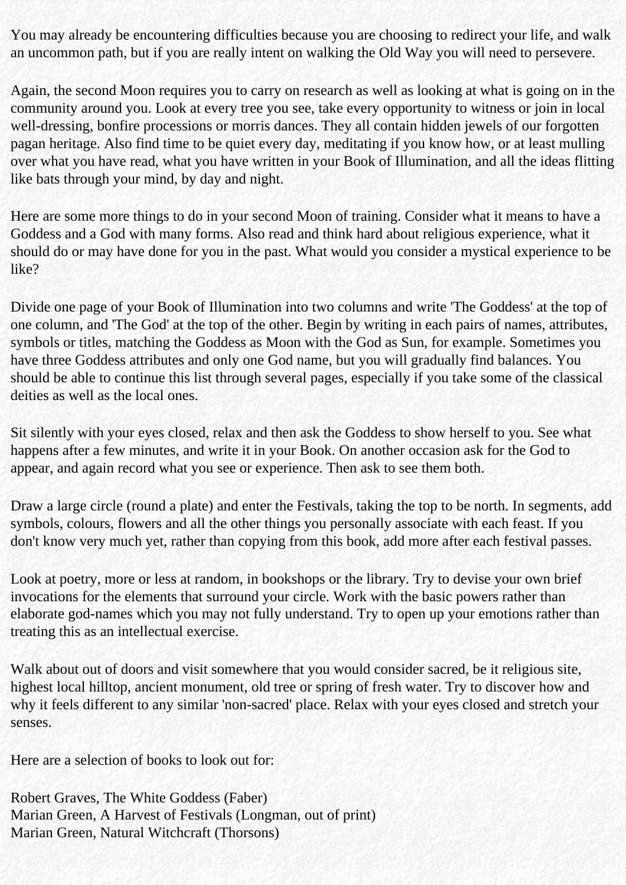You may already be encountering difficulties because you are choosing to redirect your life, and walk an uncommon path, but if you are really intent on walking the Old Way you will need to persevere.

Again, the second Moon requires you to carry on research as well as looking at what is going on in the community around you. Look at every tree you see, take every opportunity to witness or join in local well-dressing, bonfire processions or morris dances. They all contain hidden jewels of our forgotten pagan heritage. Also find time to be quiet every day, meditating if you know how, or at least mulling over what you have read, what you have written in your Book of Illumination, and all the ideas flitting like bats through your mind, by day and night.

Here are some more things to do in your second Moon of training. Consider what it means to have a Goddess and a God with many forms. Also read and think hard about religious experience, what it should do or may have done for you in the past. What would you consider a mystical experience to be like?

Divide one page of your Book of Illumination into two columns and write 'The Goddess' at the top of one column, and 'The God' at the top of the other. Begin by writing in each pairs of names, attributes, symbols or titles, matching the Goddess as Moon with the God as Sun, for example. Sometimes you have three Goddess attributes and only one God name, but you will gradually find balances. You should be able to continue this list through several pages, especially if you take some of the classical deities as well as the local ones.

Sit silently with your eyes closed, relax and then ask the Goddess to show herself to you. See what happens after a few minutes, and write it in your Book. On another occasion ask for the God to appear, and again record what you see or experience. Then ask to see them both.

Draw a large circle (round a plate) and enter the Festivals, taking the top to be north. In segments, add symbols, colours, flowers and all the other things you personally associate with each feast. If you don't know very much yet, rather than copying from this book, add more after each festival passes.

Look at poetry, more or less at random, in bookshops or the library. Try to devise your own brief invocations for the elements that surround your circle. Work with the basic powers rather than elaborate god-names which you may not fully understand. Try to open up your emotions rather than treating this as an intellectual exercise.

Walk about out of doors and visit somewhere that you would consider sacred, be it religious site, highest local hilltop, ancient monument, old tree or spring of fresh water. Try to discover how and why it feels different to any similar 'non-sacred' place. Relax with your eyes closed and stretch your senses.

Here are a selection of books to look out for:

Robert Graves, The White Goddess (Faber)  
Marian Green, A Harvest of Festivals (Longman, out of print)  
Marian Green, Natural Witchcraft (Thorsons)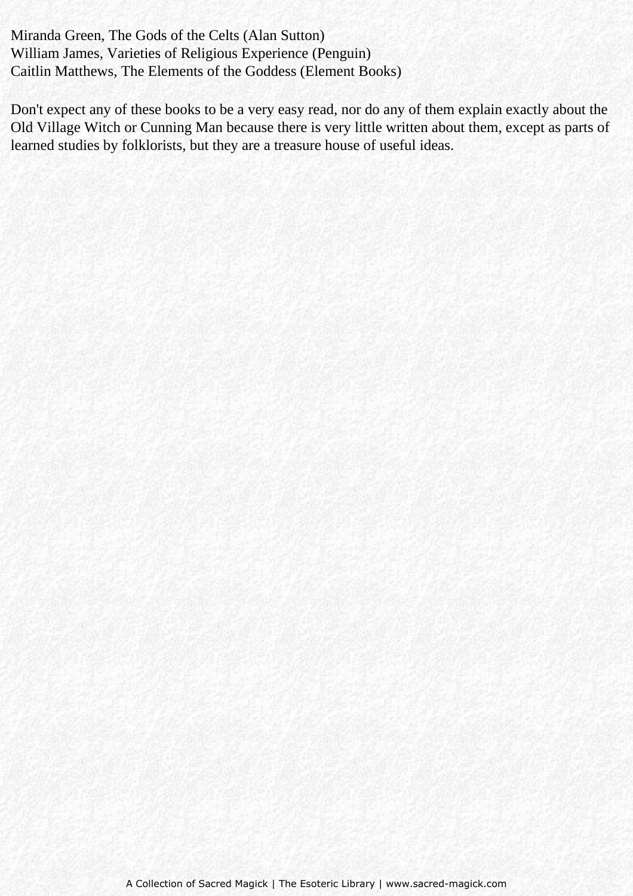Miranda Green, The Gods of the Celts (Alan Sutton)
William James, Varieties of Religious Experience (Penguin)
Caitlin Matthews, The Elements of the Goddess (Element Books)

Don't expect any of these books to be a very easy read, nor do any of them explain exactly about the Old Village Witch or Cunning Man because there is very little written about them, except as parts of learned studies by folklorists, but they are a treasure house of useful ideas.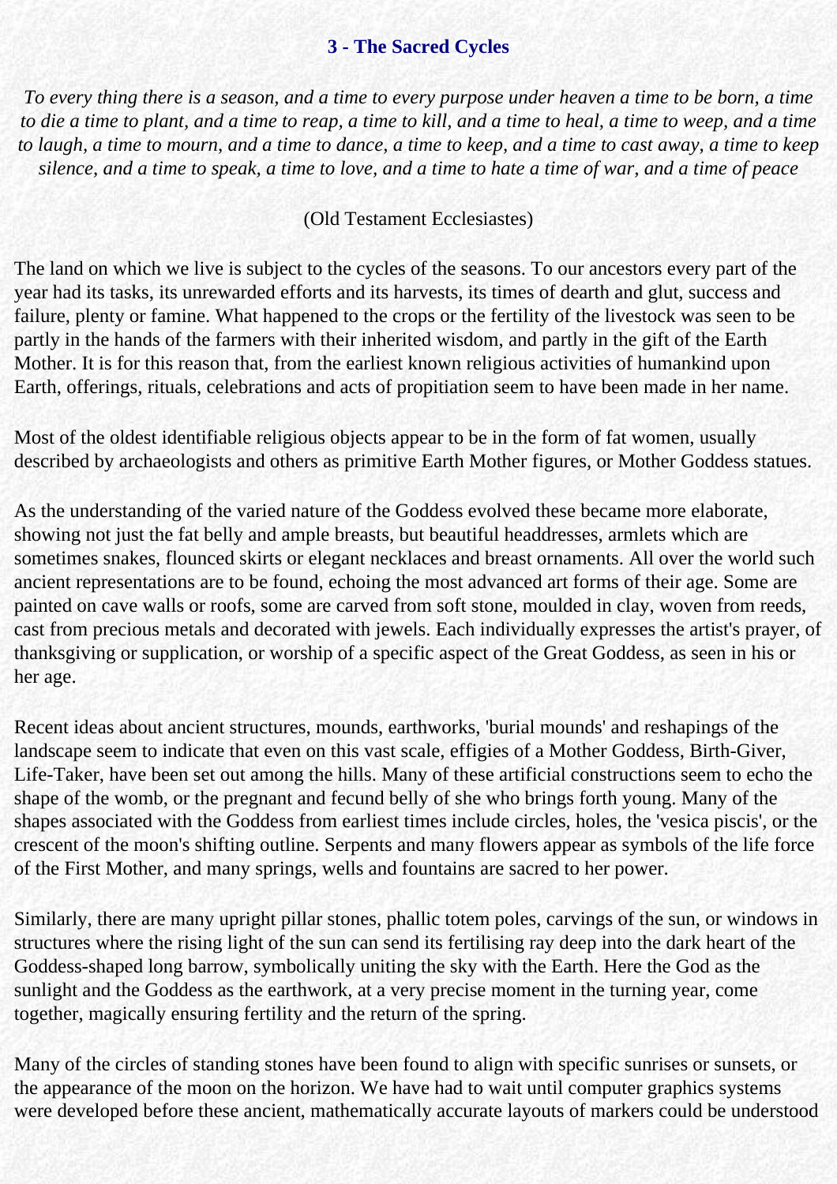## 3 - The Sacred Cycles

*To every thing there is a season, and a time to every purpose under heaven a time to be born, a time to die a time to plant, and a time to reap, a time to kill, and a time to heal, a time to weep, and a time to laugh, a time to mourn, and a time to dance, a time to keep, and a time to cast away, a time to keep silence, and a time to speak, a time to love, and a time to hate a time of war, and a time of peace*

(Old Testament Ecclesiastes)

The land on which we live is subject to the cycles of the seasons. To our ancestors every part of the year had its tasks, its unrewarded efforts and its harvests, its times of dearth and glut, success and failure, plenty or famine. What happened to the crops or the fertility of the livestock was seen to be partly in the hands of the farmers with their inherited wisdom, and partly in the gift of the Earth Mother. It is for this reason that, from the earliest known religious activities of humankind upon Earth, offerings, rituals, celebrations and acts of propitiation seem to have been made in her name.

Most of the oldest identifiable religious objects appear to be in the form of fat women, usually described by archaeologists and others as primitive Earth Mother figures, or Mother Goddess statues.

As the understanding of the varied nature of the Goddess evolved these became more elaborate, showing not just the fat belly and ample breasts, but beautiful headdresses, armlets which are sometimes snakes, flounced skirts or elegant necklaces and breast ornaments. All over the world such ancient representations are to be found, echoing the most advanced art forms of their age. Some are painted on cave walls or roofs, some are carved from soft stone, moulded in clay, woven from reeds, cast from precious metals and decorated with jewels. Each individually expresses the artist's prayer, of thanksgiving or supplication, or worship of a specific aspect of the Great Goddess, as seen in his or her age.

Recent ideas about ancient structures, mounds, earthworks, 'burial mounds' and reshapings of the landscape seem to indicate that even on this vast scale, effigies of a Mother Goddess, Birth-Giver, Life-Taker, have been set out among the hills. Many of these artificial constructions seem to echo the shape of the womb, or the pregnant and fecund belly of she who brings forth young. Many of the shapes associated with the Goddess from earliest times include circles, holes, the 'vesica piscis', or the crescent of the moon's shifting outline. Serpents and many flowers appear as symbols of the life force of the First Mother, and many springs, wells and fountains are sacred to her power.

Similarly, there are many upright pillar stones, phallic totem poles, carvings of the sun, or windows in structures where the rising light of the sun can send its fertilising ray deep into the dark heart of the Goddess-shaped long barrow, symbolically uniting the sky with the Earth. Here the God as the sunlight and the Goddess as the earthwork, at a very precise moment in the turning year, come together, magically ensuring fertility and the return of the spring.

Many of the circles of standing stones have been found to align with specific sunrises or sunsets, or the appearance of the moon on the horizon. We have had to wait until computer graphics systems were developed before these ancient, mathematically accurate layouts of markers could be understood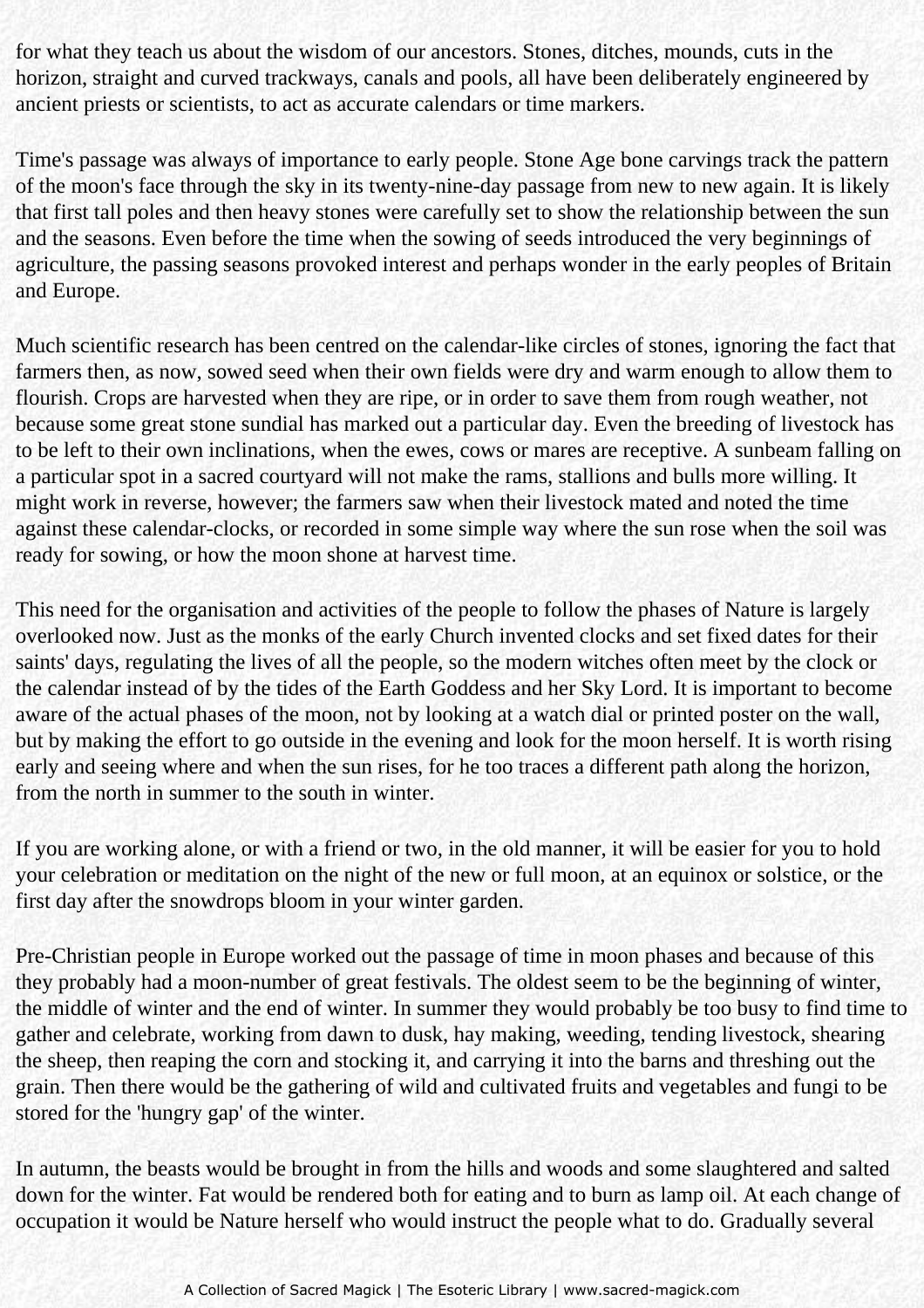for what they teach us about the wisdom of our ancestors. Stones, ditches, mounds, cuts in the horizon, straight and curved trackways, canals and pools, all have been deliberately engineered by ancient priests or scientists, to act as accurate calendars or time markers.

Time's passage was always of importance to early people. Stone Age bone carvings track the pattern of the moon's face through the sky in its twenty-nine-day passage from new to new again. It is likely that first tall poles and then heavy stones were carefully set to show the relationship between the sun and the seasons. Even before the time when the sowing of seeds introduced the very beginnings of agriculture, the passing seasons provoked interest and perhaps wonder in the early peoples of Britain and Europe.

Much scientific research has been centred on the calendar-like circles of stones, ignoring the fact that farmers then, as now, sowed seed when their own fields were dry and warm enough to allow them to flourish. Crops are harvested when they are ripe, or in order to save them from rough weather, not because some great stone sundial has marked out a particular day. Even the breeding of livestock has to be left to their own inclinations, when the ewes, cows or mares are receptive. A sunbeam falling on a particular spot in a sacred courtyard will not make the rams, stallions and bulls more willing. It might work in reverse, however; the farmers saw when their livestock mated and noted the time against these calendar-clocks, or recorded in some simple way where the sun rose when the soil was ready for sowing, or how the moon shone at harvest time.

This need for the organisation and activities of the people to follow the phases of Nature is largely overlooked now. Just as the monks of the early Church invented clocks and set fixed dates for their saints' days, regulating the lives of all the people, so the modern witches often meet by the clock or the calendar instead of by the tides of the Earth Goddess and her Sky Lord. It is important to become aware of the actual phases of the moon, not by looking at a watch dial or printed poster on the wall, but by making the effort to go outside in the evening and look for the moon herself. It is worth rising early and seeing where and when the sun rises, for he too traces a different path along the horizon, from the north in summer to the south in winter.

If you are working alone, or with a friend or two, in the old manner, it will be easier for you to hold your celebration or meditation on the night of the new or full moon, at an equinox or solstice, or the first day after the snowdrops bloom in your winter garden.

Pre-Christian people in Europe worked out the passage of time in moon phases and because of this they probably had a moon-number of great festivals. The oldest seem to be the beginning of winter, the middle of winter and the end of winter. In summer they would probably be too busy to find time to gather and celebrate, working from dawn to dusk, hay making, weeding, tending livestock, shearing the sheep, then reaping the corn and stocking it, and carrying it into the barns and threshing out the grain. Then there would be the gathering of wild and cultivated fruits and vegetables and fungi to be stored for the 'hungry gap' of the winter.

In autumn, the beasts would be brought in from the hills and woods and some slaughtered and salted down for the winter. Fat would be rendered both for eating and to burn as lamp oil. At each change of occupation it would be Nature herself who would instruct the people what to do. Gradually several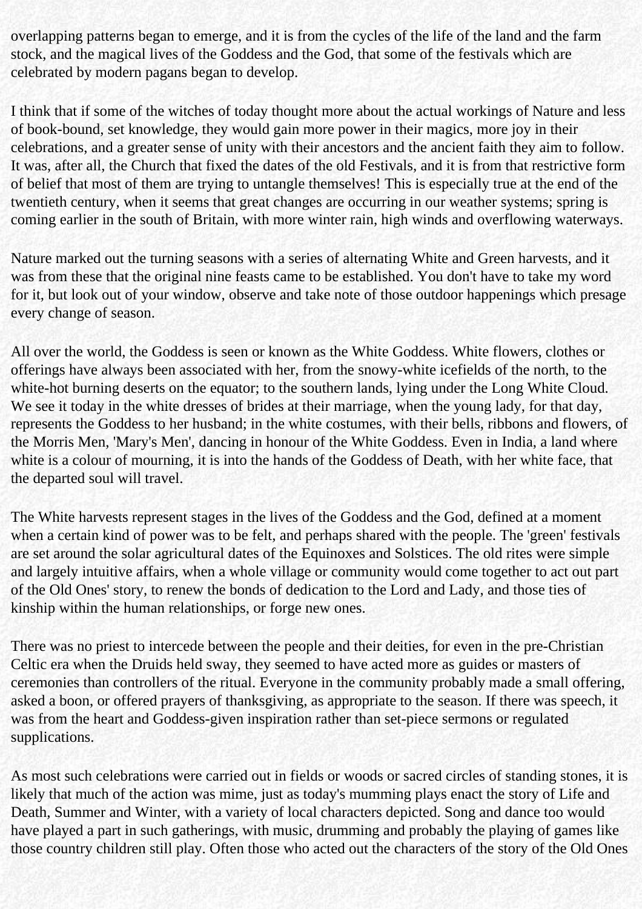overlapping patterns began to emerge, and it is from the cycles of the life of the land and the farm stock, and the magical lives of the Goddess and the God, that some of the festivals which are celebrated by modern pagans began to develop.

I think that if some of the witches of today thought more about the actual workings of Nature and less of book-bound, set knowledge, they would gain more power in their magics, more joy in their celebrations, and a greater sense of unity with their ancestors and the ancient faith they aim to follow. It was, after all, the Church that fixed the dates of the old Festivals, and it is from that restrictive form of belief that most of them are trying to untangle themselves! This is especially true at the end of the twentieth century, when it seems that great changes are occurring in our weather systems; spring is coming earlier in the south of Britain, with more winter rain, high winds and overflowing waterways.

Nature marked out the turning seasons with a series of alternating White and Green harvests, and it was from these that the original nine feasts came to be established. You don't have to take my word for it, but look out of your window, observe and take note of those outdoor happenings which presage every change of season.

All over the world, the Goddess is seen or known as the White Goddess. White flowers, clothes or offerings have always been associated with her, from the snowy-white icefields of the north, to the white-hot burning deserts on the equator; to the southern lands, lying under the Long White Cloud. We see it today in the white dresses of brides at their marriage, when the young lady, for that day, represents the Goddess to her husband; in the white costumes, with their bells, ribbons and flowers, of the Morris Men, 'Mary's Men', dancing in honour of the White Goddess. Even in India, a land where white is a colour of mourning, it is into the hands of the Goddess of Death, with her white face, that the departed soul will travel.

The White harvests represent stages in the lives of the Goddess and the God, defined at a moment when a certain kind of power was to be felt, and perhaps shared with the people. The 'green' festivals are set around the solar agricultural dates of the Equinoxes and Solstices. The old rites were simple and largely intuitive affairs, when a whole village or community would come together to act out part of the Old Ones' story, to renew the bonds of dedication to the Lord and Lady, and those ties of kinship within the human relationships, or forge new ones.

There was no priest to intercede between the people and their deities, for even in the pre-Christian Celtic era when the Druids held sway, they seemed to have acted more as guides or masters of ceremonies than controllers of the ritual. Everyone in the community probably made a small offering, asked a boon, or offered prayers of thanksgiving, as appropriate to the season. If there was speech, it was from the heart and Goddess-given inspiration rather than set-piece sermons or regulated supplications.

As most such celebrations were carried out in fields or woods or sacred circles of standing stones, it is likely that much of the action was mime, just as today's mumming plays enact the story of Life and Death, Summer and Winter, with a variety of local characters depicted. Song and dance too would have played a part in such gatherings, with music, drumming and probably the playing of games like those country children still play. Often those who acted out the characters of the story of the Old Ones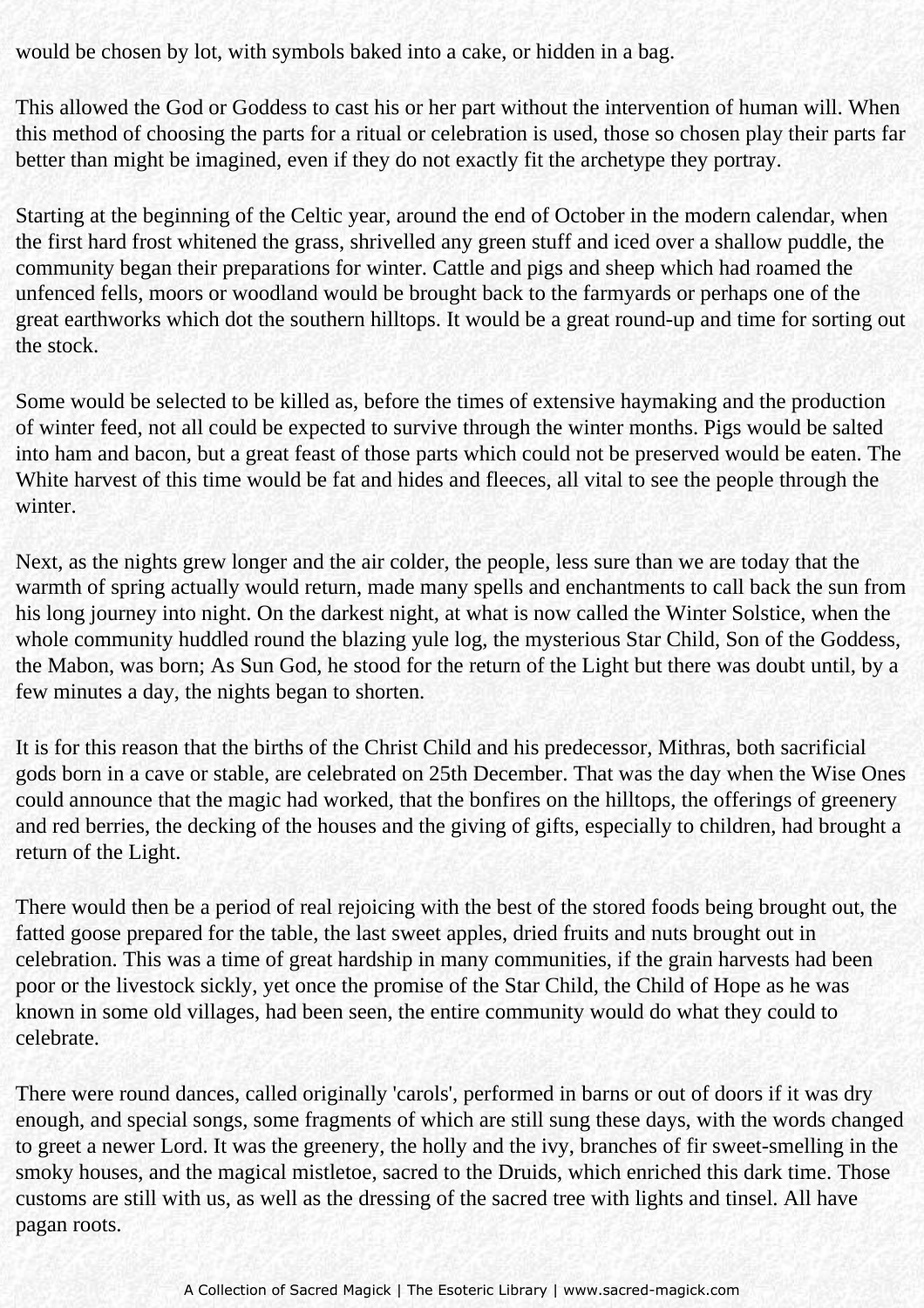would be chosen by lot, with symbols baked into a cake, or hidden in a bag.

This allowed the God or Goddess to cast his or her part without the intervention of human will. When this method of choosing the parts for a ritual or celebration is used, those so chosen play their parts far better than might be imagined, even if they do not exactly fit the archetype they portray.

Starting at the beginning of the Celtic year, around the end of October in the modern calendar, when the first hard frost whitened the grass, shrivelled any green stuff and iced over a shallow puddle, the community began their preparations for winter. Cattle and pigs and sheep which had roamed the unfenced fells, moors or woodland would be brought back to the farmyards or perhaps one of the great earthworks which dot the southern hilltops. It would be a great round-up and time for sorting out the stock.

Some would be selected to be killed as, before the times of extensive haymaking and the production of winter feed, not all could be expected to survive through the winter months. Pigs would be salted into ham and bacon, but a great feast of those parts which could not be preserved would be eaten. The White harvest of this time would be fat and hides and fleeces, all vital to see the people through the winter.

Next, as the nights grew longer and the air colder, the people, less sure than we are today that the warmth of spring actually would return, made many spells and enchantments to call back the sun from his long journey into night. On the darkest night, at what is now called the Winter Solstice, when the whole community huddled round the blazing yule log, the mysterious Star Child, Son of the Goddess, the Mabon, was born; As Sun God, he stood for the return of the Light but there was doubt until, by a few minutes a day, the nights began to shorten.

It is for this reason that the births of the Christ Child and his predecessor, Mithras, both sacrificial gods born in a cave or stable, are celebrated on 25th December. That was the day when the Wise Ones could announce that the magic had worked, that the bonfires on the hilltops, the offerings of greenery and red berries, the decking of the houses and the giving of gifts, especially to children, had brought a return of the Light.

There would then be a period of real rejoicing with the best of the stored foods being brought out, the fatted goose prepared for the table, the last sweet apples, dried fruits and nuts brought out in celebration. This was a time of great hardship in many communities, if the grain harvests had been poor or the livestock sickly, yet once the promise of the Star Child, the Child of Hope as he was known in some old villages, had been seen, the entire community would do what they could to celebrate.

There were round dances, called originally 'carols', performed in barns or out of doors if it was dry enough, and special songs, some fragments of which are still sung these days, with the words changed to greet a newer Lord. It was the greenery, the holly and the ivy, branches of fir sweet-smelling in the smoky houses, and the magical mistletoe, sacred to the Druids, which enriched this dark time. Those customs are still with us, as well as the dressing of the sacred tree with lights and tinsel. All have pagan roots.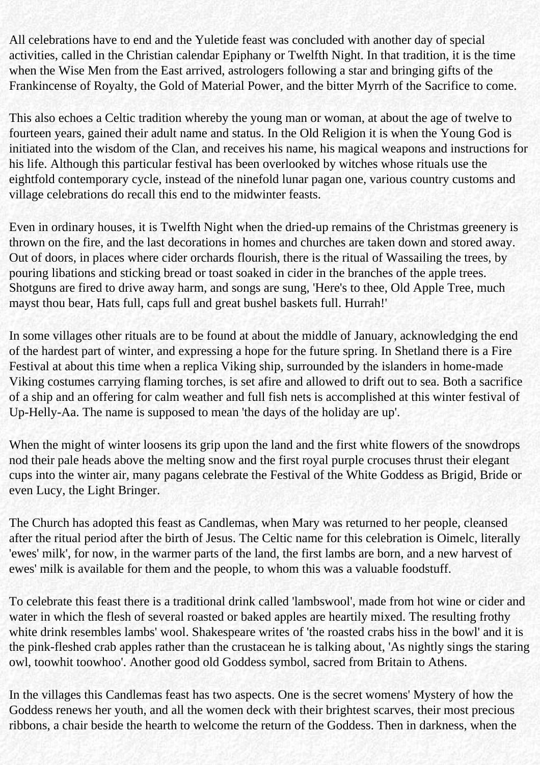All celebrations have to end and the Yuletide feast was concluded with another day of special activities, called in the Christian calendar Epiphany or Twelfth Night. In that tradition, it is the time when the Wise Men from the East arrived, astrologers following a star and bringing gifts of the Frankincense of Royalty, the Gold of Material Power, and the bitter Myrrh of the Sacrifice to come.

This also echoes a Celtic tradition whereby the young man or woman, at about the age of twelve to fourteen years, gained their adult name and status. In the Old Religion it is when the Young God is initiated into the wisdom of the Clan, and receives his name, his magical weapons and instructions for his life. Although this particular festival has been overlooked by witches whose rituals use the eightfold contemporary cycle, instead of the ninefold lunar pagan one, various country customs and village celebrations do recall this end to the midwinter feasts.

Even in ordinary houses, it is Twelfth Night when the dried-up remains of the Christmas greenery is thrown on the fire, and the last decorations in homes and churches are taken down and stored away. Out of doors, in places where cider orchards flourish, there is the ritual of Wassailing the trees, by pouring libations and sticking bread or toast soaked in cider in the branches of the apple trees. Shotguns are fired to drive away harm, and songs are sung, 'Here's to thee, Old Apple Tree, much mayst thou bear, Hats full, caps full and great bushel baskets full. Hurrah!'

In some villages other rituals are to be found at about the middle of January, acknowledging the end of the hardest part of winter, and expressing a hope for the future spring. In Shetland there is a Fire Festival at about this time when a replica Viking ship, surrounded by the islanders in home-made Viking costumes carrying flaming torches, is set afire and allowed to drift out to sea. Both a sacrifice of a ship and an offering for calm weather and full fish nets is accomplished at this winter festival of Up-Helly-Aa. The name is supposed to mean 'the days of the holiday are up'.

When the might of winter loosens its grip upon the land and the first white flowers of the snowdrops nod their pale heads above the melting snow and the first royal purple crocuses thrust their elegant cups into the winter air, many pagans celebrate the Festival of the White Goddess as Brigid, Bride or even Lucy, the Light Bringer.

The Church has adopted this feast as Candlemas, when Mary was returned to her people, cleansed after the ritual period after the birth of Jesus. The Celtic name for this celebration is Oimelc, literally 'ewes' milk', for now, in the warmer parts of the land, the first lambs are born, and a new harvest of ewes' milk is available for them and the people, to whom this was a valuable foodstuff.

To celebrate this feast there is a traditional drink called 'lambswool', made from hot wine or cider and water in which the flesh of several roasted or baked apples are heartily mixed. The resulting frothy white drink resembles lambs' wool. Shakespeare writes of 'the roasted crabs hiss in the bowl' and it is the pink-fleshed crab apples rather than the crustacean he is talking about, 'As nightly sings the staring owl, toowhit toowhoo'. Another good old Goddess symbol, sacred from Britain to Athens.

In the villages this Candlemas feast has two aspects. One is the secret womens' Mystery of how the Goddess renews her youth, and all the women deck with their brightest scarves, their most precious ribbons, a chair beside the hearth to welcome the return of the Goddess. Then in darkness, when the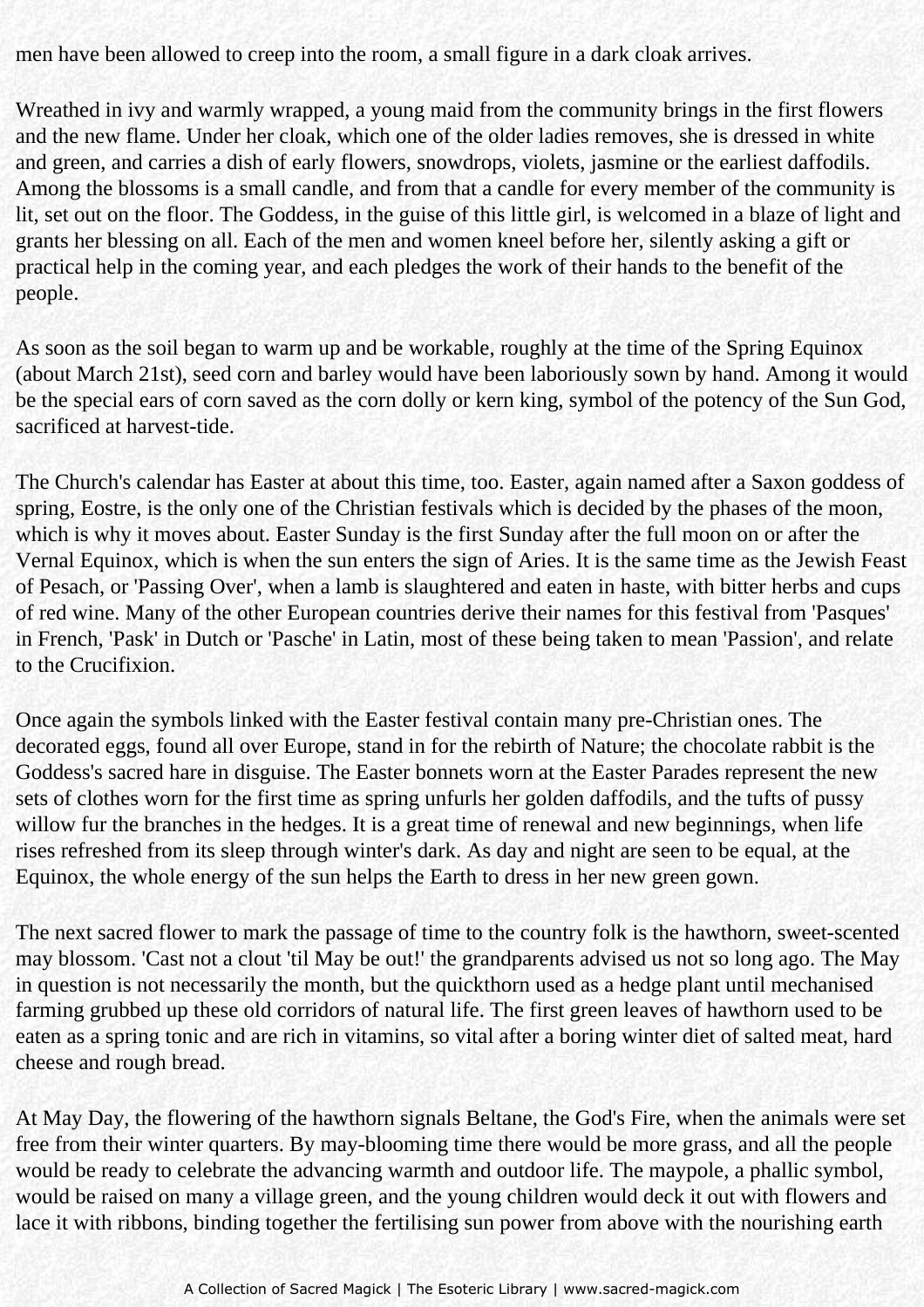men have been allowed to creep into the room, a small figure in a dark cloak arrives.

Wreathed in ivy and warmly wrapped, a young maid from the community brings in the first flowers and the new flame. Under her cloak, which one of the older ladies removes, she is dressed in white and green, and carries a dish of early flowers, snowdrops, violets, jasmine or the earliest daffodils. Among the blossoms is a small candle, and from that a candle for every member of the community is lit, set out on the floor. The Goddess, in the guise of this little girl, is welcomed in a blaze of light and grants her blessing on all. Each of the men and women kneel before her, silently asking a gift or practical help in the coming year, and each pledges the work of their hands to the benefit of the people.

As soon as the soil began to warm up and be workable, roughly at the time of the Spring Equinox (about March 21st), seed corn and barley would have been laboriously sown by hand. Among it would be the special ears of corn saved as the corn dolly or kern king, symbol of the potency of the Sun God, sacrificed at harvest-tide.

The Church's calendar has Easter at about this time, too. Easter, again named after a Saxon goddess of spring, Eostre, is the only one of the Christian festivals which is decided by the phases of the moon, which is why it moves about. Easter Sunday is the first Sunday after the full moon on or after the Vernal Equinox, which is when the sun enters the sign of Aries. It is the same time as the Jewish Feast of Pesach, or 'Passing Over', when a lamb is slaughtered and eaten in haste, with bitter herbs and cups of red wine. Many of the other European countries derive their names for this festival from 'Pasques' in French, 'Pask' in Dutch or 'Pasche' in Latin, most of these being taken to mean 'Passion', and relate to the Crucifixion.

Once again the symbols linked with the Easter festival contain many pre-Christian ones. The decorated eggs, found all over Europe, stand in for the rebirth of Nature; the chocolate rabbit is the Goddess's sacred hare in disguise. The Easter bonnets worn at the Easter Parades represent the new sets of clothes worn for the first time as spring unfurls her golden daffodils, and the tufts of pussy willow fur the branches in the hedges. It is a great time of renewal and new beginnings, when life rises refreshed from its sleep through winter's dark. As day and night are seen to be equal, at the Equinox, the whole energy of the sun helps the Earth to dress in her new green gown.

The next sacred flower to mark the passage of time to the country folk is the hawthorn, sweet-scented may blossom. 'Cast not a clout 'til May be out!' the grandparents advised us not so long ago. The May in question is not necessarily the month, but the quickthorn used as a hedge plant until mechanised farming grubbed up these old corridors of natural life. The first green leaves of hawthorn used to be eaten as a spring tonic and are rich in vitamins, so vital after a boring winter diet of salted meat, hard cheese and rough bread.

At May Day, the flowering of the hawthorn signals Beltane, the God's Fire, when the animals were set free from their winter quarters. By may-blooming time there would be more grass, and all the people would be ready to celebrate the advancing warmth and outdoor life. The maypole, a phallic symbol, would be raised on many a village green, and the young children would deck it out with flowers and lace it with ribbons, binding together the fertilising sun power from above with the nourishing earth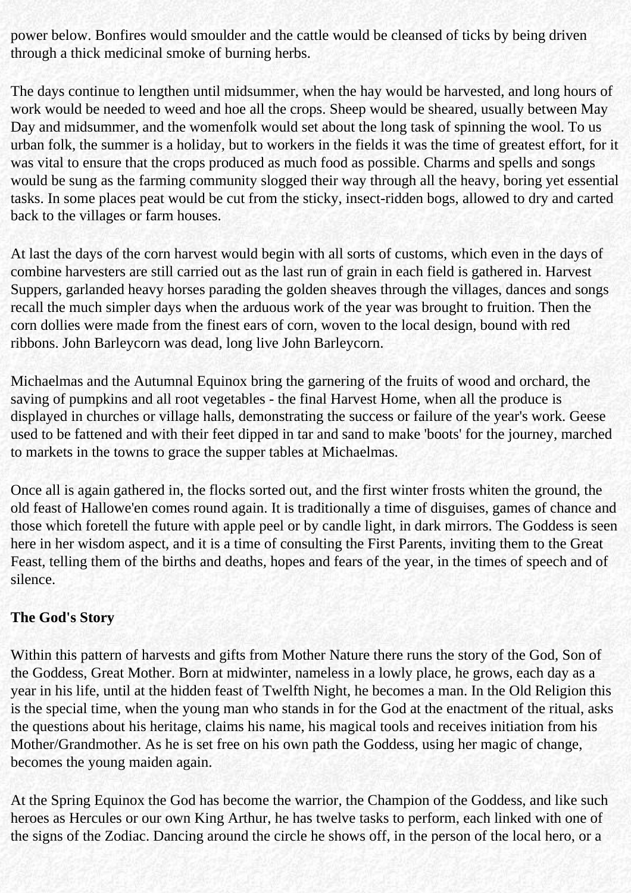power below. Bonfires would smoulder and the cattle would be cleansed of ticks by being driven through a thick medicinal smoke of burning herbs.

The days continue to lengthen until midsummer, when the hay would be harvested, and long hours of work would be needed to weed and hoe all the crops. Sheep would be sheared, usually between May Day and midsummer, and the womenfolk would set about the long task of spinning the wool. To us urban folk, the summer is a holiday, but to workers in the fields it was the time of greatest effort, for it was vital to ensure that the crops produced as much food as possible. Charms and spells and songs would be sung as the farming community slogged their way through all the heavy, boring yet essential tasks. In some places peat would be cut from the sticky, insect-ridden bogs, allowed to dry and carted back to the villages or farm houses.

At last the days of the corn harvest would begin with all sorts of customs, which even in the days of combine harvesters are still carried out as the last run of grain in each field is gathered in. Harvest Suppers, garlanded heavy horses parading the golden sheaves through the villages, dances and songs recall the much simpler days when the arduous work of the year was brought to fruition. Then the corn dollies were made from the finest ears of corn, woven to the local design, bound with red ribbons. John Barleycorn was dead, long live John Barleycorn.

Michaelmas and the Autumnal Equinox bring the garnering of the fruits of wood and orchard, the saving of pumpkins and all root vegetables - the final Harvest Home, when all the produce is displayed in churches or village halls, demonstrating the success or failure of the year's work. Geese used to be fattened and with their feet dipped in tar and sand to make 'boots' for the journey, marched to markets in the towns to grace the supper tables at Michaelmas.

Once all is again gathered in, the flocks sorted out, and the first winter frosts whiten the ground, the old feast of Hallowe'en comes round again. It is traditionally a time of disguises, games of chance and those which foretell the future with apple peel or by candle light, in dark mirrors. The Goddess is seen here in her wisdom aspect, and it is a time of consulting the First Parents, inviting them to the Great Feast, telling them of the births and deaths, hopes and fears of the year, in the times of speech and of silence.

**The God's Story**

Within this pattern of harvests and gifts from Mother Nature there runs the story of the God, Son of the Goddess, Great Mother. Born at midwinter, nameless in a lowly place, he grows, each day as a year in his life, until at the hidden feast of Twelfth Night, he becomes a man. In the Old Religion this is the special time, when the young man who stands in for the God at the enactment of the ritual, asks the questions about his heritage, claims his name, his magical tools and receives initiation from his Mother/Grandmother. As he is set free on his own path the Goddess, using her magic of change, becomes the young maiden again.

At the Spring Equinox the God has become the warrior, the Champion of the Goddess, and like such heroes as Hercules or our own King Arthur, he has twelve tasks to perform, each linked with one of the signs of the Zodiac. Dancing around the circle he shows off, in the person of the local hero, or a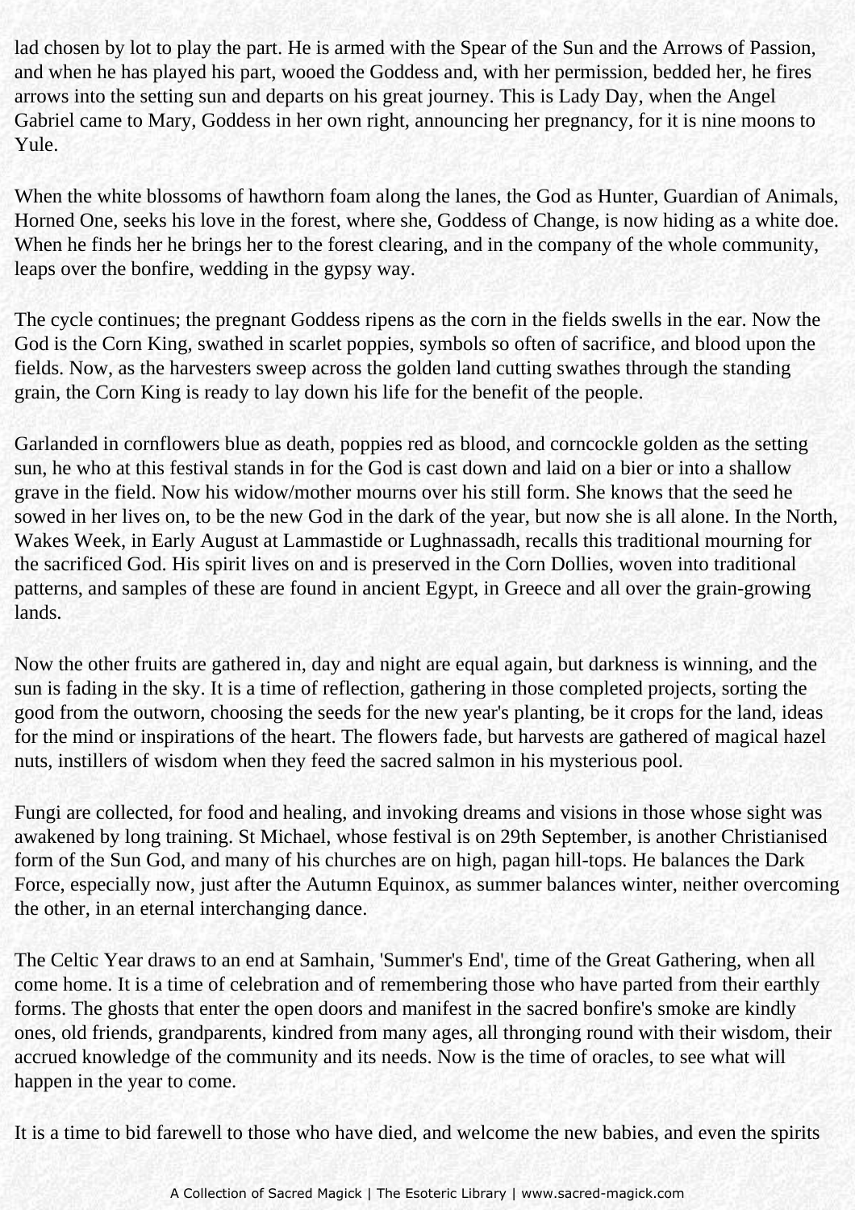lad chosen by lot to play the part. He is armed with the Spear of the Sun and the Arrows of Passion, and when he has played his part, wooed the Goddess and, with her permission, bedded her, he fires arrows into the setting sun and departs on his great journey. This is Lady Day, when the Angel Gabriel came to Mary, Goddess in her own right, announcing her pregnancy, for it is nine moons to Yule.

When the white blossoms of hawthorn foam along the lanes, the God as Hunter, Guardian of Animals, Horned One, seeks his love in the forest, where she, Goddess of Change, is now hiding as a white doe. When he finds her he brings her to the forest clearing, and in the company of the whole community, leaps over the bonfire, wedding in the gypsy way.

The cycle continues; the pregnant Goddess ripens as the corn in the fields swells in the ear. Now the God is the Corn King, swathed in scarlet poppies, symbols so often of sacrifice, and blood upon the fields. Now, as the harvesters sweep across the golden land cutting swathes through the standing grain, the Corn King is ready to lay down his life for the benefit of the people.

Garlanded in cornflowers blue as death, poppies red as blood, and corncockle golden as the setting sun, he who at this festival stands in for the God is cast down and laid on a bier or into a shallow grave in the field. Now his widow/mother mourns over his still form. She knows that the seed he sowed in her lives on, to be the new God in the dark of the year, but now she is all alone. In the North, Wakes Week, in Early August at Lammastide or Lughnassadh, recalls this traditional mourning for the sacrificed God. His spirit lives on and is preserved in the Corn Dollies, woven into traditional patterns, and samples of these are found in ancient Egypt, in Greece and all over the grain-growing lands.

Now the other fruits are gathered in, day and night are equal again, but darkness is winning, and the sun is fading in the sky. It is a time of reflection, gathering in those completed projects, sorting the good from the outworn, choosing the seeds for the new year's planting, be it crops for the land, ideas for the mind or inspirations of the heart. The flowers fade, but harvests are gathered of magical hazel nuts, instillers of wisdom when they feed the sacred salmon in his mysterious pool.

Fungi are collected, for food and healing, and invoking dreams and visions in those whose sight was awakened by long training. St Michael, whose festival is on 29th September, is another Christianised form of the Sun God, and many of his churches are on high, pagan hill-tops. He balances the Dark Force, especially now, just after the Autumn Equinox, as summer balances winter, neither overcoming the other, in an eternal interchanging dance.

The Celtic Year draws to an end at Samhain, 'Summer's End', time of the Great Gathering, when all come home. It is a time of celebration and of remembering those who have parted from their earthly forms. The ghosts that enter the open doors and manifest in the sacred bonfire's smoke are kindly ones, old friends, grandparents, kindred from many ages, all thronging round with their wisdom, their accrued knowledge of the community and its needs. Now is the time of oracles, to see what will happen in the year to come.

It is a time to bid farewell to those who have died, and welcome the new babies, and even the spirits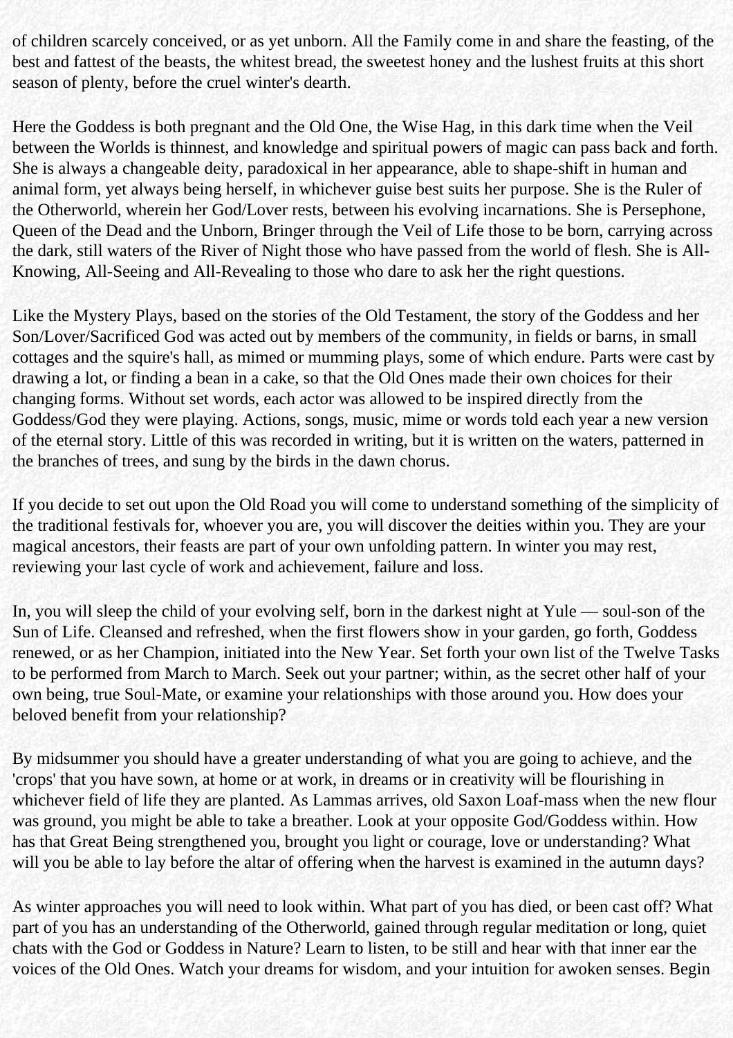of children scarcely conceived, or as yet unborn. All the Family come in and share the feasting, of the best and fattest of the beasts, the whitest bread, the sweetest honey and the lushest fruits at this short season of plenty, before the cruel winter's dearth.

Here the Goddess is both pregnant and the Old One, the Wise Hag, in this dark time when the Veil between the Worlds is thinnest, and knowledge and spiritual powers of magic can pass back and forth. She is always a changeable deity, paradoxical in her appearance, able to shape-shift in human and animal form, yet always being herself, in whichever guise best suits her purpose. She is the Ruler of the Otherworld, wherein her God/Lover rests, between his evolving incarnations. She is Persephone, Queen of the Dead and the Unborn, Bringer through the Veil of Life those to be born, carrying across the dark, still waters of the River of Night those who have passed from the world of flesh. She is All-Knowing, All-Seeing and All-Revealing to those who dare to ask her the right questions.

Like the Mystery Plays, based on the stories of the Old Testament, the story of the Goddess and her Son/Lover/Sacrificed God was acted out by members of the community, in fields or barns, in small cottages and the squire's hall, as mimed or mumming plays, some of which endure. Parts were cast by drawing a lot, or finding a bean in a cake, so that the Old Ones made their own choices for their changing forms. Without set words, each actor was allowed to be inspired directly from the Goddess/God they were playing. Actions, songs, music, mime or words told each year a new version of the eternal story. Little of this was recorded in writing, but it is written on the waters, patterned in the branches of trees, and sung by the birds in the dawn chorus.

If you decide to set out upon the Old Road you will come to understand something of the simplicity of the traditional festivals for, whoever you are, you will discover the deities within you. They are your magical ancestors, their feasts are part of your own unfolding pattern. In winter you may rest, reviewing your last cycle of work and achievement, failure and loss.

In, you will sleep the child of your evolving self, born in the darkest night at Yule — soul-son of the Sun of Life. Cleansed and refreshed, when the first flowers show in your garden, go forth, Goddess renewed, or as her Champion, initiated into the New Year. Set forth your own list of the Twelve Tasks to be performed from March to March. Seek out your partner; within, as the secret other half of your own being, true Soul-Mate, or examine your relationships with those around you. How does your beloved benefit from your relationship?

By midsummer you should have a greater understanding of what you are going to achieve, and the 'crops' that you have sown, at home or at work, in dreams or in creativity will be flourishing in whichever field of life they are planted. As Lammas arrives, old Saxon Loaf-mass when the new flour was ground, you might be able to take a breather. Look at your opposite God/Goddess within. How has that Great Being strengthened you, brought you light or courage, love or understanding? What will you be able to lay before the altar of offering when the harvest is examined in the autumn days?

As winter approaches you will need to look within. What part of you has died, or been cast off? What part of you has an understanding of the Otherworld, gained through regular meditation or long, quiet chats with the God or Goddess in Nature? Learn to listen, to be still and hear with that inner ear the voices of the Old Ones. Watch your dreams for wisdom, and your intuition for awoken senses. Begin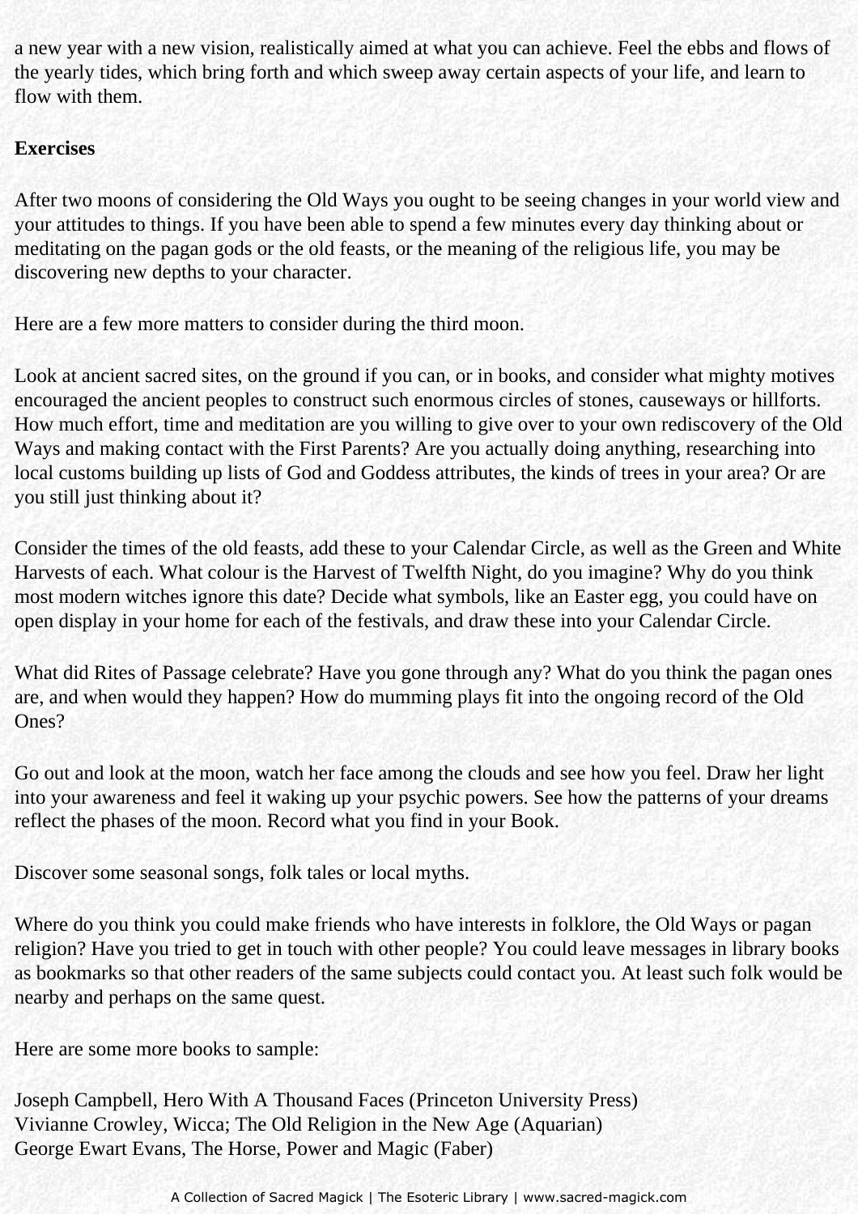a new year with a new vision, realistically aimed at what you can achieve. Feel the ebbs and flows of the yearly tides, which bring forth and which sweep away certain aspects of your life, and learn to flow with them.

**Exercises**

After two moons of considering the Old Ways you ought to be seeing changes in your world view and your attitudes to things. If you have been able to spend a few minutes every day thinking about or meditating on the pagan gods or the old feasts, or the meaning of the religious life, you may be discovering new depths to your character.

Here are a few more matters to consider during the third moon.

Look at ancient sacred sites, on the ground if you can, or in books, and consider what mighty motives encouraged the ancient peoples to construct such enormous circles of stones, causeways or hillforts. How much effort, time and meditation are you willing to give over to your own rediscovery of the Old Ways and making contact with the First Parents? Are you actually doing anything, researching into local customs building up lists of God and Goddess attributes, the kinds of trees in your area? Or are you still just thinking about it?

Consider the times of the old feasts, add these to your Calendar Circle, as well as the Green and White Harvests of each. What colour is the Harvest of Twelfth Night, do you imagine? Why do you think most modern witches ignore this date? Decide what symbols, like an Easter egg, you could have on open display in your home for each of the festivals, and draw these into your Calendar Circle.

What did Rites of Passage celebrate? Have you gone through any? What do you think the pagan ones are, and when would they happen? How do mumming plays fit into the ongoing record of the Old Ones?

Go out and look at the moon, watch her face among the clouds and see how you feel. Draw her light into your awareness and feel it waking up your psychic powers. See how the patterns of your dreams reflect the phases of the moon. Record what you find in your Book.

Discover some seasonal songs, folk tales or local myths.

Where do you think you could make friends who have interests in folklore, the Old Ways or pagan religion? Have you tried to get in touch with other people? You could leave messages in library books as bookmarks so that other readers of the same subjects could contact you. At least such folk would be nearby and perhaps on the same quest.

Here are some more books to sample:

Joseph Campbell, Hero With A Thousand Faces (Princeton University Press)
Vivianne Crowley, Wicca; The Old Religion in the New Age (Aquarian)
George Ewart Evans, The Horse, Power and Magic (Faber)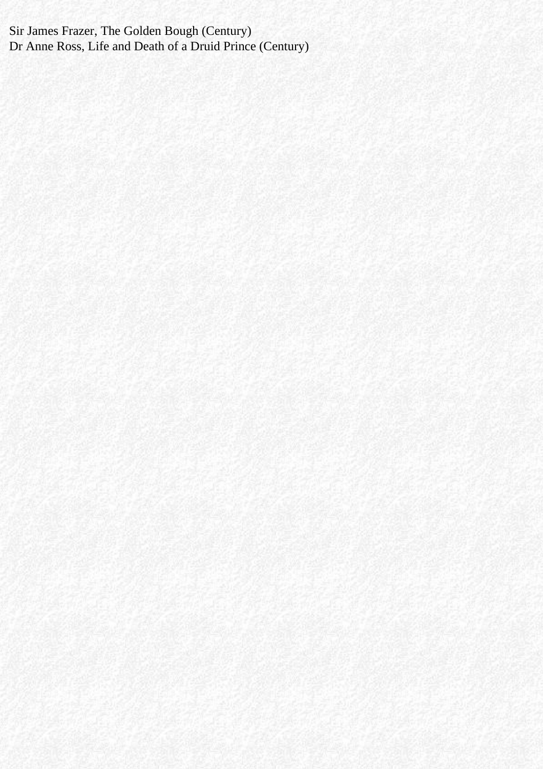Sir James Frazer, The Golden Bough (Century)
Dr Anne Ross, Life and Death of a Druid Prince (Century)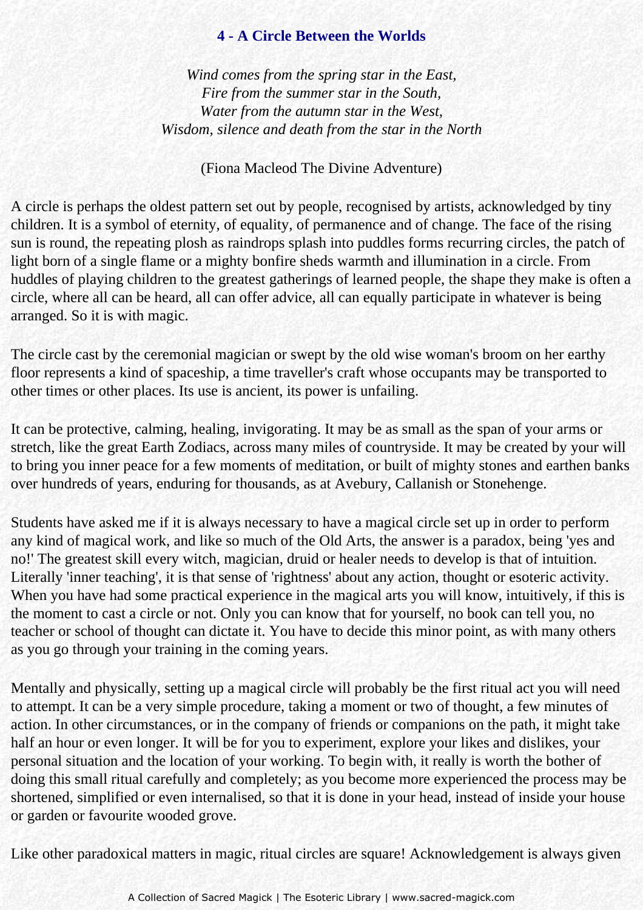## 4 - A Circle Between the Worlds

*Wind comes from the spring star in the East,*
*Fire from the summer star in the South,*
*Water from the autumn star in the West,*
*Wisdom, silence and death from the star in the North*

(Fiona Macleod The Divine Adventure)

A circle is perhaps the oldest pattern set out by people, recognised by artists, acknowledged by tiny children. It is a symbol of eternity, of equality, of permanence and of change. The face of the rising sun is round, the repeating plosh as raindrops splash into puddles forms recurring circles, the patch of light born of a single flame or a mighty bonfire sheds warmth and illumination in a circle. From huddles of playing children to the greatest gatherings of learned people, the shape they make is often a circle, where all can be heard, all can offer advice, all can equally participate in whatever is being arranged. So it is with magic.

The circle cast by the ceremonial magician or swept by the old wise woman's broom on her earthy floor represents a kind of spaceship, a time traveller's craft whose occupants may be transported to other times or other places. Its use is ancient, its power is unfailing.

It can be protective, calming, healing, invigorating. It may be as small as the span of your arms or stretch, like the great Earth Zodiacs, across many miles of countryside. It may be created by your will to bring you inner peace for a few moments of meditation, or built of mighty stones and earthen banks over hundreds of years, enduring for thousands, as at Avebury, Callanish or Stonehenge.

Students have asked me if it is always necessary to have a magical circle set up in order to perform any kind of magical work, and like so much of the Old Arts, the answer is a paradox, being 'yes and no!' The greatest skill every witch, magician, druid or healer needs to develop is that of intuition. Literally 'inner teaching', it is that sense of 'rightness' about any action, thought or esoteric activity. When you have had some practical experience in the magical arts you will know, intuitively, if this is the moment to cast a circle or not. Only you can know that for yourself, no book can tell you, no teacher or school of thought can dictate it. You have to decide this minor point, as with many others as you go through your training in the coming years.

Mentally and physically, setting up a magical circle will probably be the first ritual act you will need to attempt. It can be a very simple procedure, taking a moment or two of thought, a few minutes of action. In other circumstances, or in the company of friends or companions on the path, it might take half an hour or even longer. It will be for you to experiment, explore your likes and dislikes, your personal situation and the location of your working. To begin with, it really is worth the bother of doing this small ritual carefully and completely; as you become more experienced the process may be shortened, simplified or even internalised, so that it is done in your head, instead of inside your house or garden or favourite wooded grove.

Like other paradoxical matters in magic, ritual circles are square! Acknowledgement is always given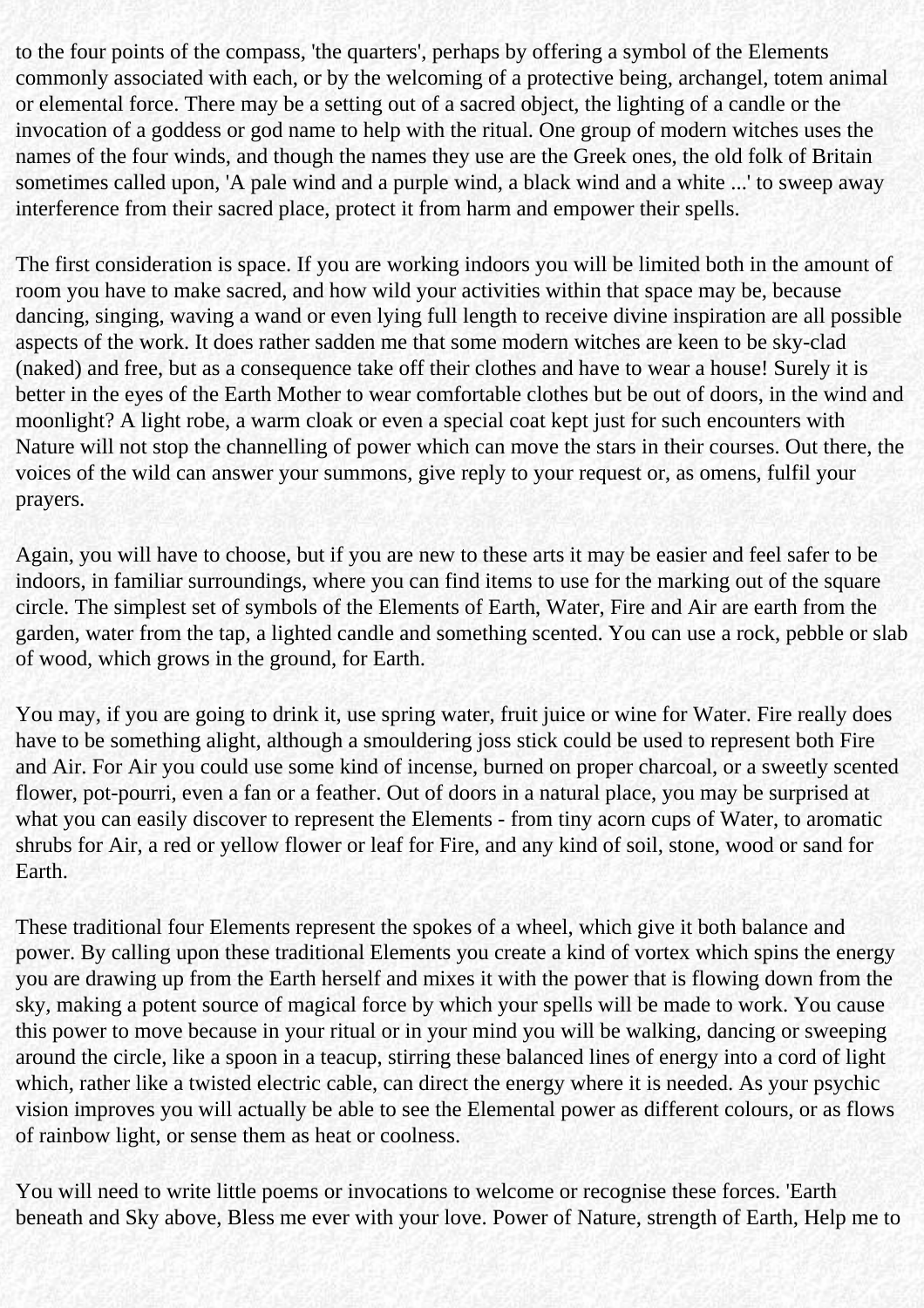to the four points of the compass, 'the quarters', perhaps by offering a symbol of the Elements commonly associated with each, or by the welcoming of a protective being, archangel, totem animal or elemental force. There may be a setting out of a sacred object, the lighting of a candle or the invocation of a goddess or god name to help with the ritual. One group of modern witches uses the names of the four winds, and though the names they use are the Greek ones, the old folk of Britain sometimes called upon, 'A pale wind and a purple wind, a black wind and a white ...' to sweep away interference from their sacred place, protect it from harm and empower their spells.

The first consideration is space. If you are working indoors you will be limited both in the amount of room you have to make sacred, and how wild your activities within that space may be, because dancing, singing, waving a wand or even lying full length to receive divine inspiration are all possible aspects of the work. It does rather sadden me that some modern witches are keen to be sky-clad (naked) and free, but as a consequence take off their clothes and have to wear a house! Surely it is better in the eyes of the Earth Mother to wear comfortable clothes but be out of doors, in the wind and moonlight? A light robe, a warm cloak or even a special coat kept just for such encounters with Nature will not stop the channelling of power which can move the stars in their courses. Out there, the voices of the wild can answer your summons, give reply to your request or, as omens, fulfil your prayers.

Again, you will have to choose, but if you are new to these arts it may be easier and feel safer to be indoors, in familiar surroundings, where you can find items to use for the marking out of the square circle. The simplest set of symbols of the Elements of Earth, Water, Fire and Air are earth from the garden, water from the tap, a lighted candle and something scented. You can use a rock, pebble or slab of wood, which grows in the ground, for Earth.

You may, if you are going to drink it, use spring water, fruit juice or wine for Water. Fire really does have to be something alight, although a smouldering joss stick could be used to represent both Fire and Air. For Air you could use some kind of incense, burned on proper charcoal, or a sweetly scented flower, pot-pourri, even a fan or a feather. Out of doors in a natural place, you may be surprised at what you can easily discover to represent the Elements - from tiny acorn cups of Water, to aromatic shrubs for Air, a red or yellow flower or leaf for Fire, and any kind of soil, stone, wood or sand for Earth.

These traditional four Elements represent the spokes of a wheel, which give it both balance and power. By calling upon these traditional Elements you create a kind of vortex which spins the energy you are drawing up from the Earth herself and mixes it with the power that is flowing down from the sky, making a potent source of magical force by which your spells will be made to work. You cause this power to move because in your ritual or in your mind you will be walking, dancing or sweeping around the circle, like a spoon in a teacup, stirring these balanced lines of energy into a cord of light which, rather like a twisted electric cable, can direct the energy where it is needed. As your psychic vision improves you will actually be able to see the Elemental power as different colours, or as flows of rainbow light, or sense them as heat or coolness.

You will need to write little poems or invocations to welcome or recognise these forces. 'Earth beneath and Sky above, Bless me ever with your love. Power of Nature, strength of Earth, Help me to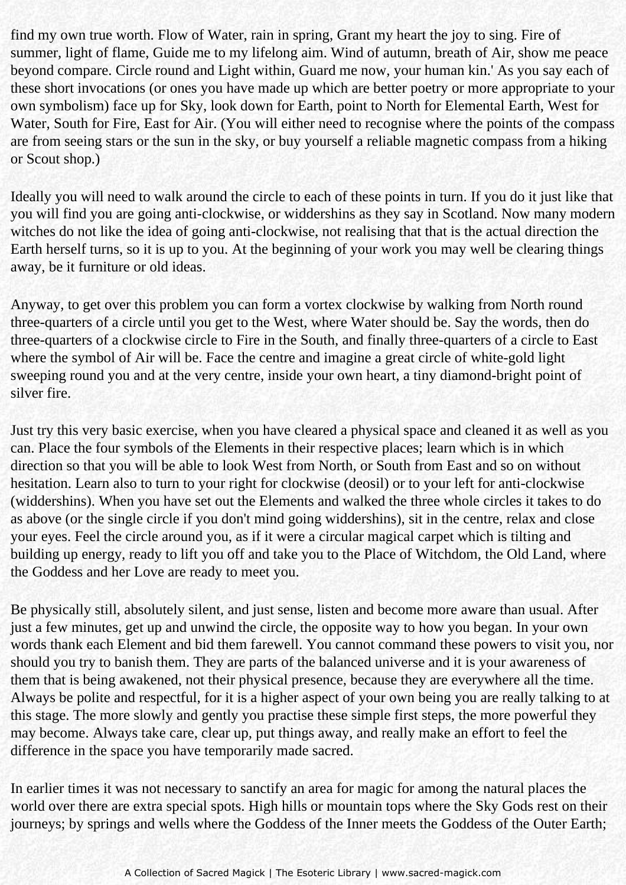find my own true worth. Flow of Water, rain in spring, Grant my heart the joy to sing. Fire of summer, light of flame, Guide me to my lifelong aim. Wind of autumn, breath of Air, show me peace beyond compare. Circle round and Light within, Guard me now, your human kin.' As you say each of these short invocations (or ones you have made up which are better poetry or more appropriate to your own symbolism) face up for Sky, look down for Earth, point to North for Elemental Earth, West for Water, South for Fire, East for Air. (You will either need to recognise where the points of the compass are from seeing stars or the sun in the sky, or buy yourself a reliable magnetic compass from a hiking or Scout shop.)

Ideally you will need to walk around the circle to each of these points in turn. If you do it just like that you will find you are going anti-clockwise, or widdershins as they say in Scotland. Now many modern witches do not like the idea of going anti-clockwise, not realising that that is the actual direction the Earth herself turns, so it is up to you. At the beginning of your work you may well be clearing things away, be it furniture or old ideas.

Anyway, to get over this problem you can form a vortex clockwise by walking from North round three-quarters of a circle until you get to the West, where Water should be. Say the words, then do three-quarters of a clockwise circle to Fire in the South, and finally three-quarters of a circle to East where the symbol of Air will be. Face the centre and imagine a great circle of white-gold light sweeping round you and at the very centre, inside your own heart, a tiny diamond-bright point of silver fire.

Just try this very basic exercise, when you have cleared a physical space and cleaned it as well as you can. Place the four symbols of the Elements in their respective places; learn which is in which direction so that you will be able to look West from North, or South from East and so on without hesitation. Learn also to turn to your right for clockwise (deosil) or to your left for anti-clockwise (widdershins). When you have set out the Elements and walked the three whole circles it takes to do as above (or the single circle if you don't mind going widdershins), sit in the centre, relax and close your eyes. Feel the circle around you, as if it were a circular magical carpet which is tilting and building up energy, ready to lift you off and take you to the Place of Witchdom, the Old Land, where the Goddess and her Love are ready to meet you.

Be physically still, absolutely silent, and just sense, listen and become more aware than usual. After just a few minutes, get up and unwind the circle, the opposite way to how you began. In your own words thank each Element and bid them farewell. You cannot command these powers to visit you, nor should you try to banish them. They are parts of the balanced universe and it is your awareness of them that is being awakened, not their physical presence, because they are everywhere all the time. Always be polite and respectful, for it is a higher aspect of your own being you are really talking to at this stage. The more slowly and gently you practise these simple first steps, the more powerful they may become. Always take care, clear up, put things away, and really make an effort to feel the difference in the space you have temporarily made sacred.

In earlier times it was not necessary to sanctify an area for magic for among the natural places the world over there are extra special spots. High hills or mountain tops where the Sky Gods rest on their journeys; by springs and wells where the Goddess of the Inner meets the Goddess of the Outer Earth;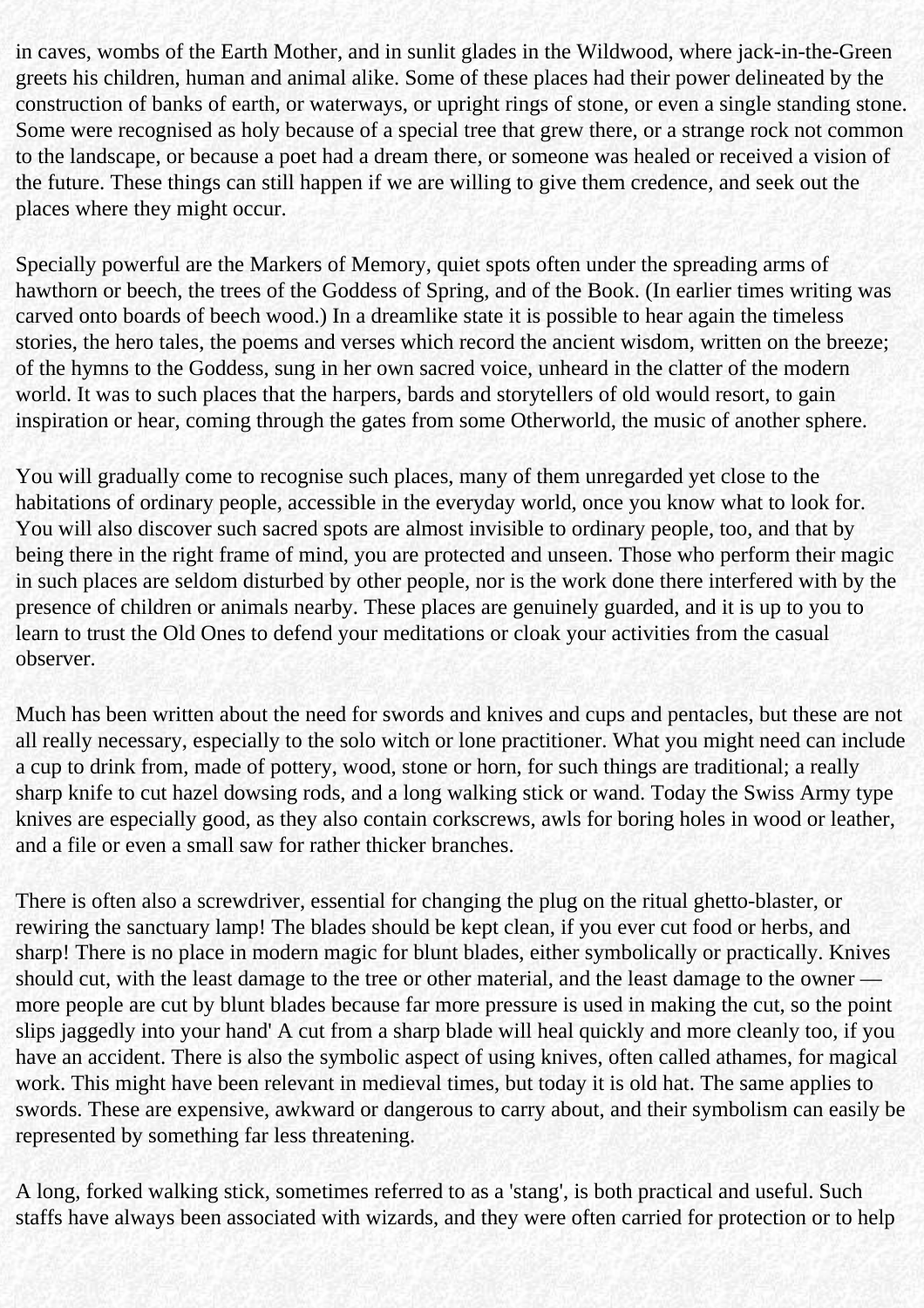in caves, wombs of the Earth Mother, and in sunlit glades in the Wildwood, where jack-in-the-Green greets his children, human and animal alike. Some of these places had their power delineated by the construction of banks of earth, or waterways, or upright rings of stone, or even a single standing stone. Some were recognised as holy because of a special tree that grew there, or a strange rock not common to the landscape, or because a poet had a dream there, or someone was healed or received a vision of the future. These things can still happen if we are willing to give them credence, and seek out the places where they might occur.

Specially powerful are the Markers of Memory, quiet spots often under the spreading arms of hawthorn or beech, the trees of the Goddess of Spring, and of the Book. (In earlier times writing was carved onto boards of beech wood.) In a dreamlike state it is possible to hear again the timeless stories, the hero tales, the poems and verses which record the ancient wisdom, written on the breeze; of the hymns to the Goddess, sung in her own sacred voice, unheard in the clatter of the modern world. It was to such places that the harpers, bards and storytellers of old would resort, to gain inspiration or hear, coming through the gates from some Otherworld, the music of another sphere.

You will gradually come to recognise such places, many of them unregarded yet close to the habitations of ordinary people, accessible in the everyday world, once you know what to look for. You will also discover such sacred spots are almost invisible to ordinary people, too, and that by being there in the right frame of mind, you are protected and unseen. Those who perform their magic in such places are seldom disturbed by other people, nor is the work done there interfered with by the presence of children or animals nearby. These places are genuinely guarded, and it is up to you to learn to trust the Old Ones to defend your meditations or cloak your activities from the casual observer.

Much has been written about the need for swords and knives and cups and pentacles, but these are not all really necessary, especially to the solo witch or lone practitioner. What you might need can include a cup to drink from, made of pottery, wood, stone or horn, for such things are traditional; a really sharp knife to cut hazel dowsing rods, and a long walking stick or wand. Today the Swiss Army type knives are especially good, as they also contain corkscrews, awls for boring holes in wood or leather, and a file or even a small saw for rather thicker branches.

There is often also a screwdriver, essential for changing the plug on the ritual ghetto-blaster, or rewiring the sanctuary lamp! The blades should be kept clean, if you ever cut food or herbs, and sharp! There is no place in modern magic for blunt blades, either symbolically or practically. Knives should cut, with the least damage to the tree or other material, and the least damage to the owner — more people are cut by blunt blades because far more pressure is used in making the cut, so the point slips jaggedly into your hand' A cut from a sharp blade will heal quickly and more cleanly too, if you have an accident. There is also the symbolic aspect of using knives, often called athames, for magical work. This might have been relevant in medieval times, but today it is old hat. The same applies to swords. These are expensive, awkward or dangerous to carry about, and their symbolism can easily be represented by something far less threatening.

A long, forked walking stick, sometimes referred to as a 'stang', is both practical and useful. Such staffs have always been associated with wizards, and they were often carried for protection or to help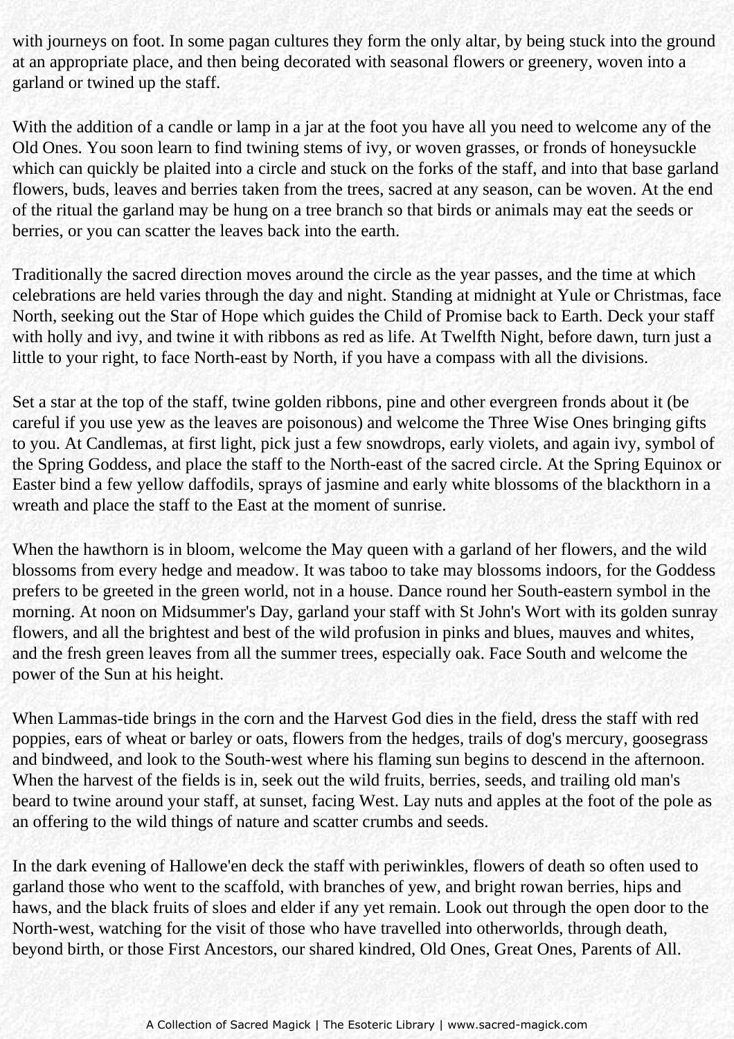with journeys on foot. In some pagan cultures they form the only altar, by being stuck into the ground at an appropriate place, and then being decorated with seasonal flowers or greenery, woven into a garland or twined up the staff.

With the addition of a candle or lamp in a jar at the foot you have all you need to welcome any of the Old Ones. You soon learn to find twining stems of ivy, or woven grasses, or fronds of honeysuckle which can quickly be plaited into a circle and stuck on the forks of the staff, and into that base garland flowers, buds, leaves and berries taken from the trees, sacred at any season, can be woven. At the end of the ritual the garland may be hung on a tree branch so that birds or animals may eat the seeds or berries, or you can scatter the leaves back into the earth.

Traditionally the sacred direction moves around the circle as the year passes, and the time at which celebrations are held varies through the day and night. Standing at midnight at Yule or Christmas, face North, seeking out the Star of Hope which guides the Child of Promise back to Earth. Deck your staff with holly and ivy, and twine it with ribbons as red as life. At Twelfth Night, before dawn, turn just a little to your right, to face North-east by North, if you have a compass with all the divisions.

Set a star at the top of the staff, twine golden ribbons, pine and other evergreen fronds about it (be careful if you use yew as the leaves are poisonous) and welcome the Three Wise Ones bringing gifts to you. At Candlemas, at first light, pick just a few snowdrops, early violets, and again ivy, symbol of the Spring Goddess, and place the staff to the North-east of the sacred circle. At the Spring Equinox or Easter bind a few yellow daffodils, sprays of jasmine and early white blossoms of the blackthorn in a wreath and place the staff to the East at the moment of sunrise.

When the hawthorn is in bloom, welcome the May queen with a garland of her flowers, and the wild blossoms from every hedge and meadow. It was taboo to take may blossoms indoors, for the Goddess prefers to be greeted in the green world, not in a house. Dance round her South-eastern symbol in the morning. At noon on Midsummer's Day, garland your staff with St John's Wort with its golden sunray flowers, and all the brightest and best of the wild profusion in pinks and blues, mauves and whites, and the fresh green leaves from all the summer trees, especially oak. Face South and welcome the power of the Sun at his height.

When Lammas-tide brings in the corn and the Harvest God dies in the field, dress the staff with red poppies, ears of wheat or barley or oats, flowers from the hedges, trails of dog's mercury, goosegrass and bindweed, and look to the South-west where his flaming sun begins to descend in the afternoon. When the harvest of the fields is in, seek out the wild fruits, berries, seeds, and trailing old man's beard to twine around your staff, at sunset, facing West. Lay nuts and apples at the foot of the pole as an offering to the wild things of nature and scatter crumbs and seeds.

In the dark evening of Hallowe'en deck the staff with periwinkles, flowers of death so often used to garland those who went to the scaffold, with branches of yew, and bright rowan berries, hips and haws, and the black fruits of sloes and elder if any yet remain. Look out through the open door to the North-west, watching for the visit of those who have travelled into otherworlds, through death, beyond birth, or those First Ancestors, our shared kindred, Old Ones, Great Ones, Parents of All.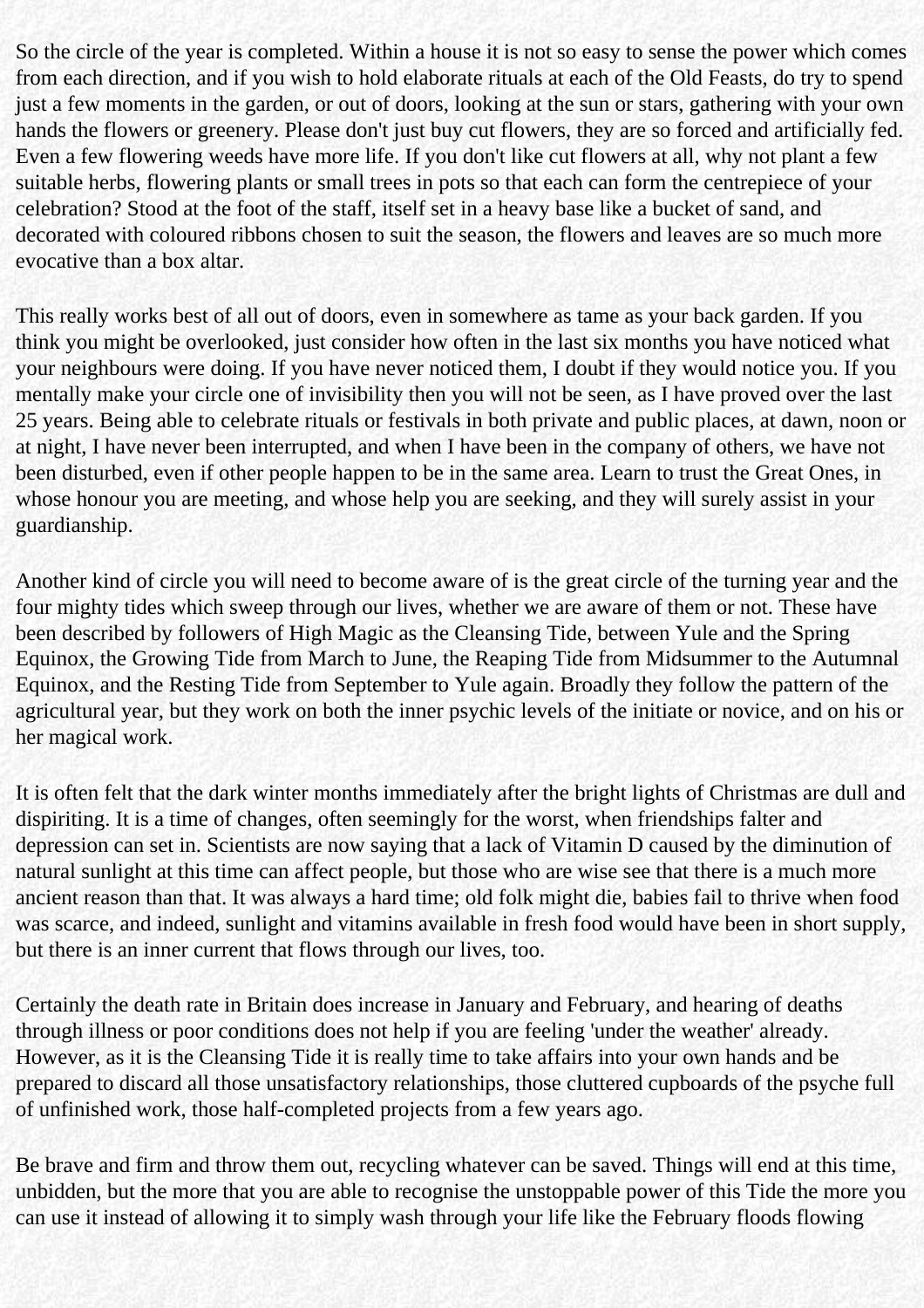So the circle of the year is completed. Within a house it is not so easy to sense the power which comes from each direction, and if you wish to hold elaborate rituals at each of the Old Feasts, do try to spend just a few moments in the garden, or out of doors, looking at the sun or stars, gathering with your own hands the flowers or greenery. Please don't just buy cut flowers, they are so forced and artificially fed. Even a few flowering weeds have more life. If you don't like cut flowers at all, why not plant a few suitable herbs, flowering plants or small trees in pots so that each can form the centrepiece of your celebration? Stood at the foot of the staff, itself set in a heavy base like a bucket of sand, and decorated with coloured ribbons chosen to suit the season, the flowers and leaves are so much more evocative than a box altar.

This really works best of all out of doors, even in somewhere as tame as your back garden. If you think you might be overlooked, just consider how often in the last six months you have noticed what your neighbours were doing. If you have never noticed them, I doubt if they would notice you. If you mentally make your circle one of invisibility then you will not be seen, as I have proved over the last 25 years. Being able to celebrate rituals or festivals in both private and public places, at dawn, noon or at night, I have never been interrupted, and when I have been in the company of others, we have not been disturbed, even if other people happen to be in the same area. Learn to trust the Great Ones, in whose honour you are meeting, and whose help you are seeking, and they will surely assist in your guardianship.

Another kind of circle you will need to become aware of is the great circle of the turning year and the four mighty tides which sweep through our lives, whether we are aware of them or not. These have been described by followers of High Magic as the Cleansing Tide, between Yule and the Spring Equinox, the Growing Tide from March to June, the Reaping Tide from Midsummer to the Autumnal Equinox, and the Resting Tide from September to Yule again. Broadly they follow the pattern of the agricultural year, but they work on both the inner psychic levels of the initiate or novice, and on his or her magical work.

It is often felt that the dark winter months immediately after the bright lights of Christmas are dull and dispiriting. It is a time of changes, often seemingly for the worst, when friendships falter and depression can set in. Scientists are now saying that a lack of Vitamin D caused by the diminution of natural sunlight at this time can affect people, but those who are wise see that there is a much more ancient reason than that. It was always a hard time; old folk might die, babies fail to thrive when food was scarce, and indeed, sunlight and vitamins available in fresh food would have been in short supply, but there is an inner current that flows through our lives, too.

Certainly the death rate in Britain does increase in January and February, and hearing of deaths through illness or poor conditions does not help if you are feeling 'under the weather' already. However, as it is the Cleansing Tide it is really time to take affairs into your own hands and be prepared to discard all those unsatisfactory relationships, those cluttered cupboards of the psyche full of unfinished work, those half-completed projects from a few years ago.

Be brave and firm and throw them out, recycling whatever can be saved. Things will end at this time, unbidden, but the more that you are able to recognise the unstoppable power of this Tide the more you can use it instead of allowing it to simply wash through your life like the February floods flowing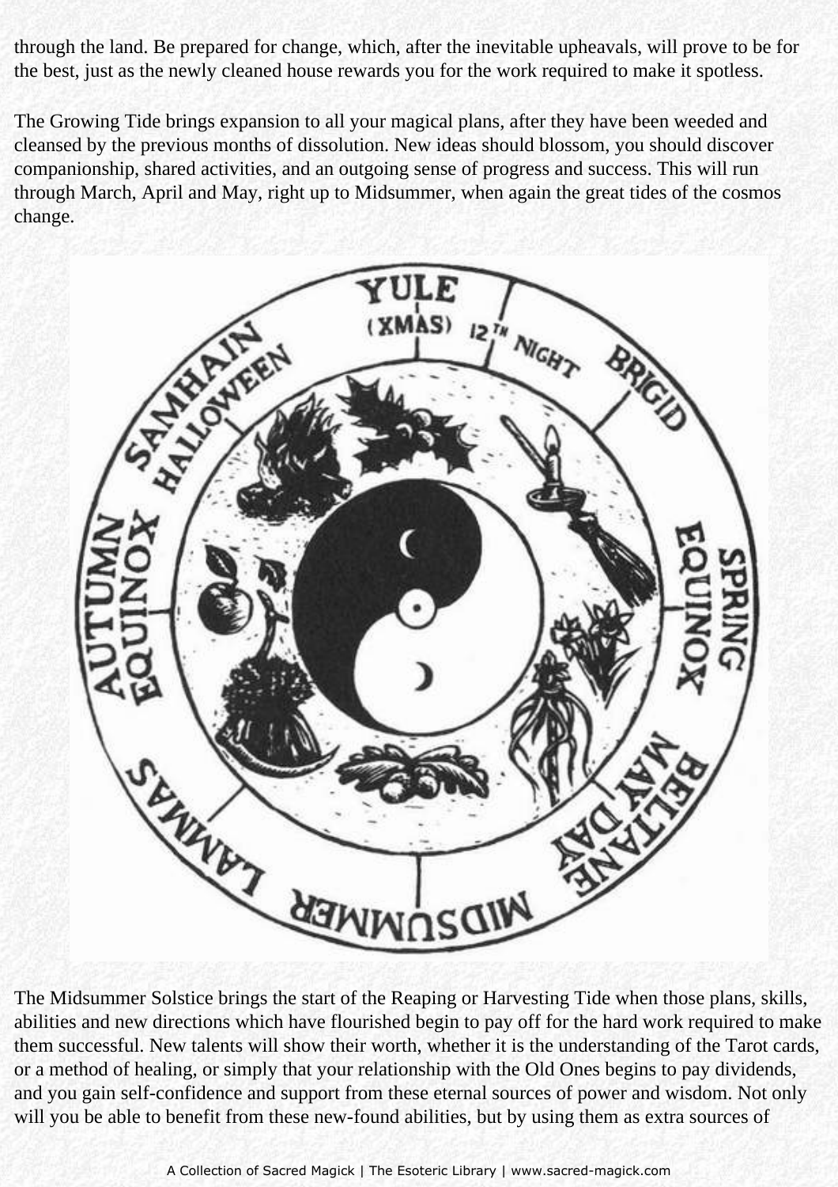through the land. Be prepared for change, which, after the inevitable upheavals, will prove to be for the best, just as the newly cleaned house rewards you for the work required to make it spotless.

The Growing Tide brings expansion to all your magical plans, after they have been weeded and cleansed by the previous months of dissolution. New ideas should blossom, you should discover companionship, shared activities, and an outgoing sense of progress and success. This will run through March, April and May, right up to Midsummer, when again the great tides of the cosmos change.

The Midsummer Solstice brings the start of the Reaping or Harvesting Tide when those plans, skills, abilities and new directions which have flourished begin to pay off for the hard work required to make them successful. New talents will show their worth, whether it is the understanding of the Tarot cards, or a method of healing, or simply that your relationship with the Old Ones begins to pay dividends, and you gain self-confidence and support from these eternal sources of power and wisdom. Not only will you be able to benefit from these new-found abilities, but by using them as extra sources of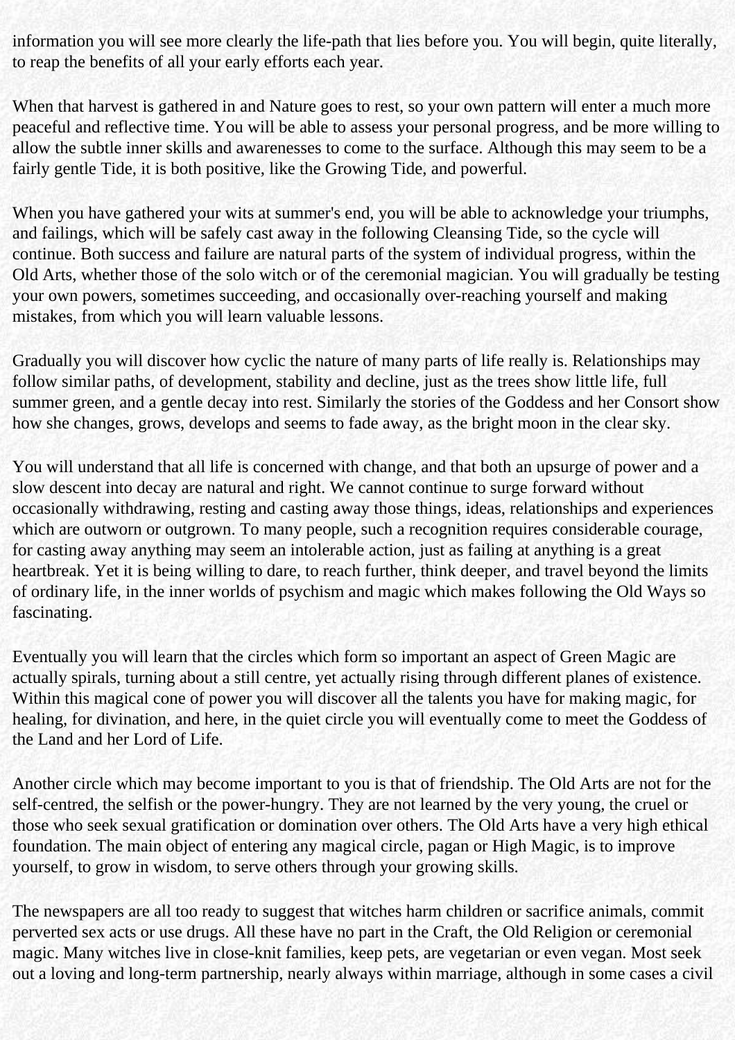information you will see more clearly the life-path that lies before you. You will begin, quite literally, to reap the benefits of all your early efforts each year.

When that harvest is gathered in and Nature goes to rest, so your own pattern will enter a much more peaceful and reflective time. You will be able to assess your personal progress, and be more willing to allow the subtle inner skills and awarenesses to come to the surface. Although this may seem to be a fairly gentle Tide, it is both positive, like the Growing Tide, and powerful.

When you have gathered your wits at summer's end, you will be able to acknowledge your triumphs, and failings, which will be safely cast away in the following Cleansing Tide, so the cycle will continue. Both success and failure are natural parts of the system of individual progress, within the Old Arts, whether those of the solo witch or of the ceremonial magician. You will gradually be testing your own powers, sometimes succeeding, and occasionally over-reaching yourself and making mistakes, from which you will learn valuable lessons.

Gradually you will discover how cyclic the nature of many parts of life really is. Relationships may follow similar paths, of development, stability and decline, just as the trees show little life, full summer green, and a gentle decay into rest. Similarly the stories of the Goddess and her Consort show how she changes, grows, develops and seems to fade away, as the bright moon in the clear sky.

You will understand that all life is concerned with change, and that both an upsurge of power and a slow descent into decay are natural and right. We cannot continue to surge forward without occasionally withdrawing, resting and casting away those things, ideas, relationships and experiences which are outworn or outgrown. To many people, such a recognition requires considerable courage, for casting away anything may seem an intolerable action, just as failing at anything is a great heartbreak. Yet it is being willing to dare, to reach further, think deeper, and travel beyond the limits of ordinary life, in the inner worlds of psychism and magic which makes following the Old Ways so fascinating.

Eventually you will learn that the circles which form so important an aspect of Green Magic are actually spirals, turning about a still centre, yet actually rising through different planes of existence. Within this magical cone of power you will discover all the talents you have for making magic, for healing, for divination, and here, in the quiet circle you will eventually come to meet the Goddess of the Land and her Lord of Life.

Another circle which may become important to you is that of friendship. The Old Arts are not for the self-centred, the selfish or the power-hungry. They are not learned by the very young, the cruel or those who seek sexual gratification or domination over others. The Old Arts have a very high ethical foundation. The main object of entering any magical circle, pagan or High Magic, is to improve yourself, to grow in wisdom, to serve others through your growing skills.

The newspapers are all too ready to suggest that witches harm children or sacrifice animals, commit perverted sex acts or use drugs. All these have no part in the Craft, the Old Religion or ceremonial magic. Many witches live in close-knit families, keep pets, are vegetarian or even vegan. Most seek out a loving and long-term partnership, nearly always within marriage, although in some cases a civil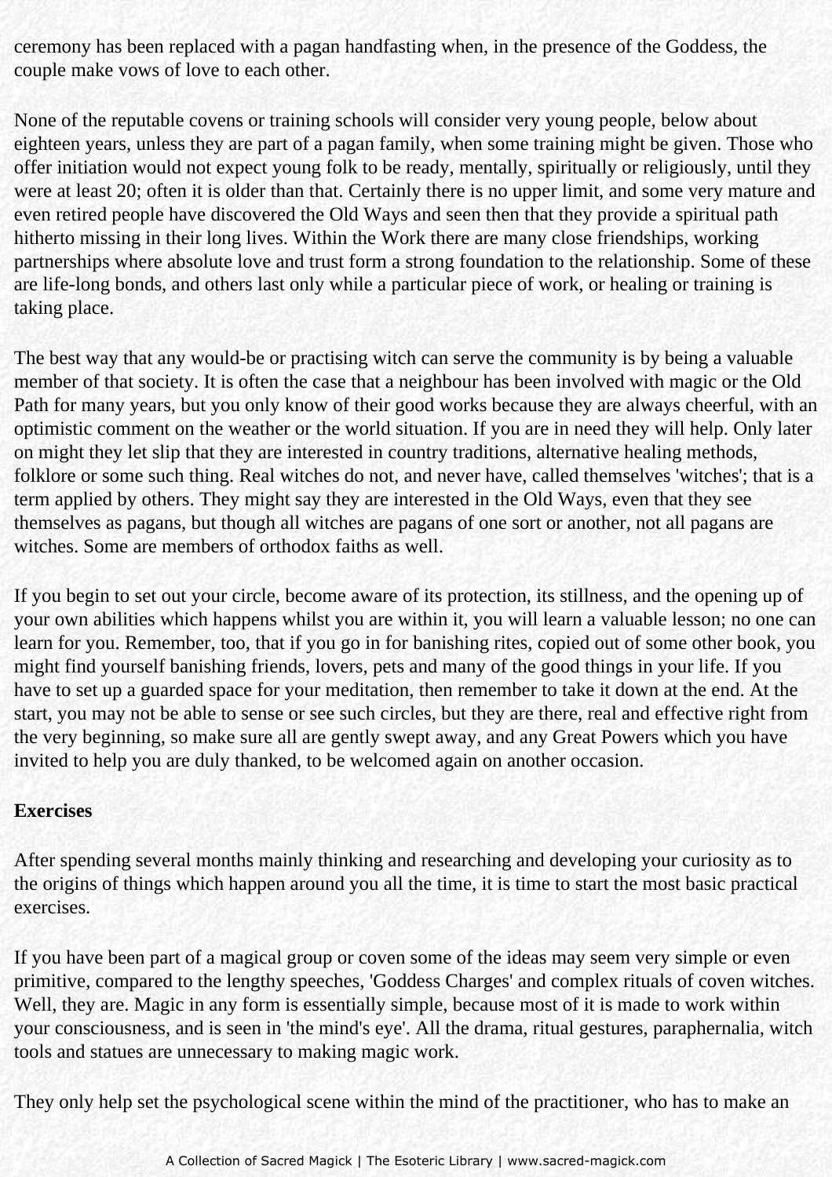ceremony has been replaced with a pagan handfasting when, in the presence of the Goddess, the couple make vows of love to each other.

None of the reputable covens or training schools will consider very young people, below about eighteen years, unless they are part of a pagan family, when some training might be given. Those who offer initiation would not expect young folk to be ready, mentally, spiritually or religiously, until they were at least 20; often it is older than that. Certainly there is no upper limit, and some very mature and even retired people have discovered the Old Ways and seen then that they provide a spiritual path hitherto missing in their long lives. Within the Work there are many close friendships, working partnerships where absolute love and trust form a strong foundation to the relationship. Some of these are life-long bonds, and others last only while a particular piece of work, or healing or training is taking place.

The best way that any would-be or practising witch can serve the community is by being a valuable member of that society. It is often the case that a neighbour has been involved with magic or the Old Path for many years, but you only know of their good works because they are always cheerful, with an optimistic comment on the weather or the world situation. If you are in need they will help. Only later on might they let slip that they are interested in country traditions, alternative healing methods, folklore or some such thing. Real witches do not, and never have, called themselves 'witches'; that is a term applied by others. They might say they are interested in the Old Ways, even that they see themselves as pagans, but though all witches are pagans of one sort or another, not all pagans are witches. Some are members of orthodox faiths as well.

If you begin to set out your circle, become aware of its protection, its stillness, and the opening up of your own abilities which happens whilst you are within it, you will learn a valuable lesson; no one can learn for you. Remember, too, that if you go in for banishing rites, copied out of some other book, you might find yourself banishing friends, lovers, pets and many of the good things in your life. If you have to set up a guarded space for your meditation, then remember to take it down at the end. At the start, you may not be able to sense or see such circles, but they are there, real and effective right from the very beginning, so make sure all are gently swept away, and any Great Powers which you have invited to help you are duly thanked, to be welcomed again on another occasion.

**Exercises**

After spending several months mainly thinking and researching and developing your curiosity as to the origins of things which happen around you all the time, it is time to start the most basic practical exercises.

If you have been part of a magical group or coven some of the ideas may seem very simple or even primitive, compared to the lengthy speeches, 'Goddess Charges' and complex rituals of coven witches. Well, they are. Magic in any form is essentially simple, because most of it is made to work within your consciousness, and is seen in 'the mind's eye'. All the drama, ritual gestures, paraphernalia, witch tools and statues are unnecessary to making magic work.

They only help set the psychological scene within the mind of the practitioner, who has to make an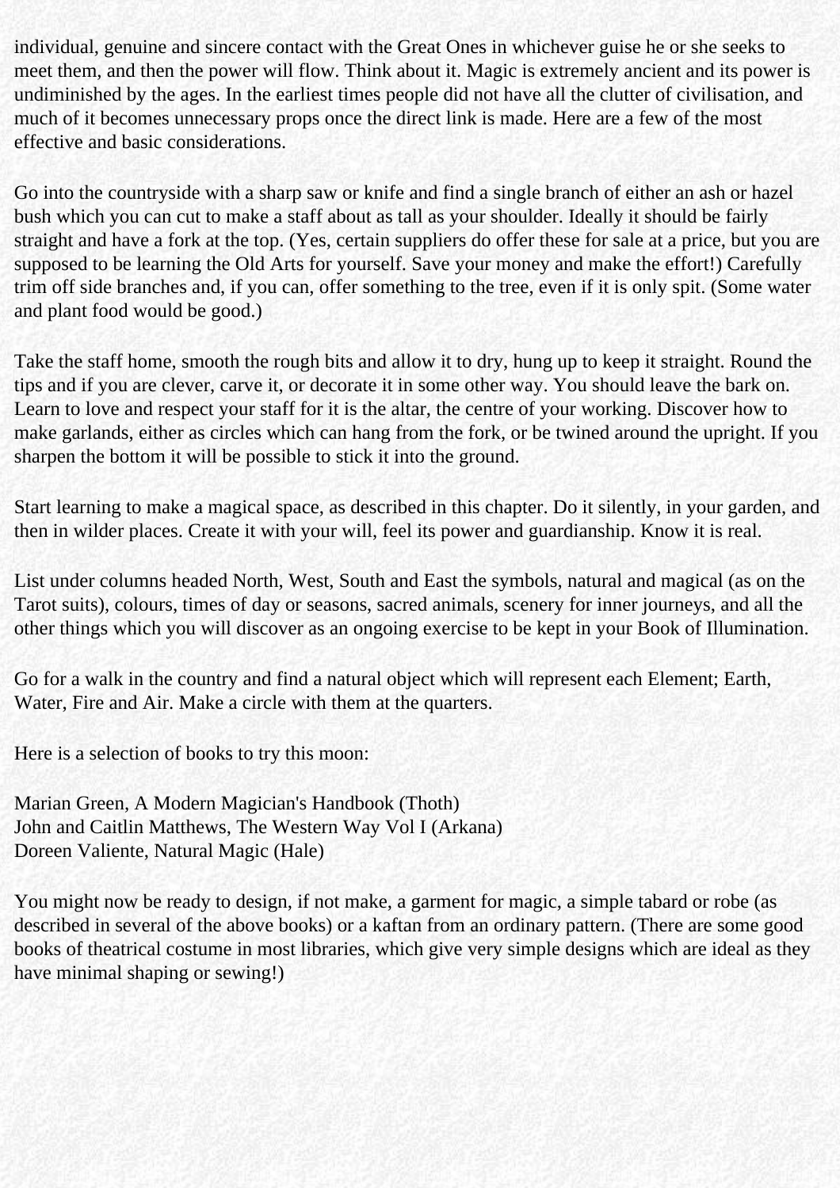individual, genuine and sincere contact with the Great Ones in whichever guise he or she seeks to meet them, and then the power will flow. Think about it. Magic is extremely ancient and its power is undiminished by the ages. In the earliest times people did not have all the clutter of civilisation, and much of it becomes unnecessary props once the direct link is made. Here are a few of the most effective and basic considerations.

Go into the countryside with a sharp saw or knife and find a single branch of either an ash or hazel bush which you can cut to make a staff about as tall as your shoulder. Ideally it should be fairly straight and have a fork at the top. (Yes, certain suppliers do offer these for sale at a price, but you are supposed to be learning the Old Arts for yourself. Save your money and make the effort!) Carefully trim off side branches and, if you can, offer something to the tree, even if it is only spit. (Some water and plant food would be good.)

Take the staff home, smooth the rough bits and allow it to dry, hung up to keep it straight. Round the tips and if you are clever, carve it, or decorate it in some other way. You should leave the bark on. Learn to love and respect your staff for it is the altar, the centre of your working. Discover how to make garlands, either as circles which can hang from the fork, or be twined around the upright. If you sharpen the bottom it will be possible to stick it into the ground.

Start learning to make a magical space, as described in this chapter. Do it silently, in your garden, and then in wilder places. Create it with your will, feel its power and guardianship. Know it is real.

List under columns headed North, West, South and East the symbols, natural and magical (as on the Tarot suits), colours, times of day or seasons, sacred animals, scenery for inner journeys, and all the other things which you will discover as an ongoing exercise to be kept in your Book of Illumination.

Go for a walk in the country and find a natural object which will represent each Element; Earth, Water, Fire and Air. Make a circle with them at the quarters.

Here is a selection of books to try this moon:

Marian Green, A Modern Magician's Handbook (Thoth)
John and Caitlin Matthews, The Western Way Vol I (Arkana)
Doreen Valiente, Natural Magic (Hale)

You might now be ready to design, if not make, a garment for magic, a simple tabard or robe (as described in several of the above books) or a kaftan from an ordinary pattern. (There are some good books of theatrical costume in most libraries, which give very simple designs which are ideal as they have minimal shaping or sewing!)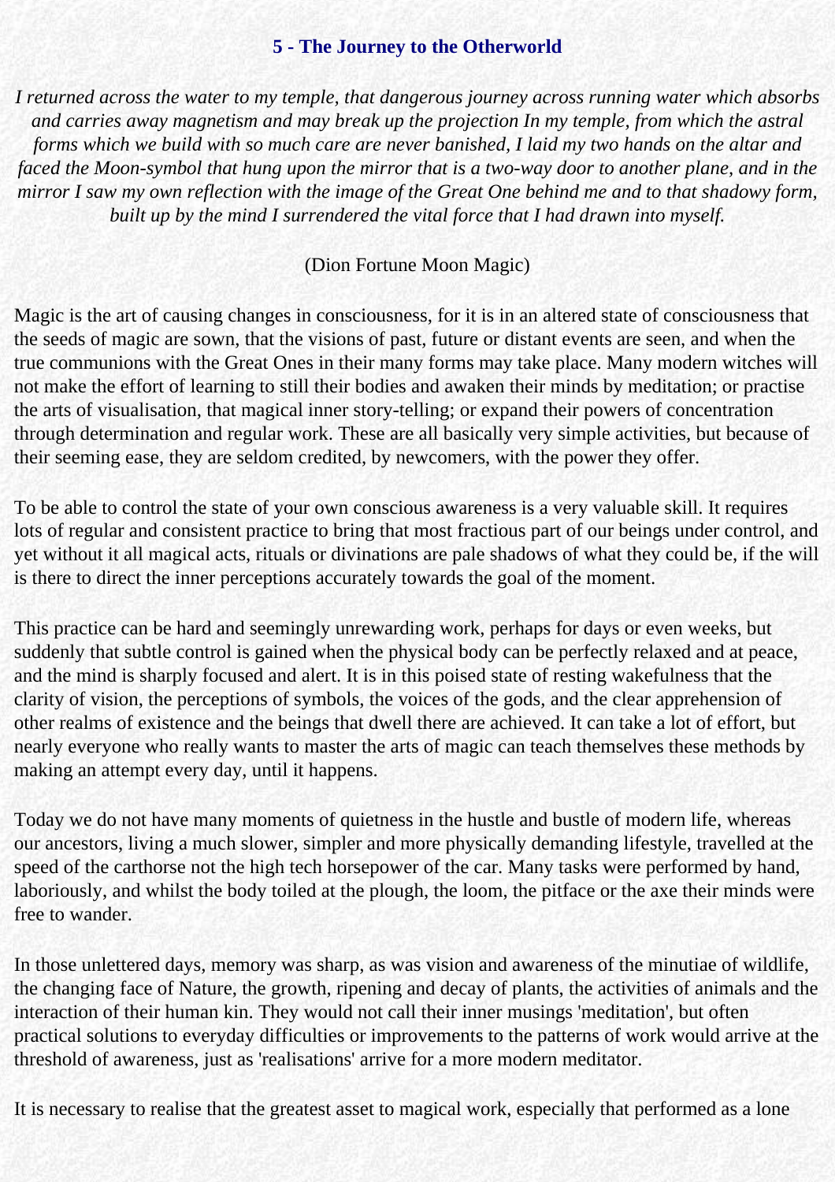## 5 - The Journey to the Otherworld

*I returned across the water to my temple, that dangerous journey across running water which absorbs and carries away magnetism and may break up the projection In my temple, from which the astral forms which we build with so much care are never banished, I laid my two hands on the altar and faced the Moon-symbol that hung upon the mirror that is a two-way door to another plane, and in the mirror I saw my own reflection with the image of the Great One behind me and to that shadowy form, built up by the mind I surrendered the vital force that I had drawn into myself.*

(Dion Fortune Moon Magic)

Magic is the art of causing changes in consciousness, for it is in an altered state of consciousness that the seeds of magic are sown, that the visions of past, future or distant events are seen, and when the true communions with the Great Ones in their many forms may take place. Many modern witches will not make the effort of learning to still their bodies and awaken their minds by meditation; or practise the arts of visualisation, that magical inner story-telling; or expand their powers of concentration through determination and regular work. These are all basically very simple activities, but because of their seeming ease, they are seldom credited, by newcomers, with the power they offer.

To be able to control the state of your own conscious awareness is a very valuable skill. It requires lots of regular and consistent practice to bring that most fractious part of our beings under control, and yet without it all magical acts, rituals or divinations are pale shadows of what they could be, if the will is there to direct the inner perceptions accurately towards the goal of the moment.

This practice can be hard and seemingly unrewarding work, perhaps for days or even weeks, but suddenly that subtle control is gained when the physical body can be perfectly relaxed and at peace, and the mind is sharply focused and alert. It is in this poised state of resting wakefulness that the clarity of vision, the perceptions of symbols, the voices of the gods, and the clear apprehension of other realms of existence and the beings that dwell there are achieved. It can take a lot of effort, but nearly everyone who really wants to master the arts of magic can teach themselves these methods by making an attempt every day, until it happens.

Today we do not have many moments of quietness in the hustle and bustle of modern life, whereas our ancestors, living a much slower, simpler and more physically demanding lifestyle, travelled at the speed of the carthorse not the high tech horsepower of the car. Many tasks were performed by hand, laboriously, and whilst the body toiled at the plough, the loom, the pitface or the axe their minds were free to wander.

In those unlettered days, memory was sharp, as was vision and awareness of the minutiae of wildlife, the changing face of Nature, the growth, ripening and decay of plants, the activities of animals and the interaction of their human kin. They would not call their inner musings 'meditation', but often practical solutions to everyday difficulties or improvements to the patterns of work would arrive at the threshold of awareness, just as 'realisations' arrive for a more modern meditator.

It is necessary to realise that the greatest asset to magical work, especially that performed as a lone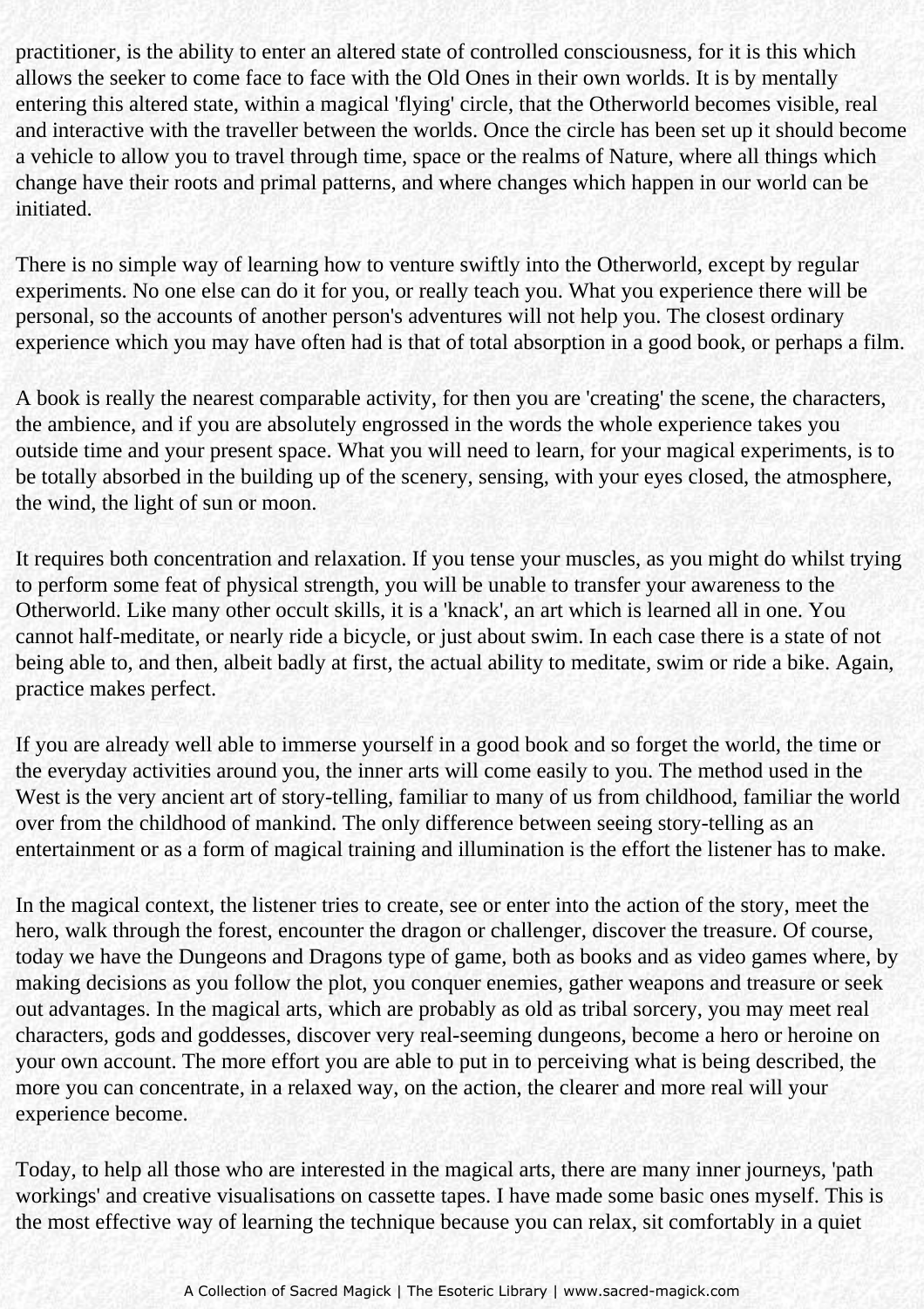practitioner, is the ability to enter an altered state of controlled consciousness, for it is this which allows the seeker to come face to face with the Old Ones in their own worlds. It is by mentally entering this altered state, within a magical 'flying' circle, that the Otherworld becomes visible, real and interactive with the traveller between the worlds. Once the circle has been set up it should become a vehicle to allow you to travel through time, space or the realms of Nature, where all things which change have their roots and primal patterns, and where changes which happen in our world can be initiated.

There is no simple way of learning how to venture swiftly into the Otherworld, except by regular experiments. No one else can do it for you, or really teach you. What you experience there will be personal, so the accounts of another person's adventures will not help you. The closest ordinary experience which you may have often had is that of total absorption in a good book, or perhaps a film.

A book is really the nearest comparable activity, for then you are 'creating' the scene, the characters, the ambience, and if you are absolutely engrossed in the words the whole experience takes you outside time and your present space. What you will need to learn, for your magical experiments, is to be totally absorbed in the building up of the scenery, sensing, with your eyes closed, the atmosphere, the wind, the light of sun or moon.

It requires both concentration and relaxation. If you tense your muscles, as you might do whilst trying to perform some feat of physical strength, you will be unable to transfer your awareness to the Otherworld. Like many other occult skills, it is a 'knack', an art which is learned all in one. You cannot half-meditate, or nearly ride a bicycle, or just about swim. In each case there is a state of not being able to, and then, albeit badly at first, the actual ability to meditate, swim or ride a bike. Again, practice makes perfect.

If you are already well able to immerse yourself in a good book and so forget the world, the time or the everyday activities around you, the inner arts will come easily to you. The method used in the West is the very ancient art of story-telling, familiar to many of us from childhood, familiar the world over from the childhood of mankind. The only difference between seeing story-telling as an entertainment or as a form of magical training and illumination is the effort the listener has to make.

In the magical context, the listener tries to create, see or enter into the action of the story, meet the hero, walk through the forest, encounter the dragon or challenger, discover the treasure. Of course, today we have the Dungeons and Dragons type of game, both as books and as video games where, by making decisions as you follow the plot, you conquer enemies, gather weapons and treasure or seek out advantages. In the magical arts, which are probably as old as tribal sorcery, you may meet real characters, gods and goddesses, discover very real-seeming dungeons, become a hero or heroine on your own account. The more effort you are able to put in to perceiving what is being described, the more you can concentrate, in a relaxed way, on the action, the clearer and more real will your experience become.

Today, to help all those who are interested in the magical arts, there are many inner journeys, 'path workings' and creative visualisations on cassette tapes. I have made some basic ones myself. This is the most effective way of learning the technique because you can relax, sit comfortably in a quiet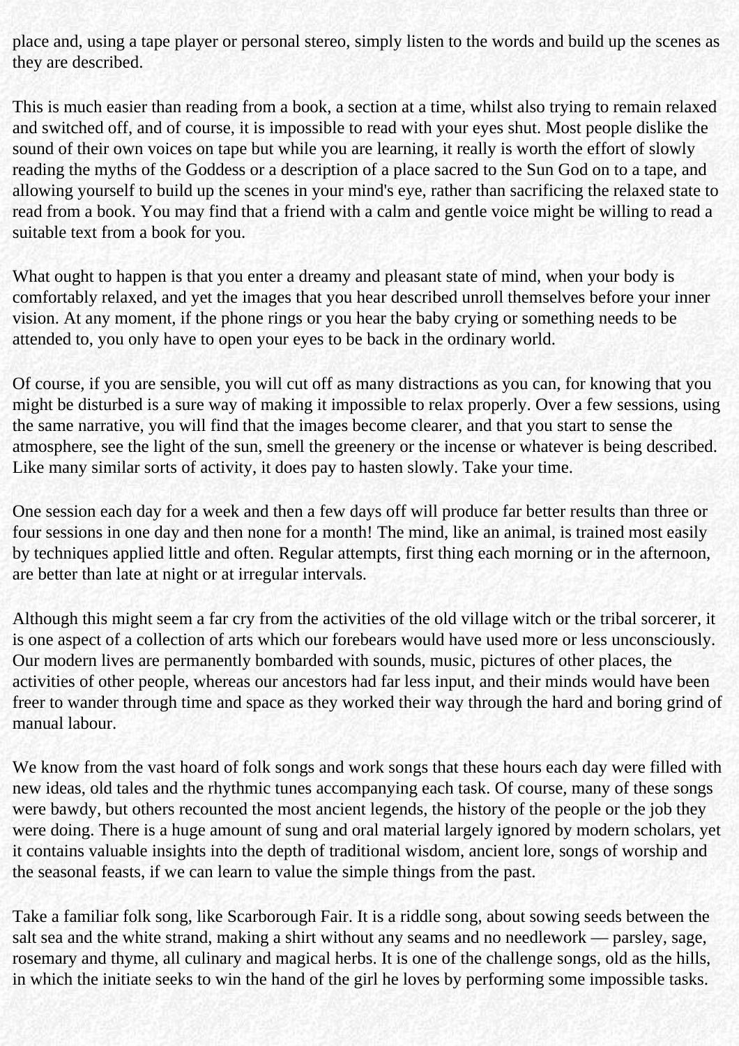place and, using a tape player or personal stereo, simply listen to the words and build up the scenes as they are described.

This is much easier than reading from a book, a section at a time, whilst also trying to remain relaxed and switched off, and of course, it is impossible to read with your eyes shut. Most people dislike the sound of their own voices on tape but while you are learning, it really is worth the effort of slowly reading the myths of the Goddess or a description of a place sacred to the Sun God on to a tape, and allowing yourself to build up the scenes in your mind's eye, rather than sacrificing the relaxed state to read from a book. You may find that a friend with a calm and gentle voice might be willing to read a suitable text from a book for you.

What ought to happen is that you enter a dreamy and pleasant state of mind, when your body is comfortably relaxed, and yet the images that you hear described unroll themselves before your inner vision. At any moment, if the phone rings or you hear the baby crying or something needs to be attended to, you only have to open your eyes to be back in the ordinary world.

Of course, if you are sensible, you will cut off as many distractions as you can, for knowing that you might be disturbed is a sure way of making it impossible to relax properly. Over a few sessions, using the same narrative, you will find that the images become clearer, and that you start to sense the atmosphere, see the light of the sun, smell the greenery or the incense or whatever is being described. Like many similar sorts of activity, it does pay to hasten slowly. Take your time.

One session each day for a week and then a few days off will produce far better results than three or four sessions in one day and then none for a month! The mind, like an animal, is trained most easily by techniques applied little and often. Regular attempts, first thing each morning or in the afternoon, are better than late at night or at irregular intervals.

Although this might seem a far cry from the activities of the old village witch or the tribal sorcerer, it is one aspect of a collection of arts which our forebears would have used more or less unconsciously. Our modern lives are permanently bombarded with sounds, music, pictures of other places, the activities of other people, whereas our ancestors had far less input, and their minds would have been freer to wander through time and space as they worked their way through the hard and boring grind of manual labour.

We know from the vast hoard of folk songs and work songs that these hours each day were filled with new ideas, old tales and the rhythmic tunes accompanying each task. Of course, many of these songs were bawdy, but others recounted the most ancient legends, the history of the people or the job they were doing. There is a huge amount of sung and oral material largely ignored by modern scholars, yet it contains valuable insights into the depth of traditional wisdom, ancient lore, songs of worship and the seasonal feasts, if we can learn to value the simple things from the past.

Take a familiar folk song, like Scarborough Fair. It is a riddle song, about sowing seeds between the salt sea and the white strand, making a shirt without any seams and no needlework — parsley, sage, rosemary and thyme, all culinary and magical herbs. It is one of the challenge songs, old as the hills, in which the initiate seeks to win the hand of the girl he loves by performing some impossible tasks.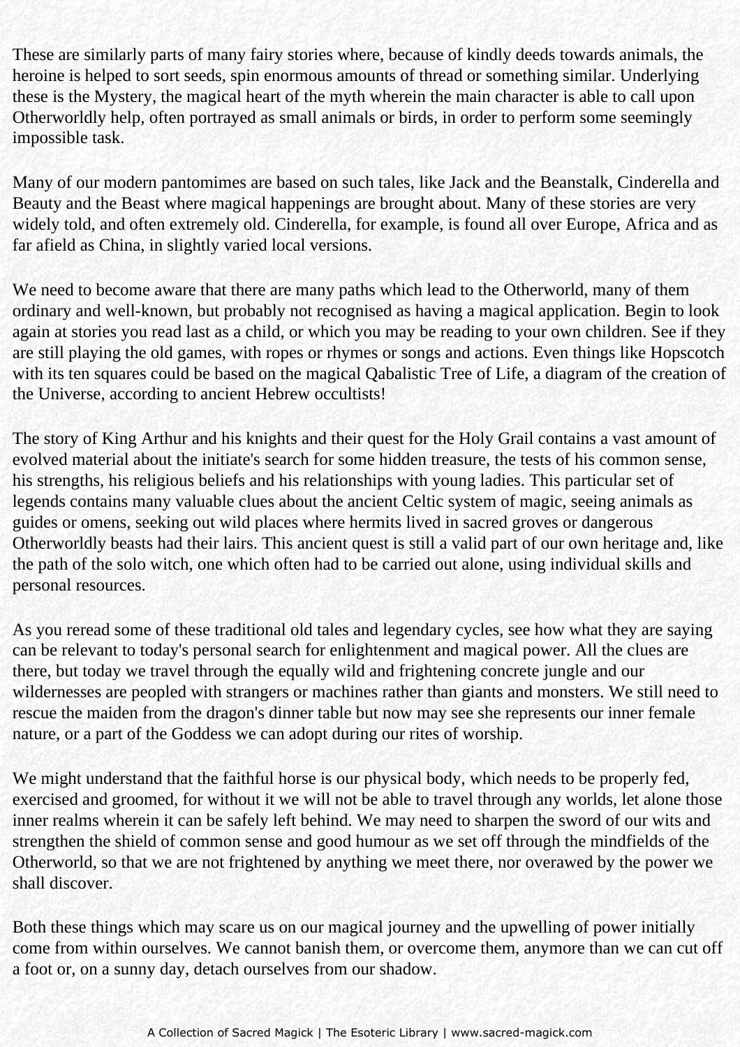These are similarly parts of many fairy stories where, because of kindly deeds towards animals, the heroine is helped to sort seeds, spin enormous amounts of thread or something similar. Underlying these is the Mystery, the magical heart of the myth wherein the main character is able to call upon Otherworldly help, often portrayed as small animals or birds, in order to perform some seemingly impossible task.

Many of our modern pantomimes are based on such tales, like Jack and the Beanstalk, Cinderella and Beauty and the Beast where magical happenings are brought about. Many of these stories are very widely told, and often extremely old. Cinderella, for example, is found all over Europe, Africa and as far afield as China, in slightly varied local versions.

We need to become aware that there are many paths which lead to the Otherworld, many of them ordinary and well-known, but probably not recognised as having a magical application. Begin to look again at stories you read last as a child, or which you may be reading to your own children. See if they are still playing the old games, with ropes or rhymes or songs and actions. Even things like Hopscotch with its ten squares could be based on the magical Qabalistic Tree of Life, a diagram of the creation of the Universe, according to ancient Hebrew occultists!

The story of King Arthur and his knights and their quest for the Holy Grail contains a vast amount of evolved material about the initiate's search for some hidden treasure, the tests of his common sense, his strengths, his religious beliefs and his relationships with young ladies. This particular set of legends contains many valuable clues about the ancient Celtic system of magic, seeing animals as guides or omens, seeking out wild places where hermits lived in sacred groves or dangerous Otherworldly beasts had their lairs. This ancient quest is still a valid part of our own heritage and, like the path of the solo witch, one which often had to be carried out alone, using individual skills and personal resources.

As you reread some of these traditional old tales and legendary cycles, see how what they are saying can be relevant to today's personal search for enlightenment and magical power. All the clues are there, but today we travel through the equally wild and frightening concrete jungle and our wildernesses are peopled with strangers or machines rather than giants and monsters. We still need to rescue the maiden from the dragon's dinner table but now may see she represents our inner female nature, or a part of the Goddess we can adopt during our rites of worship.

We might understand that the faithful horse is our physical body, which needs to be properly fed, exercised and groomed, for without it we will not be able to travel through any worlds, let alone those inner realms wherein it can be safely left behind. We may need to sharpen the sword of our wits and strengthen the shield of common sense and good humour as we set off through the mindfields of the Otherworld, so that we are not frightened by anything we meet there, nor overawed by the power we shall discover.

Both these things which may scare us on our magical journey and the upwelling of power initially come from within ourselves. We cannot banish them, or overcome them, anymore than we can cut off a foot or, on a sunny day, detach ourselves from our shadow.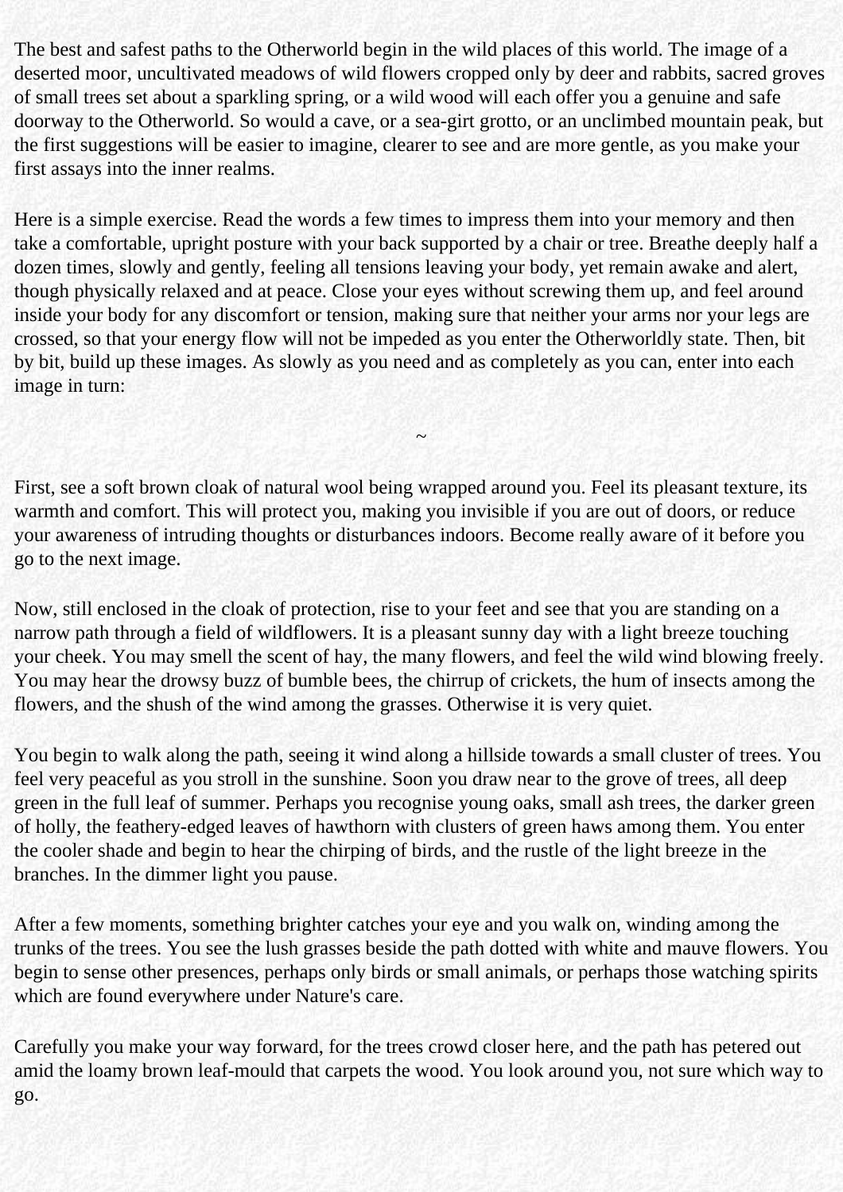The best and safest paths to the Otherworld begin in the wild places of this world. The image of a deserted moor, uncultivated meadows of wild flowers cropped only by deer and rabbits, sacred groves of small trees set about a sparkling spring, or a wild wood will each offer you a genuine and safe doorway to the Otherworld. So would a cave, or a sea-girt grotto, or an unclimbed mountain peak, but the first suggestions will be easier to imagine, clearer to see and are more gentle, as you make your first assays into the inner realms.

Here is a simple exercise. Read the words a few times to impress them into your memory and then take a comfortable, upright posture with your back supported by a chair or tree. Breathe deeply half a dozen times, slowly and gently, feeling all tensions leaving your body, yet remain awake and alert, though physically relaxed and at peace. Close your eyes without screwing them up, and feel around inside your body for any discomfort or tension, making sure that neither your arms nor your legs are crossed, so that your energy flow will not be impeded as you enter the Otherworldly state. Then, bit by bit, build up these images. As slowly as you need and as completely as you can, enter into each image in turn:

~

First, see a soft brown cloak of natural wool being wrapped around you. Feel its pleasant texture, its warmth and comfort. This will protect you, making you invisible if you are out of doors, or reduce your awareness of intruding thoughts or disturbances indoors. Become really aware of it before you go to the next image.

Now, still enclosed in the cloak of protection, rise to your feet and see that you are standing on a narrow path through a field of wildflowers. It is a pleasant sunny day with a light breeze touching your cheek. You may smell the scent of hay, the many flowers, and feel the wild wind blowing freely. You may hear the drowsy buzz of bumble bees, the chirrup of crickets, the hum of insects among the flowers, and the shush of the wind among the grasses. Otherwise it is very quiet.

You begin to walk along the path, seeing it wind along a hillside towards a small cluster of trees. You feel very peaceful as you stroll in the sunshine. Soon you draw near to the grove of trees, all deep green in the full leaf of summer. Perhaps you recognise young oaks, small ash trees, the darker green of holly, the feathery-edged leaves of hawthorn with clusters of green haws among them. You enter the cooler shade and begin to hear the chirping of birds, and the rustle of the light breeze in the branches. In the dimmer light you pause.

After a few moments, something brighter catches your eye and you walk on, winding among the trunks of the trees. You see the lush grasses beside the path dotted with white and mauve flowers. You begin to sense other presences, perhaps only birds or small animals, or perhaps those watching spirits which are found everywhere under Nature's care.

Carefully you make your way forward, for the trees crowd closer here, and the path has petered out amid the loamy brown leaf-mould that carpets the wood. You look around you, not sure which way to go.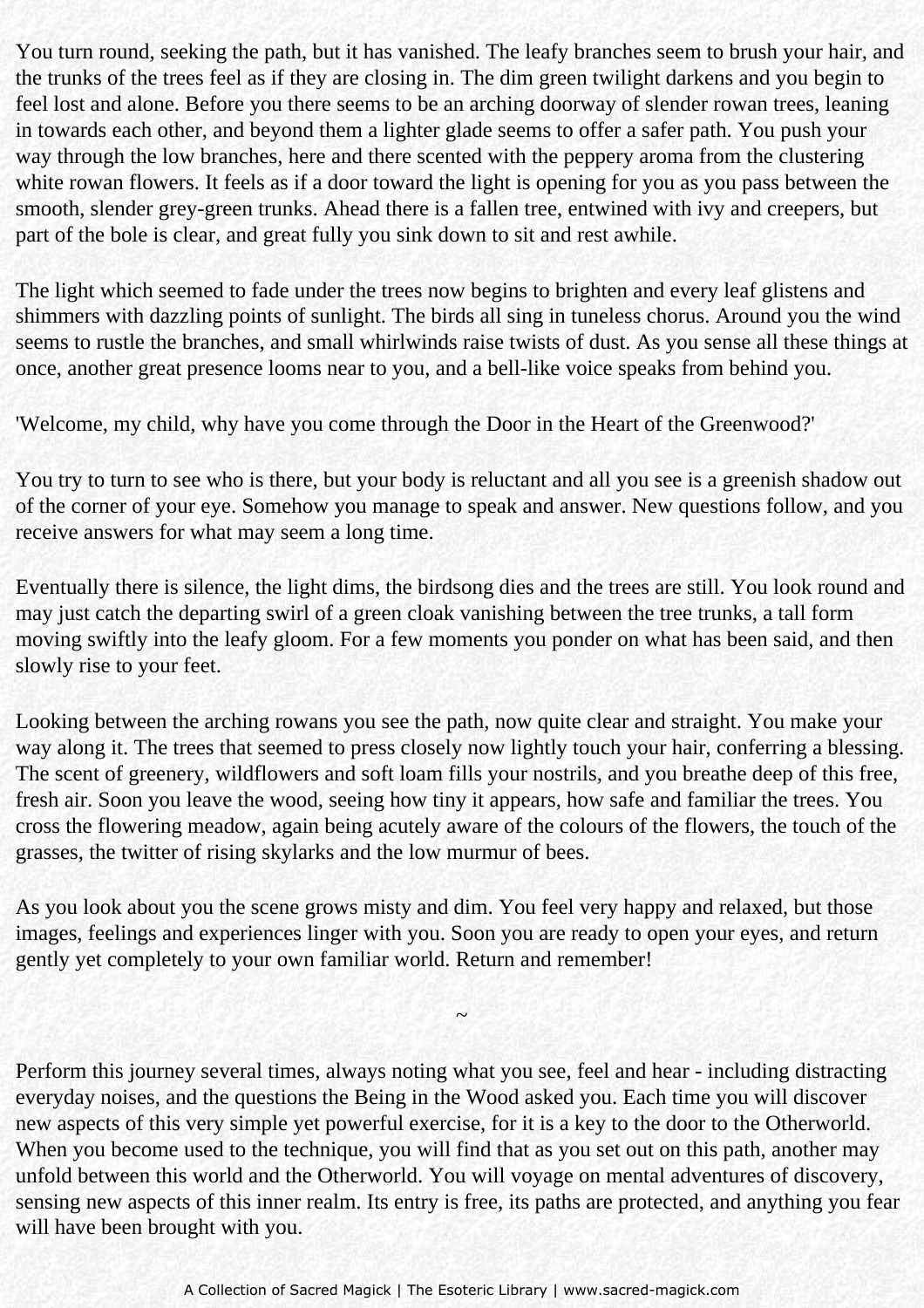You turn round, seeking the path, but it has vanished. The leafy branches seem to brush your hair, and the trunks of the trees feel as if they are closing in. The dim green twilight darkens and you begin to feel lost and alone. Before you there seems to be an arching doorway of slender rowan trees, leaning in towards each other, and beyond them a lighter glade seems to offer a safer path. You push your way through the low branches, here and there scented with the peppery aroma from the clustering white rowan flowers. It feels as if a door toward the light is opening for you as you pass between the smooth, slender grey-green trunks. Ahead there is a fallen tree, entwined with ivy and creepers, but part of the bole is clear, and great fully you sink down to sit and rest awhile.

The light which seemed to fade under the trees now begins to brighten and every leaf glistens and shimmers with dazzling points of sunlight. The birds all sing in tuneless chorus. Around you the wind seems to rustle the branches, and small whirlwinds raise twists of dust. As you sense all these things at once, another great presence looms near to you, and a bell-like voice speaks from behind you.

'Welcome, my child, why have you come through the Door in the Heart of the Greenwood?'

You try to turn to see who is there, but your body is reluctant and all you see is a greenish shadow out of the corner of your eye. Somehow you manage to speak and answer. New questions follow, and you receive answers for what may seem a long time.

Eventually there is silence, the light dims, the birdsong dies and the trees are still. You look round and may just catch the departing swirl of a green cloak vanishing between the tree trunks, a tall form moving swiftly into the leafy gloom. For a few moments you ponder on what has been said, and then slowly rise to your feet.

Looking between the arching rowans you see the path, now quite clear and straight. You make your way along it. The trees that seemed to press closely now lightly touch your hair, conferring a blessing. The scent of greenery, wildflowers and soft loam fills your nostrils, and you breathe deep of this free, fresh air. Soon you leave the wood, seeing how tiny it appears, how safe and familiar the trees. You cross the flowering meadow, again being acutely aware of the colours of the flowers, the touch of the grasses, the twitter of rising skylarks and the low murmur of bees.

As you look about you the scene grows misty and dim. You feel very happy and relaxed, but those images, feelings and experiences linger with you. Soon you are ready to open your eyes, and return gently yet completely to your own familiar world. Return and remember!

~

Perform this journey several times, always noting what you see, feel and hear - including distracting everyday noises, and the questions the Being in the Wood asked you. Each time you will discover new aspects of this very simple yet powerful exercise, for it is a key to the door to the Otherworld. When you become used to the technique, you will find that as you set out on this path, another may unfold between this world and the Otherworld. You will voyage on mental adventures of discovery, sensing new aspects of this inner realm. Its entry is free, its paths are protected, and anything you fear will have been brought with you.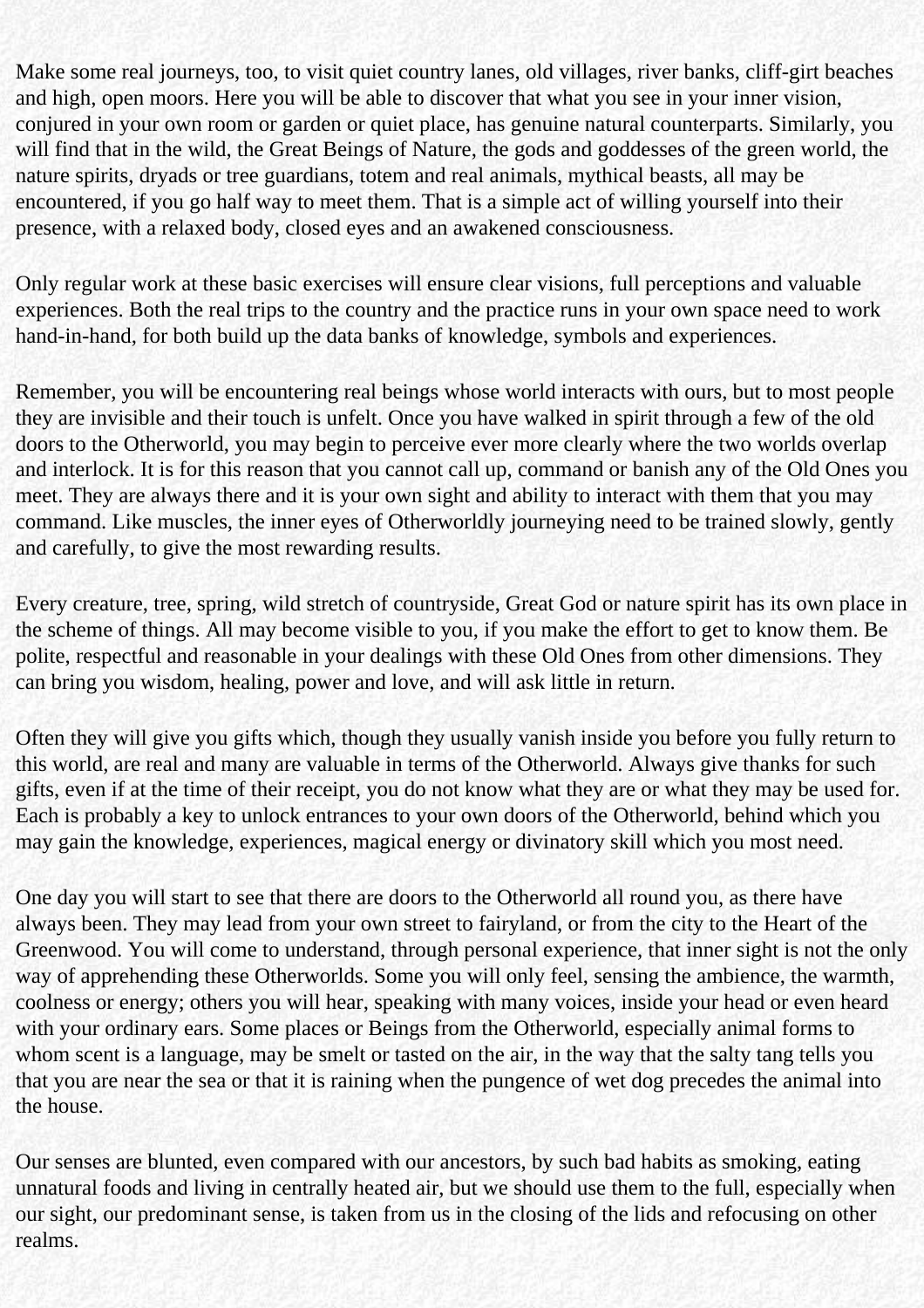Make some real journeys, too, to visit quiet country lanes, old villages, river banks, cliff-girt beaches and high, open moors. Here you will be able to discover that what you see in your inner vision, conjured in your own room or garden or quiet place, has genuine natural counterparts. Similarly, you will find that in the wild, the Great Beings of Nature, the gods and goddesses of the green world, the nature spirits, dryads or tree guardians, totem and real animals, mythical beasts, all may be encountered, if you go half way to meet them. That is a simple act of willing yourself into their presence, with a relaxed body, closed eyes and an awakened consciousness.

Only regular work at these basic exercises will ensure clear visions, full perceptions and valuable experiences. Both the real trips to the country and the practice runs in your own space need to work hand-in-hand, for both build up the data banks of knowledge, symbols and experiences.

Remember, you will be encountering real beings whose world interacts with ours, but to most people they are invisible and their touch is unfelt. Once you have walked in spirit through a few of the old doors to the Otherworld, you may begin to perceive ever more clearly where the two worlds overlap and interlock. It is for this reason that you cannot call up, command or banish any of the Old Ones you meet. They are always there and it is your own sight and ability to interact with them that you may command. Like muscles, the inner eyes of Otherworldly journeying need to be trained slowly, gently and carefully, to give the most rewarding results.

Every creature, tree, spring, wild stretch of countryside, Great God or nature spirit has its own place in the scheme of things. All may become visible to you, if you make the effort to get to know them. Be polite, respectful and reasonable in your dealings with these Old Ones from other dimensions. They can bring you wisdom, healing, power and love, and will ask little in return.

Often they will give you gifts which, though they usually vanish inside you before you fully return to this world, are real and many are valuable in terms of the Otherworld. Always give thanks for such gifts, even if at the time of their receipt, you do not know what they are or what they may be used for. Each is probably a key to unlock entrances to your own doors of the Otherworld, behind which you may gain the knowledge, experiences, magical energy or divinatory skill which you most need.

One day you will start to see that there are doors to the Otherworld all round you, as there have always been. They may lead from your own street to fairyland, or from the city to the Heart of the Greenwood. You will come to understand, through personal experience, that inner sight is not the only way of apprehending these Otherworlds. Some you will only feel, sensing the ambience, the warmth, coolness or energy; others you will hear, speaking with many voices, inside your head or even heard with your ordinary ears. Some places or Beings from the Otherworld, especially animal forms to whom scent is a language, may be smelt or tasted on the air, in the way that the salty tang tells you that you are near the sea or that it is raining when the pungence of wet dog precedes the animal into the house.

Our senses are blunted, even compared with our ancestors, by such bad habits as smoking, eating unnatural foods and living in centrally heated air, but we should use them to the full, especially when our sight, our predominant sense, is taken from us in the closing of the lids and refocusing on other realms.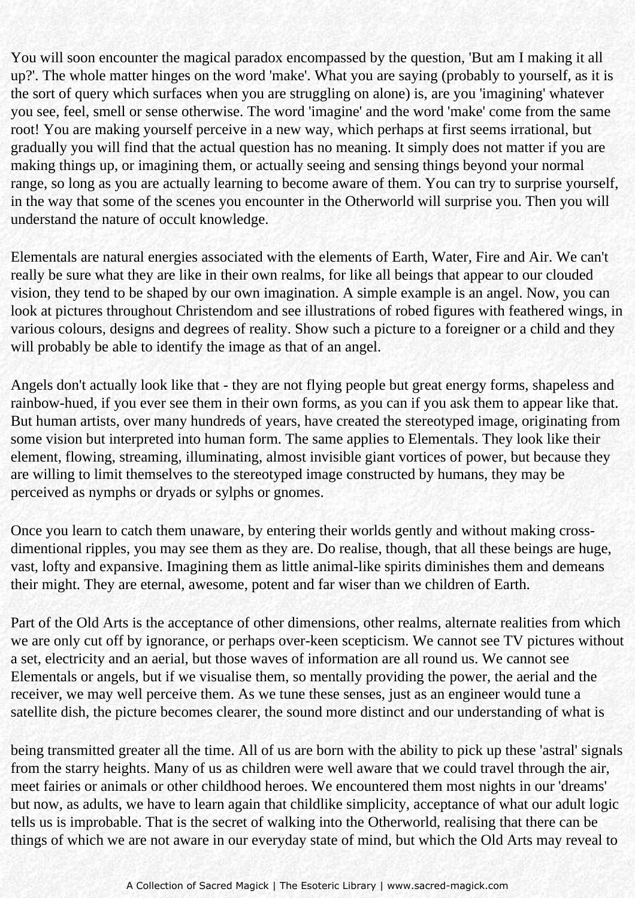You will soon encounter the magical paradox encompassed by the question, 'But am I making it all up?'. The whole matter hinges on the word 'make'. What you are saying (probably to yourself, as it is the sort of query which surfaces when you are struggling on alone) is, are you 'imagining' whatever you see, feel, smell or sense otherwise. The word 'imagine' and the word 'make' come from the same root! You are making yourself perceive in a new way, which perhaps at first seems irrational, but gradually you will find that the actual question has no meaning. It simply does not matter if you are making things up, or imagining them, or actually seeing and sensing things beyond your normal range, so long as you are actually learning to become aware of them. You can try to surprise yourself, in the way that some of the scenes you encounter in the Otherworld will surprise you. Then you will understand the nature of occult knowledge.

Elementals are natural energies associated with the elements of Earth, Water, Fire and Air. We can't really be sure what they are like in their own realms, for like all beings that appear to our clouded vision, they tend to be shaped by our own imagination. A simple example is an angel. Now, you can look at pictures throughout Christendom and see illustrations of robed figures with feathered wings, in various colours, designs and degrees of reality. Show such a picture to a foreigner or a child and they will probably be able to identify the image as that of an angel.

Angels don't actually look like that - they are not flying people but great energy forms, shapeless and rainbow-hued, if you ever see them in their own forms, as you can if you ask them to appear like that. But human artists, over many hundreds of years, have created the stereotyped image, originating from some vision but interpreted into human form. The same applies to Elementals. They look like their element, flowing, streaming, illuminating, almost invisible giant vortices of power, but because they are willing to limit themselves to the stereotyped image constructed by humans, they may be perceived as nymphs or dryads or sylphs or gnomes.

Once you learn to catch them unaware, by entering their worlds gently and without making cross-dimentional ripples, you may see them as they are. Do realise, though, that all these beings are huge, vast, lofty and expansive. Imagining them as little animal-like spirits diminishes them and demeans their might. They are eternal, awesome, potent and far wiser than we children of Earth.

Part of the Old Arts is the acceptance of other dimensions, other realms, alternate realities from which we are only cut off by ignorance, or perhaps over-keen scepticism. We cannot see TV pictures without a set, electricity and an aerial, but those waves of information are all round us. We cannot see Elementals or angels, but if we visualise them, so mentally providing the power, the aerial and the receiver, we may well perceive them. As we tune these senses, just as an engineer would tune a satellite dish, the picture becomes clearer, the sound more distinct and our understanding of what is being transmitted greater all the time. All of us are born with the ability to pick up these 'astral' signals from the starry heights. Many of us as children were well aware that we could travel through the air, meet fairies or animals or other childhood heroes. We encountered them most nights in our 'dreams' but now, as adults, we have to learn again that childlike simplicity, acceptance of what our adult logic tells us is improbable. That is the secret of walking into the Otherworld, realising that there can be things of which we are not aware in our everyday state of mind, but which the Old Arts may reveal to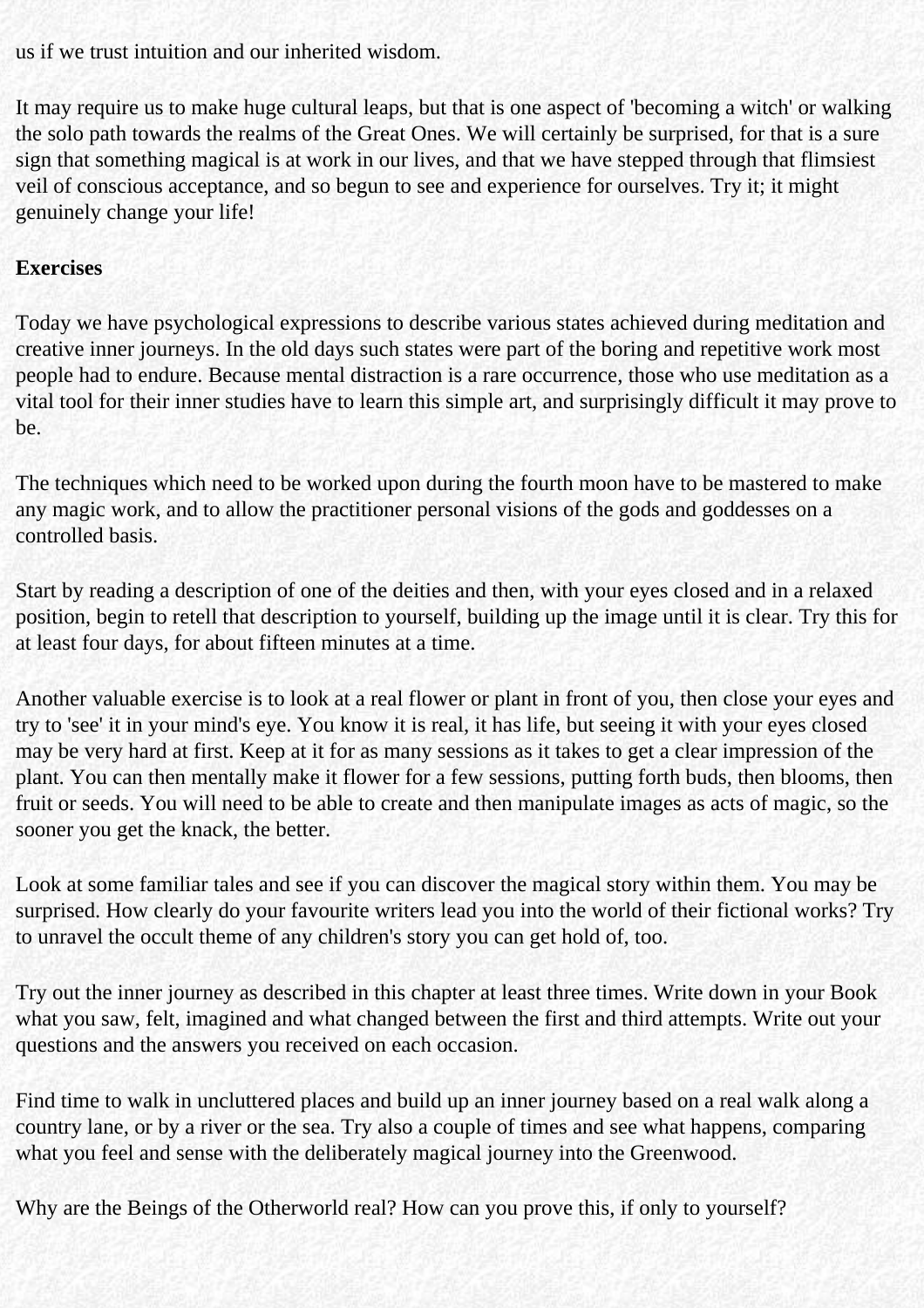us if we trust intuition and our inherited wisdom.

It may require us to make huge cultural leaps, but that is one aspect of 'becoming a witch' or walking the solo path towards the realms of the Great Ones. We will certainly be surprised, for that is a sure sign that something magical is at work in our lives, and that we have stepped through that flimsiest veil of conscious acceptance, and so begun to see and experience for ourselves. Try it; it might genuinely change your life!

**Exercises**

Today we have psychological expressions to describe various states achieved during meditation and creative inner journeys. In the old days such states were part of the boring and repetitive work most people had to endure. Because mental distraction is a rare occurrence, those who use meditation as a vital tool for their inner studies have to learn this simple art, and surprisingly difficult it may prove to be.

The techniques which need to be worked upon during the fourth moon have to be mastered to make any magic work, and to allow the practitioner personal visions of the gods and goddesses on a controlled basis.

Start by reading a description of one of the deities and then, with your eyes closed and in a relaxed position, begin to retell that description to yourself, building up the image until it is clear. Try this for at least four days, for about fifteen minutes at a time.

Another valuable exercise is to look at a real flower or plant in front of you, then close your eyes and try to 'see' it in your mind's eye. You know it is real, it has life, but seeing it with your eyes closed may be very hard at first. Keep at it for as many sessions as it takes to get a clear impression of the plant. You can then mentally make it flower for a few sessions, putting forth buds, then blooms, then fruit or seeds. You will need to be able to create and then manipulate images as acts of magic, so the sooner you get the knack, the better.

Look at some familiar tales and see if you can discover the magical story within them. You may be surprised. How clearly do your favourite writers lead you into the world of their fictional works? Try to unravel the occult theme of any children's story you can get hold of, too.

Try out the inner journey as described in this chapter at least three times. Write down in your Book what you saw, felt, imagined and what changed between the first and third attempts. Write out your questions and the answers you received on each occasion.

Find time to walk in uncluttered places and build up an inner journey based on a real walk along a country lane, or by a river or the sea. Try also a couple of times and see what happens, comparing what you feel and sense with the deliberately magical journey into the Greenwood.

Why are the Beings of the Otherworld real? How can you prove this, if only to yourself?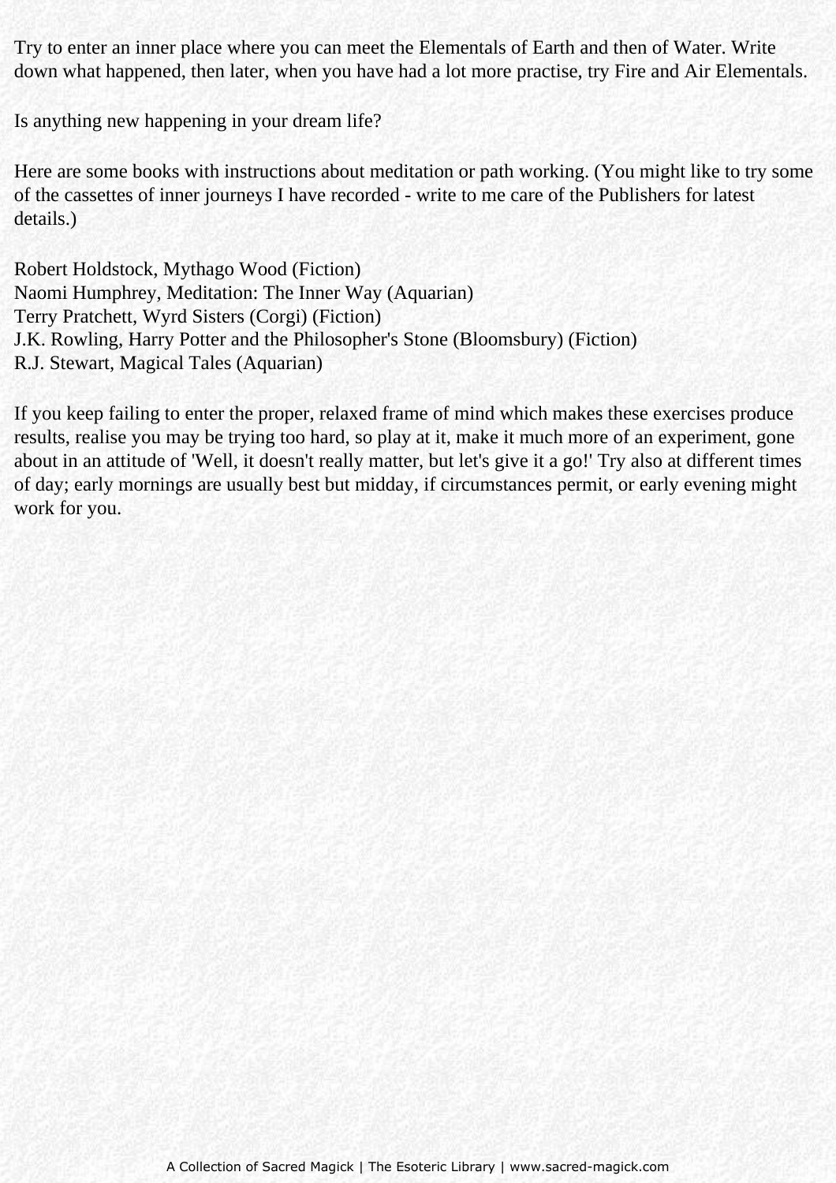Try to enter an inner place where you can meet the Elementals of Earth and then of Water. Write down what happened, then later, when you have had a lot more practise, try Fire and Air Elementals.

Is anything new happening in your dream life?

Here are some books with instructions about meditation or path working. (You might like to try some of the cassettes of inner journeys I have recorded - write to me care of the Publishers for latest details.)

Robert Holdstock, Mythago Wood (Fiction)  
Naomi Humphrey, Meditation: The Inner Way (Aquarian)  
Terry Pratchett, Wyrd Sisters (Corgi) (Fiction)  
J.K. Rowling, Harry Potter and the Philosopher's Stone (Bloomsbury) (Fiction)  
R.J. Stewart, Magical Tales (Aquarian)

If you keep failing to enter the proper, relaxed frame of mind which makes these exercises produce results, realise you may be trying too hard, so play at it, make it much more of an experiment, gone about in an attitude of 'Well, it doesn't really matter, but let's give it a go!' Try also at different times of day; early mornings are usually best but midday, if circumstances permit, or early evening might work for you.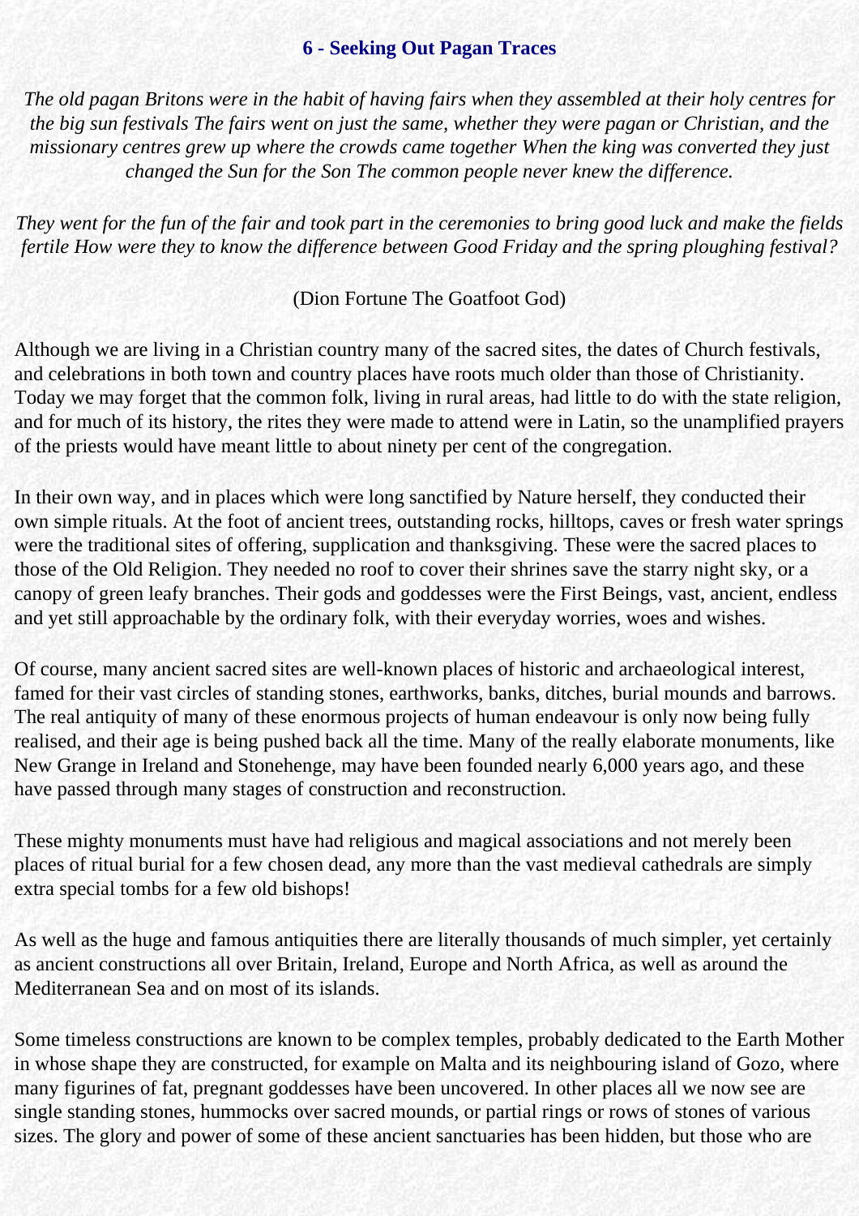## 6 - Seeking Out Pagan Traces

*The old pagan Britons were in the habit of having fairs when they assembled at their holy centres for the big sun festivals The fairs went on just the same, whether they were pagan or Christian, and the missionary centres grew up where the crowds came together When the king was converted they just changed the Sun for the Son The common people never knew the difference.*

*They went for the fun of the fair and took part in the ceremonies to bring good luck and make the fields fertile How were they to know the difference between Good Friday and the spring ploughing festival?*

(Dion Fortune The Goatfoot God)

Although we are living in a Christian country many of the sacred sites, the dates of Church festivals, and celebrations in both town and country places have roots much older than those of Christianity. Today we may forget that the common folk, living in rural areas, had little to do with the state religion, and for much of its history, the rites they were made to attend were in Latin, so the unamplified prayers of the priests would have meant little to about ninety per cent of the congregation.

In their own way, and in places which were long sanctified by Nature herself, they conducted their own simple rituals. At the foot of ancient trees, outstanding rocks, hilltops, caves or fresh water springs were the traditional sites of offering, supplication and thanksgiving. These were the sacred places to those of the Old Religion. They needed no roof to cover their shrines save the starry night sky, or a canopy of green leafy branches. Their gods and goddesses were the First Beings, vast, ancient, endless and yet still approachable by the ordinary folk, with their everyday worries, woes and wishes.

Of course, many ancient sacred sites are well-known places of historic and archaeological interest, famed for their vast circles of standing stones, earthworks, banks, ditches, burial mounds and barrows. The real antiquity of many of these enormous projects of human endeavour is only now being fully realised, and their age is being pushed back all the time. Many of the really elaborate monuments, like New Grange in Ireland and Stonehenge, may have been founded nearly 6,000 years ago, and these have passed through many stages of construction and reconstruction.

These mighty monuments must have had religious and magical associations and not merely been places of ritual burial for a few chosen dead, any more than the vast medieval cathedrals are simply extra special tombs for a few old bishops!

As well as the huge and famous antiquities there are literally thousands of much simpler, yet certainly as ancient constructions all over Britain, Ireland, Europe and North Africa, as well as around the Mediterranean Sea and on most of its islands.

Some timeless constructions are known to be complex temples, probably dedicated to the Earth Mother in whose shape they are constructed, for example on Malta and its neighbouring island of Gozo, where many figurines of fat, pregnant goddesses have been uncovered. In other places all we now see are single standing stones, hummocks over sacred mounds, or partial rings or rows of stones of various sizes. The glory and power of some of these ancient sanctuaries has been hidden, but those who are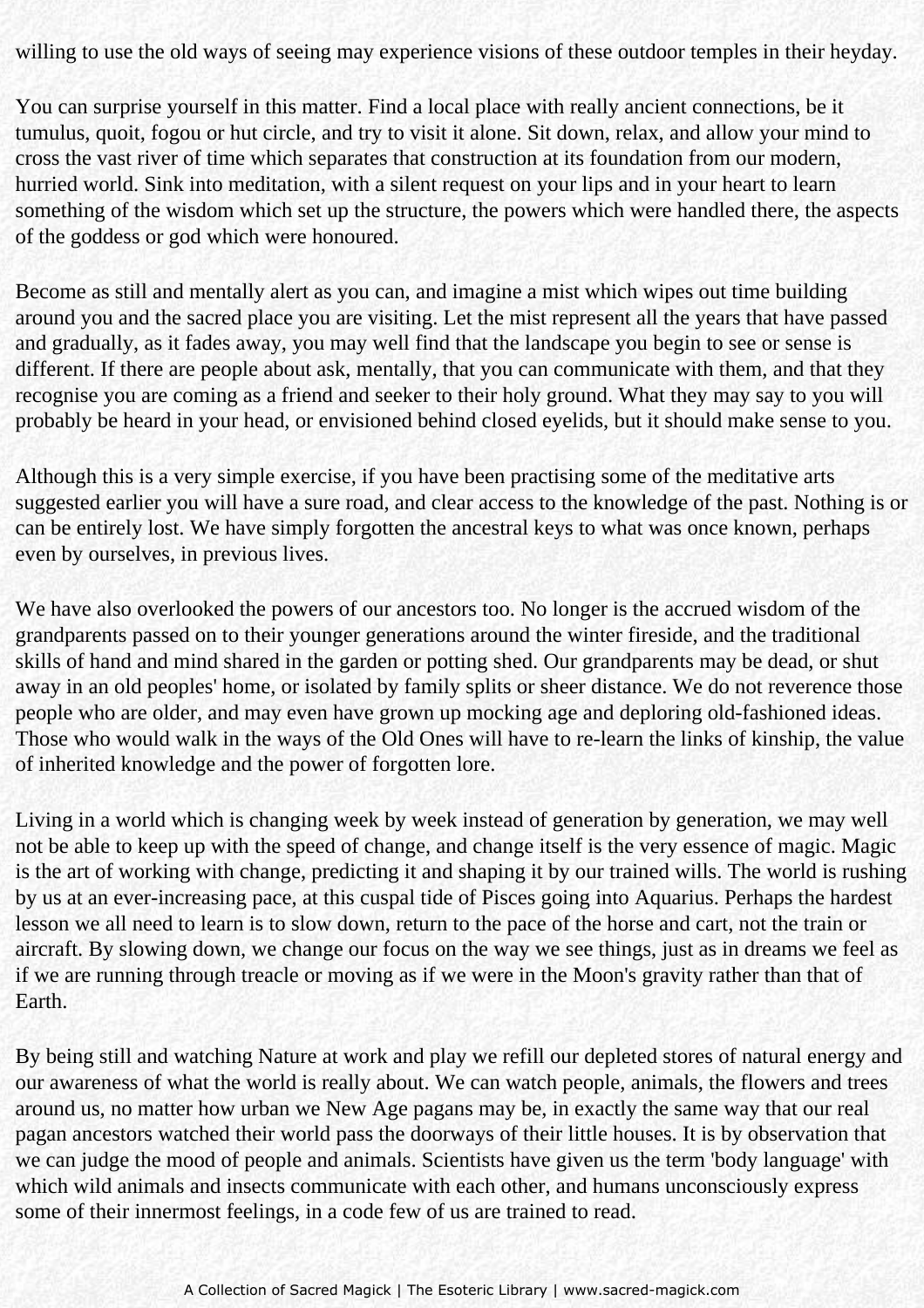willing to use the old ways of seeing may experience visions of these outdoor temples in their heyday.

You can surprise yourself in this matter. Find a local place with really ancient connections, be it tumulus, quoit, fogou or hut circle, and try to visit it alone. Sit down, relax, and allow your mind to cross the vast river of time which separates that construction at its foundation from our modern, hurried world. Sink into meditation, with a silent request on your lips and in your heart to learn something of the wisdom which set up the structure, the powers which were handled there, the aspects of the goddess or god which were honoured.

Become as still and mentally alert as you can, and imagine a mist which wipes out time building around you and the sacred place you are visiting. Let the mist represent all the years that have passed and gradually, as it fades away, you may well find that the landscape you begin to see or sense is different. If there are people about ask, mentally, that you can communicate with them, and that they recognise you are coming as a friend and seeker to their holy ground. What they may say to you will probably be heard in your head, or envisioned behind closed eyelids, but it should make sense to you.

Although this is a very simple exercise, if you have been practising some of the meditative arts suggested earlier you will have a sure road, and clear access to the knowledge of the past. Nothing is or can be entirely lost. We have simply forgotten the ancestral keys to what was once known, perhaps even by ourselves, in previous lives.

We have also overlooked the powers of our ancestors too. No longer is the accrued wisdom of the grandparents passed on to their younger generations around the winter fireside, and the traditional skills of hand and mind shared in the garden or potting shed. Our grandparents may be dead, or shut away in an old peoples' home, or isolated by family splits or sheer distance. We do not reverence those people who are older, and may even have grown up mocking age and deploring old-fashioned ideas. Those who would walk in the ways of the Old Ones will have to re-learn the links of kinship, the value of inherited knowledge and the power of forgotten lore.

Living in a world which is changing week by week instead of generation by generation, we may well not be able to keep up with the speed of change, and change itself is the very essence of magic. Magic is the art of working with change, predicting it and shaping it by our trained wills. The world is rushing by us at an ever-increasing pace, at this cuspal tide of Pisces going into Aquarius. Perhaps the hardest lesson we all need to learn is to slow down, return to the pace of the horse and cart, not the train or aircraft. By slowing down, we change our focus on the way we see things, just as in dreams we feel as if we are running through treacle or moving as if we were in the Moon's gravity rather than that of Earth.

By being still and watching Nature at work and play we refill our depleted stores of natural energy and our awareness of what the world is really about. We can watch people, animals, the flowers and trees around us, no matter how urban we New Age pagans may be, in exactly the same way that our real pagan ancestors watched their world pass the doorways of their little houses. It is by observation that we can judge the mood of people and animals. Scientists have given us the term 'body language' with which wild animals and insects communicate with each other, and humans unconsciously express some of their innermost feelings, in a code few of us are trained to read.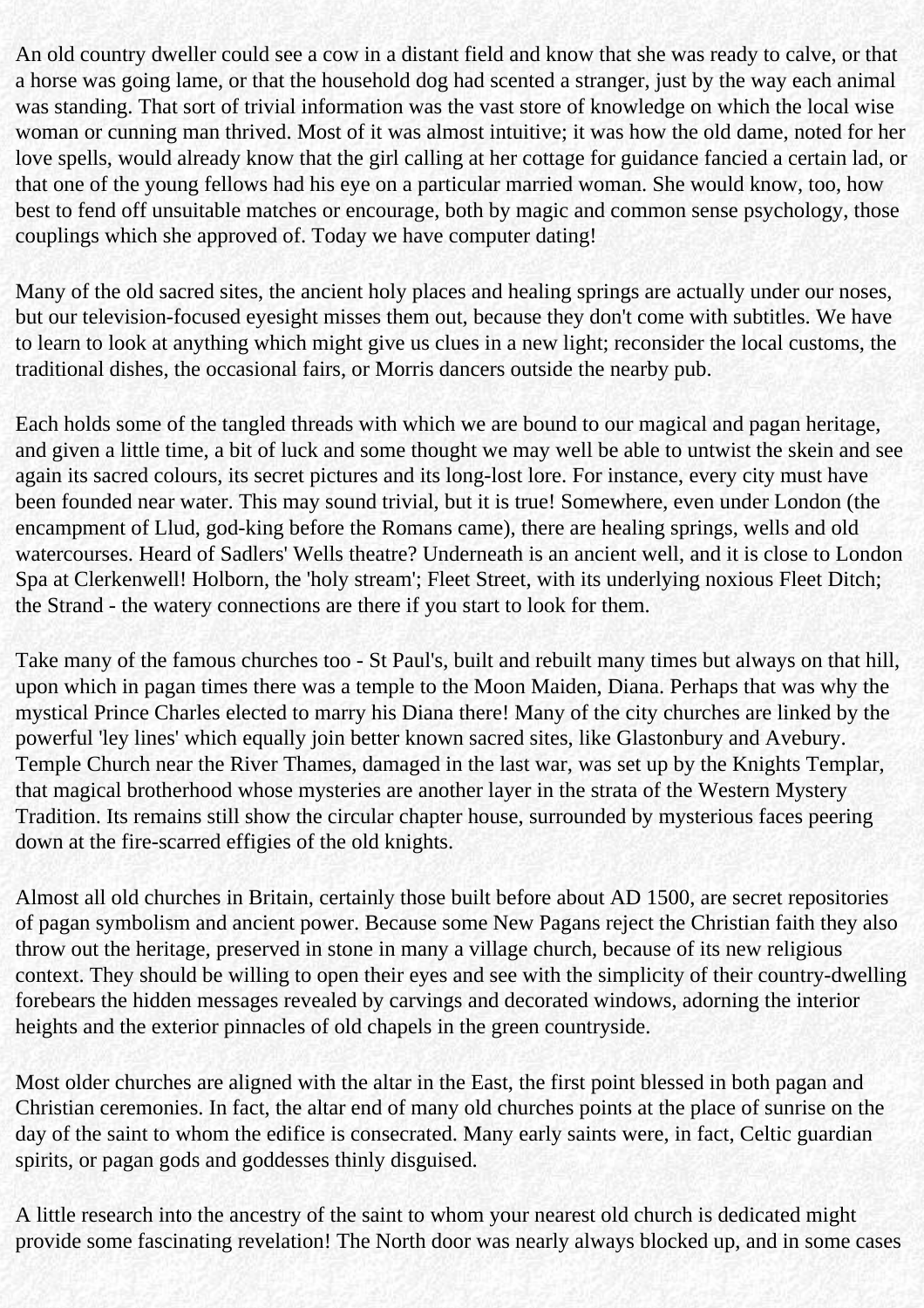An old country dweller could see a cow in a distant field and know that she was ready to calve, or that a horse was going lame, or that the household dog had scented a stranger, just by the way each animal was standing. That sort of trivial information was the vast store of knowledge on which the local wise woman or cunning man thrived. Most of it was almost intuitive; it was how the old dame, noted for her love spells, would already know that the girl calling at her cottage for guidance fancied a certain lad, or that one of the young fellows had his eye on a particular married woman. She would know, too, how best to fend off unsuitable matches or encourage, both by magic and common sense psychology, those couplings which she approved of. Today we have computer dating!

Many of the old sacred sites, the ancient holy places and healing springs are actually under our noses, but our television-focused eyesight misses them out, because they don't come with subtitles. We have to learn to look at anything which might give us clues in a new light; reconsider the local customs, the traditional dishes, the occasional fairs, or Morris dancers outside the nearby pub.

Each holds some of the tangled threads with which we are bound to our magical and pagan heritage, and given a little time, a bit of luck and some thought we may well be able to untwist the skein and see again its sacred colours, its secret pictures and its long-lost lore. For instance, every city must have been founded near water. This may sound trivial, but it is true! Somewhere, even under London (the encampment of Llud, god-king before the Romans came), there are healing springs, wells and old watercourses. Heard of Sadlers' Wells theatre? Underneath is an ancient well, and it is close to London Spa at Clerkenwell! Holborn, the 'holy stream'; Fleet Street, with its underlying noxious Fleet Ditch; the Strand - the watery connections are there if you start to look for them.

Take many of the famous churches too - St Paul's, built and rebuilt many times but always on that hill, upon which in pagan times there was a temple to the Moon Maiden, Diana. Perhaps that was why the mystical Prince Charles elected to marry his Diana there! Many of the city churches are linked by the powerful 'ley lines' which equally join better known sacred sites, like Glastonbury and Avebury. Temple Church near the River Thames, damaged in the last war, was set up by the Knights Templar, that magical brotherhood whose mysteries are another layer in the strata of the Western Mystery Tradition. Its remains still show the circular chapter house, surrounded by mysterious faces peering down at the fire-scarred effigies of the old knights.

Almost all old churches in Britain, certainly those built before about AD 1500, are secret repositories of pagan symbolism and ancient power. Because some New Pagans reject the Christian faith they also throw out the heritage, preserved in stone in many a village church, because of its new religious context. They should be willing to open their eyes and see with the simplicity of their country-dwelling forebears the hidden messages revealed by carvings and decorated windows, adorning the interior heights and the exterior pinnacles of old chapels in the green countryside.

Most older churches are aligned with the altar in the East, the first point blessed in both pagan and Christian ceremonies. In fact, the altar end of many old churches points at the place of sunrise on the day of the saint to whom the edifice is consecrated. Many early saints were, in fact, Celtic guardian spirits, or pagan gods and goddesses thinly disguised.

A little research into the ancestry of the saint to whom your nearest old church is dedicated might provide some fascinating revelation! The North door was nearly always blocked up, and in some cases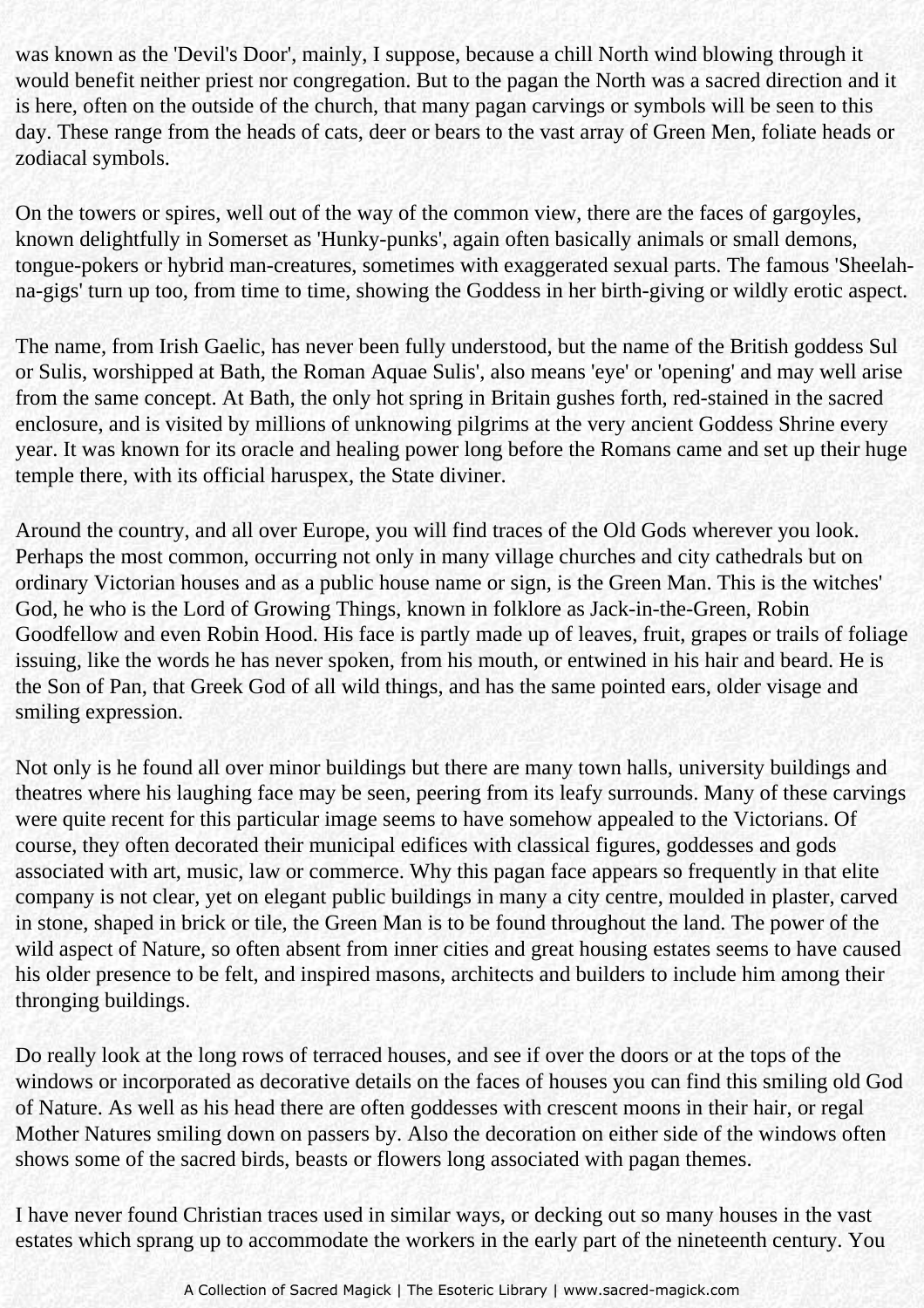was known as the 'Devil's Door', mainly, I suppose, because a chill North wind blowing through it would benefit neither priest nor congregation. But to the pagan the North was a sacred direction and it is here, often on the outside of the church, that many pagan carvings or symbols will be seen to this day. These range from the heads of cats, deer or bears to the vast array of Green Men, foliate heads or zodiacal symbols.

On the towers or spires, well out of the way of the common view, there are the faces of gargoyles, known delightfully in Somerset as 'Hunky-punks', again often basically animals or small demons, tongue-pokers or hybrid man-creatures, sometimes with exaggerated sexual parts. The famous 'Sheelah-na-gigs' turn up too, from time to time, showing the Goddess in her birth-giving or wildly erotic aspect.

The name, from Irish Gaelic, has never been fully understood, but the name of the British goddess Sul or Sulis, worshipped at Bath, the Roman Aquae Sulis', also means 'eye' or 'opening' and may well arise from the same concept. At Bath, the only hot spring in Britain gushes forth, red-stained in the sacred enclosure, and is visited by millions of unknowing pilgrims at the very ancient Goddess Shrine every year. It was known for its oracle and healing power long before the Romans came and set up their huge temple there, with its official haruspex, the State diviner.

Around the country, and all over Europe, you will find traces of the Old Gods wherever you look. Perhaps the most common, occurring not only in many village churches and city cathedrals but on ordinary Victorian houses and as a public house name or sign, is the Green Man. This is the witches' God, he who is the Lord of Growing Things, known in folklore as Jack-in-the-Green, Robin Goodfellow and even Robin Hood. His face is partly made up of leaves, fruit, grapes or trails of foliage issuing, like the words he has never spoken, from his mouth, or entwined in his hair and beard. He is the Son of Pan, that Greek God of all wild things, and has the same pointed ears, older visage and smiling expression.

Not only is he found all over minor buildings but there are many town halls, university buildings and theatres where his laughing face may be seen, peering from its leafy surrounds. Many of these carvings were quite recent for this particular image seems to have somehow appealed to the Victorians. Of course, they often decorated their municipal edifices with classical figures, goddesses and gods associated with art, music, law or commerce. Why this pagan face appears so frequently in that elite company is not clear, yet on elegant public buildings in many a city centre, moulded in plaster, carved in stone, shaped in brick or tile, the Green Man is to be found throughout the land. The power of the wild aspect of Nature, so often absent from inner cities and great housing estates seems to have caused his older presence to be felt, and inspired masons, architects and builders to include him among their thronging buildings.

Do really look at the long rows of terraced houses, and see if over the doors or at the tops of the windows or incorporated as decorative details on the faces of houses you can find this smiling old God of Nature. As well as his head there are often goddesses with crescent moons in their hair, or regal Mother Natures smiling down on passers by. Also the decoration on either side of the windows often shows some of the sacred birds, beasts or flowers long associated with pagan themes.

I have never found Christian traces used in similar ways, or decking out so many houses in the vast estates which sprang up to accommodate the workers in the early part of the nineteenth century. You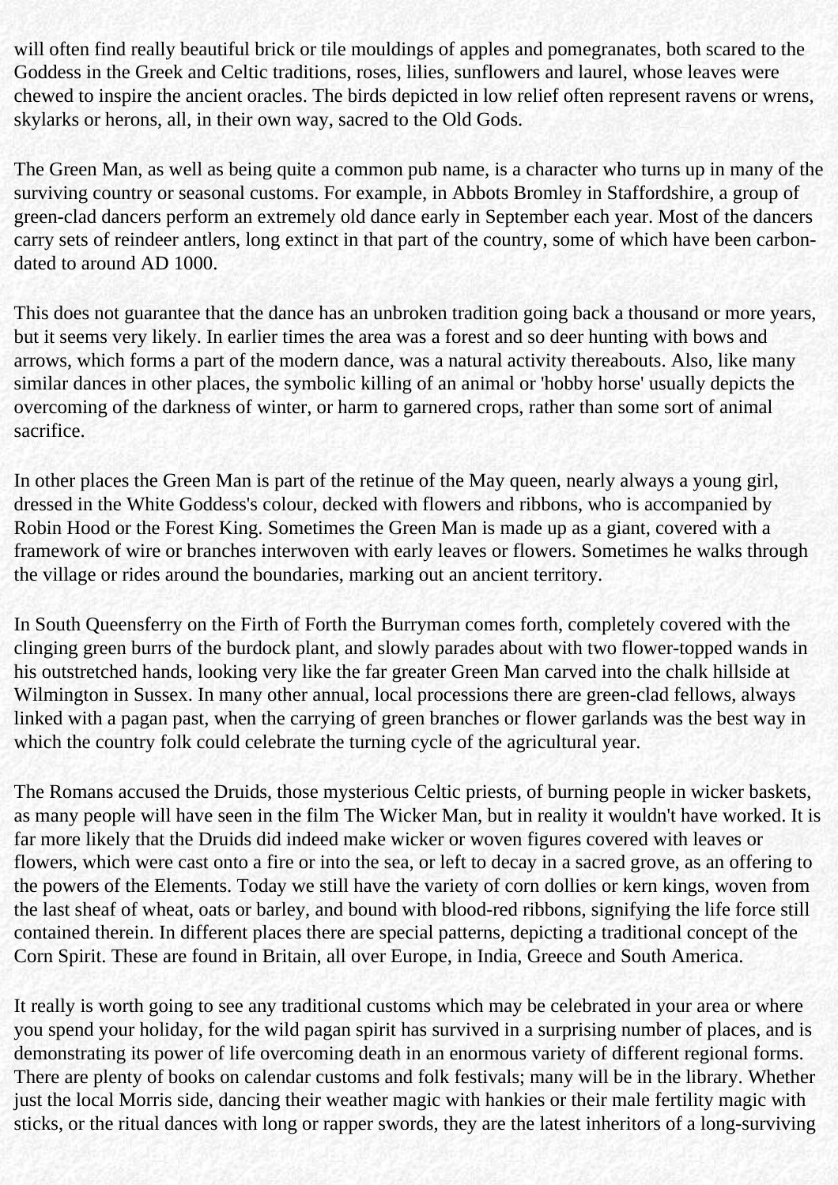will often find really beautiful brick or tile mouldings of apples and pomegranates, both scared to the Goddess in the Greek and Celtic traditions, roses, lilies, sunflowers and laurel, whose leaves were chewed to inspire the ancient oracles. The birds depicted in low relief often represent ravens or wrens, skylarks or herons, all, in their own way, sacred to the Old Gods.

The Green Man, as well as being quite a common pub name, is a character who turns up in many of the surviving country or seasonal customs. For example, in Abbots Bromley in Staffordshire, a group of green-clad dancers perform an extremely old dance early in September each year. Most of the dancers carry sets of reindeer antlers, long extinct in that part of the country, some of which have been carbon-dated to around AD 1000.

This does not guarantee that the dance has an unbroken tradition going back a thousand or more years, but it seems very likely. In earlier times the area was a forest and so deer hunting with bows and arrows, which forms a part of the modern dance, was a natural activity thereabouts. Also, like many similar dances in other places, the symbolic killing of an animal or 'hobby horse' usually depicts the overcoming of the darkness of winter, or harm to garnered crops, rather than some sort of animal sacrifice.

In other places the Green Man is part of the retinue of the May queen, nearly always a young girl, dressed in the White Goddess's colour, decked with flowers and ribbons, who is accompanied by Robin Hood or the Forest King. Sometimes the Green Man is made up as a giant, covered with a framework of wire or branches interwoven with early leaves or flowers. Sometimes he walks through the village or rides around the boundaries, marking out an ancient territory.

In South Queensferry on the Firth of Forth the Burryman comes forth, completely covered with the clinging green burrs of the burdock plant, and slowly parades about with two flower-topped wands in his outstretched hands, looking very like the far greater Green Man carved into the chalk hillside at Wilmington in Sussex. In many other annual, local processions there are green-clad fellows, always linked with a pagan past, when the carrying of green branches or flower garlands was the best way in which the country folk could celebrate the turning cycle of the agricultural year.

The Romans accused the Druids, those mysterious Celtic priests, of burning people in wicker baskets, as many people will have seen in the film The Wicker Man, but in reality it wouldn't have worked. It is far more likely that the Druids did indeed make wicker or woven figures covered with leaves or flowers, which were cast onto a fire or into the sea, or left to decay in a sacred grove, as an offering to the powers of the Elements. Today we still have the variety of corn dollies or kern kings, woven from the last sheaf of wheat, oats or barley, and bound with blood-red ribbons, signifying the life force still contained therein. In different places there are special patterns, depicting a traditional concept of the Corn Spirit. These are found in Britain, all over Europe, in India, Greece and South America.

It really is worth going to see any traditional customs which may be celebrated in your area or where you spend your holiday, for the wild pagan spirit has survived in a surprising number of places, and is demonstrating its power of life overcoming death in an enormous variety of different regional forms. There are plenty of books on calendar customs and folk festivals; many will be in the library. Whether just the local Morris side, dancing their weather magic with hankies or their male fertility magic with sticks, or the ritual dances with long or rapper swords, they are the latest inheritors of a long-surviving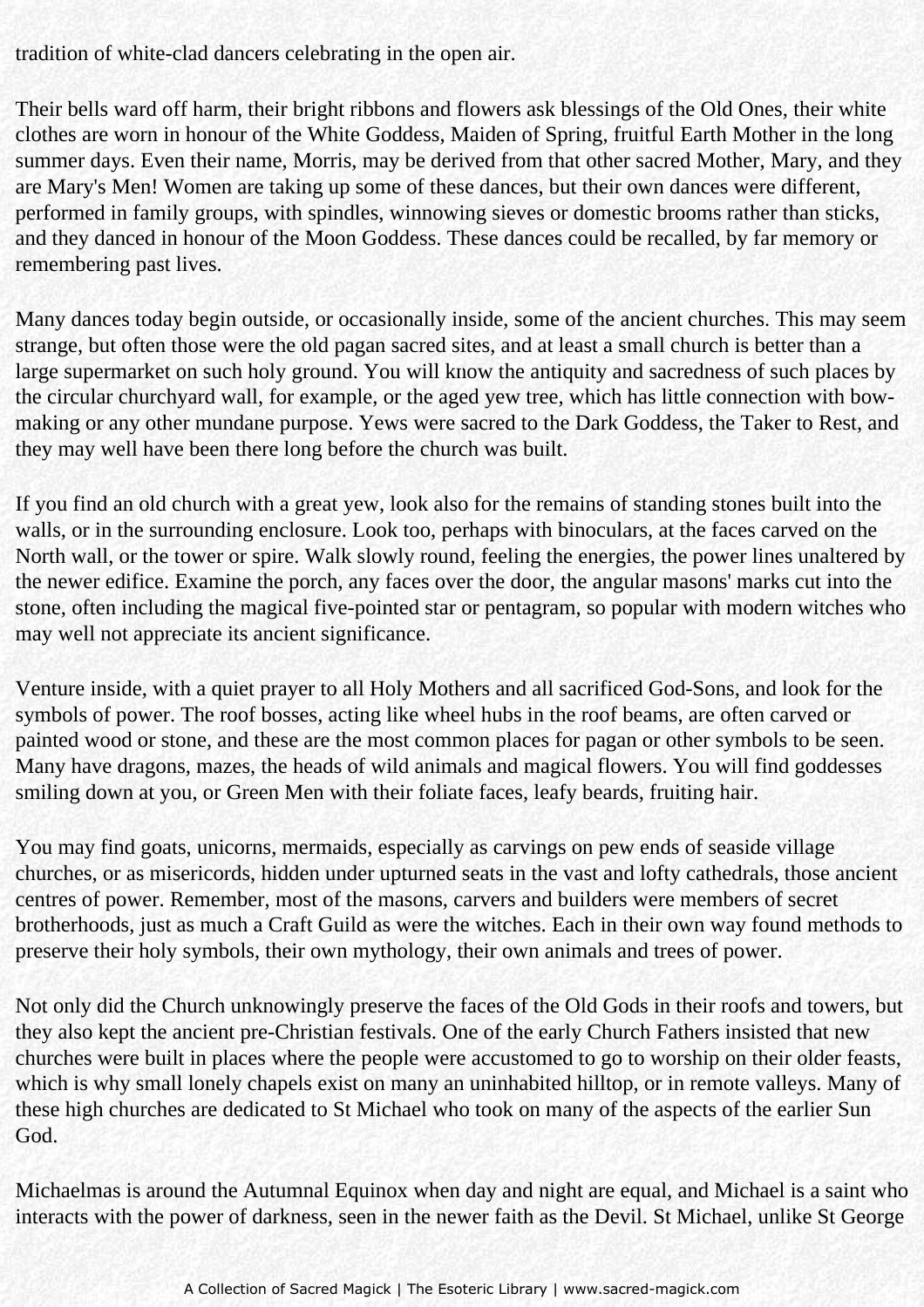tradition of white-clad dancers celebrating in the open air.

Their bells ward off harm, their bright ribbons and flowers ask blessings of the Old Ones, their white clothes are worn in honour of the White Goddess, Maiden of Spring, fruitful Earth Mother in the long summer days. Even their name, Morris, may be derived from that other sacred Mother, Mary, and they are Mary's Men! Women are taking up some of these dances, but their own dances were different, performed in family groups, with spindles, winnowing sieves or domestic brooms rather than sticks, and they danced in honour of the Moon Goddess. These dances could be recalled, by far memory or remembering past lives.

Many dances today begin outside, or occasionally inside, some of the ancient churches. This may seem strange, but often those were the old pagan sacred sites, and at least a small church is better than a large supermarket on such holy ground. You will know the antiquity and sacredness of such places by the circular churchyard wall, for example, or the aged yew tree, which has little connection with bow-making or any other mundane purpose. Yews were sacred to the Dark Goddess, the Taker to Rest, and they may well have been there long before the church was built.

If you find an old church with a great yew, look also for the remains of standing stones built into the walls, or in the surrounding enclosure. Look too, perhaps with binoculars, at the faces carved on the North wall, or the tower or spire. Walk slowly round, feeling the energies, the power lines unaltered by the newer edifice. Examine the porch, any faces over the door, the angular masons' marks cut into the stone, often including the magical five-pointed star or pentagram, so popular with modern witches who may well not appreciate its ancient significance.

Venture inside, with a quiet prayer to all Holy Mothers and all sacrificed God-Sons, and look for the symbols of power. The roof bosses, acting like wheel hubs in the roof beams, are often carved or painted wood or stone, and these are the most common places for pagan or other symbols to be seen. Many have dragons, mazes, the heads of wild animals and magical flowers. You will find goddesses smiling down at you, or Green Men with their foliate faces, leafy beards, fruiting hair.

You may find goats, unicorns, mermaids, especially as carvings on pew ends of seaside village churches, or as misericords, hidden under upturned seats in the vast and lofty cathedrals, those ancient centres of power. Remember, most of the masons, carvers and builders were members of secret brotherhoods, just as much a Craft Guild as were the witches. Each in their own way found methods to preserve their holy symbols, their own mythology, their own animals and trees of power.

Not only did the Church unknowingly preserve the faces of the Old Gods in their roofs and towers, but they also kept the ancient pre-Christian festivals. One of the early Church Fathers insisted that new churches were built in places where the people were accustomed to go to worship on their older feasts, which is why small lonely chapels exist on many an uninhabited hilltop, or in remote valleys. Many of these high churches are dedicated to St Michael who took on many of the aspects of the earlier Sun God.

Michaelmas is around the Autumnal Equinox when day and night are equal, and Michael is a saint who interacts with the power of darkness, seen in the newer faith as the Devil. St Michael, unlike St George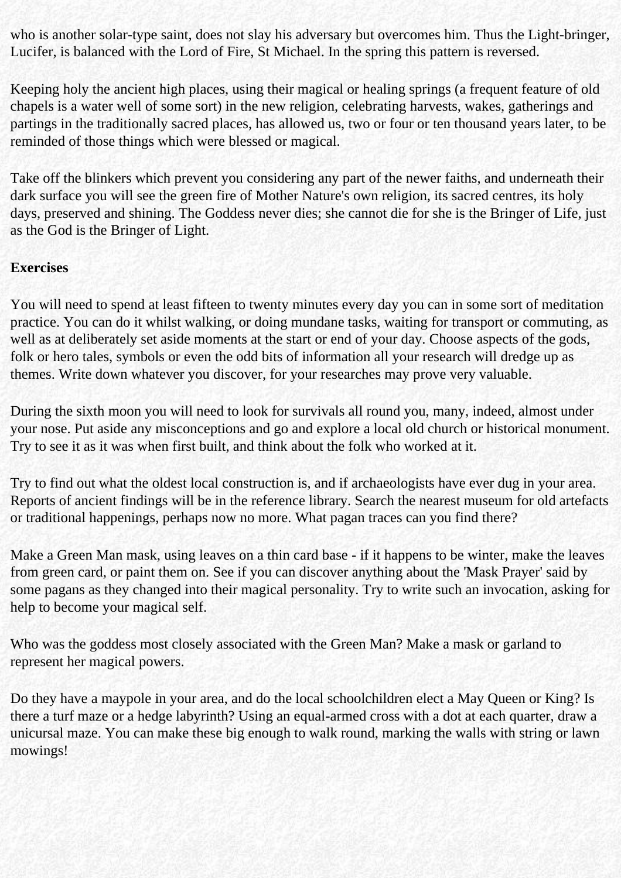who is another solar-type saint, does not slay his adversary but overcomes him. Thus the Light-bringer, Lucifer, is balanced with the Lord of Fire, St Michael. In the spring this pattern is reversed.

Keeping holy the ancient high places, using their magical or healing springs (a frequent feature of old chapels is a water well of some sort) in the new religion, celebrating harvests, wakes, gatherings and partings in the traditionally sacred places, has allowed us, two or four or ten thousand years later, to be reminded of those things which were blessed or magical.

Take off the blinkers which prevent you considering any part of the newer faiths, and underneath their dark surface you will see the green fire of Mother Nature's own religion, its sacred centres, its holy days, preserved and shining. The Goddess never dies; she cannot die for she is the Bringer of Life, just as the God is the Bringer of Light.

**Exercises**

You will need to spend at least fifteen to twenty minutes every day you can in some sort of meditation practice. You can do it whilst walking, or doing mundane tasks, waiting for transport or commuting, as well as at deliberately set aside moments at the start or end of your day. Choose aspects of the gods, folk or hero tales, symbols or even the odd bits of information all your research will dredge up as themes. Write down whatever you discover, for your researches may prove very valuable.

During the sixth moon you will need to look for survivals all round you, many, indeed, almost under your nose. Put aside any misconceptions and go and explore a local old church or historical monument. Try to see it as it was when first built, and think about the folk who worked at it.

Try to find out what the oldest local construction is, and if archaeologists have ever dug in your area. Reports of ancient findings will be in the reference library. Search the nearest museum for old artefacts or traditional happenings, perhaps now no more. What pagan traces can you find there?

Make a Green Man mask, using leaves on a thin card base - if it happens to be winter, make the leaves from green card, or paint them on. See if you can discover anything about the 'Mask Prayer' said by some pagans as they changed into their magical personality. Try to write such an invocation, asking for help to become your magical self.

Who was the goddess most closely associated with the Green Man? Make a mask or garland to represent her magical powers.

Do they have a maypole in your area, and do the local schoolchildren elect a May Queen or King? Is there a turf maze or a hedge labyrinth? Using an equal-armed cross with a dot at each quarter, draw a unicursal maze. You can make these big enough to walk round, marking the walls with string or lawn mowings!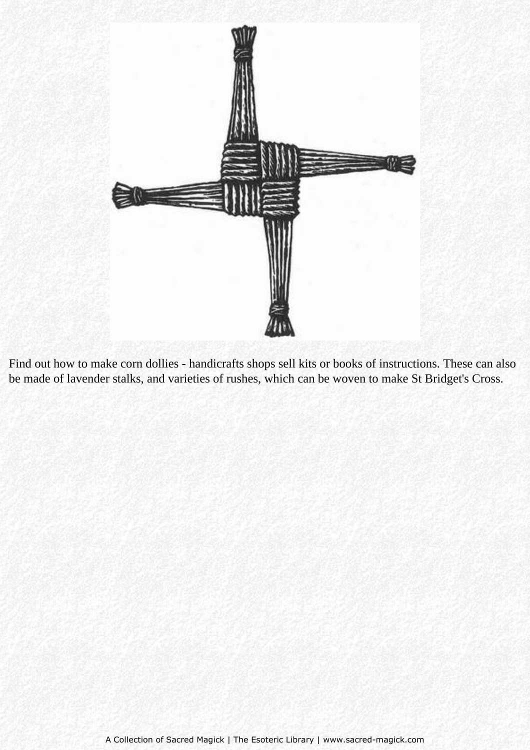Find out how to make corn dollies - handicrafts shops sell kits or books of instructions. These can also be made of lavender stalks, and varieties of rushes, which can be woven to make St Bridget's Cross.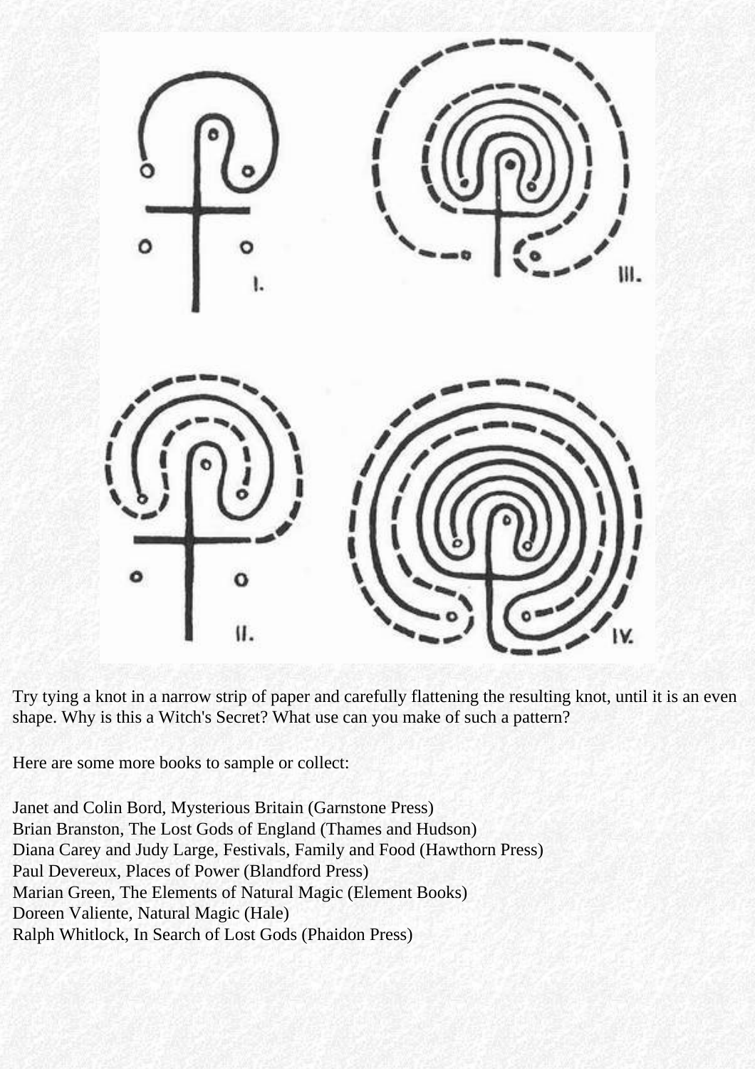Try tying a knot in a narrow strip of paper and carefully flattening the resulting knot, until it is an even shape. Why is this a Witch's Secret? What use can you make of such a pattern?

Here are some more books to sample or collect:

Janet and Colin Bord, Mysterious Britain (Garnstone Press)
Brian Branston, The Lost Gods of England (Thames and Hudson)
Diana Carey and Judy Large, Festivals, Family and Food (Hawthorn Press)
Paul Devereux, Places of Power (Blandford Press)
Marian Green, The Elements of Natural Magic (Element Books)
Doreen Valiente, Natural Magic (Hale)
Ralph Whitlock, In Search of Lost Gods (Phaidon Press)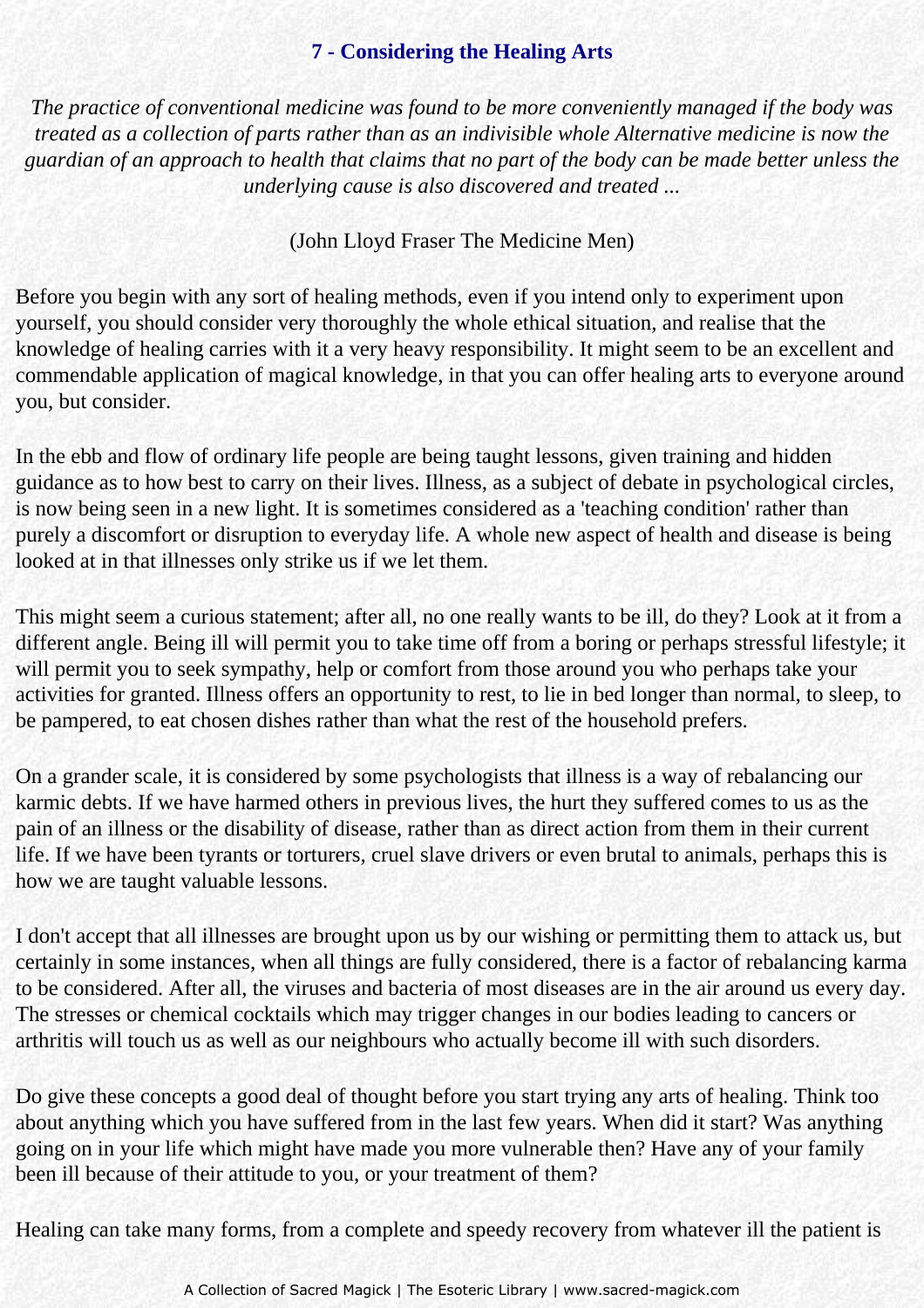## 7 - Considering the Healing Arts

*The practice of conventional medicine was found to be more conveniently managed if the body was treated as a collection of parts rather than as an indivisible whole Alternative medicine is now the guardian of an approach to health that claims that no part of the body can be made better unless the underlying cause is also discovered and treated ...*

(John Lloyd Fraser The Medicine Men)

Before you begin with any sort of healing methods, even if you intend only to experiment upon yourself, you should consider very thoroughly the whole ethical situation, and realise that the knowledge of healing carries with it a very heavy responsibility. It might seem to be an excellent and commendable application of magical knowledge, in that you can offer healing arts to everyone around you, but consider.

In the ebb and flow of ordinary life people are being taught lessons, given training and hidden guidance as to how best to carry on their lives. Illness, as a subject of debate in psychological circles, is now being seen in a new light. It is sometimes considered as a 'teaching condition' rather than purely a discomfort or disruption to everyday life. A whole new aspect of health and disease is being looked at in that illnesses only strike us if we let them.

This might seem a curious statement; after all, no one really wants to be ill, do they? Look at it from a different angle. Being ill will permit you to take time off from a boring or perhaps stressful lifestyle; it will permit you to seek sympathy, help or comfort from those around you who perhaps take your activities for granted. Illness offers an opportunity to rest, to lie in bed longer than normal, to sleep, to be pampered, to eat chosen dishes rather than what the rest of the household prefers.

On a grander scale, it is considered by some psychologists that illness is a way of rebalancing our karmic debts. If we have harmed others in previous lives, the hurt they suffered comes to us as the pain of an illness or the disability of disease, rather than as direct action from them in their current life. If we have been tyrants or torturers, cruel slave drivers or even brutal to animals, perhaps this is how we are taught valuable lessons.

I don't accept that all illnesses are brought upon us by our wishing or permitting them to attack us, but certainly in some instances, when all things are fully considered, there is a factor of rebalancing karma to be considered. After all, the viruses and bacteria of most diseases are in the air around us every day. The stresses or chemical cocktails which may trigger changes in our bodies leading to cancers or arthritis will touch us as well as our neighbours who actually become ill with such disorders.

Do give these concepts a good deal of thought before you start trying any arts of healing. Think too about anything which you have suffered from in the last few years. When did it start? Was anything going on in your life which might have made you more vulnerable then? Have any of your family been ill because of their attitude to you, or your treatment of them?

Healing can take many forms, from a complete and speedy recovery from whatever ill the patient is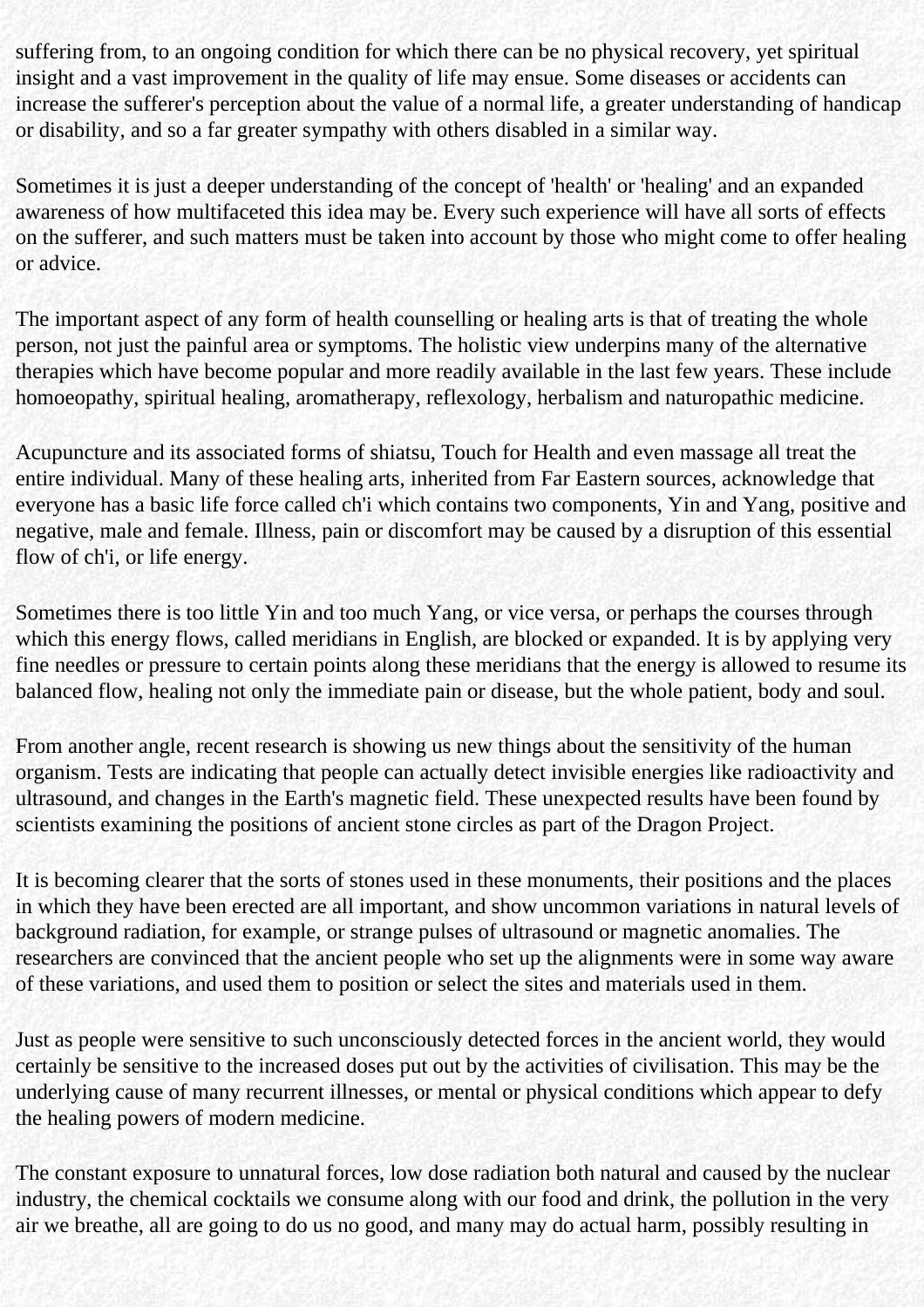suffering from, to an ongoing condition for which there can be no physical recovery, yet spiritual insight and a vast improvement in the quality of life may ensue. Some diseases or accidents can increase the sufferer's perception about the value of a normal life, a greater understanding of handicap or disability, and so a far greater sympathy with others disabled in a similar way.

Sometimes it is just a deeper understanding of the concept of 'health' or 'healing' and an expanded awareness of how multifaceted this idea may be. Every such experience will have all sorts of effects on the sufferer, and such matters must be taken into account by those who might come to offer healing or advice.

The important aspect of any form of health counselling or healing arts is that of treating the whole person, not just the painful area or symptoms. The holistic view underpins many of the alternative therapies which have become popular and more readily available in the last few years. These include homoeopathy, spiritual healing, aromatherapy, reflexology, herbalism and naturopathic medicine.

Acupuncture and its associated forms of shiatsu, Touch for Health and even massage all treat the entire individual. Many of these healing arts, inherited from Far Eastern sources, acknowledge that everyone has a basic life force called ch'i which contains two components, Yin and Yang, positive and negative, male and female. Illness, pain or discomfort may be caused by a disruption of this essential flow of ch'i, or life energy.

Sometimes there is too little Yin and too much Yang, or vice versa, or perhaps the courses through which this energy flows, called meridians in English, are blocked or expanded. It is by applying very fine needles or pressure to certain points along these meridians that the energy is allowed to resume its balanced flow, healing not only the immediate pain or disease, but the whole patient, body and soul.

From another angle, recent research is showing us new things about the sensitivity of the human organism. Tests are indicating that people can actually detect invisible energies like radioactivity and ultrasound, and changes in the Earth's magnetic field. These unexpected results have been found by scientists examining the positions of ancient stone circles as part of the Dragon Project.

It is becoming clearer that the sorts of stones used in these monuments, their positions and the places in which they have been erected are all important, and show uncommon variations in natural levels of background radiation, for example, or strange pulses of ultrasound or magnetic anomalies. The researchers are convinced that the ancient people who set up the alignments were in some way aware of these variations, and used them to position or select the sites and materials used in them.

Just as people were sensitive to such unconsciously detected forces in the ancient world, they would certainly be sensitive to the increased doses put out by the activities of civilisation. This may be the underlying cause of many recurrent illnesses, or mental or physical conditions which appear to defy the healing powers of modern medicine.

The constant exposure to unnatural forces, low dose radiation both natural and caused by the nuclear industry, the chemical cocktails we consume along with our food and drink, the pollution in the very air we breathe, all are going to do us no good, and many may do actual harm, possibly resulting in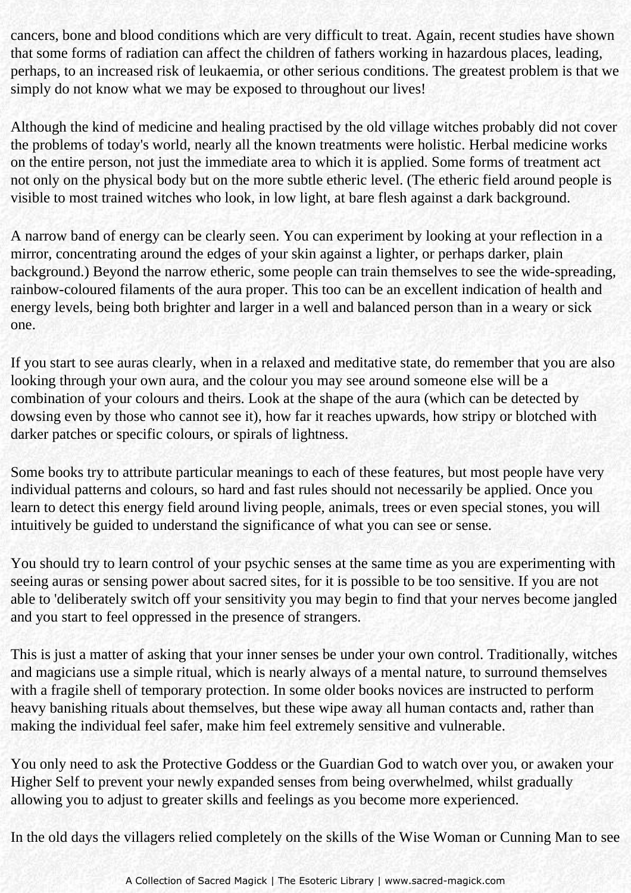cancers, bone and blood conditions which are very difficult to treat. Again, recent studies have shown that some forms of radiation can affect the children of fathers working in hazardous places, leading, perhaps, to an increased risk of leukaemia, or other serious conditions. The greatest problem is that we simply do not know what we may be exposed to throughout our lives!

Although the kind of medicine and healing practised by the old village witches probably did not cover the problems of today's world, nearly all the known treatments were holistic. Herbal medicine works on the entire person, not just the immediate area to which it is applied. Some forms of treatment act not only on the physical body but on the more subtle etheric level. (The etheric field around people is visible to most trained witches who look, in low light, at bare flesh against a dark background.

A narrow band of energy can be clearly seen. You can experiment by looking at your reflection in a mirror, concentrating around the edges of your skin against a lighter, or perhaps darker, plain background.) Beyond the narrow etheric, some people can train themselves to see the wide-spreading, rainbow-coloured filaments of the aura proper. This too can be an excellent indication of health and energy levels, being both brighter and larger in a well and balanced person than in a weary or sick one.

If you start to see auras clearly, when in a relaxed and meditative state, do remember that you are also looking through your own aura, and the colour you may see around someone else will be a combination of your colours and theirs. Look at the shape of the aura (which can be detected by dowsing even by those who cannot see it), how far it reaches upwards, how stripy or blotched with darker patches or specific colours, or spirals of lightness.

Some books try to attribute particular meanings to each of these features, but most people have very individual patterns and colours, so hard and fast rules should not necessarily be applied. Once you learn to detect this energy field around living people, animals, trees or even special stones, you will intuitively be guided to understand the significance of what you can see or sense.

You should try to learn control of your psychic senses at the same time as you are experimenting with seeing auras or sensing power about sacred sites, for it is possible to be too sensitive. If you are not able to 'deliberately switch off your sensitivity you may begin to find that your nerves become jangled and you start to feel oppressed in the presence of strangers.

This is just a matter of asking that your inner senses be under your own control. Traditionally, witches and magicians use a simple ritual, which is nearly always of a mental nature, to surround themselves with a fragile shell of temporary protection. In some older books novices are instructed to perform heavy banishing rituals about themselves, but these wipe away all human contacts and, rather than making the individual feel safer, make him feel extremely sensitive and vulnerable.

You only need to ask the Protective Goddess or the Guardian God to watch over you, or awaken your Higher Self to prevent your newly expanded senses from being overwhelmed, whilst gradually allowing you to adjust to greater skills and feelings as you become more experienced.

In the old days the villagers relied completely on the skills of the Wise Woman or Cunning Man to see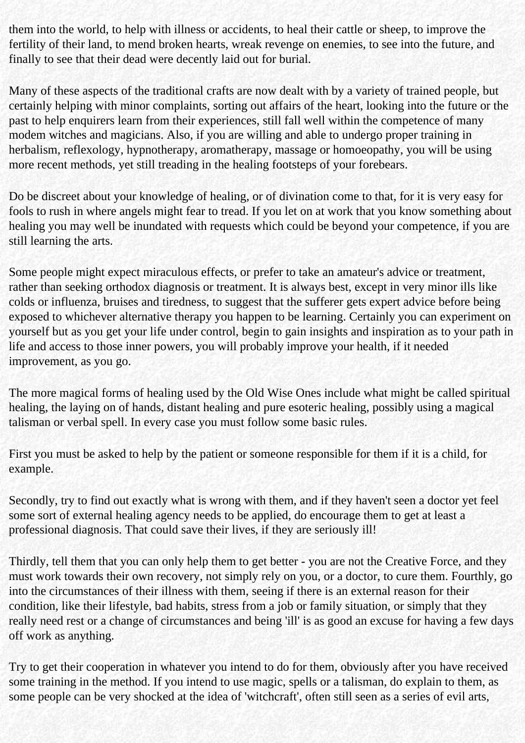them into the world, to help with illness or accidents, to heal their cattle or sheep, to improve the fertility of their land, to mend broken hearts, wreak revenge on enemies, to see into the future, and finally to see that their dead were decently laid out for burial.

Many of these aspects of the traditional crafts are now dealt with by a variety of trained people, but certainly helping with minor complaints, sorting out affairs of the heart, looking into the future or the past to help enquirers learn from their experiences, still fall well within the competence of many modem witches and magicians. Also, if you are willing and able to undergo proper training in herbalism, reflexology, hypnotherapy, aromatherapy, massage or homoeopathy, you will be using more recent methods, yet still treading in the healing footsteps of your forebears.

Do be discreet about your knowledge of healing, or of divination come to that, for it is very easy for fools to rush in where angels might fear to tread. If you let on at work that you know something about healing you may well be inundated with requests which could be beyond your competence, if you are still learning the arts.

Some people might expect miraculous effects, or prefer to take an amateur's advice or treatment, rather than seeking orthodox diagnosis or treatment. It is always best, except in very minor ills like colds or influenza, bruises and tiredness, to suggest that the sufferer gets expert advice before being exposed to whichever alternative therapy you happen to be learning. Certainly you can experiment on yourself but as you get your life under control, begin to gain insights and inspiration as to your path in life and access to those inner powers, you will probably improve your health, if it needed improvement, as you go.

The more magical forms of healing used by the Old Wise Ones include what might be called spiritual healing, the laying on of hands, distant healing and pure esoteric healing, possibly using a magical talisman or verbal spell. In every case you must follow some basic rules.

First you must be asked to help by the patient or someone responsible for them if it is a child, for example.

Secondly, try to find out exactly what is wrong with them, and if they haven't seen a doctor yet feel some sort of external healing agency needs to be applied, do encourage them to get at least a professional diagnosis. That could save their lives, if they are seriously ill!

Thirdly, tell them that you can only help them to get better - you are not the Creative Force, and they must work towards their own recovery, not simply rely on you, or a doctor, to cure them. Fourthly, go into the circumstances of their illness with them, seeing if there is an external reason for their condition, like their lifestyle, bad habits, stress from a job or family situation, or simply that they really need rest or a change of circumstances and being 'ill' is as good an excuse for having a few days off work as anything.

Try to get their cooperation in whatever you intend to do for them, obviously after you have received some training in the method. If you intend to use magic, spells or a talisman, do explain to them, as some people can be very shocked at the idea of 'witchcraft', often still seen as a series of evil arts,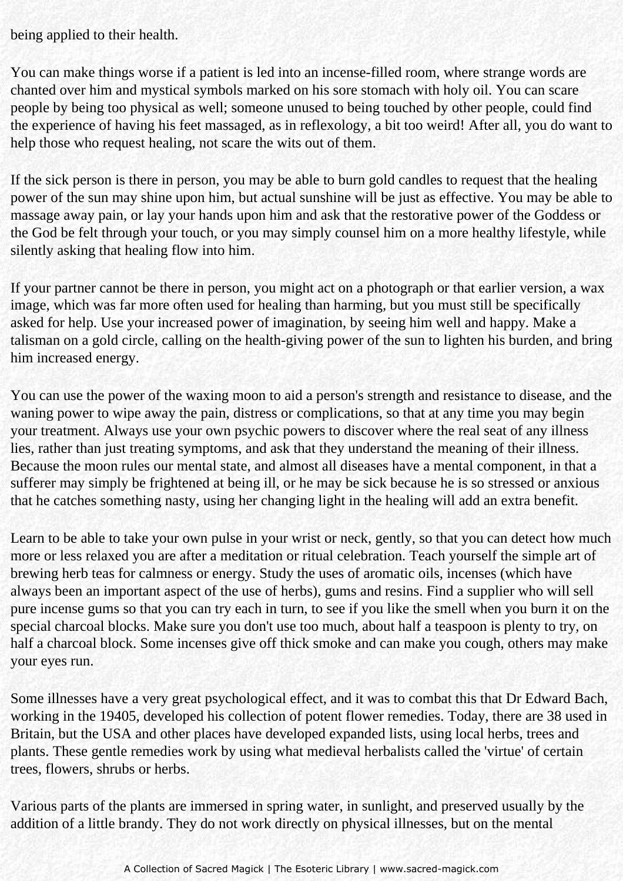being applied to their health.

You can make things worse if a patient is led into an incense-filled room, where strange words are chanted over him and mystical symbols marked on his sore stomach with holy oil. You can scare people by being too physical as well; someone unused to being touched by other people, could find the experience of having his feet massaged, as in reflexology, a bit too weird! After all, you do want to help those who request healing, not scare the wits out of them.

If the sick person is there in person, you may be able to burn gold candles to request that the healing power of the sun may shine upon him, but actual sunshine will be just as effective. You may be able to massage away pain, or lay your hands upon him and ask that the restorative power of the Goddess or the God be felt through your touch, or you may simply counsel him on a more healthy lifestyle, while silently asking that healing flow into him.

If your partner cannot be there in person, you might act on a photograph or that earlier version, a wax image, which was far more often used for healing than harming, but you must still be specifically asked for help. Use your increased power of imagination, by seeing him well and happy. Make a talisman on a gold circle, calling on the health-giving power of the sun to lighten his burden, and bring him increased energy.

You can use the power of the waxing moon to aid a person's strength and resistance to disease, and the waning power to wipe away the pain, distress or complications, so that at any time you may begin your treatment. Always use your own psychic powers to discover where the real seat of any illness lies, rather than just treating symptoms, and ask that they understand the meaning of their illness. Because the moon rules our mental state, and almost all diseases have a mental component, in that a sufferer may simply be frightened at being ill, or he may be sick because he is so stressed or anxious that he catches something nasty, using her changing light in the healing will add an extra benefit.

Learn to be able to take your own pulse in your wrist or neck, gently, so that you can detect how much more or less relaxed you are after a meditation or ritual celebration. Teach yourself the simple art of brewing herb teas for calmness or energy. Study the uses of aromatic oils, incenses (which have always been an important aspect of the use of herbs), gums and resins. Find a supplier who will sell pure incense gums so that you can try each in turn, to see if you like the smell when you burn it on the special charcoal blocks. Make sure you don't use too much, about half a teaspoon is plenty to try, on half a charcoal block. Some incenses give off thick smoke and can make you cough, others may make your eyes run.

Some illnesses have a very great psychological effect, and it was to combat this that Dr Edward Bach, working in the 19405, developed his collection of potent flower remedies. Today, there are 38 used in Britain, but the USA and other places have developed expanded lists, using local herbs, trees and plants. These gentle remedies work by using what medieval herbalists called the 'virtue' of certain trees, flowers, shrubs or herbs.

Various parts of the plants are immersed in spring water, in sunlight, and preserved usually by the addition of a little brandy. They do not work directly on physical illnesses, but on the mental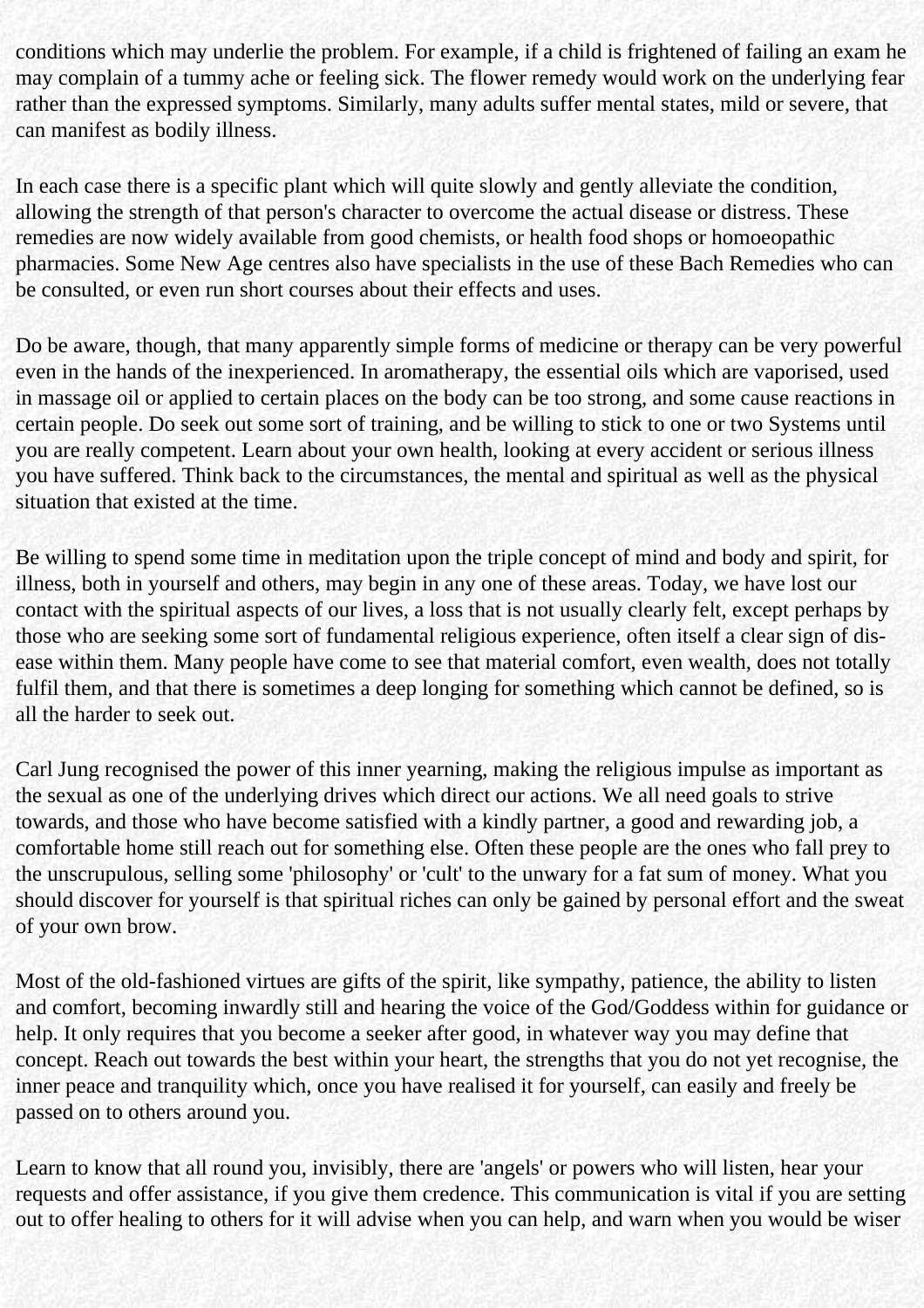conditions which may underlie the problem. For example, if a child is frightened of failing an exam he may complain of a tummy ache or feeling sick. The flower remedy would work on the underlying fear rather than the expressed symptoms. Similarly, many adults suffer mental states, mild or severe, that can manifest as bodily illness.

In each case there is a specific plant which will quite slowly and gently alleviate the condition, allowing the strength of that person's character to overcome the actual disease or distress. These remedies are now widely available from good chemists, or health food shops or homoeopathic pharmacies. Some New Age centres also have specialists in the use of these Bach Remedies who can be consulted, or even run short courses about their effects and uses.

Do be aware, though, that many apparently simple forms of medicine or therapy can be very powerful even in the hands of the inexperienced. In aromatherapy, the essential oils which are vaporised, used in massage oil or applied to certain places on the body can be too strong, and some cause reactions in certain people. Do seek out some sort of training, and be willing to stick to one or two Systems until you are really competent. Learn about your own health, looking at every accident or serious illness you have suffered. Think back to the circumstances, the mental and spiritual as well as the physical situation that existed at the time.

Be willing to spend some time in meditation upon the triple concept of mind and body and spirit, for illness, both in yourself and others, may begin in any one of these areas. Today, we have lost our contact with the spiritual aspects of our lives, a loss that is not usually clearly felt, except perhaps by those who are seeking some sort of fundamental religious experience, often itself a clear sign of dis-ease within them. Many people have come to see that material comfort, even wealth, does not totally fulfil them, and that there is sometimes a deep longing for something which cannot be defined, so is all the harder to seek out.

Carl Jung recognised the power of this inner yearning, making the religious impulse as important as the sexual as one of the underlying drives which direct our actions. We all need goals to strive towards, and those who have become satisfied with a kindly partner, a good and rewarding job, a comfortable home still reach out for something else. Often these people are the ones who fall prey to the unscrupulous, selling some 'philosophy' or 'cult' to the unwary for a fat sum of money. What you should discover for yourself is that spiritual riches can only be gained by personal effort and the sweat of your own brow.

Most of the old-fashioned virtues are gifts of the spirit, like sympathy, patience, the ability to listen and comfort, becoming inwardly still and hearing the voice of the God/Goddess within for guidance or help. It only requires that you become a seeker after good, in whatever way you may define that concept. Reach out towards the best within your heart, the strengths that you do not yet recognise, the inner peace and tranquility which, once you have realised it for yourself, can easily and freely be passed on to others around you.

Learn to know that all round you, invisibly, there are 'angels' or powers who will listen, hear your requests and offer assistance, if you give them credence. This communication is vital if you are setting out to offer healing to others for it will advise when you can help, and warn when you would be wiser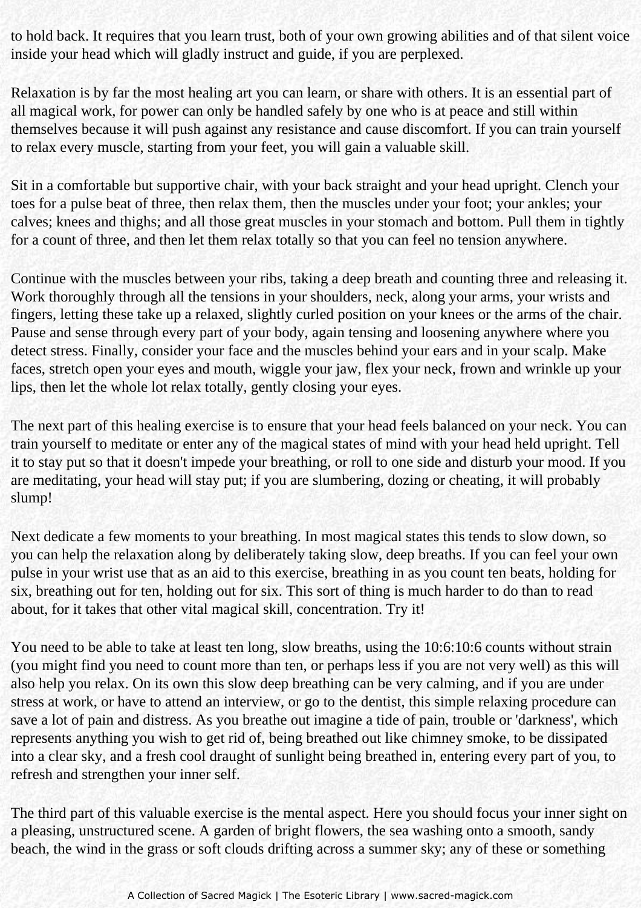to hold back. It requires that you learn trust, both of your own growing abilities and of that silent voice inside your head which will gladly instruct and guide, if you are perplexed.

Relaxation is by far the most healing art you can learn, or share with others. It is an essential part of all magical work, for power can only be handled safely by one who is at peace and still within themselves because it will push against any resistance and cause discomfort. If you can train yourself to relax every muscle, starting from your feet, you will gain a valuable skill.

Sit in a comfortable but supportive chair, with your back straight and your head upright. Clench your toes for a pulse beat of three, then relax them, then the muscles under your foot; your ankles; your calves; knees and thighs; and all those great muscles in your stomach and bottom. Pull them in tightly for a count of three, and then let them relax totally so that you can feel no tension anywhere.

Continue with the muscles between your ribs, taking a deep breath and counting three and releasing it. Work thoroughly through all the tensions in your shoulders, neck, along your arms, your wrists and fingers, letting these take up a relaxed, slightly curled position on your knees or the arms of the chair. Pause and sense through every part of your body, again tensing and loosening anywhere where you detect stress. Finally, consider your face and the muscles behind your ears and in your scalp. Make faces, stretch open your eyes and mouth, wiggle your jaw, flex your neck, frown and wrinkle up your lips, then let the whole lot relax totally, gently closing your eyes.

The next part of this healing exercise is to ensure that your head feels balanced on your neck. You can train yourself to meditate or enter any of the magical states of mind with your head held upright. Tell it to stay put so that it doesn't impede your breathing, or roll to one side and disturb your mood. If you are meditating, your head will stay put; if you are slumbering, dozing or cheating, it will probably slump!

Next dedicate a few moments to your breathing. In most magical states this tends to slow down, so you can help the relaxation along by deliberately taking slow, deep breaths. If you can feel your own pulse in your wrist use that as an aid to this exercise, breathing in as you count ten beats, holding for six, breathing out for ten, holding out for six. This sort of thing is much harder to do than to read about, for it takes that other vital magical skill, concentration. Try it!

You need to be able to take at least ten long, slow breaths, using the 10:6:10:6 counts without strain (you might find you need to count more than ten, or perhaps less if you are not very well) as this will also help you relax. On its own this slow deep breathing can be very calming, and if you are under stress at work, or have to attend an interview, or go to the dentist, this simple relaxing procedure can save a lot of pain and distress. As you breathe out imagine a tide of pain, trouble or 'darkness', which represents anything you wish to get rid of, being breathed out like chimney smoke, to be dissipated into a clear sky, and a fresh cool draught of sunlight being breathed in, entering every part of you, to refresh and strengthen your inner self.

The third part of this valuable exercise is the mental aspect. Here you should focus your inner sight on a pleasing, unstructured scene. A garden of bright flowers, the sea washing onto a smooth, sandy beach, the wind in the grass or soft clouds drifting across a summer sky; any of these or something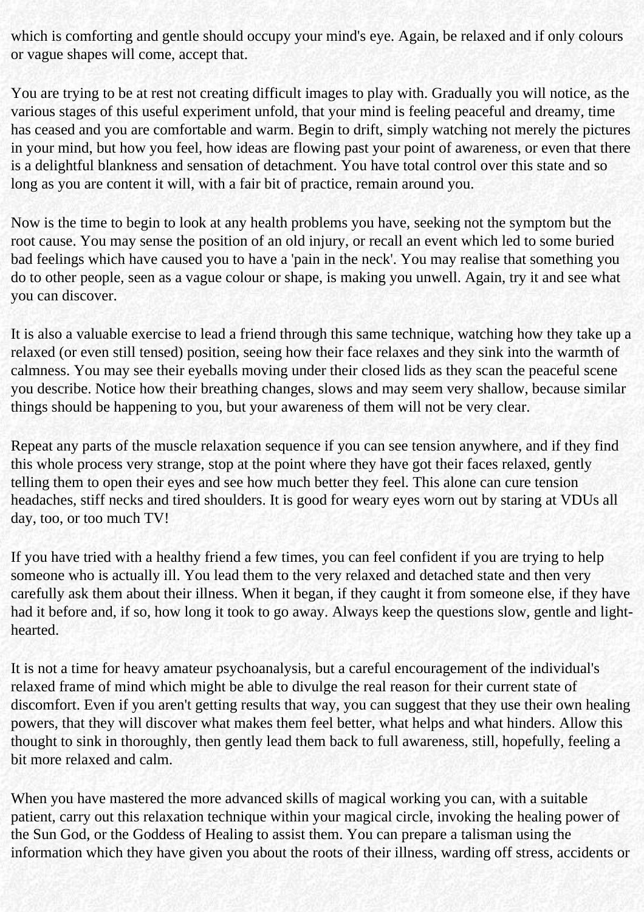which is comforting and gentle should occupy your mind's eye. Again, be relaxed and if only colours or vague shapes will come, accept that.

You are trying to be at rest not creating difficult images to play with. Gradually you will notice, as the various stages of this useful experiment unfold, that your mind is feeling peaceful and dreamy, time has ceased and you are comfortable and warm. Begin to drift, simply watching not merely the pictures in your mind, but how you feel, how ideas are flowing past your point of awareness, or even that there is a delightful blankness and sensation of detachment. You have total control over this state and so long as you are content it will, with a fair bit of practice, remain around you.

Now is the time to begin to look at any health problems you have, seeking not the symptom but the root cause. You may sense the position of an old injury, or recall an event which led to some buried bad feelings which have caused you to have a 'pain in the neck'. You may realise that something you do to other people, seen as a vague colour or shape, is making you unwell. Again, try it and see what you can discover.

It is also a valuable exercise to lead a friend through this same technique, watching how they take up a relaxed (or even still tensed) position, seeing how their face relaxes and they sink into the warmth of calmness. You may see their eyeballs moving under their closed lids as they scan the peaceful scene you describe. Notice how their breathing changes, slows and may seem very shallow, because similar things should be happening to you, but your awareness of them will not be very clear.

Repeat any parts of the muscle relaxation sequence if you can see tension anywhere, and if they find this whole process very strange, stop at the point where they have got their faces relaxed, gently telling them to open their eyes and see how much better they feel. This alone can cure tension headaches, stiff necks and tired shoulders. It is good for weary eyes worn out by staring at VDUs all day, too, or too much TV!

If you have tried with a healthy friend a few times, you can feel confident if you are trying to help someone who is actually ill. You lead them to the very relaxed and detached state and then very carefully ask them about their illness. When it began, if they caught it from someone else, if they have had it before and, if so, how long it took to go away. Always keep the questions slow, gentle and light-hearted.

It is not a time for heavy amateur psychoanalysis, but a careful encouragement of the individual's relaxed frame of mind which might be able to divulge the real reason for their current state of discomfort. Even if you aren't getting results that way, you can suggest that they use their own healing powers, that they will discover what makes them feel better, what helps and what hinders. Allow this thought to sink in thoroughly, then gently lead them back to full awareness, still, hopefully, feeling a bit more relaxed and calm.

When you have mastered the more advanced skills of magical working you can, with a suitable patient, carry out this relaxation technique within your magical circle, invoking the healing power of the Sun God, or the Goddess of Healing to assist them. You can prepare a talisman using the information which they have given you about the roots of their illness, warding off stress, accidents or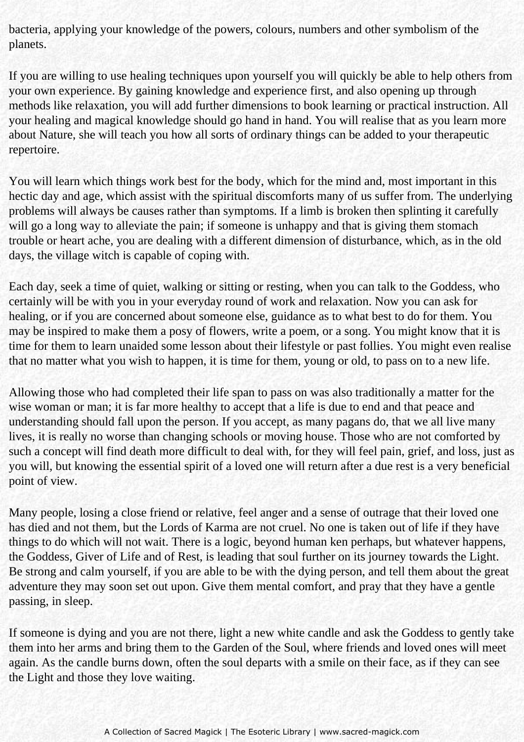bacteria, applying your knowledge of the powers, colours, numbers and other symbolism of the planets.

If you are willing to use healing techniques upon yourself you will quickly be able to help others from your own experience. By gaining knowledge and experience first, and also opening up through methods like relaxation, you will add further dimensions to book learning or practical instruction. All your healing and magical knowledge should go hand in hand. You will realise that as you learn more about Nature, she will teach you how all sorts of ordinary things can be added to your therapeutic repertoire.

You will learn which things work best for the body, which for the mind and, most important in this hectic day and age, which assist with the spiritual discomforts many of us suffer from. The underlying problems will always be causes rather than symptoms. If a limb is broken then splinting it carefully will go a long way to alleviate the pain; if someone is unhappy and that is giving them stomach trouble or heart ache, you are dealing with a different dimension of disturbance, which, as in the old days, the village witch is capable of coping with.

Each day, seek a time of quiet, walking or sitting or resting, when you can talk to the Goddess, who certainly will be with you in your everyday round of work and relaxation. Now you can ask for healing, or if you are concerned about someone else, guidance as to what best to do for them. You may be inspired to make them a posy of flowers, write a poem, or a song. You might know that it is time for them to learn unaided some lesson about their lifestyle or past follies. You might even realise that no matter what you wish to happen, it is time for them, young or old, to pass on to a new life.

Allowing those who had completed their life span to pass on was also traditionally a matter for the wise woman or man; it is far more healthy to accept that a life is due to end and that peace and understanding should fall upon the person. If you accept, as many pagans do, that we all live many lives, it is really no worse than changing schools or moving house. Those who are not comforted by such a concept will find death more difficult to deal with, for they will feel pain, grief, and loss, just as you will, but knowing the essential spirit of a loved one will return after a due rest is a very beneficial point of view.

Many people, losing a close friend or relative, feel anger and a sense of outrage that their loved one has died and not them, but the Lords of Karma are not cruel. No one is taken out of life if they have things to do which will not wait. There is a logic, beyond human ken perhaps, but whatever happens, the Goddess, Giver of Life and of Rest, is leading that soul further on its journey towards the Light. Be strong and calm yourself, if you are able to be with the dying person, and tell them about the great adventure they may soon set out upon. Give them mental comfort, and pray that they have a gentle passing, in sleep.

If someone is dying and you are not there, light a new white candle and ask the Goddess to gently take them into her arms and bring them to the Garden of the Soul, where friends and loved ones will meet again. As the candle burns down, often the soul departs with a smile on their face, as if they can see the Light and those they love waiting.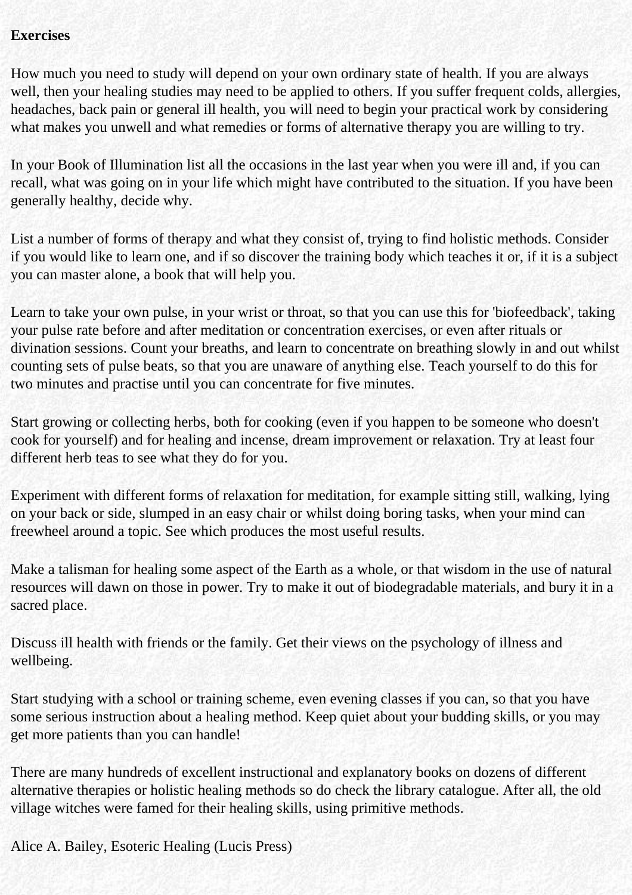**Exercises**

How much you need to study will depend on your own ordinary state of health. If you are always well, then your healing studies may need to be applied to others. If you suffer frequent colds, allergies, headaches, back pain or general ill health, you will need to begin your practical work by considering what makes you unwell and what remedies or forms of alternative therapy you are willing to try.

In your Book of Illumination list all the occasions in the last year when you were ill and, if you can recall, what was going on in your life which might have contributed to the situation. If you have been generally healthy, decide why.

List a number of forms of therapy and what they consist of, trying to find holistic methods. Consider if you would like to learn one, and if so discover the training body which teaches it or, if it is a subject you can master alone, a book that will help you.

Learn to take your own pulse, in your wrist or throat, so that you can use this for 'biofeedback', taking your pulse rate before and after meditation or concentration exercises, or even after rituals or divination sessions. Count your breaths, and learn to concentrate on breathing slowly in and out whilst counting sets of pulse beats, so that you are unaware of anything else. Teach yourself to do this for two minutes and practise until you can concentrate for five minutes.

Start growing or collecting herbs, both for cooking (even if you happen to be someone who doesn't cook for yourself) and for healing and incense, dream improvement or relaxation. Try at least four different herb teas to see what they do for you.

Experiment with different forms of relaxation for meditation, for example sitting still, walking, lying on your back or side, slumped in an easy chair or whilst doing boring tasks, when your mind can freewheel around a topic. See which produces the most useful results.

Make a talisman for healing some aspect of the Earth as a whole, or that wisdom in the use of natural resources will dawn on those in power. Try to make it out of biodegradable materials, and bury it in a sacred place.

Discuss ill health with friends or the family. Get their views on the psychology of illness and wellbeing.

Start studying with a school or training scheme, even evening classes if you can, so that you have some serious instruction about a healing method. Keep quiet about your budding skills, or you may get more patients than you can handle!

There are many hundreds of excellent instructional and explanatory books on dozens of different alternative therapies or holistic healing methods so do check the library catalogue. After all, the old village witches were famed for their healing skills, using primitive methods.

Alice A. Bailey, Esoteric Healing (Lucis Press)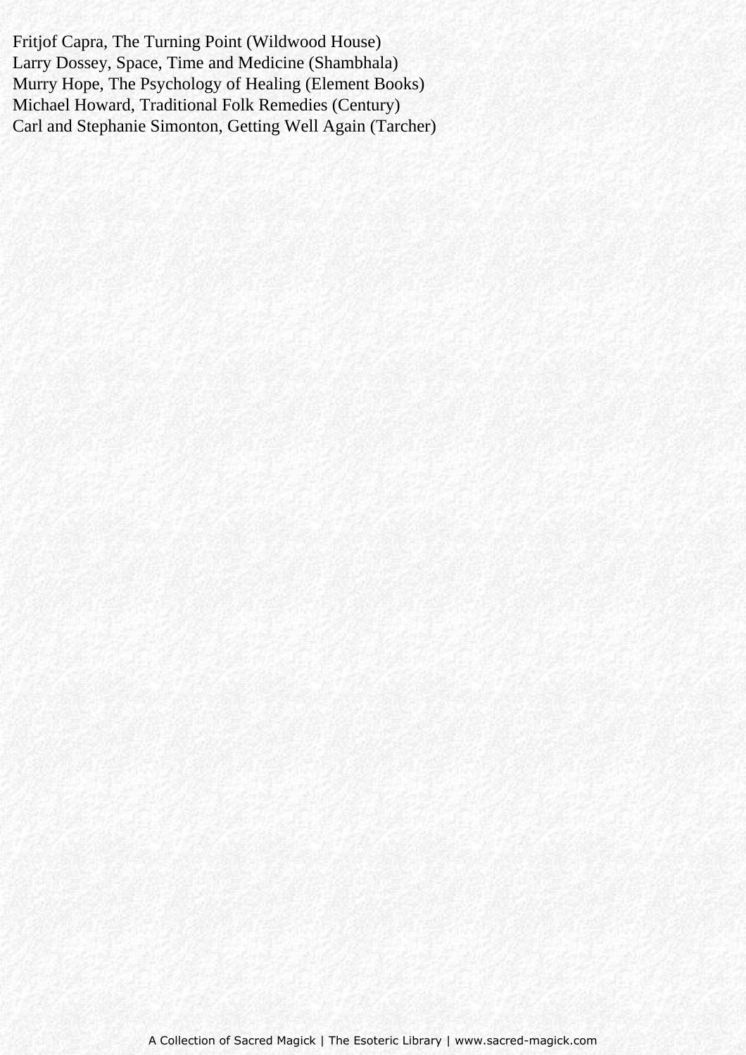Fritjof Capra, The Turning Point (Wildwood House)
Larry Dossey, Space, Time and Medicine (Shambhala)
Murry Hope, The Psychology of Healing (Element Books)
Michael Howard, Traditional Folk Remedies (Century)
Carl and Stephanie Simonton, Getting Well Again (Tarcher)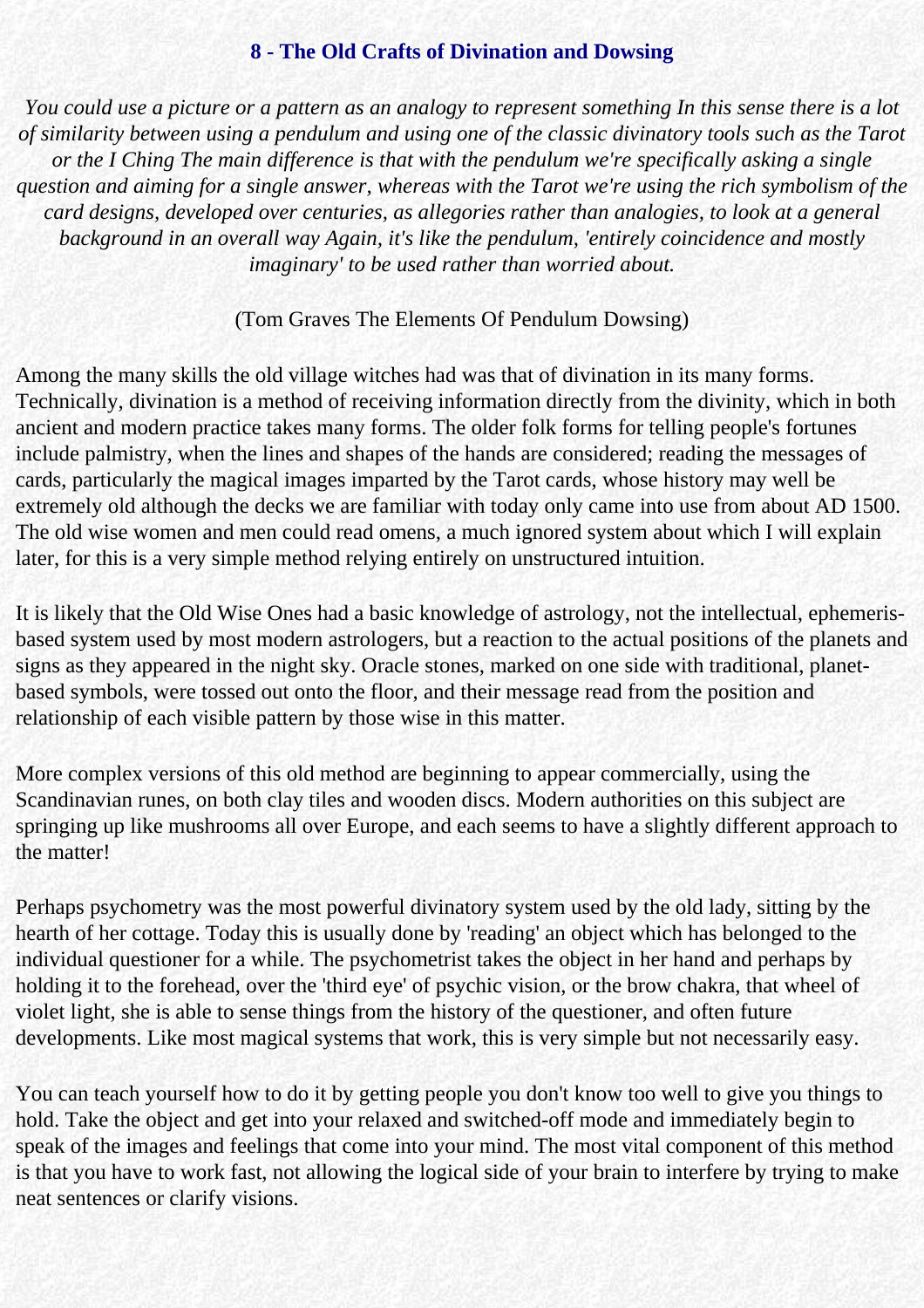## 8 - The Old Crafts of Divination and Dowsing

*You could use a picture or a pattern as an analogy to represent something In this sense there is a lot of similarity between using a pendulum and using one of the classic divinatory tools such as the Tarot or the I Ching The main difference is that with the pendulum we're specifically asking a single question and aiming for a single answer, whereas with the Tarot we're using the rich symbolism of the card designs, developed over centuries, as allegories rather than analogies, to look at a general background in an overall way Again, it's like the pendulum, 'entirely coincidence and mostly imaginary' to be used rather than worried about.*

(Tom Graves The Elements Of Pendulum Dowsing)

Among the many skills the old village witches had was that of divination in its many forms. Technically, divination is a method of receiving information directly from the divinity, which in both ancient and modern practice takes many forms. The older folk forms for telling people's fortunes include palmistry, when the lines and shapes of the hands are considered; reading the messages of cards, particularly the magical images imparted by the Tarot cards, whose history may well be extremely old although the decks we are familiar with today only came into use from about AD 1500. The old wise women and men could read omens, a much ignored system about which I will explain later, for this is a very simple method relying entirely on unstructured intuition.

It is likely that the Old Wise Ones had a basic knowledge of astrology, not the intellectual, ephemeris-based system used by most modern astrologers, but a reaction to the actual positions of the planets and signs as they appeared in the night sky. Oracle stones, marked on one side with traditional, planet-based symbols, were tossed out onto the floor, and their message read from the position and relationship of each visible pattern by those wise in this matter.

More complex versions of this old method are beginning to appear commercially, using the Scandinavian runes, on both clay tiles and wooden discs. Modern authorities on this subject are springing up like mushrooms all over Europe, and each seems to have a slightly different approach to the matter!

Perhaps psychometry was the most powerful divinatory system used by the old lady, sitting by the hearth of her cottage. Today this is usually done by 'reading' an object which has belonged to the individual questioner for a while. The psychometrist takes the object in her hand and perhaps by holding it to the forehead, over the 'third eye' of psychic vision, or the brow chakra, that wheel of violet light, she is able to sense things from the history of the questioner, and often future developments. Like most magical systems that work, this is very simple but not necessarily easy.

You can teach yourself how to do it by getting people you don't know too well to give you things to hold. Take the object and get into your relaxed and switched-off mode and immediately begin to speak of the images and feelings that come into your mind. The most vital component of this method is that you have to work fast, not allowing the logical side of your brain to interfere by trying to make neat sentences or clarify visions.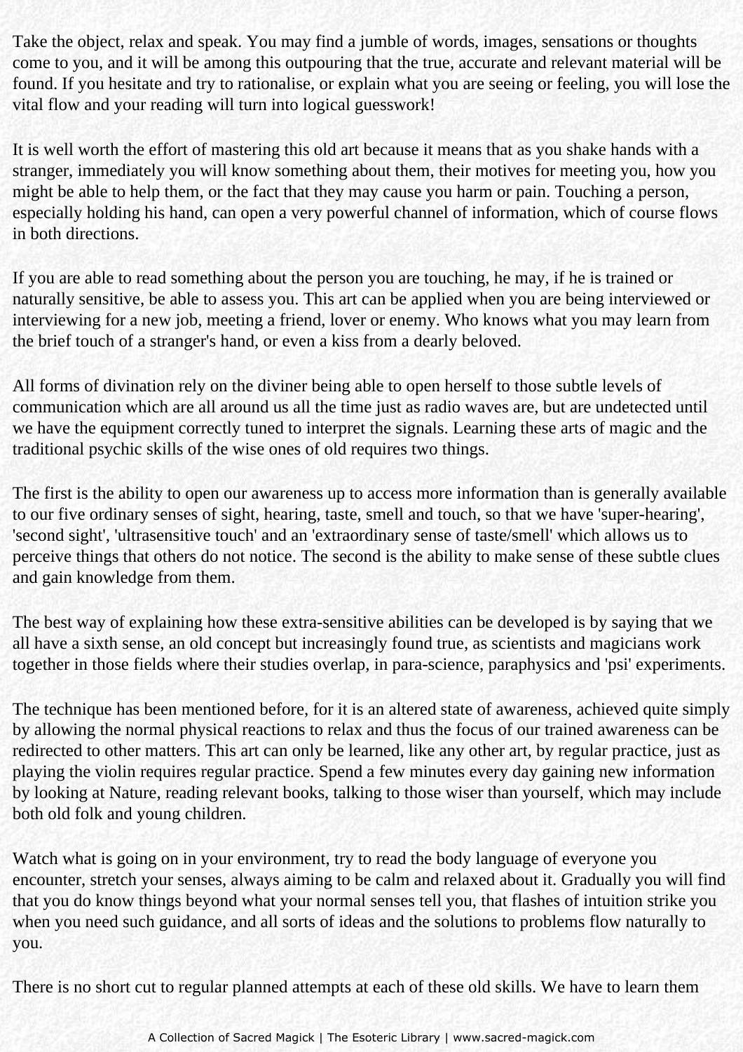Take the object, relax and speak. You may find a jumble of words, images, sensations or thoughts come to you, and it will be among this outpouring that the true, accurate and relevant material will be found. If you hesitate and try to rationalise, or explain what you are seeing or feeling, you will lose the vital flow and your reading will turn into logical guesswork!

It is well worth the effort of mastering this old art because it means that as you shake hands with a stranger, immediately you will know something about them, their motives for meeting you, how you might be able to help them, or the fact that they may cause you harm or pain. Touching a person, especially holding his hand, can open a very powerful channel of information, which of course flows in both directions.

If you are able to read something about the person you are touching, he may, if he is trained or naturally sensitive, be able to assess you. This art can be applied when you are being interviewed or interviewing for a new job, meeting a friend, lover or enemy. Who knows what you may learn from the brief touch of a stranger's hand, or even a kiss from a dearly beloved.

All forms of divination rely on the diviner being able to open herself to those subtle levels of communication which are all around us all the time just as radio waves are, but are undetected until we have the equipment correctly tuned to interpret the signals. Learning these arts of magic and the traditional psychic skills of the wise ones of old requires two things.

The first is the ability to open our awareness up to access more information than is generally available to our five ordinary senses of sight, hearing, taste, smell and touch, so that we have 'super-hearing', 'second sight', 'ultrasensitive touch' and an 'extraordinary sense of taste/smell' which allows us to perceive things that others do not notice. The second is the ability to make sense of these subtle clues and gain knowledge from them.

The best way of explaining how these extra-sensitive abilities can be developed is by saying that we all have a sixth sense, an old concept but increasingly found true, as scientists and magicians work together in those fields where their studies overlap, in para-science, paraphysics and 'psi' experiments.

The technique has been mentioned before, for it is an altered state of awareness, achieved quite simply by allowing the normal physical reactions to relax and thus the focus of our trained awareness can be redirected to other matters. This art can only be learned, like any other art, by regular practice, just as playing the violin requires regular practice. Spend a few minutes every day gaining new information by looking at Nature, reading relevant books, talking to those wiser than yourself, which may include both old folk and young children.

Watch what is going on in your environment, try to read the body language of everyone you encounter, stretch your senses, always aiming to be calm and relaxed about it. Gradually you will find that you do know things beyond what your normal senses tell you, that flashes of intuition strike you when you need such guidance, and all sorts of ideas and the solutions to problems flow naturally to you.

There is no short cut to regular planned attempts at each of these old skills. We have to learn them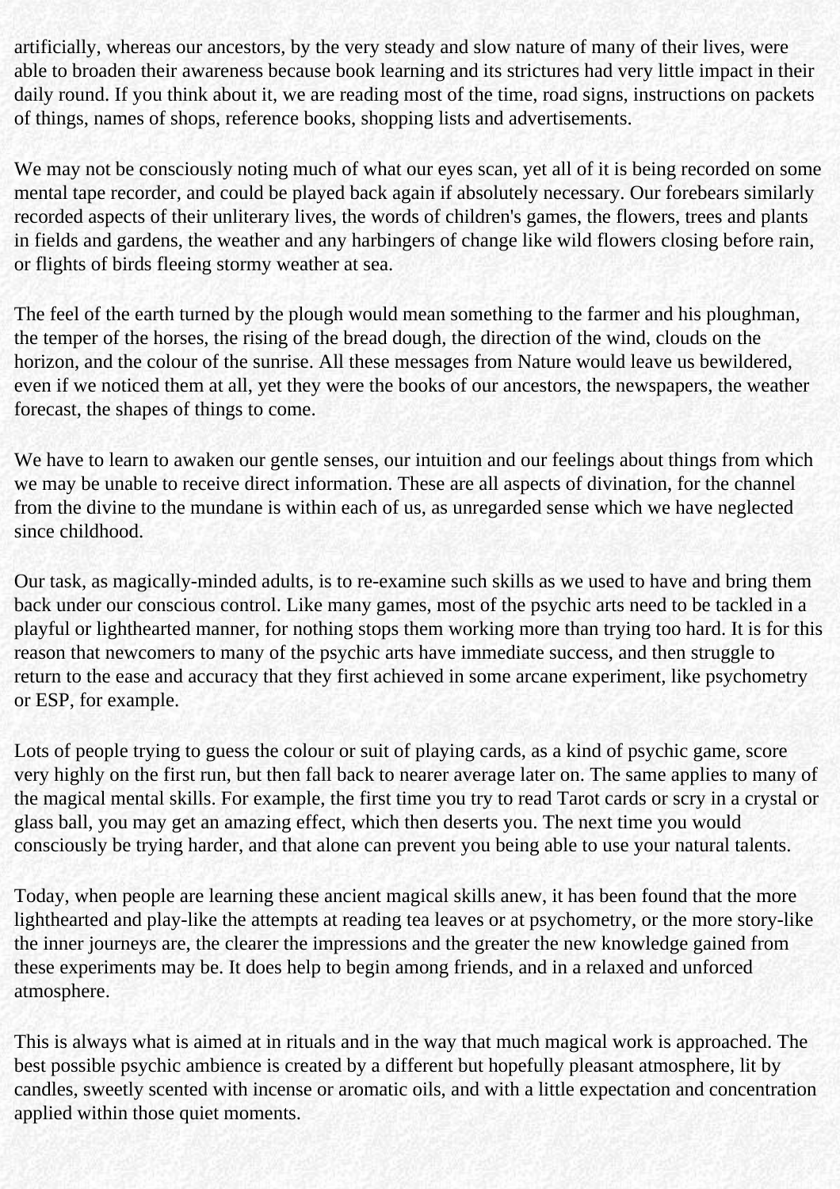artificially, whereas our ancestors, by the very steady and slow nature of many of their lives, were able to broaden their awareness because book learning and its strictures had very little impact in their daily round. If you think about it, we are reading most of the time, road signs, instructions on packets of things, names of shops, reference books, shopping lists and advertisements.

We may not be consciously noting much of what our eyes scan, yet all of it is being recorded on some mental tape recorder, and could be played back again if absolutely necessary. Our forebears similarly recorded aspects of their unliterary lives, the words of children's games, the flowers, trees and plants in fields and gardens, the weather and any harbingers of change like wild flowers closing before rain, or flights of birds fleeing stormy weather at sea.

The feel of the earth turned by the plough would mean something to the farmer and his ploughman, the temper of the horses, the rising of the bread dough, the direction of the wind, clouds on the horizon, and the colour of the sunrise. All these messages from Nature would leave us bewildered, even if we noticed them at all, yet they were the books of our ancestors, the newspapers, the weather forecast, the shapes of things to come.

We have to learn to awaken our gentle senses, our intuition and our feelings about things from which we may be unable to receive direct information. These are all aspects of divination, for the channel from the divine to the mundane is within each of us, as unregarded sense which we have neglected since childhood.

Our task, as magically-minded adults, is to re-examine such skills as we used to have and bring them back under our conscious control. Like many games, most of the psychic arts need to be tackled in a playful or lighthearted manner, for nothing stops them working more than trying too hard. It is for this reason that newcomers to many of the psychic arts have immediate success, and then struggle to return to the ease and accuracy that they first achieved in some arcane experiment, like psychometry or ESP, for example.

Lots of people trying to guess the colour or suit of playing cards, as a kind of psychic game, score very highly on the first run, but then fall back to nearer average later on. The same applies to many of the magical mental skills. For example, the first time you try to read Tarot cards or scry in a crystal or glass ball, you may get an amazing effect, which then deserts you. The next time you would consciously be trying harder, and that alone can prevent you being able to use your natural talents.

Today, when people are learning these ancient magical skills anew, it has been found that the more lighthearted and play-like the attempts at reading tea leaves or at psychometry, or the more story-like the inner journeys are, the clearer the impressions and the greater the new knowledge gained from these experiments may be. It does help to begin among friends, and in a relaxed and unforced atmosphere.

This is always what is aimed at in rituals and in the way that much magical work is approached. The best possible psychic ambience is created by a different but hopefully pleasant atmosphere, lit by candles, sweetly scented with incense or aromatic oils, and with a little expectation and concentration applied within those quiet moments.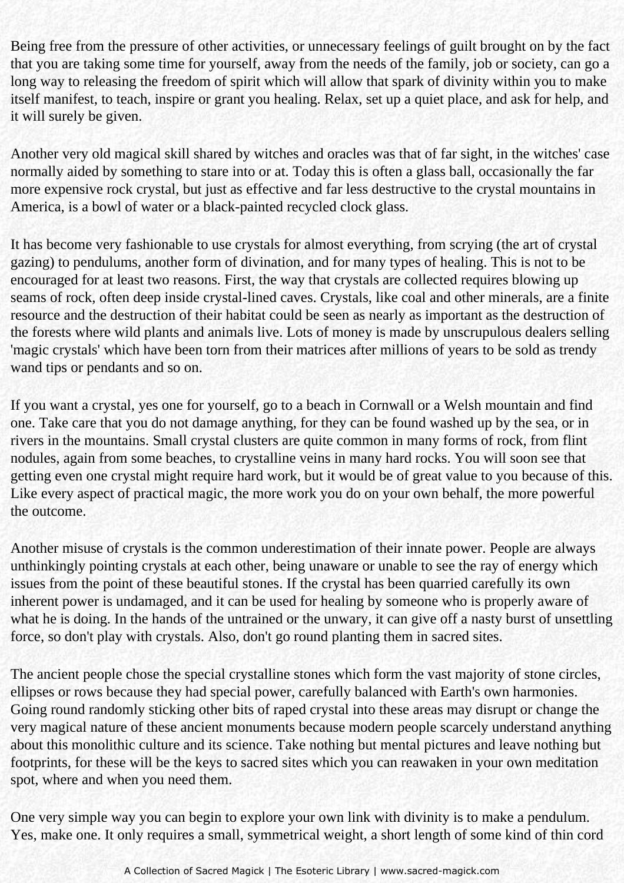Being free from the pressure of other activities, or unnecessary feelings of guilt brought on by the fact that you are taking some time for yourself, away from the needs of the family, job or society, can go a long way to releasing the freedom of spirit which will allow that spark of divinity within you to make itself manifest, to teach, inspire or grant you healing. Relax, set up a quiet place, and ask for help, and it will surely be given.

Another very old magical skill shared by witches and oracles was that of far sight, in the witches' case normally aided by something to stare into or at. Today this is often a glass ball, occasionally the far more expensive rock crystal, but just as effective and far less destructive to the crystal mountains in America, is a bowl of water or a black-painted recycled clock glass.

It has become very fashionable to use crystals for almost everything, from scrying (the art of crystal gazing) to pendulums, another form of divination, and for many types of healing. This is not to be encouraged for at least two reasons. First, the way that crystals are collected requires blowing up seams of rock, often deep inside crystal-lined caves. Crystals, like coal and other minerals, are a finite resource and the destruction of their habitat could be seen as nearly as important as the destruction of the forests where wild plants and animals live. Lots of money is made by unscrupulous dealers selling 'magic crystals' which have been torn from their matrices after millions of years to be sold as trendy wand tips or pendants and so on.

If you want a crystal, yes one for yourself, go to a beach in Cornwall or a Welsh mountain and find one. Take care that you do not damage anything, for they can be found washed up by the sea, or in rivers in the mountains. Small crystal clusters are quite common in many forms of rock, from flint nodules, again from some beaches, to crystalline veins in many hard rocks. You will soon see that getting even one crystal might require hard work, but it would be of great value to you because of this. Like every aspect of practical magic, the more work you do on your own behalf, the more powerful the outcome.

Another misuse of crystals is the common underestimation of their innate power. People are always unthinkingly pointing crystals at each other, being unaware or unable to see the ray of energy which issues from the point of these beautiful stones. If the crystal has been quarried carefully its own inherent power is undamaged, and it can be used for healing by someone who is properly aware of what he is doing. In the hands of the untrained or the unwary, it can give off a nasty burst of unsettling force, so don't play with crystals. Also, don't go round planting them in sacred sites.

The ancient people chose the special crystalline stones which form the vast majority of stone circles, ellipses or rows because they had special power, carefully balanced with Earth's own harmonies. Going round randomly sticking other bits of raped crystal into these areas may disrupt or change the very magical nature of these ancient monuments because modern people scarcely understand anything about this monolithic culture and its science. Take nothing but mental pictures and leave nothing but footprints, for these will be the keys to sacred sites which you can reawaken in your own meditation spot, where and when you need them.

One very simple way you can begin to explore your own link with divinity is to make a pendulum. Yes, make one. It only requires a small, symmetrical weight, a short length of some kind of thin cord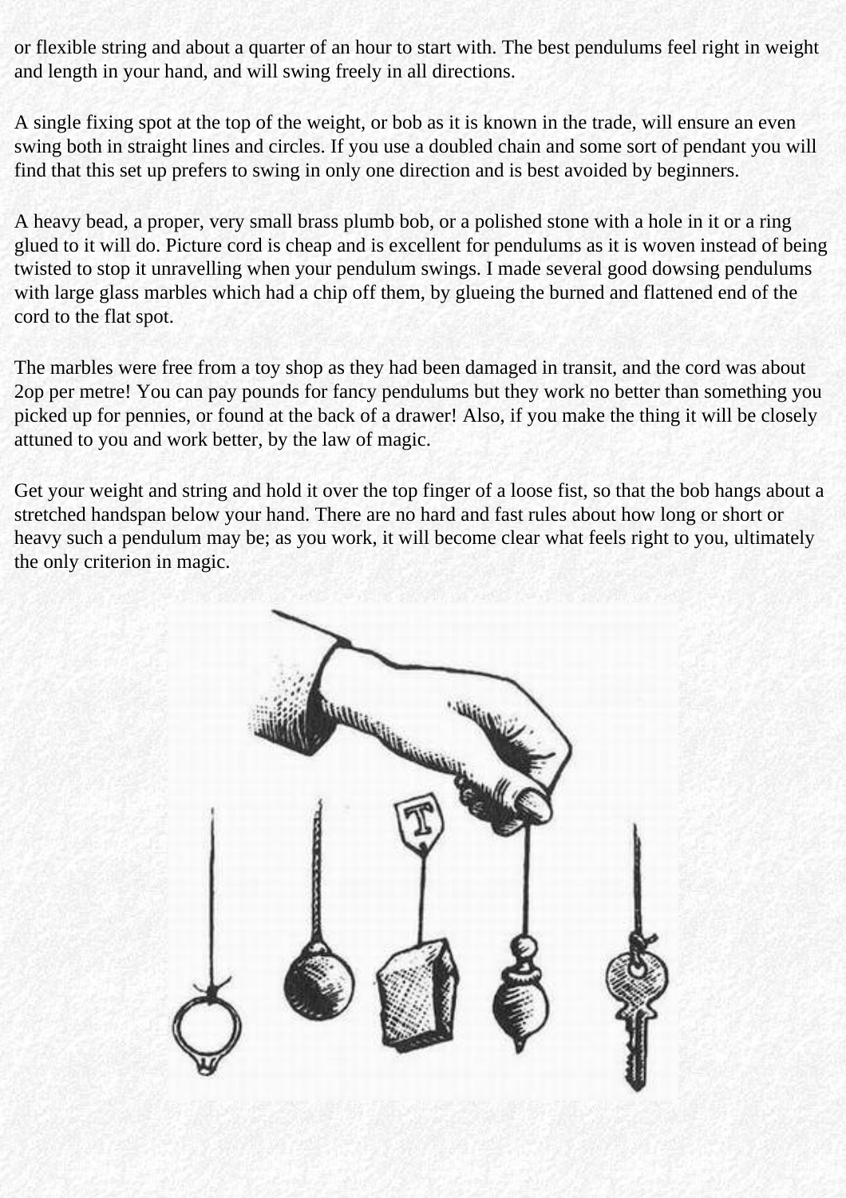or flexible string and about a quarter of an hour to start with. The best pendulums feel right in weight and length in your hand, and will swing freely in all directions.

A single fixing spot at the top of the weight, or bob as it is known in the trade, will ensure an even swing both in straight lines and circles. If you use a doubled chain and some sort of pendant you will find that this set up prefers to swing in only one direction and is best avoided by beginners.

A heavy bead, a proper, very small brass plumb bob, or a polished stone with a hole in it or a ring glued to it will do. Picture cord is cheap and is excellent for pendulums as it is woven instead of being twisted to stop it unravelling when your pendulum swings. I made several good dowsing pendulums with large glass marbles which had a chip off them, by glueing the burned and flattened end of the cord to the flat spot.

The marbles were free from a toy shop as they had been damaged in transit, and the cord was about 2op per metre! You can pay pounds for fancy pendulums but they work no better than something you picked up for pennies, or found at the back of a drawer! Also, if you make the thing it will be closely attuned to you and work better, by the law of magic.

Get your weight and string and hold it over the top finger of a loose fist, so that the bob hangs about a stretched handspan below your hand. There are no hard and fast rules about how long or short or heavy such a pendulum may be; as you work, it will become clear what feels right to you, ultimately the only criterion in magic.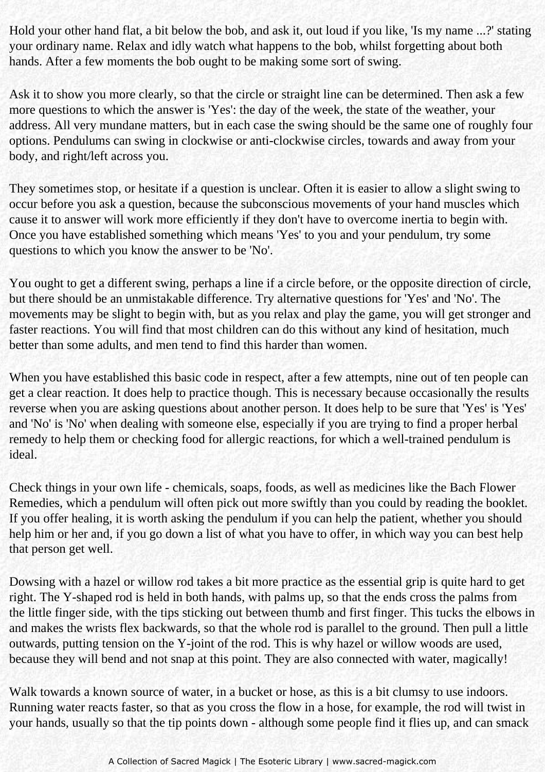Hold your other hand flat, a bit below the bob, and ask it, out loud if you like, 'Is my name ...?' stating your ordinary name. Relax and idly watch what happens to the bob, whilst forgetting about both hands. After a few moments the bob ought to be making some sort of swing.

Ask it to show you more clearly, so that the circle or straight line can be determined. Then ask a few more questions to which the answer is 'Yes': the day of the week, the state of the weather, your address. All very mundane matters, but in each case the swing should be the same one of roughly four options. Pendulums can swing in clockwise or anti-clockwise circles, towards and away from your body, and right/left across you.

They sometimes stop, or hesitate if a question is unclear. Often it is easier to allow a slight swing to occur before you ask a question, because the subconscious movements of your hand muscles which cause it to answer will work more efficiently if they don't have to overcome inertia to begin with. Once you have established something which means 'Yes' to you and your pendulum, try some questions to which you know the answer to be 'No'.

You ought to get a different swing, perhaps a line if a circle before, or the opposite direction of circle, but there should be an unmistakable difference. Try alternative questions for 'Yes' and 'No'. The movements may be slight to begin with, but as you relax and play the game, you will get stronger and faster reactions. You will find that most children can do this without any kind of hesitation, much better than some adults, and men tend to find this harder than women.

When you have established this basic code in respect, after a few attempts, nine out of ten people can get a clear reaction. It does help to practice though. This is necessary because occasionally the results reverse when you are asking questions about another person. It does help to be sure that 'Yes' is 'Yes' and 'No' is 'No' when dealing with someone else, especially if you are trying to find a proper herbal remedy to help them or checking food for allergic reactions, for which a well-trained pendulum is ideal.

Check things in your own life - chemicals, soaps, foods, as well as medicines like the Bach Flower Remedies, which a pendulum will often pick out more swiftly than you could by reading the booklet. If you offer healing, it is worth asking the pendulum if you can help the patient, whether you should help him or her and, if you go down a list of what you have to offer, in which way you can best help that person get well.

Dowsing with a hazel or willow rod takes a bit more practice as the essential grip is quite hard to get right. The Y-shaped rod is held in both hands, with palms up, so that the ends cross the palms from the little finger side, with the tips sticking out between thumb and first finger. This tucks the elbows in and makes the wrists flex backwards, so that the whole rod is parallel to the ground. Then pull a little outwards, putting tension on the Y-joint of the rod. This is why hazel or willow woods are used, because they will bend and not snap at this point. They are also connected with water, magically!

Walk towards a known source of water, in a bucket or hose, as this is a bit clumsy to use indoors. Running water reacts faster, so that as you cross the flow in a hose, for example, the rod will twist in your hands, usually so that the tip points down - although some people find it flies up, and can smack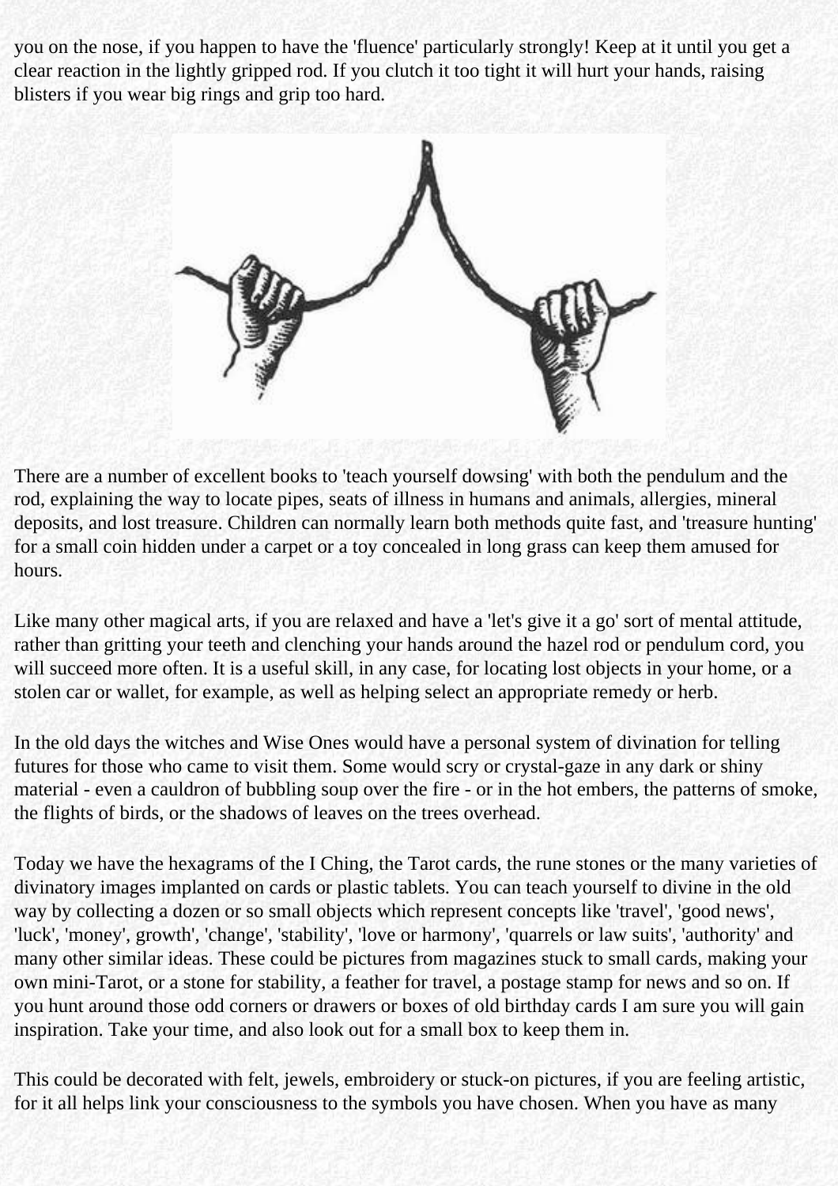you on the nose, if you happen to have the 'fluence' particularly strongly! Keep at it until you get a clear reaction in the lightly gripped rod. If you clutch it too tight it will hurt your hands, raising blisters if you wear big rings and grip too hard.

There are a number of excellent books to 'teach yourself dowsing' with both the pendulum and the rod, explaining the way to locate pipes, seats of illness in humans and animals, allergies, mineral deposits, and lost treasure. Children can normally learn both methods quite fast, and 'treasure hunting' for a small coin hidden under a carpet or a toy concealed in long grass can keep them amused for hours.

Like many other magical arts, if you are relaxed and have a 'let's give it a go' sort of mental attitude, rather than gritting your teeth and clenching your hands around the hazel rod or pendulum cord, you will succeed more often. It is a useful skill, in any case, for locating lost objects in your home, or a stolen car or wallet, for example, as well as helping select an appropriate remedy or herb.

In the old days the witches and Wise Ones would have a personal system of divination for telling futures for those who came to visit them. Some would scry or crystal-gaze in any dark or shiny material - even a cauldron of bubbling soup over the fire - or in the hot embers, the patterns of smoke, the flights of birds, or the shadows of leaves on the trees overhead.

Today we have the hexagrams of the I Ching, the Tarot cards, the rune stones or the many varieties of divinatory images implanted on cards or plastic tablets. You can teach yourself to divine in the old way by collecting a dozen or so small objects which represent concepts like 'travel', 'good news', 'luck', 'money', growth', 'change', 'stability', 'love or harmony', 'quarrels or law suits', 'authority' and many other similar ideas. These could be pictures from magazines stuck to small cards, making your own mini-Tarot, or a stone for stability, a feather for travel, a postage stamp for news and so on. If you hunt around those odd corners or drawers or boxes of old birthday cards I am sure you will gain inspiration. Take your time, and also look out for a small box to keep them in.

This could be decorated with felt, jewels, embroidery or stuck-on pictures, if you are feeling artistic, for it all helps link your consciousness to the symbols you have chosen. When you have as many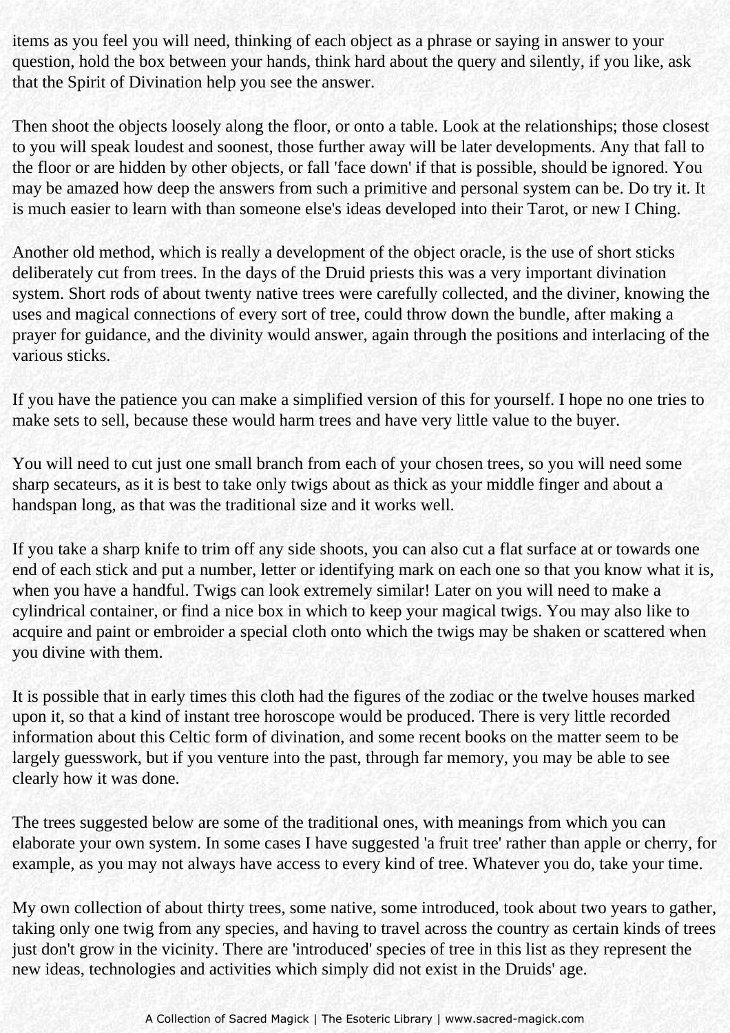items as you feel you will need, thinking of each object as a phrase or saying in answer to your question, hold the box between your hands, think hard about the query and silently, if you like, ask that the Spirit of Divination help you see the answer.

Then shoot the objects loosely along the floor, or onto a table. Look at the relationships; those closest to you will speak loudest and soonest, those further away will be later developments. Any that fall to the floor or are hidden by other objects, or fall 'face down' if that is possible, should be ignored. You may be amazed how deep the answers from such a primitive and personal system can be. Do try it. It is much easier to learn with than someone else's ideas developed into their Tarot, or new I Ching.

Another old method, which is really a development of the object oracle, is the use of short sticks deliberately cut from trees. In the days of the Druid priests this was a very important divination system. Short rods of about twenty native trees were carefully collected, and the diviner, knowing the uses and magical connections of every sort of tree, could throw down the bundle, after making a prayer for guidance, and the divinity would answer, again through the positions and interlacing of the various sticks.

If you have the patience you can make a simplified version of this for yourself. I hope no one tries to make sets to sell, because these would harm trees and have very little value to the buyer.

You will need to cut just one small branch from each of your chosen trees, so you will need some sharp secateurs, as it is best to take only twigs about as thick as your middle finger and about a handspan long, as that was the traditional size and it works well.

If you take a sharp knife to trim off any side shoots, you can also cut a flat surface at or towards one end of each stick and put a number, letter or identifying mark on each one so that you know what it is, when you have a handful. Twigs can look extremely similar! Later on you will need to make a cylindrical container, or find a nice box in which to keep your magical twigs. You may also like to acquire and paint or embroider a special cloth onto which the twigs may be shaken or scattered when you divine with them.

It is possible that in early times this cloth had the figures of the zodiac or the twelve houses marked upon it, so that a kind of instant tree horoscope would be produced. There is very little recorded information about this Celtic form of divination, and some recent books on the matter seem to be largely guesswork, but if you venture into the past, through far memory, you may be able to see clearly how it was done.

The trees suggested below are some of the traditional ones, with meanings from which you can elaborate your own system. In some cases I have suggested 'a fruit tree' rather than apple or cherry, for example, as you may not always have access to every kind of tree. Whatever you do, take your time.

My own collection of about thirty trees, some native, some introduced, took about two years to gather, taking only one twig from any species, and having to travel across the country as certain kinds of trees just don't grow in the vicinity. There are 'introduced' species of tree in this list as they represent the new ideas, technologies and activities which simply did not exist in the Druids' age.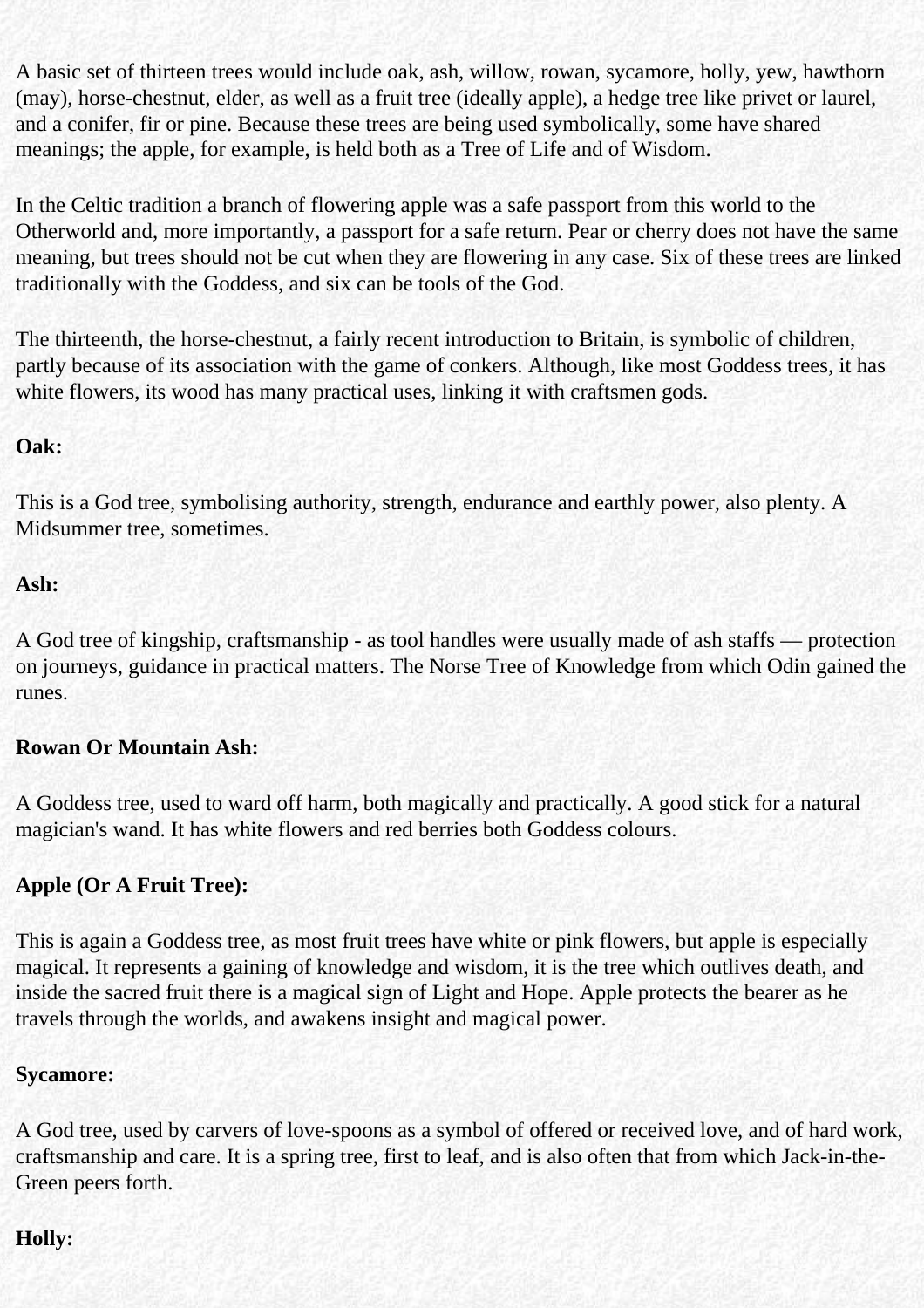A basic set of thirteen trees would include oak, ash, willow, rowan, sycamore, holly, yew, hawthorn (may), horse-chestnut, elder, as well as a fruit tree (ideally apple), a hedge tree like privet or laurel, and a conifer, fir or pine. Because these trees are being used symbolically, some have shared meanings; the apple, for example, is held both as a Tree of Life and of Wisdom.

In the Celtic tradition a branch of flowering apple was a safe passport from this world to the Otherworld and, more importantly, a passport for a safe return. Pear or cherry does not have the same meaning, but trees should not be cut when they are flowering in any case. Six of these trees are linked traditionally with the Goddess, and six can be tools of the God.

The thirteenth, the horse-chestnut, a fairly recent introduction to Britain, is symbolic of children, partly because of its association with the game of conkers. Although, like most Goddess trees, it has white flowers, its wood has many practical uses, linking it with craftsmen gods.

**Oak:**

This is a God tree, symbolising authority, strength, endurance and earthly power, also plenty. A Midsummer tree, sometimes.

**Ash:**

A God tree of kingship, craftsmanship - as tool handles were usually made of ash staffs — protection on journeys, guidance in practical matters. The Norse Tree of Knowledge from which Odin gained the runes.

**Rowan Or Mountain Ash:**

A Goddess tree, used to ward off harm, both magically and practically. A good stick for a natural magician's wand. It has white flowers and red berries both Goddess colours.

**Apple (Or A Fruit Tree):**

This is again a Goddess tree, as most fruit trees have white or pink flowers, but apple is especially magical. It represents a gaining of knowledge and wisdom, it is the tree which outlives death, and inside the sacred fruit there is a magical sign of Light and Hope. Apple protects the bearer as he travels through the worlds, and awakens insight and magical power.

**Sycamore:**

A God tree, used by carvers of love-spoons as a symbol of offered or received love, and of hard work, craftsmanship and care. It is a spring tree, first to leaf, and is also often that from which Jack-in-the-Green peers forth.

**Holly:**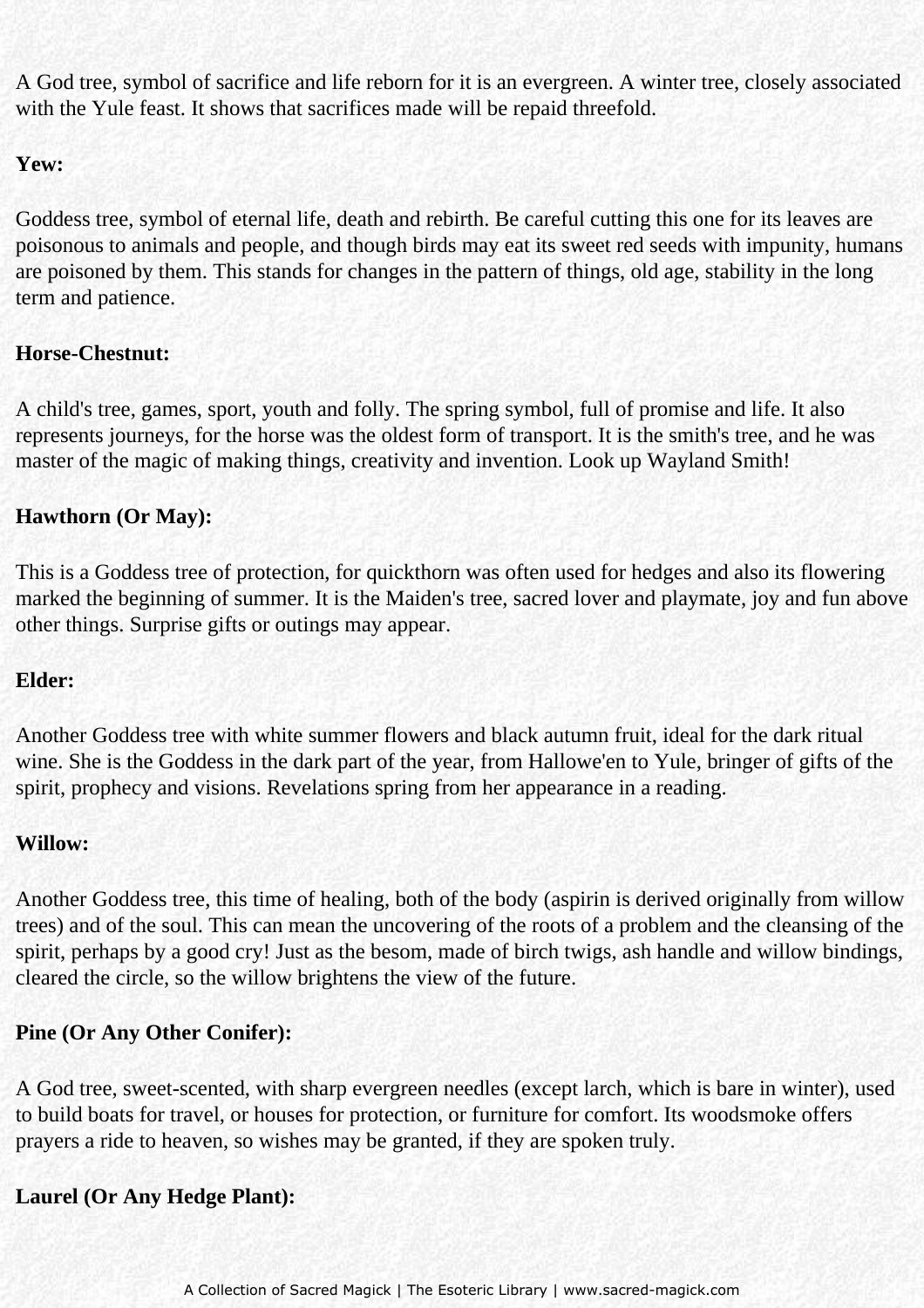A God tree, symbol of sacrifice and life reborn for it is an evergreen. A winter tree, closely associated with the Yule feast. It shows that sacrifices made will be repaid threefold.

**Yew:**

Goddess tree, symbol of eternal life, death and rebirth. Be careful cutting this one for its leaves are poisonous to animals and people, and though birds may eat its sweet red seeds with impunity, humans are poisoned by them. This stands for changes in the pattern of things, old age, stability in the long term and patience.

**Horse-Chestnut:**

A child's tree, games, sport, youth and folly. The spring symbol, full of promise and life. It also represents journeys, for the horse was the oldest form of transport. It is the smith's tree, and he was master of the magic of making things, creativity and invention. Look up Wayland Smith!

**Hawthorn (Or May):**

This is a Goddess tree of protection, for quickthorn was often used for hedges and also its flowering marked the beginning of summer. It is the Maiden's tree, sacred lover and playmate, joy and fun above other things. Surprise gifts or outings may appear.

**Elder:**

Another Goddess tree with white summer flowers and black autumn fruit, ideal for the dark ritual wine. She is the Goddess in the dark part of the year, from Hallowe'en to Yule, bringer of gifts of the spirit, prophecy and visions. Revelations spring from her appearance in a reading.

**Willow:**

Another Goddess tree, this time of healing, both of the body (aspirin is derived originally from willow trees) and of the soul. This can mean the uncovering of the roots of a problem and the cleansing of the spirit, perhaps by a good cry! Just as the besom, made of birch twigs, ash handle and willow bindings, cleared the circle, so the willow brightens the view of the future.

**Pine (Or Any Other Conifer):**

A God tree, sweet-scented, with sharp evergreen needles (except larch, which is bare in winter), used to build boats for travel, or houses for protection, or furniture for comfort. Its woodsmoke offers prayers a ride to heaven, so wishes may be granted, if they are spoken truly.

**Laurel (Or Any Hedge Plant):**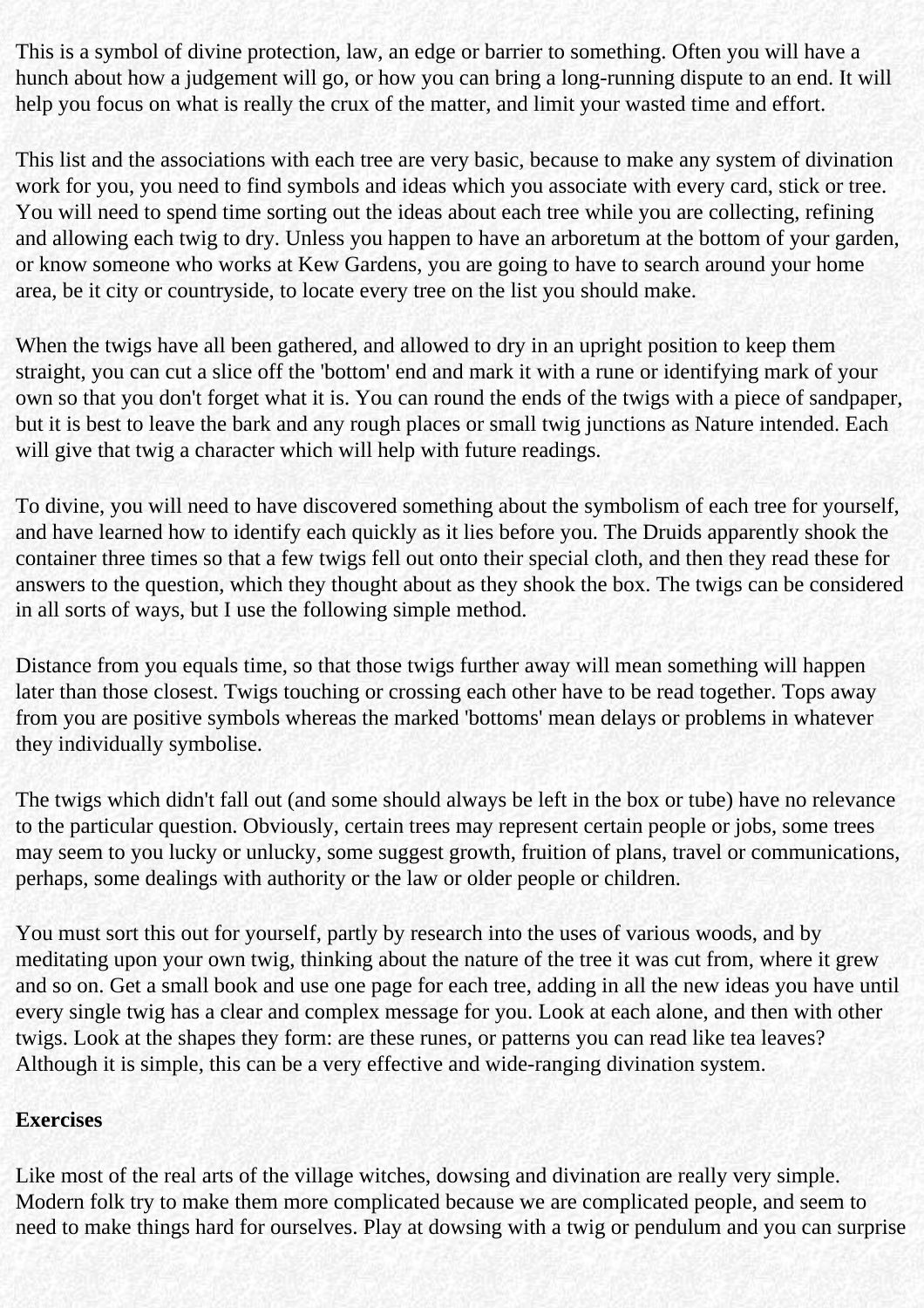This is a symbol of divine protection, law, an edge or barrier to something. Often you will have a hunch about how a judgement will go, or how you can bring a long-running dispute to an end. It will help you focus on what is really the crux of the matter, and limit your wasted time and effort.

This list and the associations with each tree are very basic, because to make any system of divination work for you, you need to find symbols and ideas which you associate with every card, stick or tree. You will need to spend time sorting out the ideas about each tree while you are collecting, refining and allowing each twig to dry. Unless you happen to have an arboretum at the bottom of your garden, or know someone who works at Kew Gardens, you are going to have to search around your home area, be it city or countryside, to locate every tree on the list you should make.

When the twigs have all been gathered, and allowed to dry in an upright position to keep them straight, you can cut a slice off the 'bottom' end and mark it with a rune or identifying mark of your own so that you don't forget what it is. You can round the ends of the twigs with a piece of sandpaper, but it is best to leave the bark and any rough places or small twig junctions as Nature intended. Each will give that twig a character which will help with future readings.

To divine, you will need to have discovered something about the symbolism of each tree for yourself, and have learned how to identify each quickly as it lies before you. The Druids apparently shook the container three times so that a few twigs fell out onto their special cloth, and then they read these for answers to the question, which they thought about as they shook the box. The twigs can be considered in all sorts of ways, but I use the following simple method.

Distance from you equals time, so that those twigs further away will mean something will happen later than those closest. Twigs touching or crossing each other have to be read together. Tops away from you are positive symbols whereas the marked 'bottoms' mean delays or problems in whatever they individually symbolise.

The twigs which didn't fall out (and some should always be left in the box or tube) have no relevance to the particular question. Obviously, certain trees may represent certain people or jobs, some trees may seem to you lucky or unlucky, some suggest growth, fruition of plans, travel or communications, perhaps, some dealings with authority or the law or older people or children.

You must sort this out for yourself, partly by research into the uses of various woods, and by meditating upon your own twig, thinking about the nature of the tree it was cut from, where it grew and so on. Get a small book and use one page for each tree, adding in all the new ideas you have until every single twig has a clear and complex message for you. Look at each alone, and then with other twigs. Look at the shapes they form: are these runes, or patterns you can read like tea leaves? Although it is simple, this can be a very effective and wide-ranging divination system.

**Exercises**

Like most of the real arts of the village witches, dowsing and divination are really very simple. Modern folk try to make them more complicated because we are complicated people, and seem to need to make things hard for ourselves. Play at dowsing with a twig or pendulum and you can surprise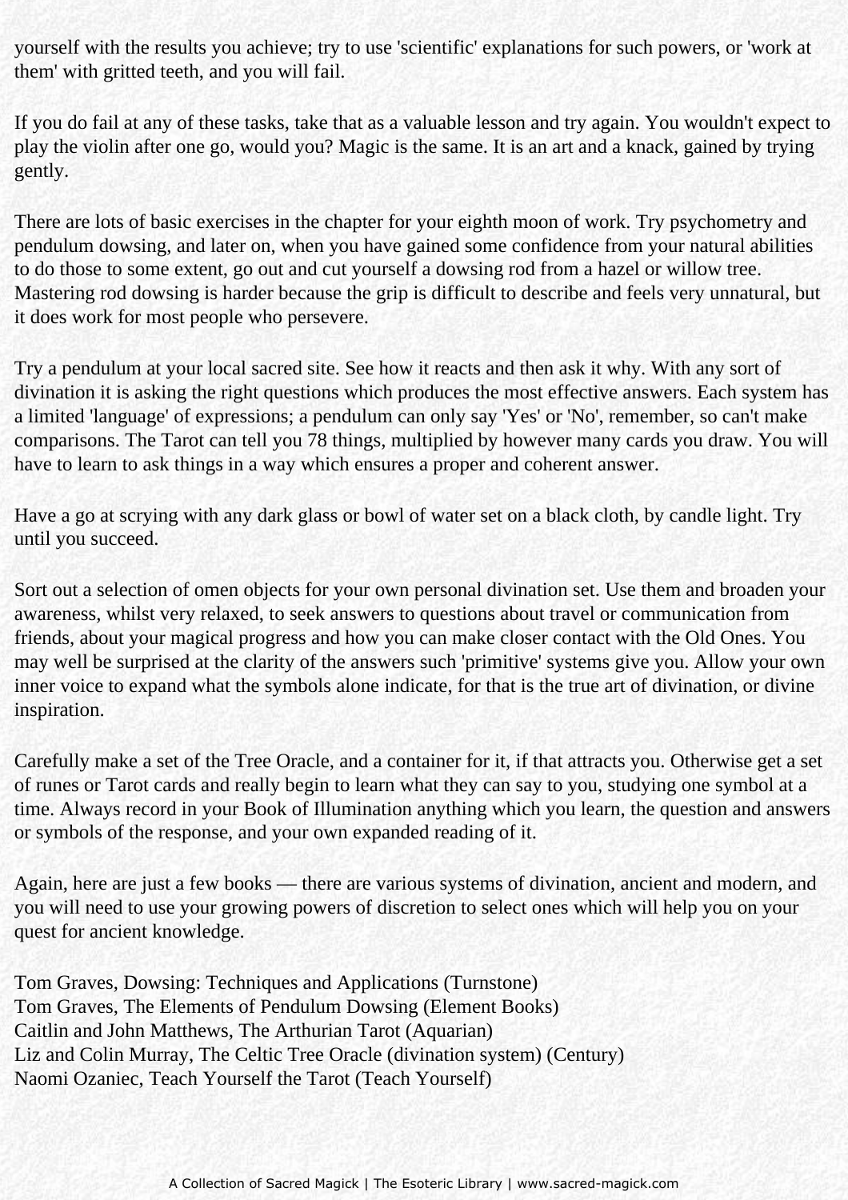yourself with the results you achieve; try to use 'scientific' explanations for such powers, or 'work at them' with gritted teeth, and you will fail.

If you do fail at any of these tasks, take that as a valuable lesson and try again. You wouldn't expect to play the violin after one go, would you? Magic is the same. It is an art and a knack, gained by trying gently.

There are lots of basic exercises in the chapter for your eighth moon of work. Try psychometry and pendulum dowsing, and later on, when you have gained some confidence from your natural abilities to do those to some extent, go out and cut yourself a dowsing rod from a hazel or willow tree. Mastering rod dowsing is harder because the grip is difficult to describe and feels very unnatural, but it does work for most people who persevere.

Try a pendulum at your local sacred site. See how it reacts and then ask it why. With any sort of divination it is asking the right questions which produces the most effective answers. Each system has a limited 'language' of expressions; a pendulum can only say 'Yes' or 'No', remember, so can't make comparisons. The Tarot can tell you 78 things, multiplied by however many cards you draw. You will have to learn to ask things in a way which ensures a proper and coherent answer.

Have a go at scrying with any dark glass or bowl of water set on a black cloth, by candle light. Try until you succeed.

Sort out a selection of omen objects for your own personal divination set. Use them and broaden your awareness, whilst very relaxed, to seek answers to questions about travel or communication from friends, about your magical progress and how you can make closer contact with the Old Ones. You may well be surprised at the clarity of the answers such 'primitive' systems give you. Allow your own inner voice to expand what the symbols alone indicate, for that is the true art of divination, or divine inspiration.

Carefully make a set of the Tree Oracle, and a container for it, if that attracts you. Otherwise get a set of runes or Tarot cards and really begin to learn what they can say to you, studying one symbol at a time. Always record in your Book of Illumination anything which you learn, the question and answers or symbols of the response, and your own expanded reading of it.

Again, here are just a few books — there are various systems of divination, ancient and modern, and you will need to use your growing powers of discretion to select ones which will help you on your quest for ancient knowledge.

Tom Graves, Dowsing: Techniques and Applications (Turnstone)
Tom Graves, The Elements of Pendulum Dowsing (Element Books)
Caitlin and John Matthews, The Arthurian Tarot (Aquarian)
Liz and Colin Murray, The Celtic Tree Oracle (divination system) (Century)
Naomi Ozaniec, Teach Yourself the Tarot (Teach Yourself)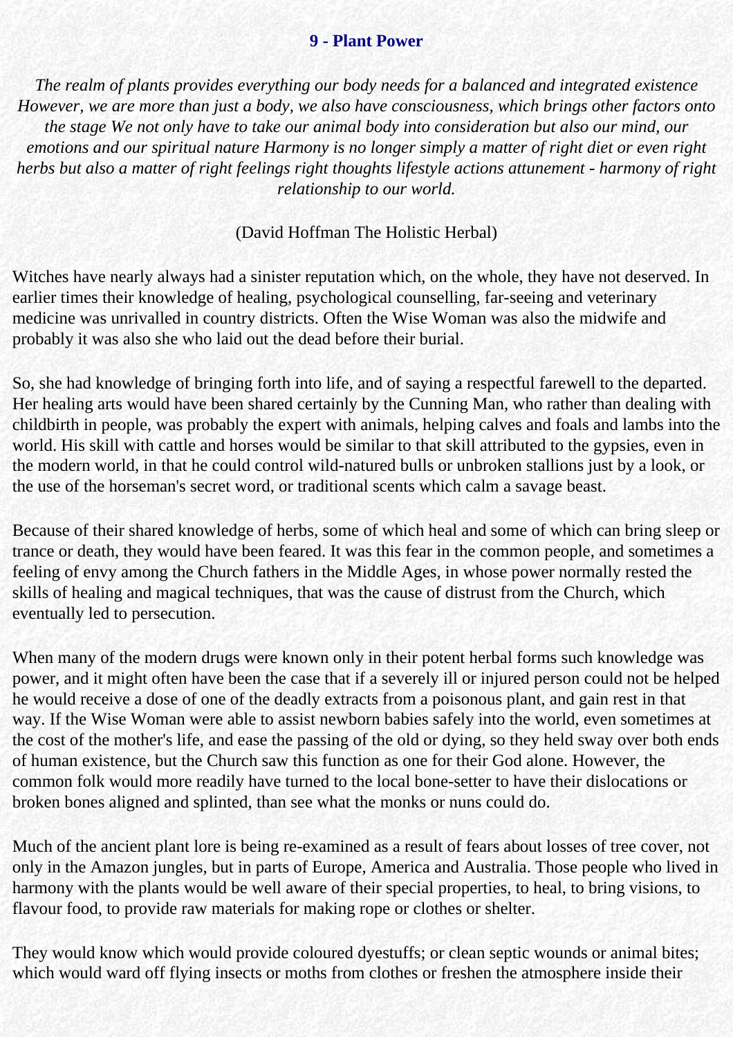## 9 - Plant Power

*The realm of plants provides everything our body needs for a balanced and integrated existence However, we are more than just a body, we also have consciousness, which brings other factors onto the stage We not only have to take our animal body into consideration but also our mind, our emotions and our spiritual nature Harmony is no longer simply a matter of right diet or even right herbs but also a matter of right feelings right thoughts lifestyle actions attunement - harmony of right relationship to our world.*

(David Hoffman The Holistic Herbal)

Witches have nearly always had a sinister reputation which, on the whole, they have not deserved. In earlier times their knowledge of healing, psychological counselling, far-seeing and veterinary medicine was unrivalled in country districts. Often the Wise Woman was also the midwife and probably it was also she who laid out the dead before their burial.

So, she had knowledge of bringing forth into life, and of saying a respectful farewell to the departed. Her healing arts would have been shared certainly by the Cunning Man, who rather than dealing with childbirth in people, was probably the expert with animals, helping calves and foals and lambs into the world. His skill with cattle and horses would be similar to that skill attributed to the gypsies, even in the modern world, in that he could control wild-natured bulls or unbroken stallions just by a look, or the use of the horseman's secret word, or traditional scents which calm a savage beast.

Because of their shared knowledge of herbs, some of which heal and some of which can bring sleep or trance or death, they would have been feared. It was this fear in the common people, and sometimes a feeling of envy among the Church fathers in the Middle Ages, in whose power normally rested the skills of healing and magical techniques, that was the cause of distrust from the Church, which eventually led to persecution.

When many of the modern drugs were known only in their potent herbal forms such knowledge was power, and it might often have been the case that if a severely ill or injured person could not be helped he would receive a dose of one of the deadly extracts from a poisonous plant, and gain rest in that way. If the Wise Woman were able to assist newborn babies safely into the world, even sometimes at the cost of the mother's life, and ease the passing of the old or dying, so they held sway over both ends of human existence, but the Church saw this function as one for their God alone. However, the common folk would more readily have turned to the local bone-setter to have their dislocations or broken bones aligned and splinted, than see what the monks or nuns could do.

Much of the ancient plant lore is being re-examined as a result of fears about losses of tree cover, not only in the Amazon jungles, but in parts of Europe, America and Australia. Those people who lived in harmony with the plants would be well aware of their special properties, to heal, to bring visions, to flavour food, to provide raw materials for making rope or clothes or shelter.

They would know which would provide coloured dyestuffs; or clean septic wounds or animal bites; which would ward off flying insects or moths from clothes or freshen the atmosphere inside their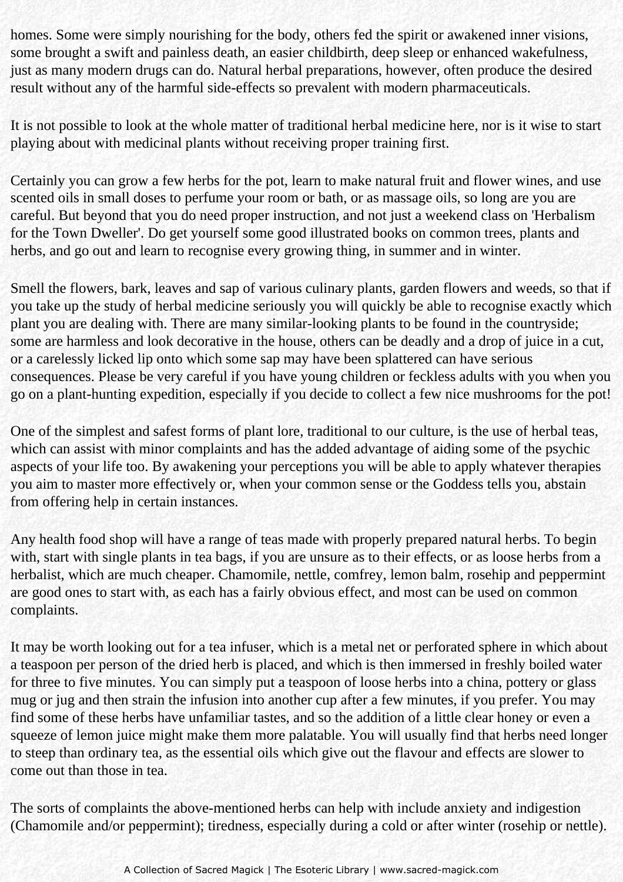homes. Some were simply nourishing for the body, others fed the spirit or awakened inner visions, some brought a swift and painless death, an easier childbirth, deep sleep or enhanced wakefulness, just as many modern drugs can do. Natural herbal preparations, however, often produce the desired result without any of the harmful side-effects so prevalent with modern pharmaceuticals.

It is not possible to look at the whole matter of traditional herbal medicine here, nor is it wise to start playing about with medicinal plants without receiving proper training first.

Certainly you can grow a few herbs for the pot, learn to make natural fruit and flower wines, and use scented oils in small doses to perfume your room or bath, or as massage oils, so long are you are careful. But beyond that you do need proper instruction, and not just a weekend class on 'Herbalism for the Town Dweller'. Do get yourself some good illustrated books on common trees, plants and herbs, and go out and learn to recognise every growing thing, in summer and in winter.

Smell the flowers, bark, leaves and sap of various culinary plants, garden flowers and weeds, so that if you take up the study of herbal medicine seriously you will quickly be able to recognise exactly which plant you are dealing with. There are many similar-looking plants to be found in the countryside; some are harmless and look decorative in the house, others can be deadly and a drop of juice in a cut, or a carelessly licked lip onto which some sap may have been splattered can have serious consequences. Please be very careful if you have young children or feckless adults with you when you go on a plant-hunting expedition, especially if you decide to collect a few nice mushrooms for the pot!

One of the simplest and safest forms of plant lore, traditional to our culture, is the use of herbal teas, which can assist with minor complaints and has the added advantage of aiding some of the psychic aspects of your life too. By awakening your perceptions you will be able to apply whatever therapies you aim to master more effectively or, when your common sense or the Goddess tells you, abstain from offering help in certain instances.

Any health food shop will have a range of teas made with properly prepared natural herbs. To begin with, start with single plants in tea bags, if you are unsure as to their effects, or as loose herbs from a herbalist, which are much cheaper. Chamomile, nettle, comfrey, lemon balm, rosehip and peppermint are good ones to start with, as each has a fairly obvious effect, and most can be used on common complaints.

It may be worth looking out for a tea infuser, which is a metal net or perforated sphere in which about a teaspoon per person of the dried herb is placed, and which is then immersed in freshly boiled water for three to five minutes. You can simply put a teaspoon of loose herbs into a china, pottery or glass mug or jug and then strain the infusion into another cup after a few minutes, if you prefer. You may find some of these herbs have unfamiliar tastes, and so the addition of a little clear honey or even a squeeze of lemon juice might make them more palatable. You will usually find that herbs need longer to steep than ordinary tea, as the essential oils which give out the flavour and effects are slower to come out than those in tea.

The sorts of complaints the above-mentioned herbs can help with include anxiety and indigestion (Chamomile and/or peppermint); tiredness, especially during a cold or after winter (rosehip or nettle).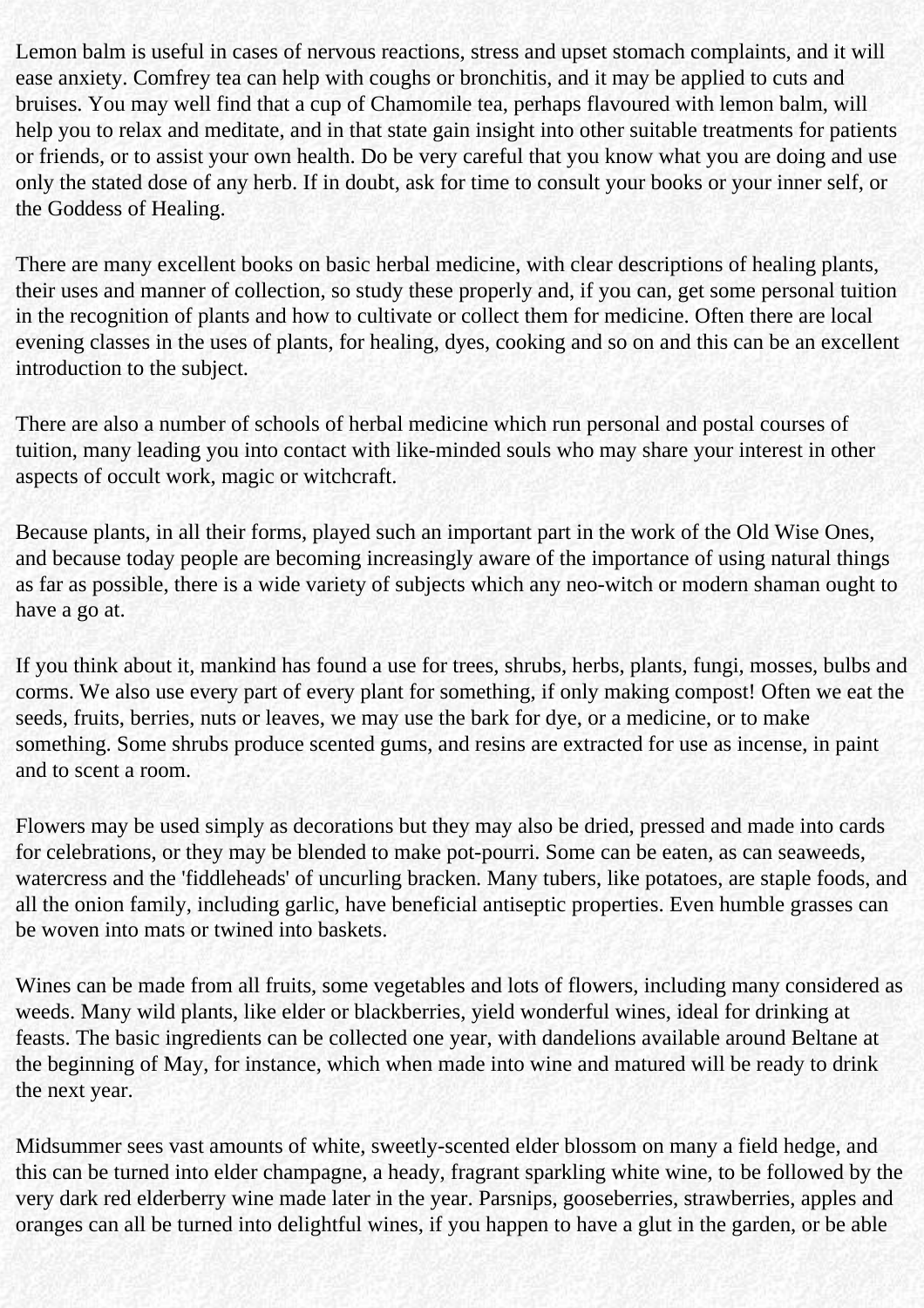Lemon balm is useful in cases of nervous reactions, stress and upset stomach complaints, and it will ease anxiety. Comfrey tea can help with coughs or bronchitis, and it may be applied to cuts and bruises. You may well find that a cup of Chamomile tea, perhaps flavoured with lemon balm, will help you to relax and meditate, and in that state gain insight into other suitable treatments for patients or friends, or to assist your own health. Do be very careful that you know what you are doing and use only the stated dose of any herb. If in doubt, ask for time to consult your books or your inner self, or the Goddess of Healing.

There are many excellent books on basic herbal medicine, with clear descriptions of healing plants, their uses and manner of collection, so study these properly and, if you can, get some personal tuition in the recognition of plants and how to cultivate or collect them for medicine. Often there are local evening classes in the uses of plants, for healing, dyes, cooking and so on and this can be an excellent introduction to the subject.

There are also a number of schools of herbal medicine which run personal and postal courses of tuition, many leading you into contact with like-minded souls who may share your interest in other aspects of occult work, magic or witchcraft.

Because plants, in all their forms, played such an important part in the work of the Old Wise Ones, and because today people are becoming increasingly aware of the importance of using natural things as far as possible, there is a wide variety of subjects which any neo-witch or modern shaman ought to have a go at.

If you think about it, mankind has found a use for trees, shrubs, herbs, plants, fungi, mosses, bulbs and corms. We also use every part of every plant for something, if only making compost! Often we eat the seeds, fruits, berries, nuts or leaves, we may use the bark for dye, or a medicine, or to make something. Some shrubs produce scented gums, and resins are extracted for use as incense, in paint and to scent a room.

Flowers may be used simply as decorations but they may also be dried, pressed and made into cards for celebrations, or they may be blended to make pot-pourri. Some can be eaten, as can seaweeds, watercress and the 'fiddleheads' of uncurling bracken. Many tubers, like potatoes, are staple foods, and all the onion family, including garlic, have beneficial antiseptic properties. Even humble grasses can be woven into mats or twined into baskets.

Wines can be made from all fruits, some vegetables and lots of flowers, including many considered as weeds. Many wild plants, like elder or blackberries, yield wonderful wines, ideal for drinking at feasts. The basic ingredients can be collected one year, with dandelions available around Beltane at the beginning of May, for instance, which when made into wine and matured will be ready to drink the next year.

Midsummer sees vast amounts of white, sweetly-scented elder blossom on many a field hedge, and this can be turned into elder champagne, a heady, fragrant sparkling white wine, to be followed by the very dark red elderberry wine made later in the year. Parsnips, gooseberries, strawberries, apples and oranges can all be turned into delightful wines, if you happen to have a glut in the garden, or be able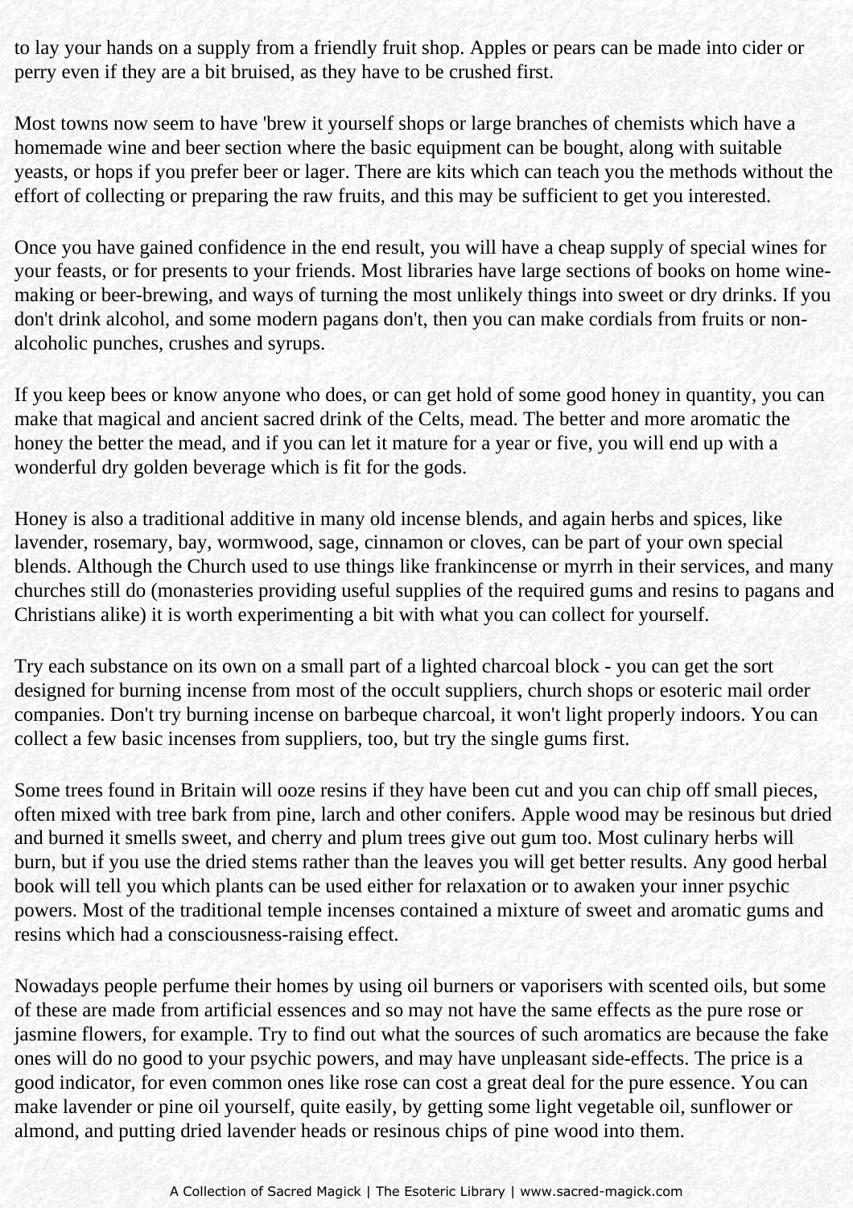to lay your hands on a supply from a friendly fruit shop. Apples or pears can be made into cider or perry even if they are a bit bruised, as they have to be crushed first.

Most towns now seem to have 'brew it yourself shops or large branches of chemists which have a homemade wine and beer section where the basic equipment can be bought, along with suitable yeasts, or hops if you prefer beer or lager. There are kits which can teach you the methods without the effort of collecting or preparing the raw fruits, and this may be sufficient to get you interested.

Once you have gained confidence in the end result, you will have a cheap supply of special wines for your feasts, or for presents to your friends. Most libraries have large sections of books on home wine-making or beer-brewing, and ways of turning the most unlikely things into sweet or dry drinks. If you don't drink alcohol, and some modern pagans don't, then you can make cordials from fruits or non-alcoholic punches, crushes and syrups.

If you keep bees or know anyone who does, or can get hold of some good honey in quantity, you can make that magical and ancient sacred drink of the Celts, mead. The better and more aromatic the honey the better the mead, and if you can let it mature for a year or five, you will end up with a wonderful dry golden beverage which is fit for the gods.

Honey is also a traditional additive in many old incense blends, and again herbs and spices, like lavender, rosemary, bay, wormwood, sage, cinnamon or cloves, can be part of your own special blends. Although the Church used to use things like frankincense or myrrh in their services, and many churches still do (monasteries providing useful supplies of the required gums and resins to pagans and Christians alike) it is worth experimenting a bit with what you can collect for yourself.

Try each substance on its own on a small part of a lighted charcoal block - you can get the sort designed for burning incense from most of the occult suppliers, church shops or esoteric mail order companies. Don't try burning incense on barbeque charcoal, it won't light properly indoors. You can collect a few basic incenses from suppliers, too, but try the single gums first.

Some trees found in Britain will ooze resins if they have been cut and you can chip off small pieces, often mixed with tree bark from pine, larch and other conifers. Apple wood may be resinous but dried and burned it smells sweet, and cherry and plum trees give out gum too. Most culinary herbs will burn, but if you use the dried stems rather than the leaves you will get better results. Any good herbal book will tell you which plants can be used either for relaxation or to awaken your inner psychic powers. Most of the traditional temple incenses contained a mixture of sweet and aromatic gums and resins which had a consciousness-raising effect.

Nowadays people perfume their homes by using oil burners or vaporisers with scented oils, but some of these are made from artificial essences and so may not have the same effects as the pure rose or jasmine flowers, for example. Try to find out what the sources of such aromatics are because the fake ones will do no good to your psychic powers, and may have unpleasant side-effects. The price is a good indicator, for even common ones like rose can cost a great deal for the pure essence. You can make lavender or pine oil yourself, quite easily, by getting some light vegetable oil, sunflower or almond, and putting dried lavender heads or resinous chips of pine wood into them.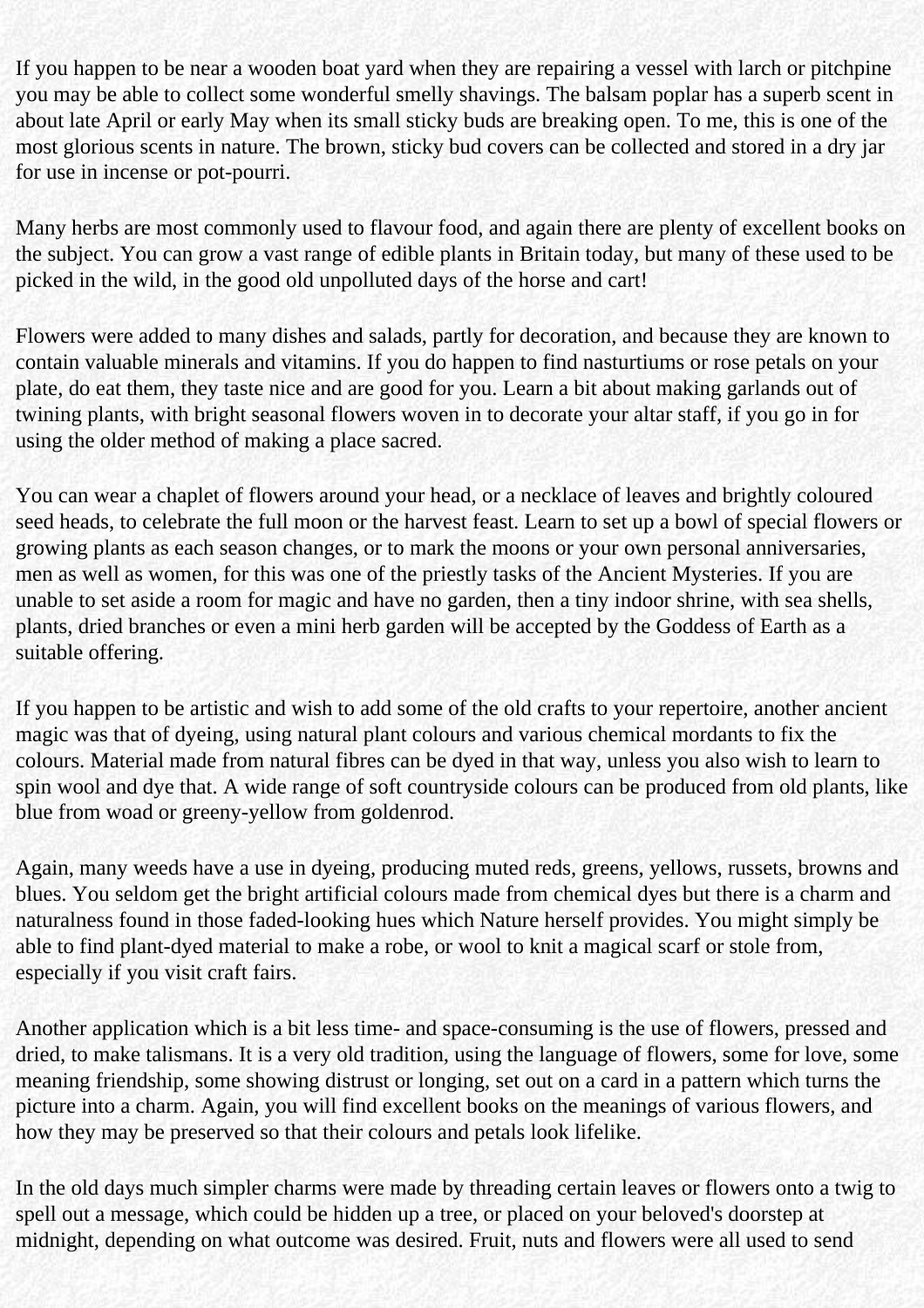If you happen to be near a wooden boat yard when they are repairing a vessel with larch or pitchpine you may be able to collect some wonderful smelly shavings. The balsam poplar has a superb scent in about late April or early May when its small sticky buds are breaking open. To me, this is one of the most glorious scents in nature. The brown, sticky bud covers can be collected and stored in a dry jar for use in incense or pot-pourri.

Many herbs are most commonly used to flavour food, and again there are plenty of excellent books on the subject. You can grow a vast range of edible plants in Britain today, but many of these used to be picked in the wild, in the good old unpolluted days of the horse and cart!

Flowers were added to many dishes and salads, partly for decoration, and because they are known to contain valuable minerals and vitamins. If you do happen to find nasturtiums or rose petals on your plate, do eat them, they taste nice and are good for you. Learn a bit about making garlands out of twining plants, with bright seasonal flowers woven in to decorate your altar staff, if you go in for using the older method of making a place sacred.

You can wear a chaplet of flowers around your head, or a necklace of leaves and brightly coloured seed heads, to celebrate the full moon or the harvest feast. Learn to set up a bowl of special flowers or growing plants as each season changes, or to mark the moons or your own personal anniversaries, men as well as women, for this was one of the priestly tasks of the Ancient Mysteries. If you are unable to set aside a room for magic and have no garden, then a tiny indoor shrine, with sea shells, plants, dried branches or even a mini herb garden will be accepted by the Goddess of Earth as a suitable offering.

If you happen to be artistic and wish to add some of the old crafts to your repertoire, another ancient magic was that of dyeing, using natural plant colours and various chemical mordants to fix the colours. Material made from natural fibres can be dyed in that way, unless you also wish to learn to spin wool and dye that. A wide range of soft countryside colours can be produced from old plants, like blue from woad or greeny-yellow from goldenrod.

Again, many weeds have a use in dyeing, producing muted reds, greens, yellows, russets, browns and blues. You seldom get the bright artificial colours made from chemical dyes but there is a charm and naturalness found in those faded-looking hues which Nature herself provides. You might simply be able to find plant-dyed material to make a robe, or wool to knit a magical scarf or stole from, especially if you visit craft fairs.

Another application which is a bit less time- and space-consuming is the use of flowers, pressed and dried, to make talismans. It is a very old tradition, using the language of flowers, some for love, some meaning friendship, some showing distrust or longing, set out on a card in a pattern which turns the picture into a charm. Again, you will find excellent books on the meanings of various flowers, and how they may be preserved so that their colours and petals look lifelike.

In the old days much simpler charms were made by threading certain leaves or flowers onto a twig to spell out a message, which could be hidden up a tree, or placed on your beloved's doorstep at midnight, depending on what outcome was desired. Fruit, nuts and flowers were all used to send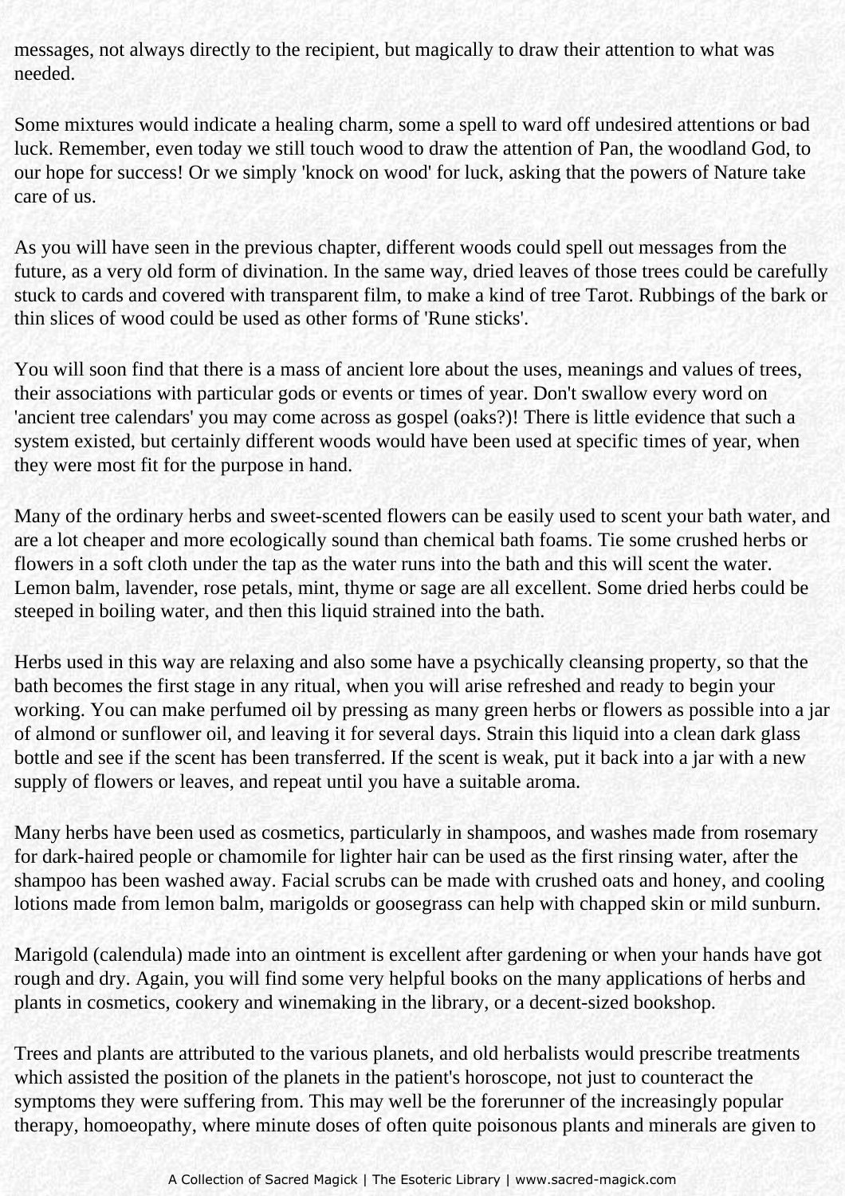messages, not always directly to the recipient, but magically to draw their attention to what was needed.

Some mixtures would indicate a healing charm, some a spell to ward off undesired attentions or bad luck. Remember, even today we still touch wood to draw the attention of Pan, the woodland God, to our hope for success! Or we simply 'knock on wood' for luck, asking that the powers of Nature take care of us.

As you will have seen in the previous chapter, different woods could spell out messages from the future, as a very old form of divination. In the same way, dried leaves of those trees could be carefully stuck to cards and covered with transparent film, to make a kind of tree Tarot. Rubbings of the bark or thin slices of wood could be used as other forms of 'Rune sticks'.

You will soon find that there is a mass of ancient lore about the uses, meanings and values of trees, their associations with particular gods or events or times of year. Don't swallow every word on 'ancient tree calendars' you may come across as gospel (oaks?)! There is little evidence that such a system existed, but certainly different woods would have been used at specific times of year, when they were most fit for the purpose in hand.

Many of the ordinary herbs and sweet-scented flowers can be easily used to scent your bath water, and are a lot cheaper and more ecologically sound than chemical bath foams. Tie some crushed herbs or flowers in a soft cloth under the tap as the water runs into the bath and this will scent the water. Lemon balm, lavender, rose petals, mint, thyme or sage are all excellent. Some dried herbs could be steeped in boiling water, and then this liquid strained into the bath.

Herbs used in this way are relaxing and also some have a psychically cleansing property, so that the bath becomes the first stage in any ritual, when you will arise refreshed and ready to begin your working. You can make perfumed oil by pressing as many green herbs or flowers as possible into a jar of almond or sunflower oil, and leaving it for several days. Strain this liquid into a clean dark glass bottle and see if the scent has been transferred. If the scent is weak, put it back into a jar with a new supply of flowers or leaves, and repeat until you have a suitable aroma.

Many herbs have been used as cosmetics, particularly in shampoos, and washes made from rosemary for dark-haired people or chamomile for lighter hair can be used as the first rinsing water, after the shampoo has been washed away. Facial scrubs can be made with crushed oats and honey, and cooling lotions made from lemon balm, marigolds or goosegrass can help with chapped skin or mild sunburn.

Marigold (calendula) made into an ointment is excellent after gardening or when your hands have got rough and dry. Again, you will find some very helpful books on the many applications of herbs and plants in cosmetics, cookery and winemaking in the library, or a decent-sized bookshop.

Trees and plants are attributed to the various planets, and old herbalists would prescribe treatments which assisted the position of the planets in the patient's horoscope, not just to counteract the symptoms they were suffering from. This may well be the forerunner of the increasingly popular therapy, homoeopathy, where minute doses of often quite poisonous plants and minerals are given to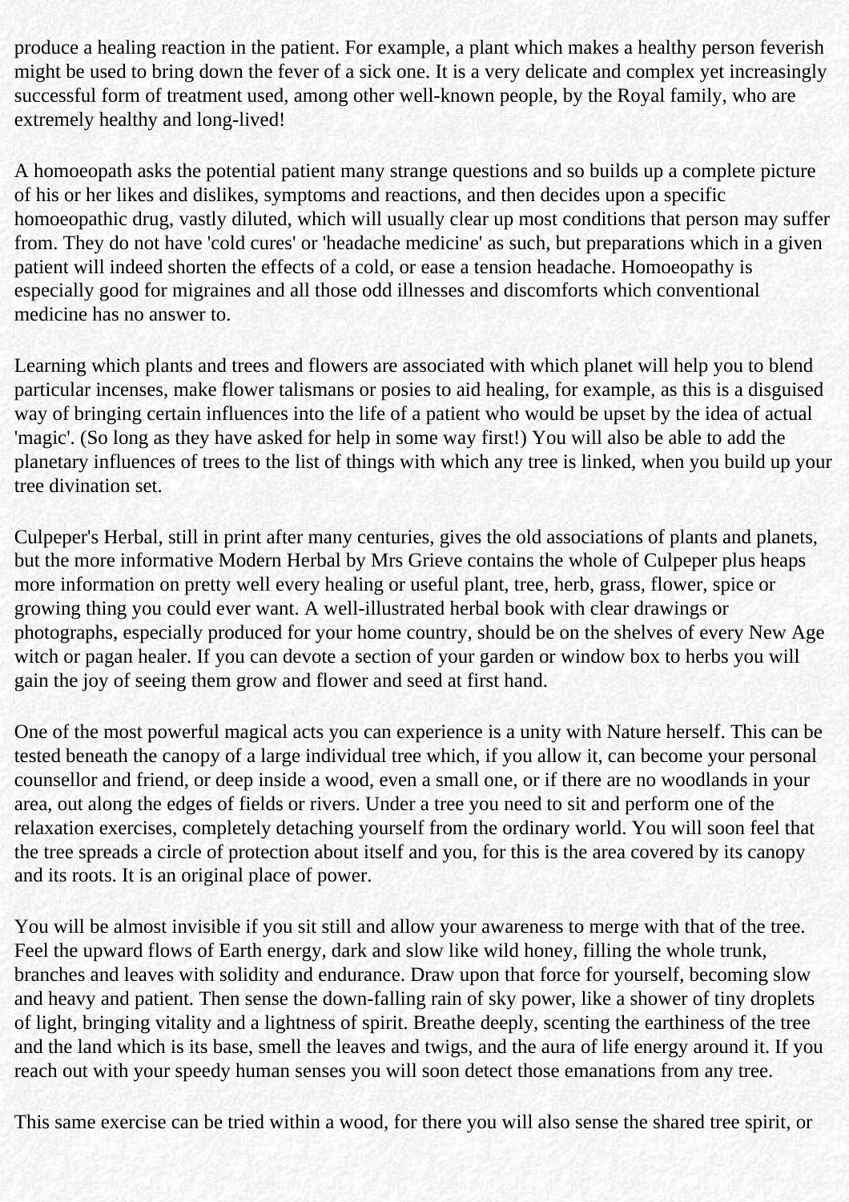produce a healing reaction in the patient. For example, a plant which makes a healthy person feverish might be used to bring down the fever of a sick one. It is a very delicate and complex yet increasingly successful form of treatment used, among other well-known people, by the Royal family, who are extremely healthy and long-lived!

A homoeopath asks the potential patient many strange questions and so builds up a complete picture of his or her likes and dislikes, symptoms and reactions, and then decides upon a specific homoeopathic drug, vastly diluted, which will usually clear up most conditions that person may suffer from. They do not have 'cold cures' or 'headache medicine' as such, but preparations which in a given patient will indeed shorten the effects of a cold, or ease a tension headache. Homoeopathy is especially good for migraines and all those odd illnesses and discomforts which conventional medicine has no answer to.

Learning which plants and trees and flowers are associated with which planet will help you to blend particular incenses, make flower talismans or posies to aid healing, for example, as this is a disguised way of bringing certain influences into the life of a patient who would be upset by the idea of actual 'magic'. (So long as they have asked for help in some way first!) You will also be able to add the planetary influences of trees to the list of things with which any tree is linked, when you build up your tree divination set.

Culpeper's Herbal, still in print after many centuries, gives the old associations of plants and planets, but the more informative Modern Herbal by Mrs Grieve contains the whole of Culpeper plus heaps more information on pretty well every healing or useful plant, tree, herb, grass, flower, spice or growing thing you could ever want. A well-illustrated herbal book with clear drawings or photographs, especially produced for your home country, should be on the shelves of every New Age witch or pagan healer. If you can devote a section of your garden or window box to herbs you will gain the joy of seeing them grow and flower and seed at first hand.

One of the most powerful magical acts you can experience is a unity with Nature herself. This can be tested beneath the canopy of a large individual tree which, if you allow it, can become your personal counsellor and friend, or deep inside a wood, even a small one, or if there are no woodlands in your area, out along the edges of fields or rivers. Under a tree you need to sit and perform one of the relaxation exercises, completely detaching yourself from the ordinary world. You will soon feel that the tree spreads a circle of protection about itself and you, for this is the area covered by its canopy and its roots. It is an original place of power.

You will be almost invisible if you sit still and allow your awareness to merge with that of the tree. Feel the upward flows of Earth energy, dark and slow like wild honey, filling the whole trunk, branches and leaves with solidity and endurance. Draw upon that force for yourself, becoming slow and heavy and patient. Then sense the down-falling rain of sky power, like a shower of tiny droplets of light, bringing vitality and a lightness of spirit. Breathe deeply, scenting the earthiness of the tree and the land which is its base, smell the leaves and twigs, and the aura of life energy around it. If you reach out with your speedy human senses you will soon detect those emanations from any tree.

This same exercise can be tried within a wood, for there you will also sense the shared tree spirit, or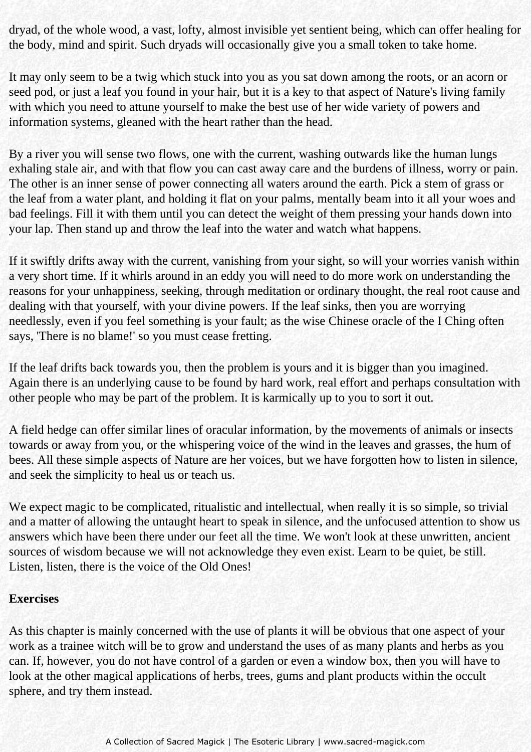dryad, of the whole wood, a vast, lofty, almost invisible yet sentient being, which can offer healing for the body, mind and spirit. Such dryads will occasionally give you a small token to take home.

It may only seem to be a twig which stuck into you as you sat down among the roots, or an acorn or seed pod, or just a leaf you found in your hair, but it is a key to that aspect of Nature's living family with which you need to attune yourself to make the best use of her wide variety of powers and information systems, gleaned with the heart rather than the head.

By a river you will sense two flows, one with the current, washing outwards like the human lungs exhaling stale air, and with that flow you can cast away care and the burdens of illness, worry or pain. The other is an inner sense of power connecting all waters around the earth. Pick a stem of grass or the leaf from a water plant, and holding it flat on your palms, mentally beam into it all your woes and bad feelings. Fill it with them until you can detect the weight of them pressing your hands down into your lap. Then stand up and throw the leaf into the water and watch what happens.

If it swiftly drifts away with the current, vanishing from your sight, so will your worries vanish within a very short time. If it whirls around in an eddy you will need to do more work on understanding the reasons for your unhappiness, seeking, through meditation or ordinary thought, the real root cause and dealing with that yourself, with your divine powers. If the leaf sinks, then you are worrying needlessly, even if you feel something is your fault; as the wise Chinese oracle of the I Ching often says, 'There is no blame!' so you must cease fretting.

If the leaf drifts back towards you, then the problem is yours and it is bigger than you imagined. Again there is an underlying cause to be found by hard work, real effort and perhaps consultation with other people who may be part of the problem. It is karmically up to you to sort it out.

A field hedge can offer similar lines of oracular information, by the movements of animals or insects towards or away from you, or the whispering voice of the wind in the leaves and grasses, the hum of bees. All these simple aspects of Nature are her voices, but we have forgotten how to listen in silence, and seek the simplicity to heal us or teach us.

We expect magic to be complicated, ritualistic and intellectual, when really it is so simple, so trivial and a matter of allowing the untaught heart to speak in silence, and the unfocused attention to show us answers which have been there under our feet all the time. We won't look at these unwritten, ancient sources of wisdom because we will not acknowledge they even exist. Learn to be quiet, be still. Listen, listen, there is the voice of the Old Ones!

**Exercises**

As this chapter is mainly concerned with the use of plants it will be obvious that one aspect of your work as a trainee witch will be to grow and understand the uses of as many plants and herbs as you can. If, however, you do not have control of a garden or even a window box, then you will have to look at the other magical applications of herbs, trees, gums and plant products within the occult sphere, and try them instead.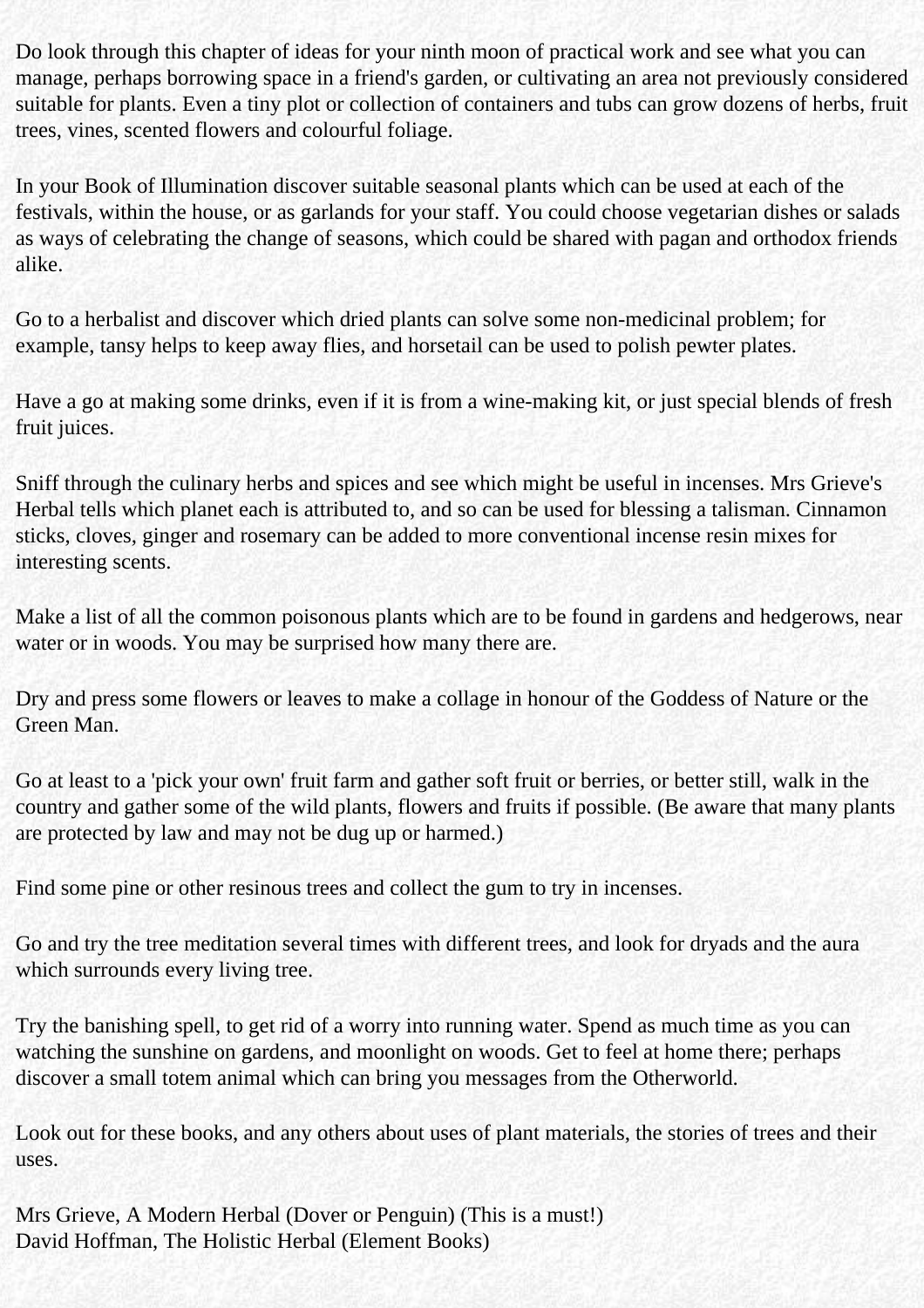Do look through this chapter of ideas for your ninth moon of practical work and see what you can manage, perhaps borrowing space in a friend's garden, or cultivating an area not previously considered suitable for plants. Even a tiny plot or collection of containers and tubs can grow dozens of herbs, fruit trees, vines, scented flowers and colourful foliage.

In your Book of Illumination discover suitable seasonal plants which can be used at each of the festivals, within the house, or as garlands for your staff. You could choose vegetarian dishes or salads as ways of celebrating the change of seasons, which could be shared with pagan and orthodox friends alike.

Go to a herbalist and discover which dried plants can solve some non-medicinal problem; for example, tansy helps to keep away flies, and horsetail can be used to polish pewter plates.

Have a go at making some drinks, even if it is from a wine-making kit, or just special blends of fresh fruit juices.

Sniff through the culinary herbs and spices and see which might be useful in incenses. Mrs Grieve's Herbal tells which planet each is attributed to, and so can be used for blessing a talisman. Cinnamon sticks, cloves, ginger and rosemary can be added to more conventional incense resin mixes for interesting scents.

Make a list of all the common poisonous plants which are to be found in gardens and hedgerows, near water or in woods. You may be surprised how many there are.

Dry and press some flowers or leaves to make a collage in honour of the Goddess of Nature or the Green Man.

Go at least to a 'pick your own' fruit farm and gather soft fruit or berries, or better still, walk in the country and gather some of the wild plants, flowers and fruits if possible. (Be aware that many plants are protected by law and may not be dug up or harmed.)

Find some pine or other resinous trees and collect the gum to try in incenses.

Go and try the tree meditation several times with different trees, and look for dryads and the aura which surrounds every living tree.

Try the banishing spell, to get rid of a worry into running water. Spend as much time as you can watching the sunshine on gardens, and moonlight on woods. Get to feel at home there; perhaps discover a small totem animal which can bring you messages from the Otherworld.

Look out for these books, and any others about uses of plant materials, the stories of trees and their uses.

Mrs Grieve, A Modern Herbal (Dover or Penguin) (This is a must!)
David Hoffman, The Holistic Herbal (Element Books)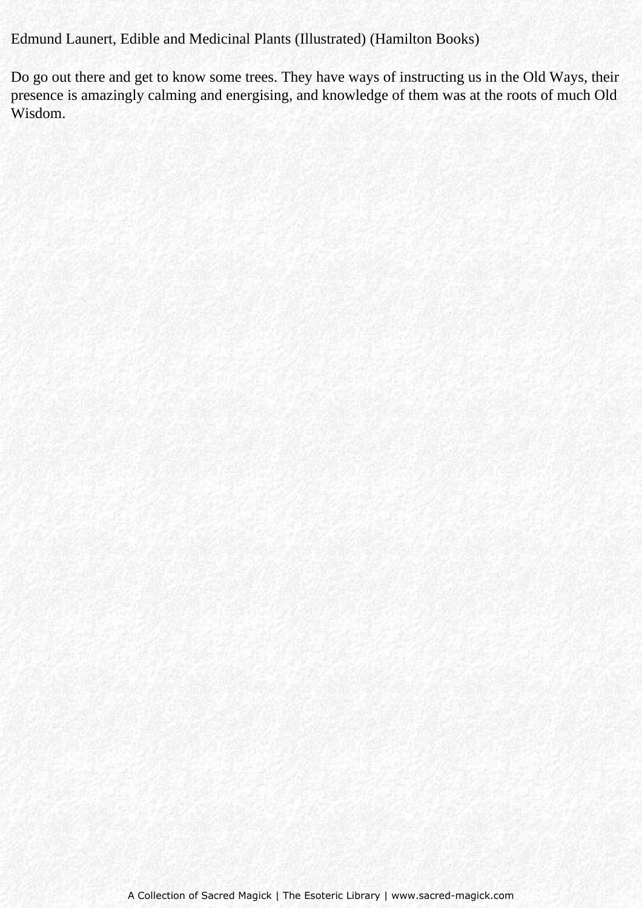Edmund Launert, Edible and Medicinal Plants (Illustrated) (Hamilton Books)

Do go out there and get to know some trees. They have ways of instructing us in the Old Ways, their presence is amazingly calming and energising, and knowledge of them was at the roots of much Old Wisdom.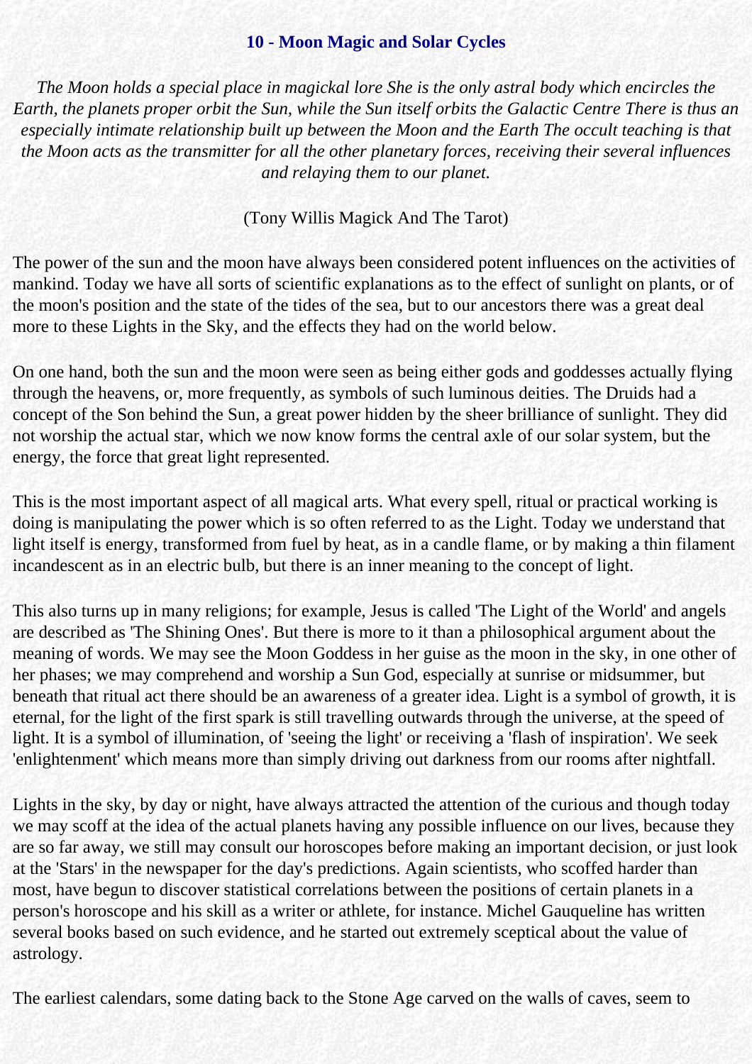## 10 - Moon Magic and Solar Cycles

*The Moon holds a special place in magickal lore She is the only astral body which encircles the Earth, the planets proper orbit the Sun, while the Sun itself orbits the Galactic Centre There is thus an especially intimate relationship built up between the Moon and the Earth The occult teaching is that the Moon acts as the transmitter for all the other planetary forces, receiving their several influences and relaying them to our planet.*

(Tony Willis Magick And The Tarot)

The power of the sun and the moon have always been considered potent influences on the activities of mankind. Today we have all sorts of scientific explanations as to the effect of sunlight on plants, or of the moon's position and the state of the tides of the sea, but to our ancestors there was a great deal more to these Lights in the Sky, and the effects they had on the world below.

On one hand, both the sun and the moon were seen as being either gods and goddesses actually flying through the heavens, or, more frequently, as symbols of such luminous deities. The Druids had a concept of the Son behind the Sun, a great power hidden by the sheer brilliance of sunlight. They did not worship the actual star, which we now know forms the central axle of our solar system, but the energy, the force that great light represented.

This is the most important aspect of all magical arts. What every spell, ritual or practical working is doing is manipulating the power which is so often referred to as the Light. Today we understand that light itself is energy, transformed from fuel by heat, as in a candle flame, or by making a thin filament incandescent as in an electric bulb, but there is an inner meaning to the concept of light.

This also turns up in many religions; for example, Jesus is called 'The Light of the World' and angels are described as 'The Shining Ones'. But there is more to it than a philosophical argument about the meaning of words. We may see the Moon Goddess in her guise as the moon in the sky, in one other of her phases; we may comprehend and worship a Sun God, especially at sunrise or midsummer, but beneath that ritual act there should be an awareness of a greater idea. Light is a symbol of growth, it is eternal, for the light of the first spark is still travelling outwards through the universe, at the speed of light. It is a symbol of illumination, of 'seeing the light' or receiving a 'flash of inspiration'. We seek 'enlightenment' which means more than simply driving out darkness from our rooms after nightfall.

Lights in the sky, by day or night, have always attracted the attention of the curious and though today we may scoff at the idea of the actual planets having any possible influence on our lives, because they are so far away, we still may consult our horoscopes before making an important decision, or just look at the 'Stars' in the newspaper for the day's predictions. Again scientists, who scoffed harder than most, have begun to discover statistical correlations between the positions of certain planets in a person's horoscope and his skill as a writer or athlete, for instance. Michel Gauqueline has written several books based on such evidence, and he started out extremely sceptical about the value of astrology.

The earliest calendars, some dating back to the Stone Age carved on the walls of caves, seem to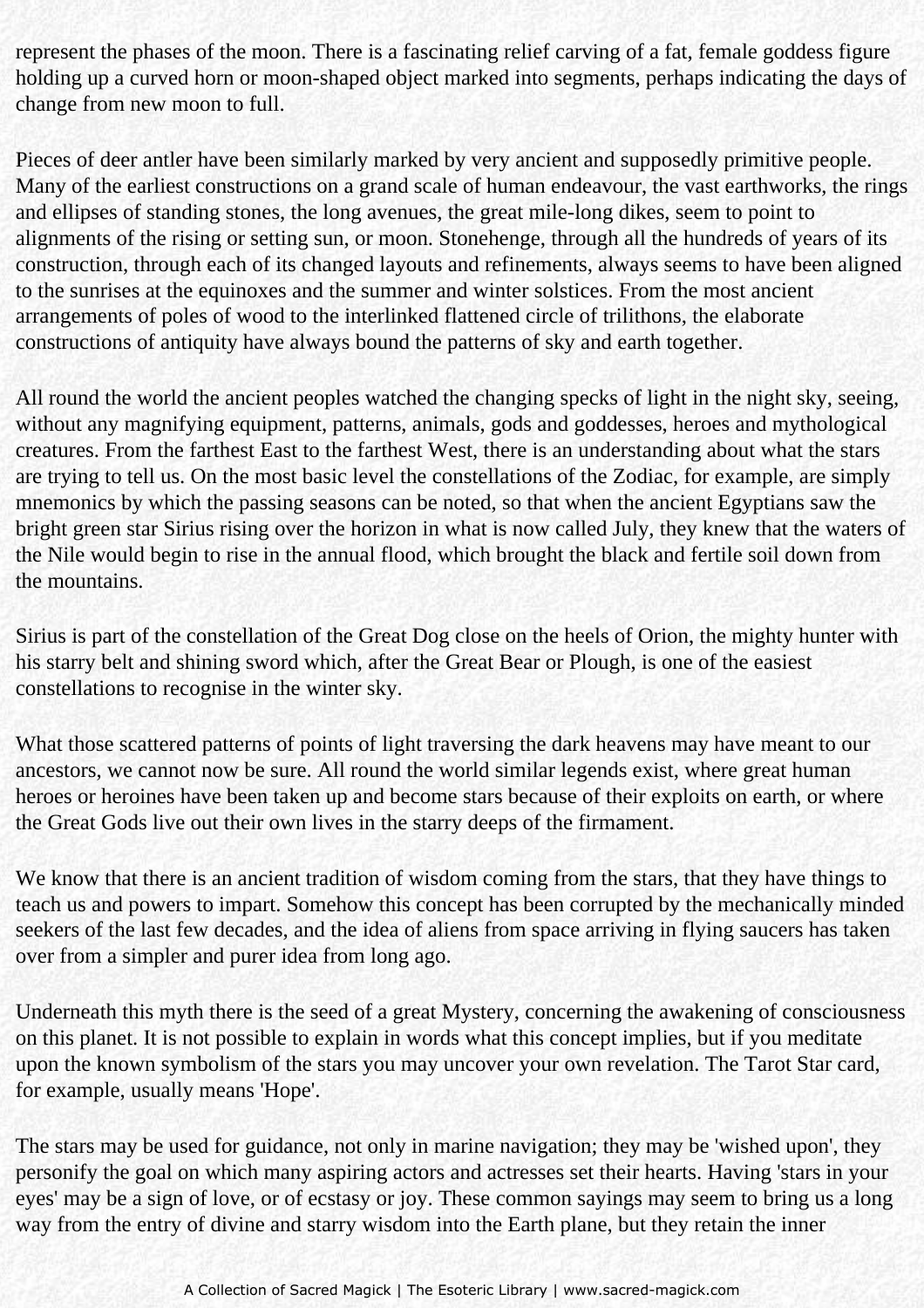represent the phases of the moon. There is a fascinating relief carving of a fat, female goddess figure holding up a curved horn or moon-shaped object marked into segments, perhaps indicating the days of change from new moon to full.

Pieces of deer antler have been similarly marked by very ancient and supposedly primitive people. Many of the earliest constructions on a grand scale of human endeavour, the vast earthworks, the rings and ellipses of standing stones, the long avenues, the great mile-long dikes, seem to point to alignments of the rising or setting sun, or moon. Stonehenge, through all the hundreds of years of its construction, through each of its changed layouts and refinements, always seems to have been aligned to the sunrises at the equinoxes and the summer and winter solstices. From the most ancient arrangements of poles of wood to the interlinked flattened circle of trilithons, the elaborate constructions of antiquity have always bound the patterns of sky and earth together.

All round the world the ancient peoples watched the changing specks of light in the night sky, seeing, without any magnifying equipment, patterns, animals, gods and goddesses, heroes and mythological creatures. From the farthest East to the farthest West, there is an understanding about what the stars are trying to tell us. On the most basic level the constellations of the Zodiac, for example, are simply mnemonics by which the passing seasons can be noted, so that when the ancient Egyptians saw the bright green star Sirius rising over the horizon in what is now called July, they knew that the waters of the Nile would begin to rise in the annual flood, which brought the black and fertile soil down from the mountains.

Sirius is part of the constellation of the Great Dog close on the heels of Orion, the mighty hunter with his starry belt and shining sword which, after the Great Bear or Plough, is one of the easiest constellations to recognise in the winter sky.

What those scattered patterns of points of light traversing the dark heavens may have meant to our ancestors, we cannot now be sure. All round the world similar legends exist, where great human heroes or heroines have been taken up and become stars because of their exploits on earth, or where the Great Gods live out their own lives in the starry deeps of the firmament.

We know that there is an ancient tradition of wisdom coming from the stars, that they have things to teach us and powers to impart. Somehow this concept has been corrupted by the mechanically minded seekers of the last few decades, and the idea of aliens from space arriving in flying saucers has taken over from a simpler and purer idea from long ago.

Underneath this myth there is the seed of a great Mystery, concerning the awakening of consciousness on this planet. It is not possible to explain in words what this concept implies, but if you meditate upon the known symbolism of the stars you may uncover your own revelation. The Tarot Star card, for example, usually means 'Hope'.

The stars may be used for guidance, not only in marine navigation; they may be 'wished upon', they personify the goal on which many aspiring actors and actresses set their hearts. Having 'stars in your eyes' may be a sign of love, or of ecstasy or joy. These common sayings may seem to bring us a long way from the entry of divine and starry wisdom into the Earth plane, but they retain the inner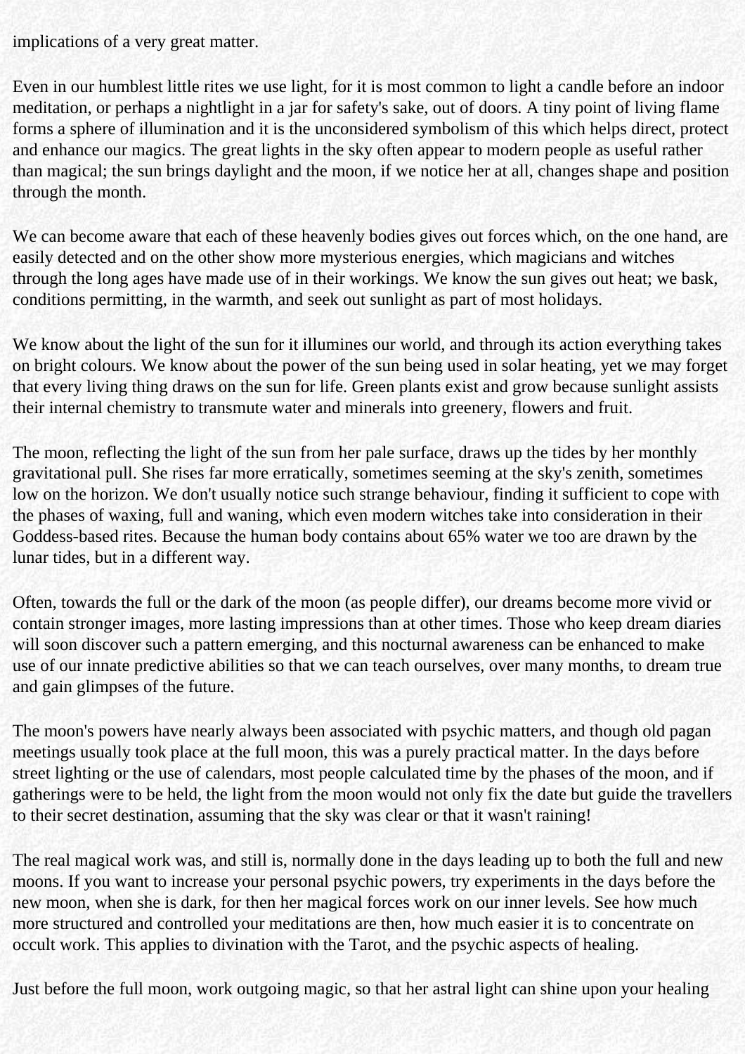implications of a very great matter.

Even in our humblest little rites we use light, for it is most common to light a candle before an indoor meditation, or perhaps a nightlight in a jar for safety's sake, out of doors. A tiny point of living flame forms a sphere of illumination and it is the unconsidered symbolism of this which helps direct, protect and enhance our magics. The great lights in the sky often appear to modern people as useful rather than magical; the sun brings daylight and the moon, if we notice her at all, changes shape and position through the month.

We can become aware that each of these heavenly bodies gives out forces which, on the one hand, are easily detected and on the other show more mysterious energies, which magicians and witches through the long ages have made use of in their workings. We know the sun gives out heat; we bask, conditions permitting, in the warmth, and seek out sunlight as part of most holidays.

We know about the light of the sun for it illumines our world, and through its action everything takes on bright colours. We know about the power of the sun being used in solar heating, yet we may forget that every living thing draws on the sun for life. Green plants exist and grow because sunlight assists their internal chemistry to transmute water and minerals into greenery, flowers and fruit.

The moon, reflecting the light of the sun from her pale surface, draws up the tides by her monthly gravitational pull. She rises far more erratically, sometimes seeming at the sky's zenith, sometimes low on the horizon. We don't usually notice such strange behaviour, finding it sufficient to cope with the phases of waxing, full and waning, which even modern witches take into consideration in their Goddess-based rites. Because the human body contains about 65% water we too are drawn by the lunar tides, but in a different way.

Often, towards the full or the dark of the moon (as people differ), our dreams become more vivid or contain stronger images, more lasting impressions than at other times. Those who keep dream diaries will soon discover such a pattern emerging, and this nocturnal awareness can be enhanced to make use of our innate predictive abilities so that we can teach ourselves, over many months, to dream true and gain glimpses of the future.

The moon's powers have nearly always been associated with psychic matters, and though old pagan meetings usually took place at the full moon, this was a purely practical matter. In the days before street lighting or the use of calendars, most people calculated time by the phases of the moon, and if gatherings were to be held, the light from the moon would not only fix the date but guide the travellers to their secret destination, assuming that the sky was clear or that it wasn't raining!

The real magical work was, and still is, normally done in the days leading up to both the full and new moons. If you want to increase your personal psychic powers, try experiments in the days before the new moon, when she is dark, for then her magical forces work on our inner levels. See how much more structured and controlled your meditations are then, how much easier it is to concentrate on occult work. This applies to divination with the Tarot, and the psychic aspects of healing.

Just before the full moon, work outgoing magic, so that her astral light can shine upon your healing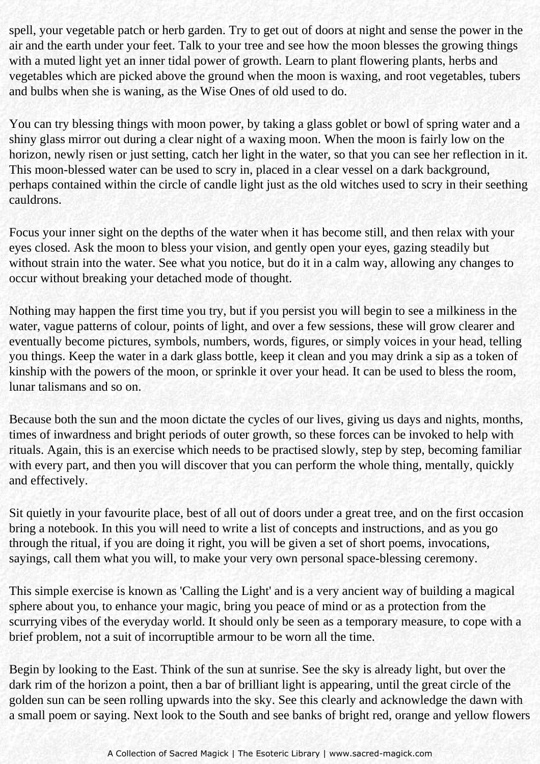spell, your vegetable patch or herb garden. Try to get out of doors at night and sense the power in the air and the earth under your feet. Talk to your tree and see how the moon blesses the growing things with a muted light yet an inner tidal power of growth. Learn to plant flowering plants, herbs and vegetables which are picked above the ground when the moon is waxing, and root vegetables, tubers and bulbs when she is waning, as the Wise Ones of old used to do.

You can try blessing things with moon power, by taking a glass goblet or bowl of spring water and a shiny glass mirror out during a clear night of a waxing moon. When the moon is fairly low on the horizon, newly risen or just setting, catch her light in the water, so that you can see her reflection in it. This moon-blessed water can be used to scry in, placed in a clear vessel on a dark background, perhaps contained within the circle of candle light just as the old witches used to scry in their seething cauldrons.

Focus your inner sight on the depths of the water when it has become still, and then relax with your eyes closed. Ask the moon to bless your vision, and gently open your eyes, gazing steadily but without strain into the water. See what you notice, but do it in a calm way, allowing any changes to occur without breaking your detached mode of thought.

Nothing may happen the first time you try, but if you persist you will begin to see a milkiness in the water, vague patterns of colour, points of light, and over a few sessions, these will grow clearer and eventually become pictures, symbols, numbers, words, figures, or simply voices in your head, telling you things. Keep the water in a dark glass bottle, keep it clean and you may drink a sip as a token of kinship with the powers of the moon, or sprinkle it over your head. It can be used to bless the room, lunar talismans and so on.

Because both the sun and the moon dictate the cycles of our lives, giving us days and nights, months, times of inwardness and bright periods of outer growth, so these forces can be invoked to help with rituals. Again, this is an exercise which needs to be practised slowly, step by step, becoming familiar with every part, and then you will discover that you can perform the whole thing, mentally, quickly and effectively.

Sit quietly in your favourite place, best of all out of doors under a great tree, and on the first occasion bring a notebook. In this you will need to write a list of concepts and instructions, and as you go through the ritual, if you are doing it right, you will be given a set of short poems, invocations, sayings, call them what you will, to make your very own personal space-blessing ceremony.

This simple exercise is known as 'Calling the Light' and is a very ancient way of building a magical sphere about you, to enhance your magic, bring you peace of mind or as a protection from the scurrying vibes of the everyday world. It should only be seen as a temporary measure, to cope with a brief problem, not a suit of incorruptible armour to be worn all the time.

Begin by looking to the East. Think of the sun at sunrise. See the sky is already light, but over the dark rim of the horizon a point, then a bar of brilliant light is appearing, until the great circle of the golden sun can be seen rolling upwards into the sky. See this clearly and acknowledge the dawn with a small poem or saying. Next look to the South and see banks of bright red, orange and yellow flowers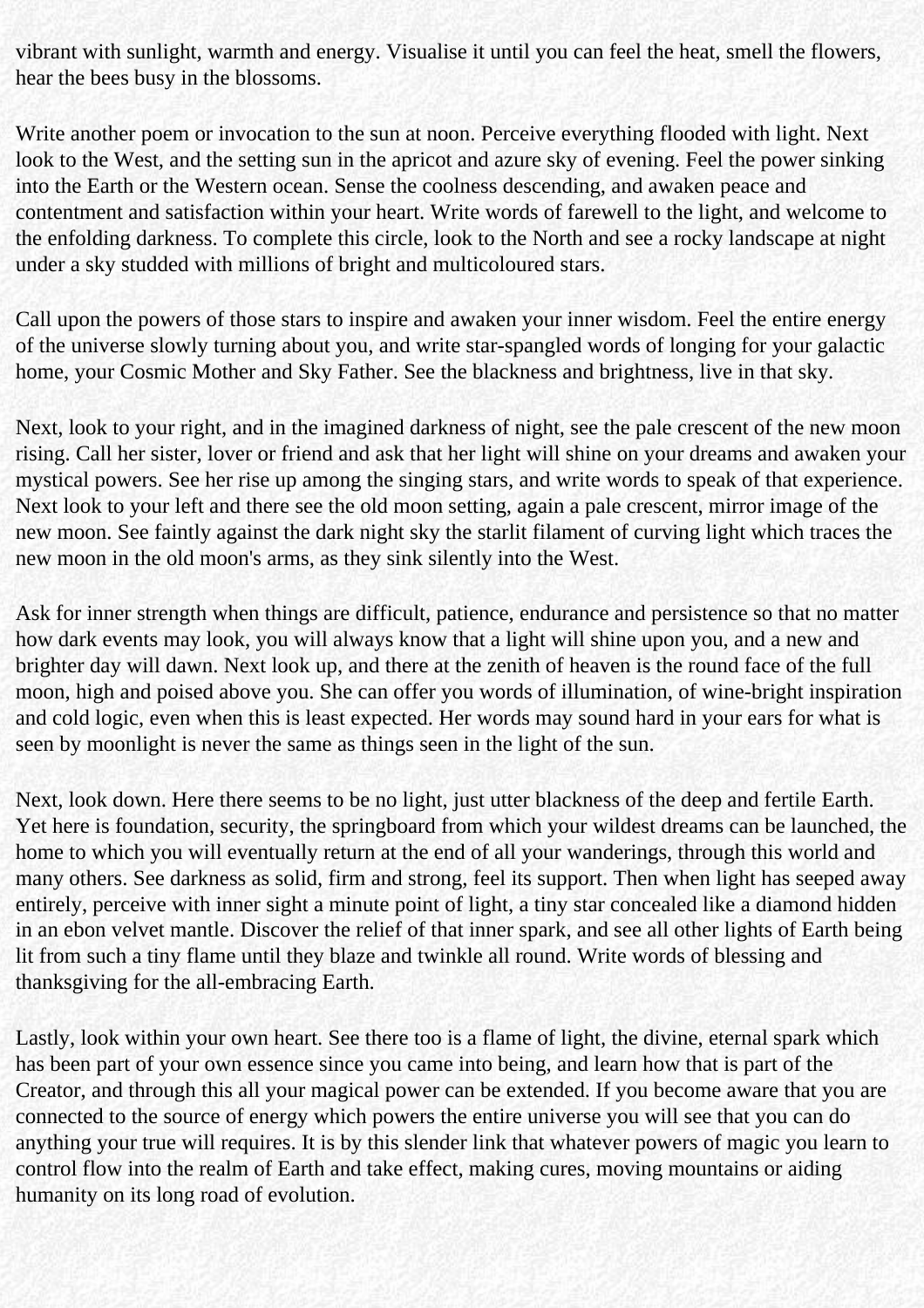vibrant with sunlight, warmth and energy. Visualise it until you can feel the heat, smell the flowers, hear the bees busy in the blossoms.

Write another poem or invocation to the sun at noon. Perceive everything flooded with light. Next look to the West, and the setting sun in the apricot and azure sky of evening. Feel the power sinking into the Earth or the Western ocean. Sense the coolness descending, and awaken peace and contentment and satisfaction within your heart. Write words of farewell to the light, and welcome to the enfolding darkness. To complete this circle, look to the North and see a rocky landscape at night under a sky studded with millions of bright and multicoloured stars.

Call upon the powers of those stars to inspire and awaken your inner wisdom. Feel the entire energy of the universe slowly turning about you, and write star-spangled words of longing for your galactic home, your Cosmic Mother and Sky Father. See the blackness and brightness, live in that sky.

Next, look to your right, and in the imagined darkness of night, see the pale crescent of the new moon rising. Call her sister, lover or friend and ask that her light will shine on your dreams and awaken your mystical powers. See her rise up among the singing stars, and write words to speak of that experience. Next look to your left and there see the old moon setting, again a pale crescent, mirror image of the new moon. See faintly against the dark night sky the starlit filament of curving light which traces the new moon in the old moon's arms, as they sink silently into the West.

Ask for inner strength when things are difficult, patience, endurance and persistence so that no matter how dark events may look, you will always know that a light will shine upon you, and a new and brighter day will dawn. Next look up, and there at the zenith of heaven is the round face of the full moon, high and poised above you. She can offer you words of illumination, of wine-bright inspiration and cold logic, even when this is least expected. Her words may sound hard in your ears for what is seen by moonlight is never the same as things seen in the light of the sun.

Next, look down. Here there seems to be no light, just utter blackness of the deep and fertile Earth. Yet here is foundation, security, the springboard from which your wildest dreams can be launched, the home to which you will eventually return at the end of all your wanderings, through this world and many others. See darkness as solid, firm and strong, feel its support. Then when light has seeped away entirely, perceive with inner sight a minute point of light, a tiny star concealed like a diamond hidden in an ebon velvet mantle. Discover the relief of that inner spark, and see all other lights of Earth being lit from such a tiny flame until they blaze and twinkle all round. Write words of blessing and thanksgiving for the all-embracing Earth.

Lastly, look within your own heart. See there too is a flame of light, the divine, eternal spark which has been part of your own essence since you came into being, and learn how that is part of the Creator, and through this all your magical power can be extended. If you become aware that you are connected to the source of energy which powers the entire universe you will see that you can do anything your true will requires. It is by this slender link that whatever powers of magic you learn to control flow into the realm of Earth and take effect, making cures, moving mountains or aiding humanity on its long road of evolution.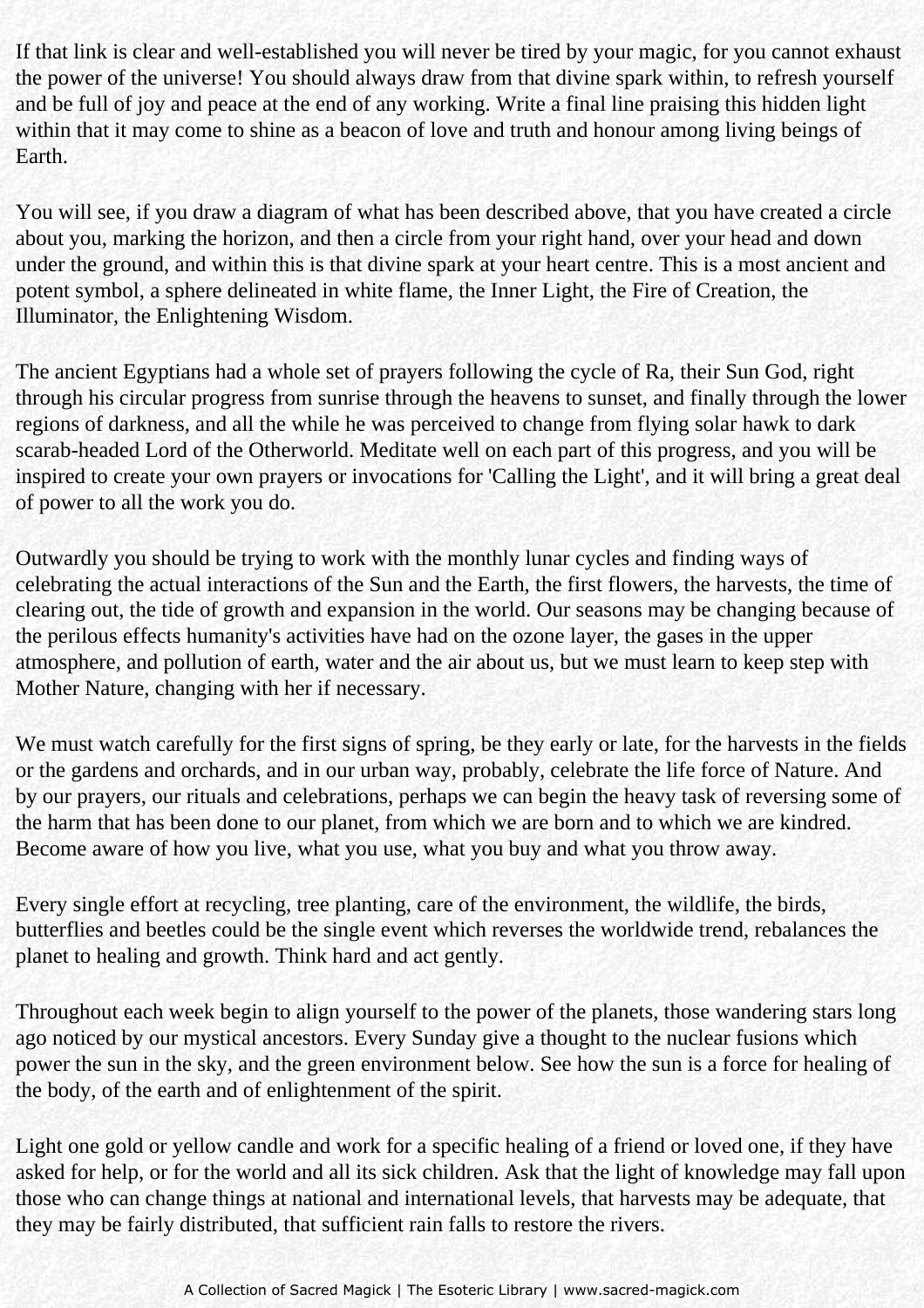If that link is clear and well-established you will never be tired by your magic, for you cannot exhaust the power of the universe! You should always draw from that divine spark within, to refresh yourself and be full of joy and peace at the end of any working. Write a final line praising this hidden light within that it may come to shine as a beacon of love and truth and honour among living beings of Earth.

You will see, if you draw a diagram of what has been described above, that you have created a circle about you, marking the horizon, and then a circle from your right hand, over your head and down under the ground, and within this is that divine spark at your heart centre. This is a most ancient and potent symbol, a sphere delineated in white flame, the Inner Light, the Fire of Creation, the Illuminator, the Enlightening Wisdom.

The ancient Egyptians had a whole set of prayers following the cycle of Ra, their Sun God, right through his circular progress from sunrise through the heavens to sunset, and finally through the lower regions of darkness, and all the while he was perceived to change from flying solar hawk to dark scarab-headed Lord of the Otherworld. Meditate well on each part of this progress, and you will be inspired to create your own prayers or invocations for 'Calling the Light', and it will bring a great deal of power to all the work you do.

Outwardly you should be trying to work with the monthly lunar cycles and finding ways of celebrating the actual interactions of the Sun and the Earth, the first flowers, the harvests, the time of clearing out, the tide of growth and expansion in the world. Our seasons may be changing because of the perilous effects humanity's activities have had on the ozone layer, the gases in the upper atmosphere, and pollution of earth, water and the air about us, but we must learn to keep step with Mother Nature, changing with her if necessary.

We must watch carefully for the first signs of spring, be they early or late, for the harvests in the fields or the gardens and orchards, and in our urban way, probably, celebrate the life force of Nature. And by our prayers, our rituals and celebrations, perhaps we can begin the heavy task of reversing some of the harm that has been done to our planet, from which we are born and to which we are kindred. Become aware of how you live, what you use, what you buy and what you throw away.

Every single effort at recycling, tree planting, care of the environment, the wildlife, the birds, butterflies and beetles could be the single event which reverses the worldwide trend, rebalances the planet to healing and growth. Think hard and act gently.

Throughout each week begin to align yourself to the power of the planets, those wandering stars long ago noticed by our mystical ancestors. Every Sunday give a thought to the nuclear fusions which power the sun in the sky, and the green environment below. See how the sun is a force for healing of the body, of the earth and of enlightenment of the spirit.

Light one gold or yellow candle and work for a specific healing of a friend or loved one, if they have asked for help, or for the world and all its sick children. Ask that the light of knowledge may fall upon those who can change things at national and international levels, that harvests may be adequate, that they may be fairly distributed, that sufficient rain falls to restore the rivers.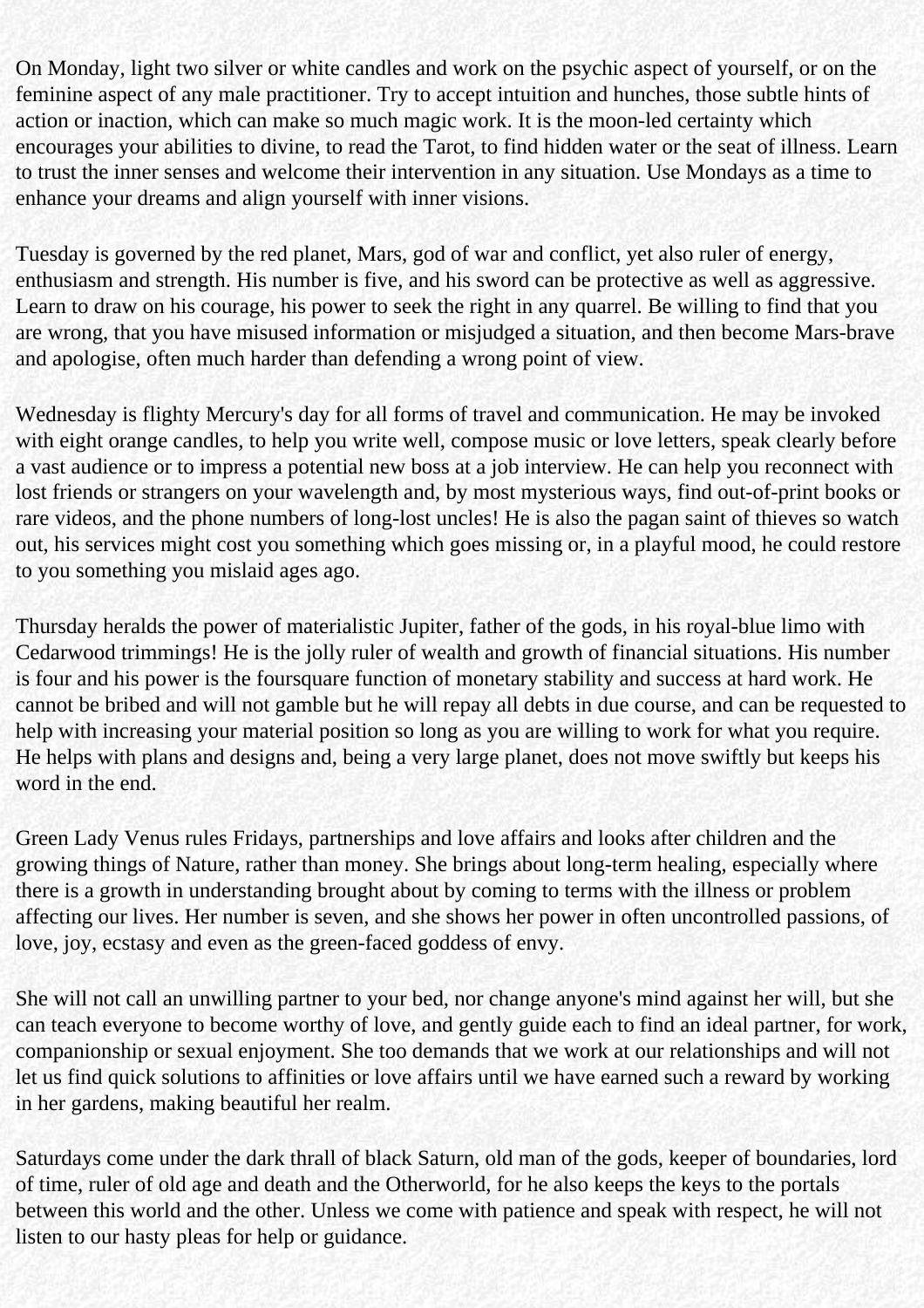On Monday, light two silver or white candles and work on the psychic aspect of yourself, or on the feminine aspect of any male practitioner. Try to accept intuition and hunches, those subtle hints of action or inaction, which can make so much magic work. It is the moon-led certainty which encourages your abilities to divine, to read the Tarot, to find hidden water or the seat of illness. Learn to trust the inner senses and welcome their intervention in any situation. Use Mondays as a time to enhance your dreams and align yourself with inner visions.

Tuesday is governed by the red planet, Mars, god of war and conflict, yet also ruler of energy, enthusiasm and strength. His number is five, and his sword can be protective as well as aggressive. Learn to draw on his courage, his power to seek the right in any quarrel. Be willing to find that you are wrong, that you have misused information or misjudged a situation, and then become Mars-brave and apologise, often much harder than defending a wrong point of view.

Wednesday is flighty Mercury's day for all forms of travel and communication. He may be invoked with eight orange candles, to help you write well, compose music or love letters, speak clearly before a vast audience or to impress a potential new boss at a job interview. He can help you reconnect with lost friends or strangers on your wavelength and, by most mysterious ways, find out-of-print books or rare videos, and the phone numbers of long-lost uncles! He is also the pagan saint of thieves so watch out, his services might cost you something which goes missing or, in a playful mood, he could restore to you something you mislaid ages ago.

Thursday heralds the power of materialistic Jupiter, father of the gods, in his royal-blue limo with Cedarwood trimmings! He is the jolly ruler of wealth and growth of financial situations. His number is four and his power is the foursquare function of monetary stability and success at hard work. He cannot be bribed and will not gamble but he will repay all debts in due course, and can be requested to help with increasing your material position so long as you are willing to work for what you require. He helps with plans and designs and, being a very large planet, does not move swiftly but keeps his word in the end.

Green Lady Venus rules Fridays, partnerships and love affairs and looks after children and the growing things of Nature, rather than money. She brings about long-term healing, especially where there is a growth in understanding brought about by coming to terms with the illness or problem affecting our lives. Her number is seven, and she shows her power in often uncontrolled passions, of love, joy, ecstasy and even as the green-faced goddess of envy.

She will not call an unwilling partner to your bed, nor change anyone's mind against her will, but she can teach everyone to become worthy of love, and gently guide each to find an ideal partner, for work, companionship or sexual enjoyment. She too demands that we work at our relationships and will not let us find quick solutions to affinities or love affairs until we have earned such a reward by working in her gardens, making beautiful her realm.

Saturdays come under the dark thrall of black Saturn, old man of the gods, keeper of boundaries, lord of time, ruler of old age and death and the Otherworld, for he also keeps the keys to the portals between this world and the other. Unless we come with patience and speak with respect, he will not listen to our hasty pleas for help or guidance.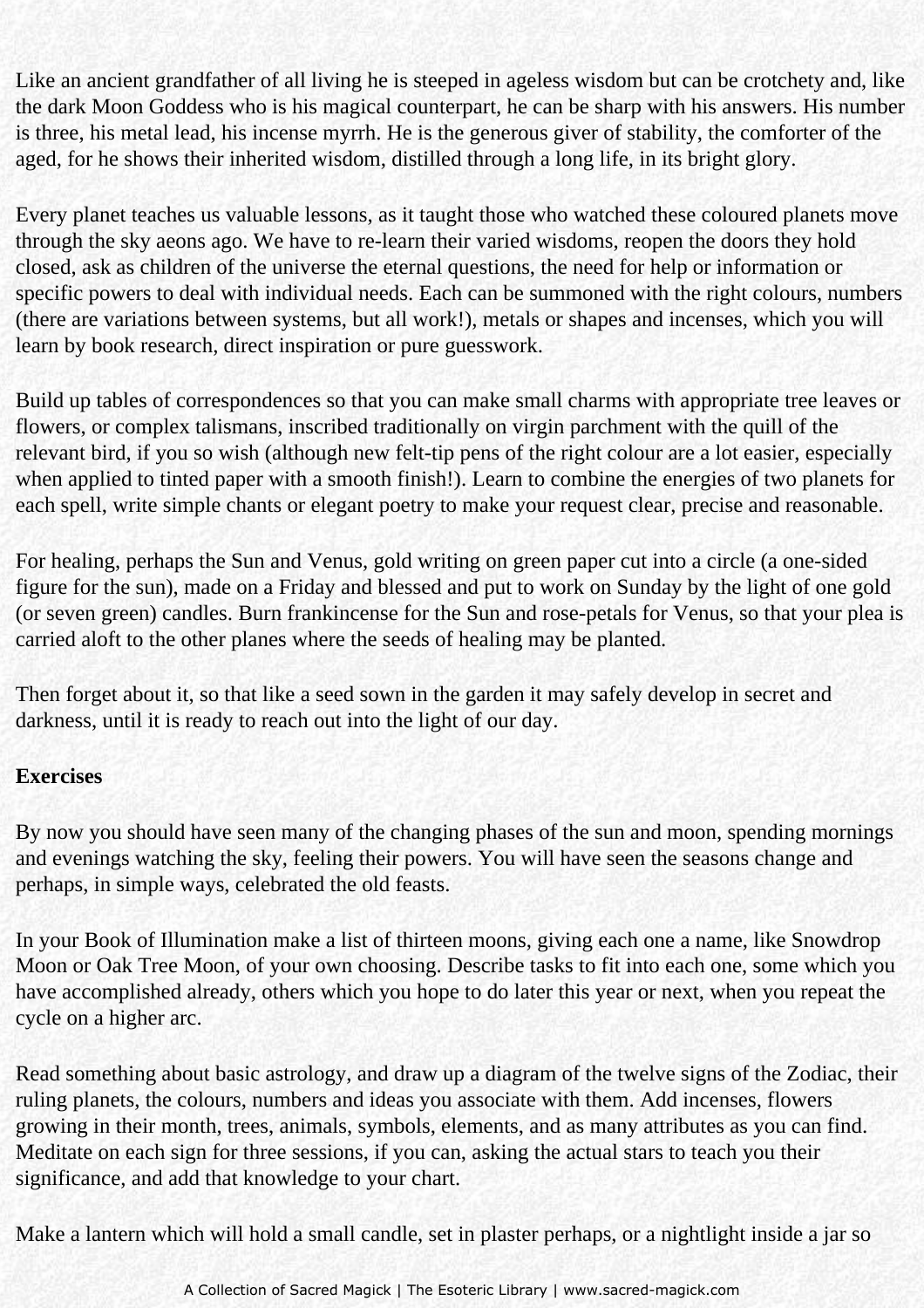Like an ancient grandfather of all living he is steeped in ageless wisdom but can be crotchety and, like the dark Moon Goddess who is his magical counterpart, he can be sharp with his answers. His number is three, his metal lead, his incense myrrh. He is the generous giver of stability, the comforter of the aged, for he shows their inherited wisdom, distilled through a long life, in its bright glory.

Every planet teaches us valuable lessons, as it taught those who watched these coloured planets move through the sky aeons ago. We have to re-learn their varied wisdoms, reopen the doors they hold closed, ask as children of the universe the eternal questions, the need for help or information or specific powers to deal with individual needs. Each can be summoned with the right colours, numbers (there are variations between systems, but all work!), metals or shapes and incenses, which you will learn by book research, direct inspiration or pure guesswork.

Build up tables of correspondences so that you can make small charms with appropriate tree leaves or flowers, or complex talismans, inscribed traditionally on virgin parchment with the quill of the relevant bird, if you so wish (although new felt-tip pens of the right colour are a lot easier, especially when applied to tinted paper with a smooth finish!). Learn to combine the energies of two planets for each spell, write simple chants or elegant poetry to make your request clear, precise and reasonable.

For healing, perhaps the Sun and Venus, gold writing on green paper cut into a circle (a one-sided figure for the sun), made on a Friday and blessed and put to work on Sunday by the light of one gold (or seven green) candles. Burn frankincense for the Sun and rose-petals for Venus, so that your plea is carried aloft to the other planes where the seeds of healing may be planted.

Then forget about it, so that like a seed sown in the garden it may safely develop in secret and darkness, until it is ready to reach out into the light of our day.

**Exercises**

By now you should have seen many of the changing phases of the sun and moon, spending mornings and evenings watching the sky, feeling their powers. You will have seen the seasons change and perhaps, in simple ways, celebrated the old feasts.

In your Book of Illumination make a list of thirteen moons, giving each one a name, like Snowdrop Moon or Oak Tree Moon, of your own choosing. Describe tasks to fit into each one, some which you have accomplished already, others which you hope to do later this year or next, when you repeat the cycle on a higher arc.

Read something about basic astrology, and draw up a diagram of the twelve signs of the Zodiac, their ruling planets, the colours, numbers and ideas you associate with them. Add incenses, flowers growing in their month, trees, animals, symbols, elements, and as many attributes as you can find. Meditate on each sign for three sessions, if you can, asking the actual stars to teach you their significance, and add that knowledge to your chart.

Make a lantern which will hold a small candle, set in plaster perhaps, or a nightlight inside a jar so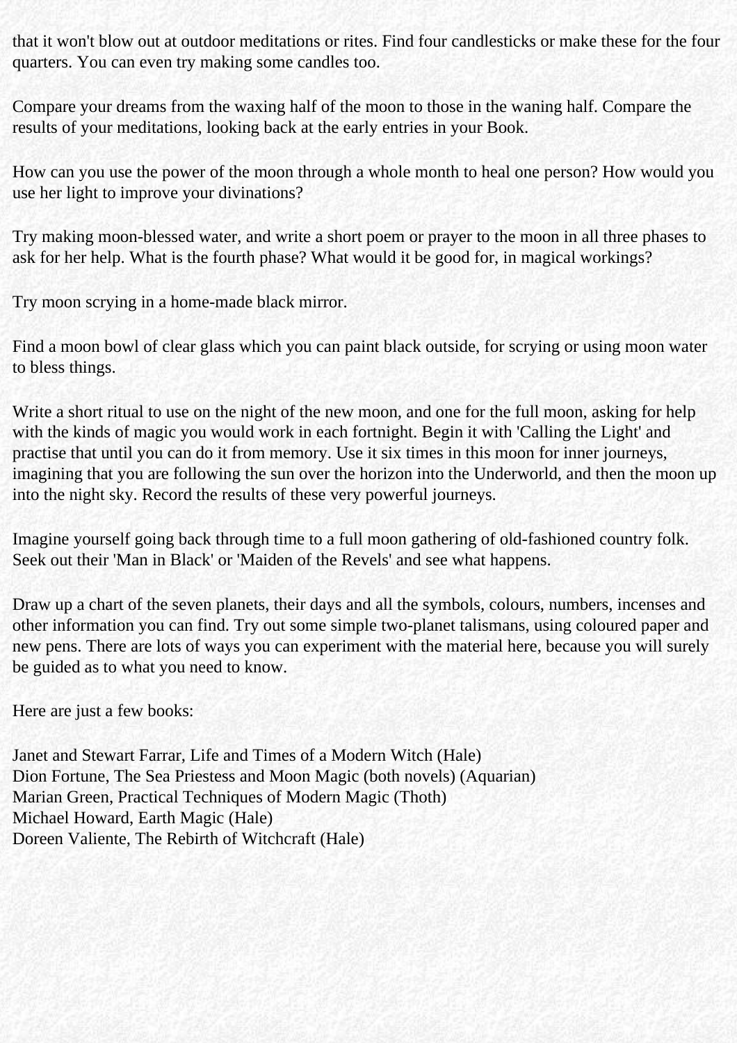that it won't blow out at outdoor meditations or rites. Find four candlesticks or make these for the four quarters. You can even try making some candles too.

Compare your dreams from the waxing half of the moon to those in the waning half. Compare the results of your meditations, looking back at the early entries in your Book.

How can you use the power of the moon through a whole month to heal one person? How would you use her light to improve your divinations?

Try making moon-blessed water, and write a short poem or prayer to the moon in all three phases to ask for her help. What is the fourth phase? What would it be good for, in magical workings?

Try moon scrying in a home-made black mirror.

Find a moon bowl of clear glass which you can paint black outside, for scrying or using moon water to bless things.

Write a short ritual to use on the night of the new moon, and one for the full moon, asking for help with the kinds of magic you would work in each fortnight. Begin it with 'Calling the Light' and practise that until you can do it from memory. Use it six times in this moon for inner journeys, imagining that you are following the sun over the horizon into the Underworld, and then the moon up into the night sky. Record the results of these very powerful journeys.

Imagine yourself going back through time to a full moon gathering of old-fashioned country folk. Seek out their 'Man in Black' or 'Maiden of the Revels' and see what happens.

Draw up a chart of the seven planets, their days and all the symbols, colours, numbers, incenses and other information you can find. Try out some simple two-planet talismans, using coloured paper and new pens. There are lots of ways you can experiment with the material here, because you will surely be guided as to what you need to know.

Here are just a few books:

Janet and Stewart Farrar, Life and Times of a Modern Witch (Hale)  
Dion Fortune, The Sea Priestess and Moon Magic (both novels) (Aquarian)  
Marian Green, Practical Techniques of Modern Magic (Thoth)  
Michael Howard, Earth Magic (Hale)  
Doreen Valiente, The Rebirth of Witchcraft (Hale)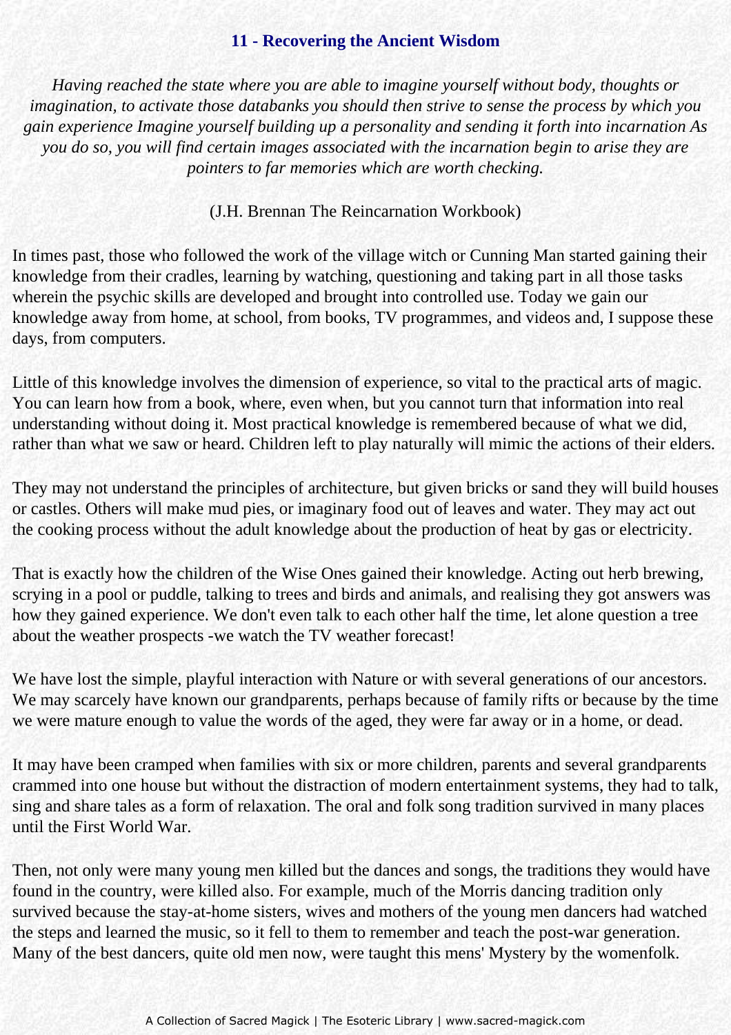## 11 - Recovering the Ancient Wisdom

*Having reached the state where you are able to imagine yourself without body, thoughts or imagination, to activate those databanks you should then strive to sense the process by which you gain experience Imagine yourself building up a personality and sending it forth into incarnation As you do so, you will find certain images associated with the incarnation begin to arise they are pointers to far memories which are worth checking.*

(J.H. Brennan The Reincarnation Workbook)

In times past, those who followed the work of the village witch or Cunning Man started gaining their knowledge from their cradles, learning by watching, questioning and taking part in all those tasks wherein the psychic skills are developed and brought into controlled use. Today we gain our knowledge away from home, at school, from books, TV programmes, and videos and, I suppose these days, from computers.

Little of this knowledge involves the dimension of experience, so vital to the practical arts of magic. You can learn how from a book, where, even when, but you cannot turn that information into real understanding without doing it. Most practical knowledge is remembered because of what we did, rather than what we saw or heard. Children left to play naturally will mimic the actions of their elders.

They may not understand the principles of architecture, but given bricks or sand they will build houses or castles. Others will make mud pies, or imaginary food out of leaves and water. They may act out the cooking process without the adult knowledge about the production of heat by gas or electricity.

That is exactly how the children of the Wise Ones gained their knowledge. Acting out herb brewing, scrying in a pool or puddle, talking to trees and birds and animals, and realising they got answers was how they gained experience. We don't even talk to each other half the time, let alone question a tree about the weather prospects -we watch the TV weather forecast!

We have lost the simple, playful interaction with Nature or with several generations of our ancestors. We may scarcely have known our grandparents, perhaps because of family rifts or because by the time we were mature enough to value the words of the aged, they were far away or in a home, or dead.

It may have been cramped when families with six or more children, parents and several grandparents crammed into one house but without the distraction of modern entertainment systems, they had to talk, sing and share tales as a form of relaxation. The oral and folk song tradition survived in many places until the First World War.

Then, not only were many young men killed but the dances and songs, the traditions they would have found in the country, were killed also. For example, much of the Morris dancing tradition only survived because the stay-at-home sisters, wives and mothers of the young men dancers had watched the steps and learned the music, so it fell to them to remember and teach the post-war generation. Many of the best dancers, quite old men now, were taught this mens' Mystery by the womenfolk.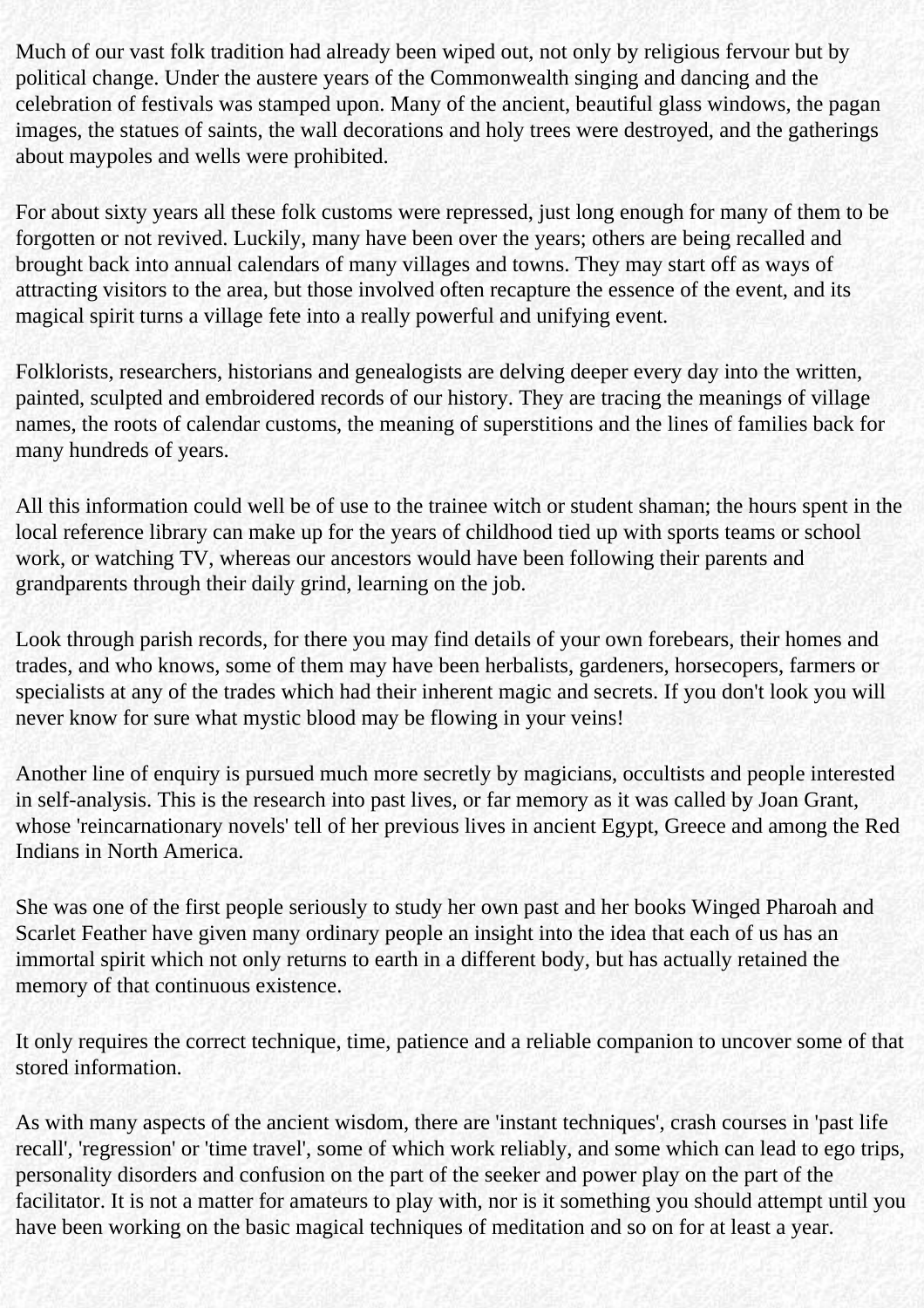Much of our vast folk tradition had already been wiped out, not only by religious fervour but by political change. Under the austere years of the Commonwealth singing and dancing and the celebration of festivals was stamped upon. Many of the ancient, beautiful glass windows, the pagan images, the statues of saints, the wall decorations and holy trees were destroyed, and the gatherings about maypoles and wells were prohibited.

For about sixty years all these folk customs were repressed, just long enough for many of them to be forgotten or not revived. Luckily, many have been over the years; others are being recalled and brought back into annual calendars of many villages and towns. They may start off as ways of attracting visitors to the area, but those involved often recapture the essence of the event, and its magical spirit turns a village fete into a really powerful and unifying event.

Folklorists, researchers, historians and genealogists are delving deeper every day into the written, painted, sculpted and embroidered records of our history. They are tracing the meanings of village names, the roots of calendar customs, the meaning of superstitions and the lines of families back for many hundreds of years.

All this information could well be of use to the trainee witch or student shaman; the hours spent in the local reference library can make up for the years of childhood tied up with sports teams or school work, or watching TV, whereas our ancestors would have been following their parents and grandparents through their daily grind, learning on the job.

Look through parish records, for there you may find details of your own forebears, their homes and trades, and who knows, some of them may have been herbalists, gardeners, horsecopers, farmers or specialists at any of the trades which had their inherent magic and secrets. If you don't look you will never know for sure what mystic blood may be flowing in your veins!

Another line of enquiry is pursued much more secretly by magicians, occultists and people interested in self-analysis. This is the research into past lives, or far memory as it was called by Joan Grant, whose 'reincarnationary novels' tell of her previous lives in ancient Egypt, Greece and among the Red Indians in North America.

She was one of the first people seriously to study her own past and her books Winged Pharoah and Scarlet Feather have given many ordinary people an insight into the idea that each of us has an immortal spirit which not only returns to earth in a different body, but has actually retained the memory of that continuous existence.

It only requires the correct technique, time, patience and a reliable companion to uncover some of that stored information.

As with many aspects of the ancient wisdom, there are 'instant techniques', crash courses in 'past life recall', 'regression' or 'time travel', some of which work reliably, and some which can lead to ego trips, personality disorders and confusion on the part of the seeker and power play on the part of the facilitator. It is not a matter for amateurs to play with, nor is it something you should attempt until you have been working on the basic magical techniques of meditation and so on for at least a year.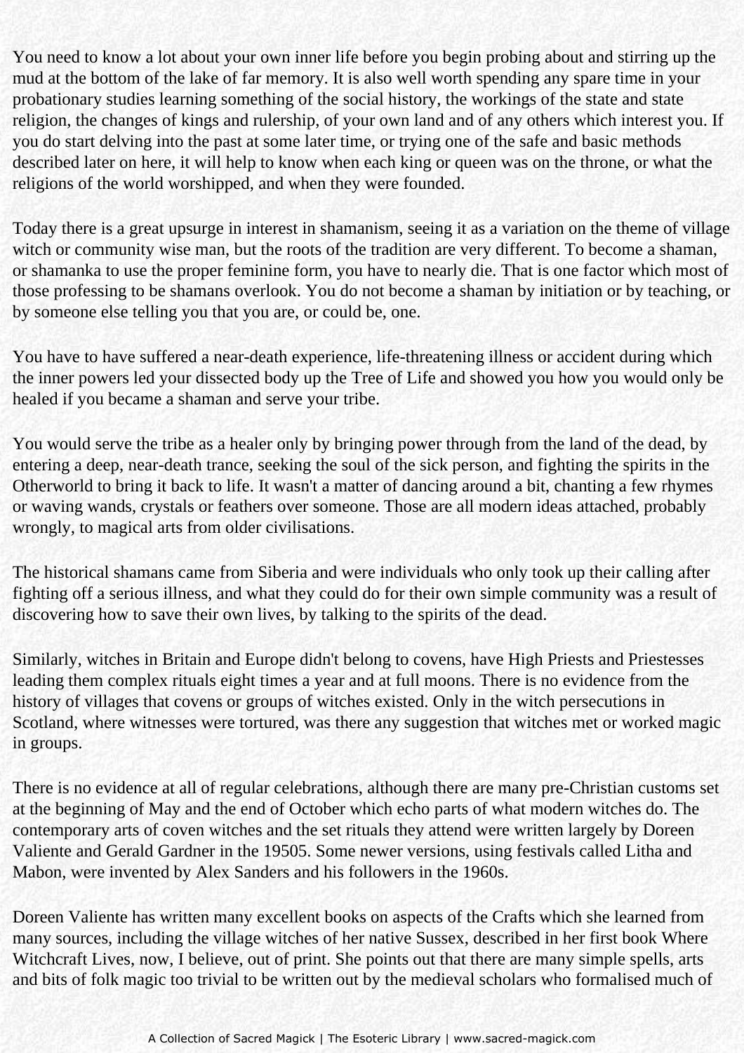You need to know a lot about your own inner life before you begin probing about and stirring up the mud at the bottom of the lake of far memory. It is also well worth spending any spare time in your probationary studies learning something of the social history, the workings of the state and state religion, the changes of kings and rulership, of your own land and of any others which interest you. If you do start delving into the past at some later time, or trying one of the safe and basic methods described later on here, it will help to know when each king or queen was on the throne, or what the religions of the world worshipped, and when they were founded.

Today there is a great upsurge in interest in shamanism, seeing it as a variation on the theme of village witch or community wise man, but the roots of the tradition are very different. To become a shaman, or shamanka to use the proper feminine form, you have to nearly die. That is one factor which most of those professing to be shamans overlook. You do not become a shaman by initiation or by teaching, or by someone else telling you that you are, or could be, one.

You have to have suffered a near-death experience, life-threatening illness or accident during which the inner powers led your dissected body up the Tree of Life and showed you how you would only be healed if you became a shaman and serve your tribe.

You would serve the tribe as a healer only by bringing power through from the land of the dead, by entering a deep, near-death trance, seeking the soul of the sick person, and fighting the spirits in the Otherworld to bring it back to life. It wasn't a matter of dancing around a bit, chanting a few rhymes or waving wands, crystals or feathers over someone. Those are all modern ideas attached, probably wrongly, to magical arts from older civilisations.

The historical shamans came from Siberia and were individuals who only took up their calling after fighting off a serious illness, and what they could do for their own simple community was a result of discovering how to save their own lives, by talking to the spirits of the dead.

Similarly, witches in Britain and Europe didn't belong to covens, have High Priests and Priestesses leading them complex rituals eight times a year and at full moons. There is no evidence from the history of villages that covens or groups of witches existed. Only in the witch persecutions in Scotland, where witnesses were tortured, was there any suggestion that witches met or worked magic in groups.

There is no evidence at all of regular celebrations, although there are many pre-Christian customs set at the beginning of May and the end of October which echo parts of what modern witches do. The contemporary arts of coven witches and the set rituals they attend were written largely by Doreen Valiente and Gerald Gardner in the 19505. Some newer versions, using festivals called Litha and Mabon, were invented by Alex Sanders and his followers in the 1960s.

Doreen Valiente has written many excellent books on aspects of the Crafts which she learned from many sources, including the village witches of her native Sussex, described in her first book Where Witchcraft Lives, now, I believe, out of print. She points out that there are many simple spells, arts and bits of folk magic too trivial to be written out by the medieval scholars who formalised much of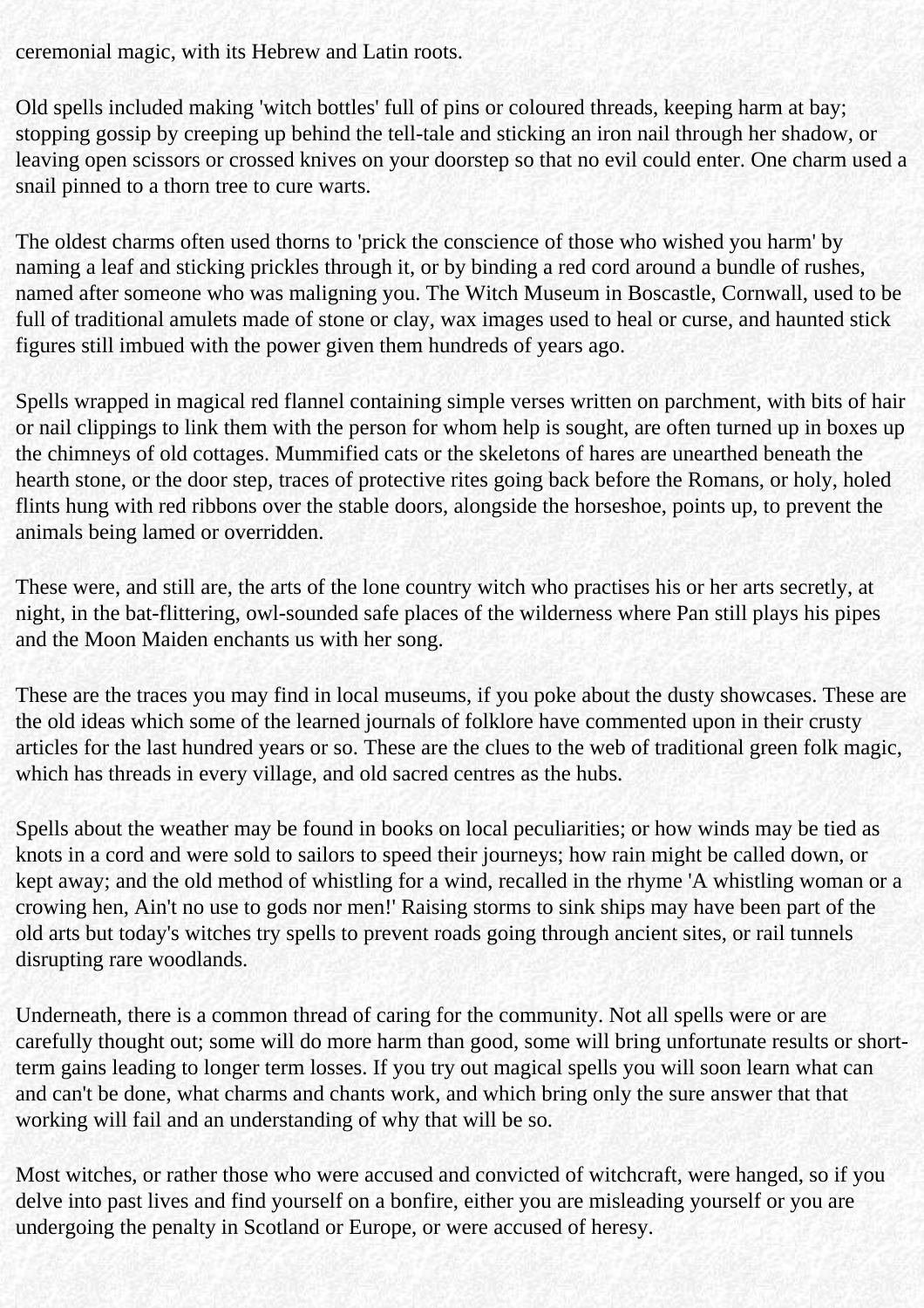ceremonial magic, with its Hebrew and Latin roots.

Old spells included making 'witch bottles' full of pins or coloured threads, keeping harm at bay; stopping gossip by creeping up behind the tell-tale and sticking an iron nail through her shadow, or leaving open scissors or crossed knives on your doorstep so that no evil could enter. One charm used a snail pinned to a thorn tree to cure warts.

The oldest charms often used thorns to 'prick the conscience of those who wished you harm' by naming a leaf and sticking prickles through it, or by binding a red cord around a bundle of rushes, named after someone who was maligning you. The Witch Museum in Boscastle, Cornwall, used to be full of traditional amulets made of stone or clay, wax images used to heal or curse, and haunted stick figures still imbued with the power given them hundreds of years ago.

Spells wrapped in magical red flannel containing simple verses written on parchment, with bits of hair or nail clippings to link them with the person for whom help is sought, are often turned up in boxes up the chimneys of old cottages. Mummified cats or the skeletons of hares are unearthed beneath the hearth stone, or the door step, traces of protective rites going back before the Romans, or holy, holed flints hung with red ribbons over the stable doors, alongside the horseshoe, points up, to prevent the animals being lamed or overridden.

These were, and still are, the arts of the lone country witch who practises his or her arts secretly, at night, in the bat-flittering, owl-sounded safe places of the wilderness where Pan still plays his pipes and the Moon Maiden enchants us with her song.

These are the traces you may find in local museums, if you poke about the dusty showcases. These are the old ideas which some of the learned journals of folklore have commented upon in their crusty articles for the last hundred years or so. These are the clues to the web of traditional green folk magic, which has threads in every village, and old sacred centres as the hubs.

Spells about the weather may be found in books on local peculiarities; or how winds may be tied as knots in a cord and were sold to sailors to speed their journeys; how rain might be called down, or kept away; and the old method of whistling for a wind, recalled in the rhyme 'A whistling woman or a crowing hen, Ain't no use to gods nor men!' Raising storms to sink ships may have been part of the old arts but today's witches try spells to prevent roads going through ancient sites, or rail tunnels disrupting rare woodlands.

Underneath, there is a common thread of caring for the community. Not all spells were or are carefully thought out; some will do more harm than good, some will bring unfortunate results or short-term gains leading to longer term losses. If you try out magical spells you will soon learn what can and can't be done, what charms and chants work, and which bring only the sure answer that that working will fail and an understanding of why that will be so.

Most witches, or rather those who were accused and convicted of witchcraft, were hanged, so if you delve into past lives and find yourself on a bonfire, either you are misleading yourself or you are undergoing the penalty in Scotland or Europe, or were accused of heresy.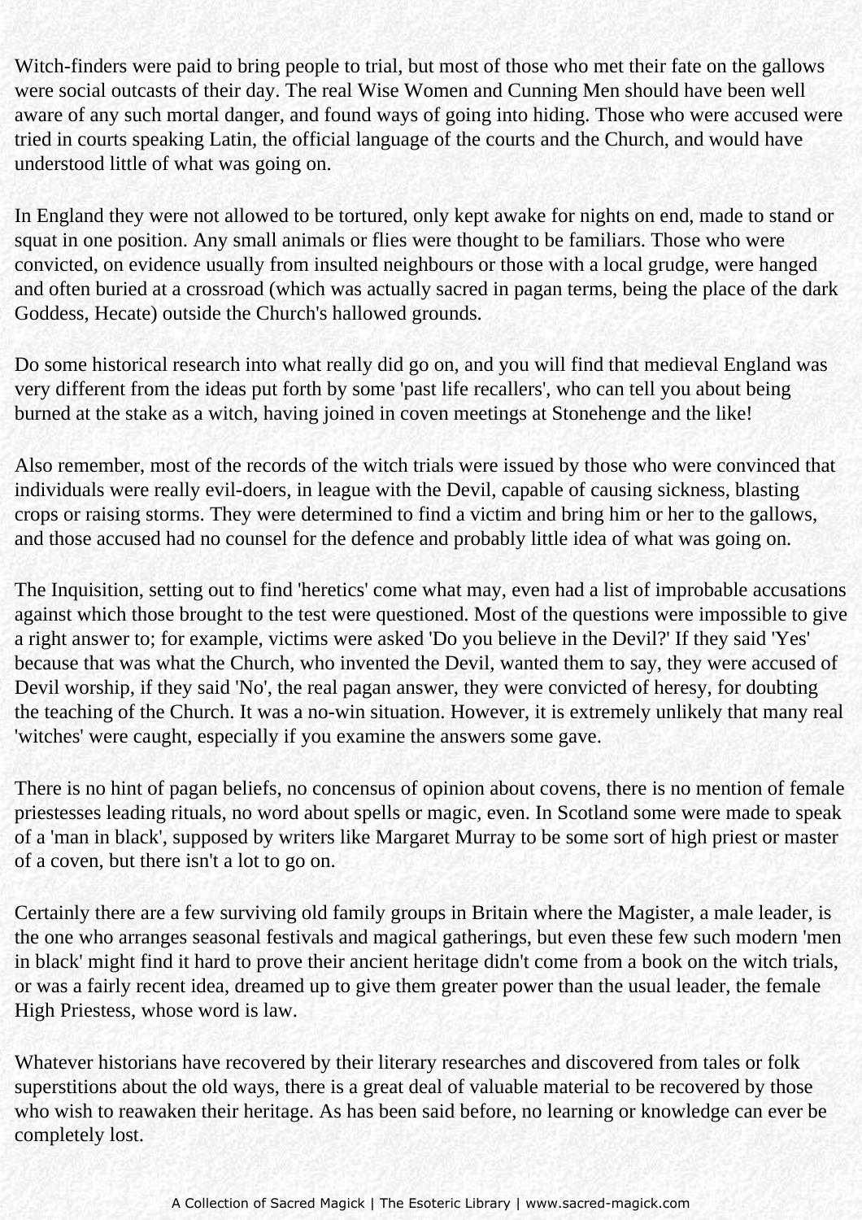Witch-finders were paid to bring people to trial, but most of those who met their fate on the gallows were social outcasts of their day. The real Wise Women and Cunning Men should have been well aware of any such mortal danger, and found ways of going into hiding. Those who were accused were tried in courts speaking Latin, the official language of the courts and the Church, and would have understood little of what was going on.

In England they were not allowed to be tortured, only kept awake for nights on end, made to stand or squat in one position. Any small animals or flies were thought to be familiars. Those who were convicted, on evidence usually from insulted neighbours or those with a local grudge, were hanged and often buried at a crossroad (which was actually sacred in pagan terms, being the place of the dark Goddess, Hecate) outside the Church's hallowed grounds.

Do some historical research into what really did go on, and you will find that medieval England was very different from the ideas put forth by some 'past life recallers', who can tell you about being burned at the stake as a witch, having joined in coven meetings at Stonehenge and the like!

Also remember, most of the records of the witch trials were issued by those who were convinced that individuals were really evil-doers, in league with the Devil, capable of causing sickness, blasting crops or raising storms. They were determined to find a victim and bring him or her to the gallows, and those accused had no counsel for the defence and probably little idea of what was going on.

The Inquisition, setting out to find 'heretics' come what may, even had a list of improbable accusations against which those brought to the test were questioned. Most of the questions were impossible to give a right answer to; for example, victims were asked 'Do you believe in the Devil?' If they said 'Yes' because that was what the Church, who invented the Devil, wanted them to say, they were accused of Devil worship, if they said 'No', the real pagan answer, they were convicted of heresy, for doubting the teaching of the Church. It was a no-win situation. However, it is extremely unlikely that many real 'witches' were caught, especially if you examine the answers some gave.

There is no hint of pagan beliefs, no concensus of opinion about covens, there is no mention of female priestesses leading rituals, no word about spells or magic, even. In Scotland some were made to speak of a 'man in black', supposed by writers like Margaret Murray to be some sort of high priest or master of a coven, but there isn't a lot to go on.

Certainly there are a few surviving old family groups in Britain where the Magister, a male leader, is the one who arranges seasonal festivals and magical gatherings, but even these few such modern 'men in black' might find it hard to prove their ancient heritage didn't come from a book on the witch trials, or was a fairly recent idea, dreamed up to give them greater power than the usual leader, the female High Priestess, whose word is law.

Whatever historians have recovered by their literary researches and discovered from tales or folk superstitions about the old ways, there is a great deal of valuable material to be recovered by those who wish to reawaken their heritage. As has been said before, no learning or knowledge can ever be completely lost.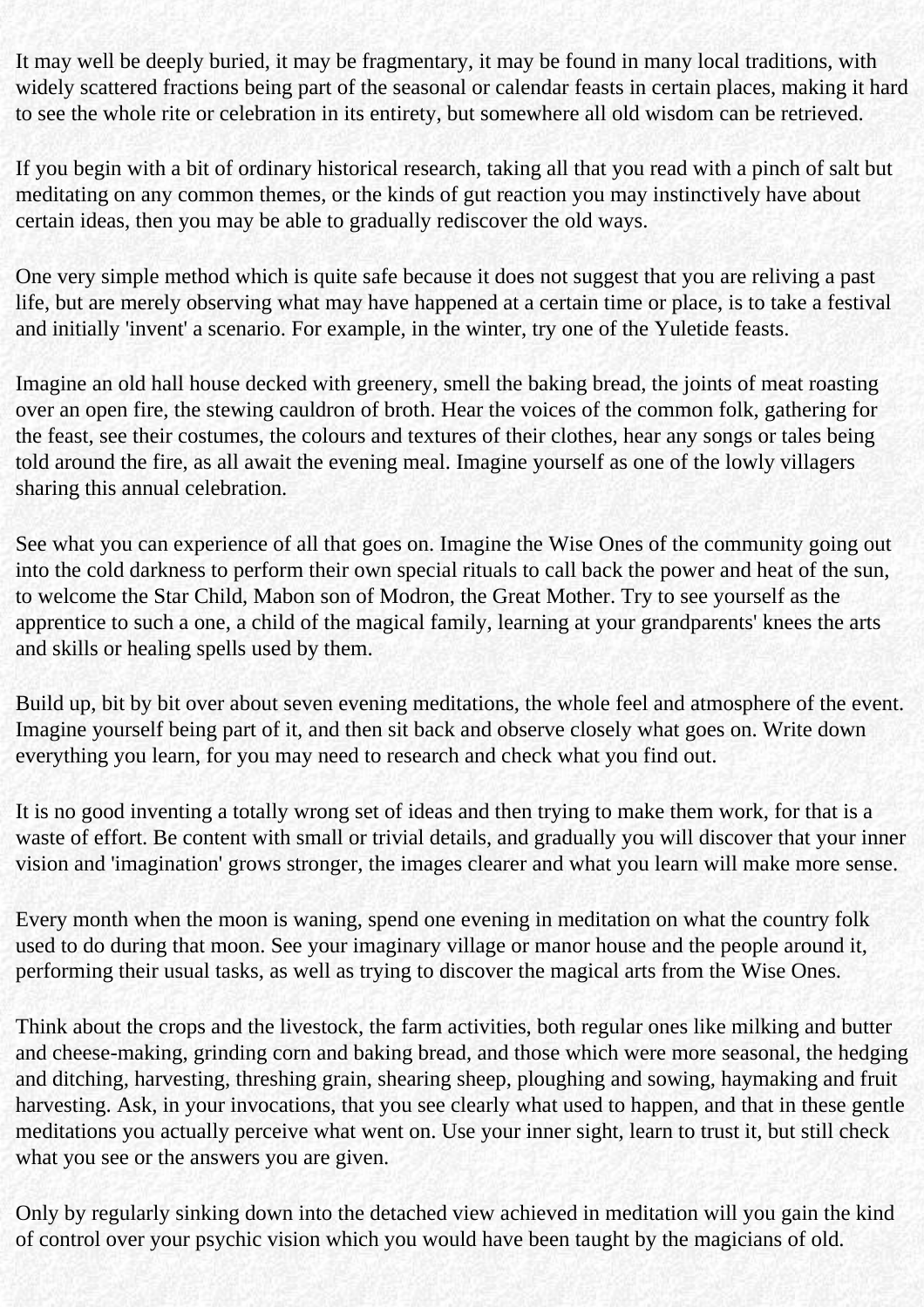It may well be deeply buried, it may be fragmentary, it may be found in many local traditions, with widely scattered fractions being part of the seasonal or calendar feasts in certain places, making it hard to see the whole rite or celebration in its entirety, but somewhere all old wisdom can be retrieved.

If you begin with a bit of ordinary historical research, taking all that you read with a pinch of salt but meditating on any common themes, or the kinds of gut reaction you may instinctively have about certain ideas, then you may be able to gradually rediscover the old ways.

One very simple method which is quite safe because it does not suggest that you are reliving a past life, but are merely observing what may have happened at a certain time or place, is to take a festival and initially 'invent' a scenario. For example, in the winter, try one of the Yuletide feasts.

Imagine an old hall house decked with greenery, smell the baking bread, the joints of meat roasting over an open fire, the stewing cauldron of broth. Hear the voices of the common folk, gathering for the feast, see their costumes, the colours and textures of their clothes, hear any songs or tales being told around the fire, as all await the evening meal. Imagine yourself as one of the lowly villagers sharing this annual celebration.

See what you can experience of all that goes on. Imagine the Wise Ones of the community going out into the cold darkness to perform their own special rituals to call back the power and heat of the sun, to welcome the Star Child, Mabon son of Modron, the Great Mother. Try to see yourself as the apprentice to such a one, a child of the magical family, learning at your grandparents' knees the arts and skills or healing spells used by them.

Build up, bit by bit over about seven evening meditations, the whole feel and atmosphere of the event. Imagine yourself being part of it, and then sit back and observe closely what goes on. Write down everything you learn, for you may need to research and check what you find out.

It is no good inventing a totally wrong set of ideas and then trying to make them work, for that is a waste of effort. Be content with small or trivial details, and gradually you will discover that your inner vision and 'imagination' grows stronger, the images clearer and what you learn will make more sense.

Every month when the moon is waning, spend one evening in meditation on what the country folk used to do during that moon. See your imaginary village or manor house and the people around it, performing their usual tasks, as well as trying to discover the magical arts from the Wise Ones.

Think about the crops and the livestock, the farm activities, both regular ones like milking and butter and cheese-making, grinding corn and baking bread, and those which were more seasonal, the hedging and ditching, harvesting, threshing grain, shearing sheep, ploughing and sowing, haymaking and fruit harvesting. Ask, in your invocations, that you see clearly what used to happen, and that in these gentle meditations you actually perceive what went on. Use your inner sight, learn to trust it, but still check what you see or the answers you are given.

Only by regularly sinking down into the detached view achieved in meditation will you gain the kind of control over your psychic vision which you would have been taught by the magicians of old.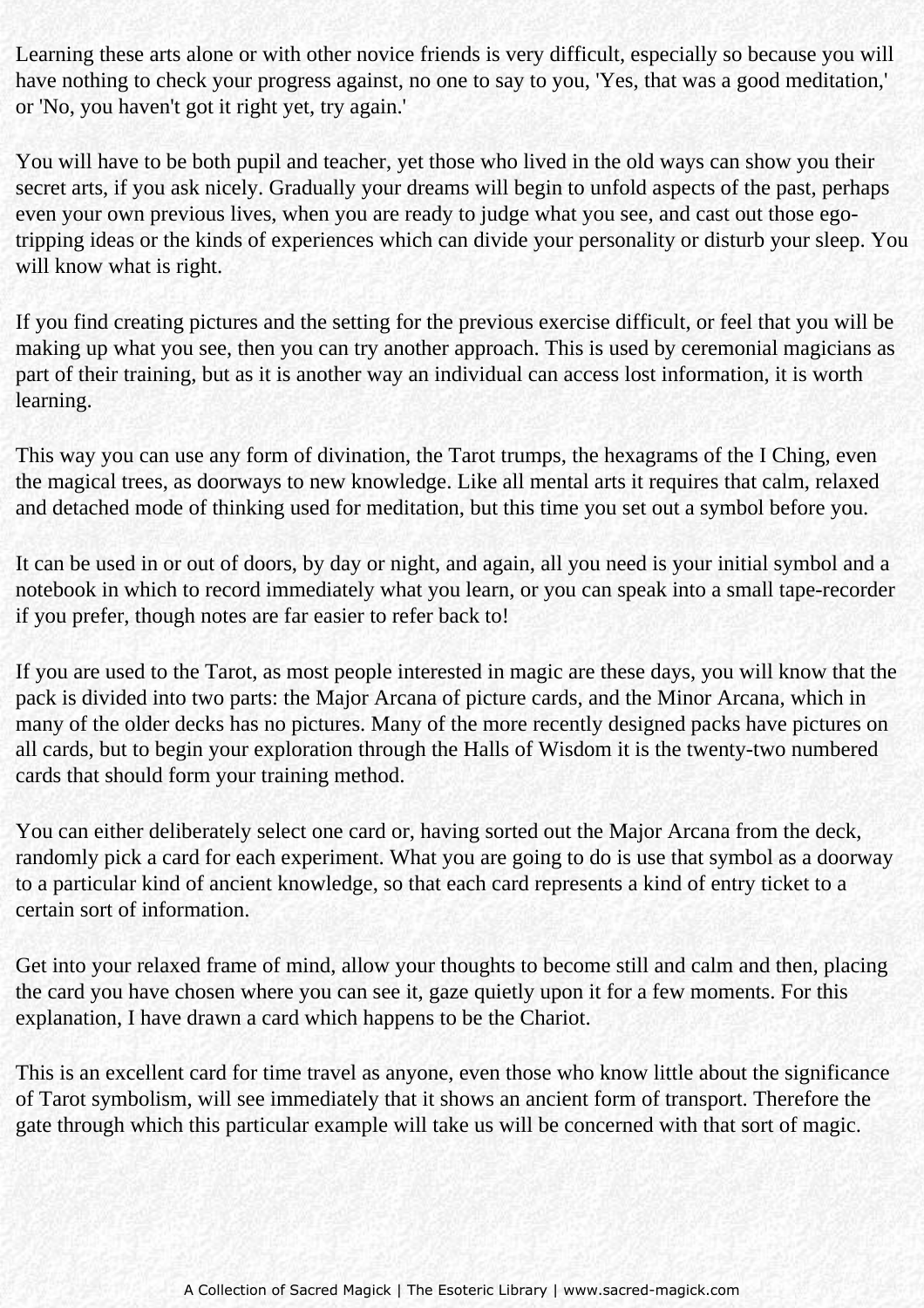Learning these arts alone or with other novice friends is very difficult, especially so because you will have nothing to check your progress against, no one to say to you, 'Yes, that was a good meditation,' or 'No, you haven't got it right yet, try again.'

You will have to be both pupil and teacher, yet those who lived in the old ways can show you their secret arts, if you ask nicely. Gradually your dreams will begin to unfold aspects of the past, perhaps even your own previous lives, when you are ready to judge what you see, and cast out those ego-tripping ideas or the kinds of experiences which can divide your personality or disturb your sleep. You will know what is right.

If you find creating pictures and the setting for the previous exercise difficult, or feel that you will be making up what you see, then you can try another approach. This is used by ceremonial magicians as part of their training, but as it is another way an individual can access lost information, it is worth learning.

This way you can use any form of divination, the Tarot trumps, the hexagrams of the I Ching, even the magical trees, as doorways to new knowledge. Like all mental arts it requires that calm, relaxed and detached mode of thinking used for meditation, but this time you set out a symbol before you.

It can be used in or out of doors, by day or night, and again, all you need is your initial symbol and a notebook in which to record immediately what you learn, or you can speak into a small tape-recorder if you prefer, though notes are far easier to refer back to!

If you are used to the Tarot, as most people interested in magic are these days, you will know that the pack is divided into two parts: the Major Arcana of picture cards, and the Minor Arcana, which in many of the older decks has no pictures. Many of the more recently designed packs have pictures on all cards, but to begin your exploration through the Halls of Wisdom it is the twenty-two numbered cards that should form your training method.

You can either deliberately select one card or, having sorted out the Major Arcana from the deck, randomly pick a card for each experiment. What you are going to do is use that symbol as a doorway to a particular kind of ancient knowledge, so that each card represents a kind of entry ticket to a certain sort of information.

Get into your relaxed frame of mind, allow your thoughts to become still and calm and then, placing the card you have chosen where you can see it, gaze quietly upon it for a few moments. For this explanation, I have drawn a card which happens to be the Chariot.

This is an excellent card for time travel as anyone, even those who know little about the significance of Tarot symbolism, will see immediately that it shows an ancient form of transport. Therefore the gate through which this particular example will take us will be concerned with that sort of magic.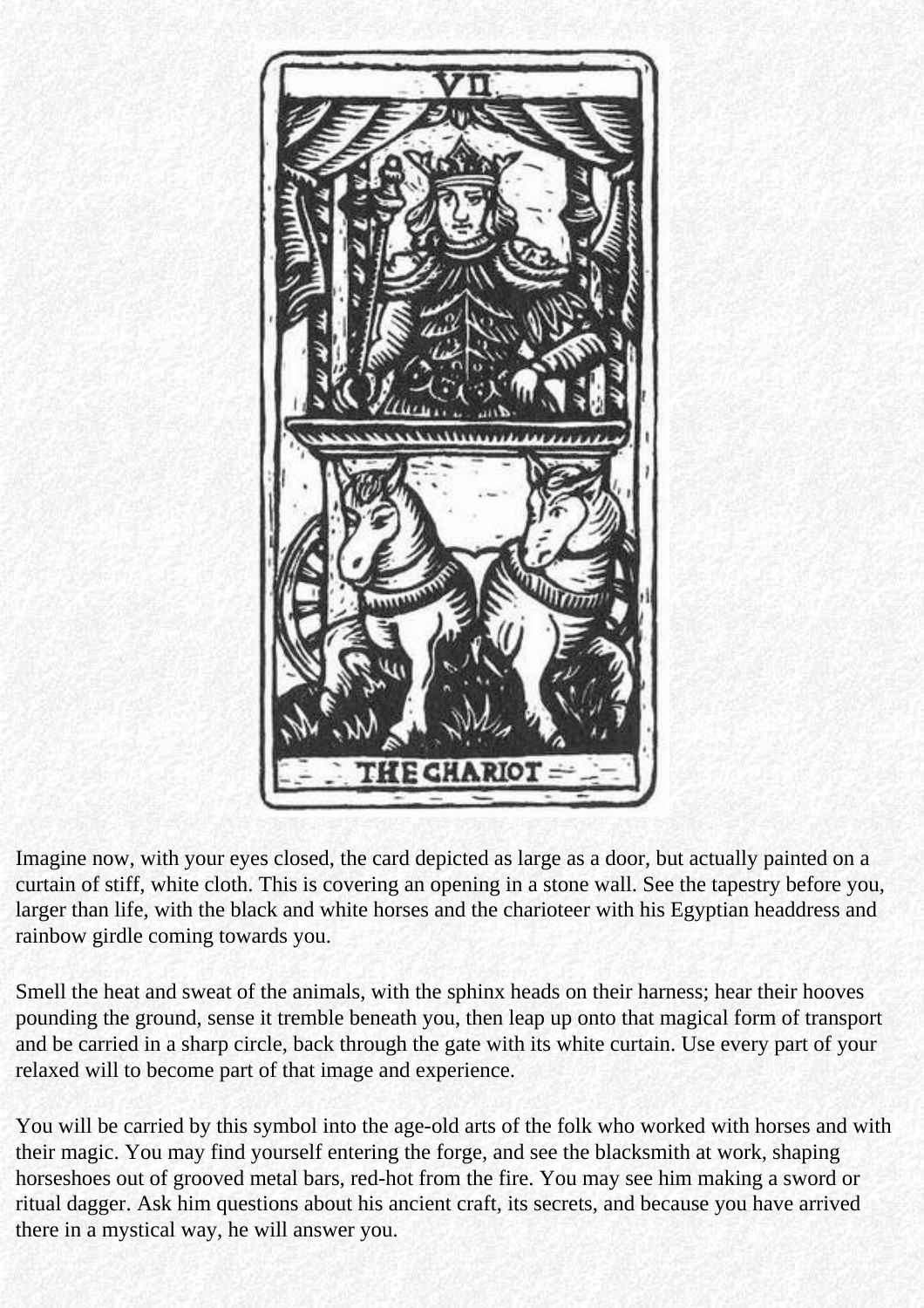Imagine now, with your eyes closed, the card depicted as large as a door, but actually painted on a curtain of stiff, white cloth. This is covering an opening in a stone wall. See the tapestry before you, larger than life, with the black and white horses and the charioteer with his Egyptian headdress and rainbow girdle coming towards you.

Smell the heat and sweat of the animals, with the sphinx heads on their harness; hear their hooves pounding the ground, sense it tremble beneath you, then leap up onto that magical form of transport and be carried in a sharp circle, back through the gate with its white curtain. Use every part of your relaxed will to become part of that image and experience.

You will be carried by this symbol into the age-old arts of the folk who worked with horses and with their magic. You may find yourself entering the forge, and see the blacksmith at work, shaping horseshoes out of grooved metal bars, red-hot from the fire. You may see him making a sword or ritual dagger. Ask him questions about his ancient craft, its secrets, and because you have arrived there in a mystical way, he will answer you.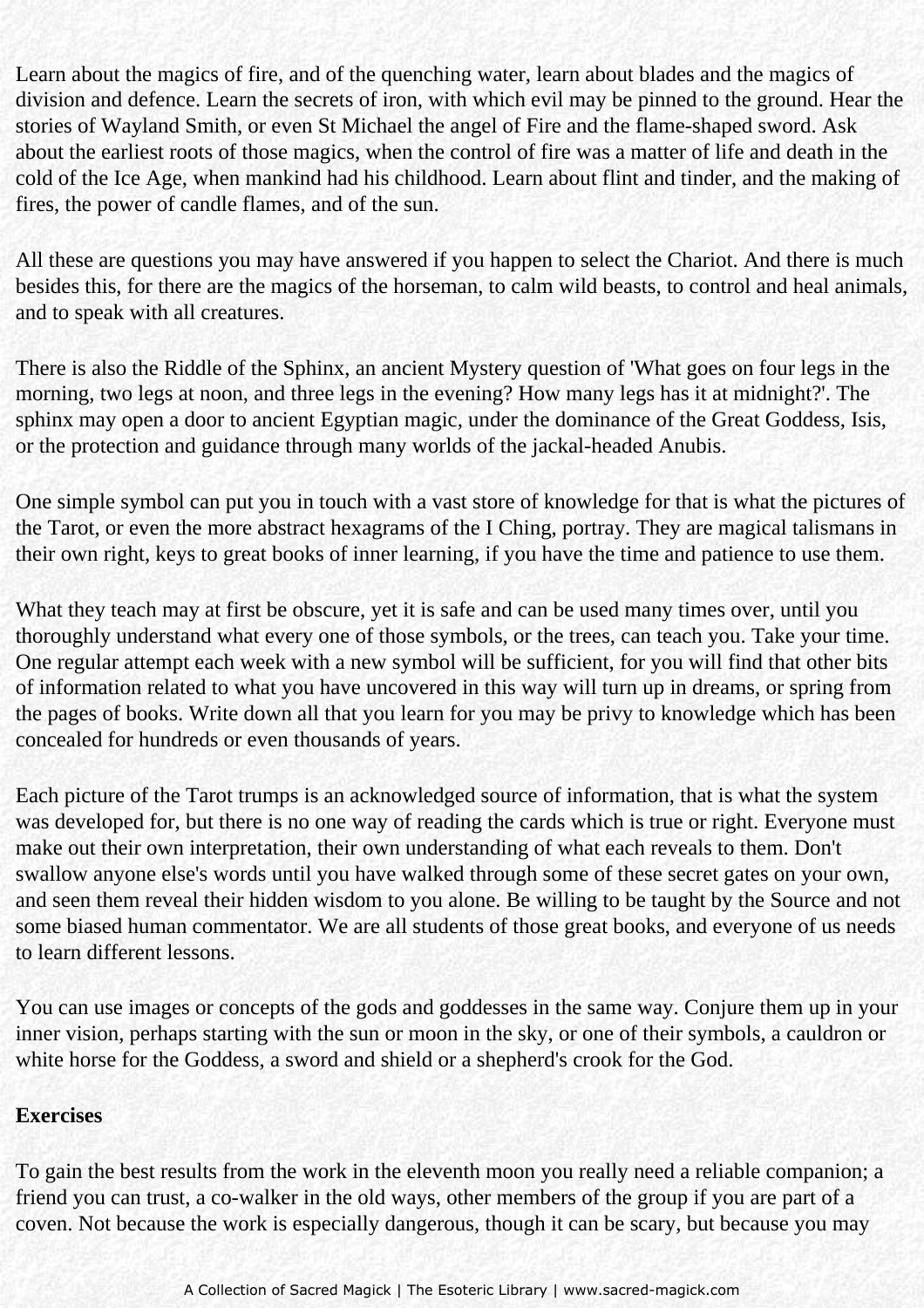Learn about the magics of fire, and of the quenching water, learn about blades and the magics of division and defence. Learn the secrets of iron, with which evil may be pinned to the ground. Hear the stories of Wayland Smith, or even St Michael the angel of Fire and the flame-shaped sword. Ask about the earliest roots of those magics, when the control of fire was a matter of life and death in the cold of the Ice Age, when mankind had his childhood. Learn about flint and tinder, and the making of fires, the power of candle flames, and of the sun.

All these are questions you may have answered if you happen to select the Chariot. And there is much besides this, for there are the magics of the horseman, to calm wild beasts, to control and heal animals, and to speak with all creatures.

There is also the Riddle of the Sphinx, an ancient Mystery question of 'What goes on four legs in the morning, two legs at noon, and three legs in the evening? How many legs has it at midnight?'. The sphinx may open a door to ancient Egyptian magic, under the dominance of the Great Goddess, Isis, or the protection and guidance through many worlds of the jackal-headed Anubis.

One simple symbol can put you in touch with a vast store of knowledge for that is what the pictures of the Tarot, or even the more abstract hexagrams of the I Ching, portray. They are magical talismans in their own right, keys to great books of inner learning, if you have the time and patience to use them.

What they teach may at first be obscure, yet it is safe and can be used many times over, until you thoroughly understand what every one of those symbols, or the trees, can teach you. Take your time. One regular attempt each week with a new symbol will be sufficient, for you will find that other bits of information related to what you have uncovered in this way will turn up in dreams, or spring from the pages of books. Write down all that you learn for you may be privy to knowledge which has been concealed for hundreds or even thousands of years.

Each picture of the Tarot trumps is an acknowledged source of information, that is what the system was developed for, but there is no one way of reading the cards which is true or right. Everyone must make out their own interpretation, their own understanding of what each reveals to them. Don't swallow anyone else's words until you have walked through some of these secret gates on your own, and seen them reveal their hidden wisdom to you alone. Be willing to be taught by the Source and not some biased human commentator. We are all students of those great books, and everyone of us needs to learn different lessons.

You can use images or concepts of the gods and goddesses in the same way. Conjure them up in your inner vision, perhaps starting with the sun or moon in the sky, or one of their symbols, a cauldron or white horse for the Goddess, a sword and shield or a shepherd's crook for the God.

**Exercises**

To gain the best results from the work in the eleventh moon you really need a reliable companion; a friend you can trust, a co-walker in the old ways, other members of the group if you are part of a coven. Not because the work is especially dangerous, though it can be scary, but because you may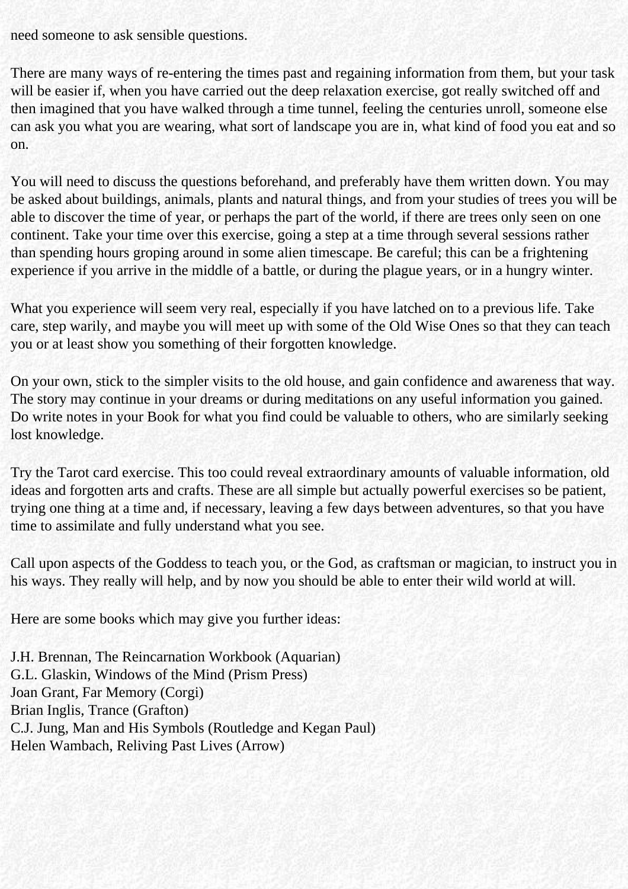need someone to ask sensible questions.

There are many ways of re-entering the times past and regaining information from them, but your task will be easier if, when you have carried out the deep relaxation exercise, got really switched off and then imagined that you have walked through a time tunnel, feeling the centuries unroll, someone else can ask you what you are wearing, what sort of landscape you are in, what kind of food you eat and so on.

You will need to discuss the questions beforehand, and preferably have them written down. You may be asked about buildings, animals, plants and natural things, and from your studies of trees you will be able to discover the time of year, or perhaps the part of the world, if there are trees only seen on one continent. Take your time over this exercise, going a step at a time through several sessions rather than spending hours groping around in some alien timescape. Be careful; this can be a frightening experience if you arrive in the middle of a battle, or during the plague years, or in a hungry winter.

What you experience will seem very real, especially if you have latched on to a previous life. Take care, step warily, and maybe you will meet up with some of the Old Wise Ones so that they can teach you or at least show you something of their forgotten knowledge.

On your own, stick to the simpler visits to the old house, and gain confidence and awareness that way. The story may continue in your dreams or during meditations on any useful information you gained. Do write notes in your Book for what you find could be valuable to others, who are similarly seeking lost knowledge.

Try the Tarot card exercise. This too could reveal extraordinary amounts of valuable information, old ideas and forgotten arts and crafts. These are all simple but actually powerful exercises so be patient, trying one thing at a time and, if necessary, leaving a few days between adventures, so that you have time to assimilate and fully understand what you see.

Call upon aspects of the Goddess to teach you, or the God, as craftsman or magician, to instruct you in his ways. They really will help, and by now you should be able to enter their wild world at will.

Here are some books which may give you further ideas:

J.H. Brennan, The Reincarnation Workbook (Aquarian)
G.L. Glaskin, Windows of the Mind (Prism Press)
Joan Grant, Far Memory (Corgi)
Brian Inglis, Trance (Grafton)
C.J. Jung, Man and His Symbols (Routledge and Kegan Paul)
Helen Wambach, Reliving Past Lives (Arrow)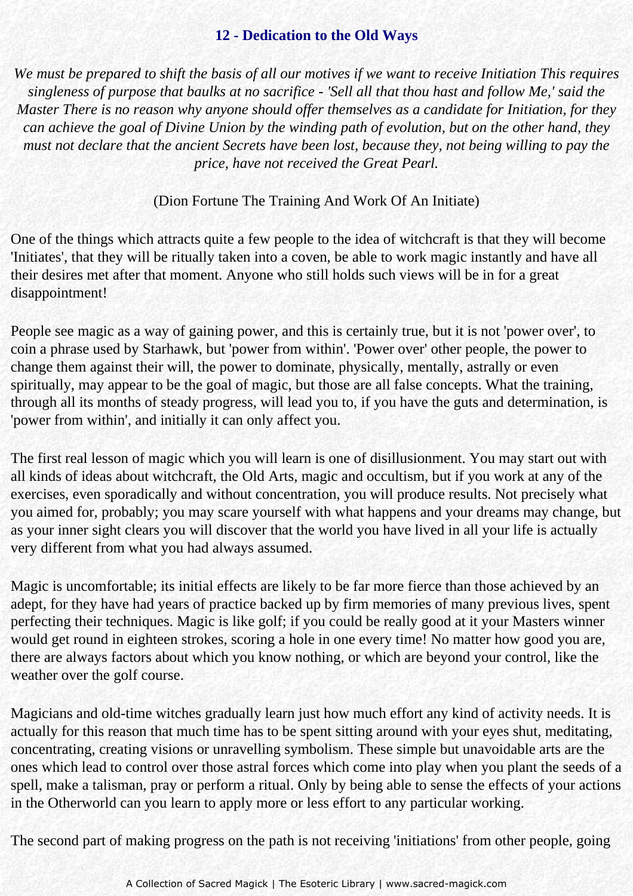## 12 - Dedication to the Old Ways

*We must be prepared to shift the basis of all our motives if we want to receive Initiation This requires singleness of purpose that baulks at no sacrifice - 'Sell all that thou hast and follow Me,' said the Master There is no reason why anyone should offer themselves as a candidate for Initiation, for they can achieve the goal of Divine Union by the winding path of evolution, but on the other hand, they must not declare that the ancient Secrets have been lost, because they, not being willing to pay the price, have not received the Great Pearl.*

(Dion Fortune The Training And Work Of An Initiate)

One of the things which attracts quite a few people to the idea of witchcraft is that they will become 'Initiates', that they will be ritually taken into a coven, be able to work magic instantly and have all their desires met after that moment. Anyone who still holds such views will be in for a great disappointment!

People see magic as a way of gaining power, and this is certainly true, but it is not 'power over', to coin a phrase used by Starhawk, but 'power from within'. 'Power over' other people, the power to change them against their will, the power to dominate, physically, mentally, astrally or even spiritually, may appear to be the goal of magic, but those are all false concepts. What the training, through all its months of steady progress, will lead you to, if you have the guts and determination, is 'power from within', and initially it can only affect you.

The first real lesson of magic which you will learn is one of disillusionment. You may start out with all kinds of ideas about witchcraft, the Old Arts, magic and occultism, but if you work at any of the exercises, even sporadically and without concentration, you will produce results. Not precisely what you aimed for, probably; you may scare yourself with what happens and your dreams may change, but as your inner sight clears you will discover that the world you have lived in all your life is actually very different from what you had always assumed.

Magic is uncomfortable; its initial effects are likely to be far more fierce than those achieved by an adept, for they have had years of practice backed up by firm memories of many previous lives, spent perfecting their techniques. Magic is like golf; if you could be really good at it your Masters winner would get round in eighteen strokes, scoring a hole in one every time! No matter how good you are, there are always factors about which you know nothing, or which are beyond your control, like the weather over the golf course.

Magicians and old-time witches gradually learn just how much effort any kind of activity needs. It is actually for this reason that much time has to be spent sitting around with your eyes shut, meditating, concentrating, creating visions or unravelling symbolism. These simple but unavoidable arts are the ones which lead to control over those astral forces which come into play when you plant the seeds of a spell, make a talisman, pray or perform a ritual. Only by being able to sense the effects of your actions in the Otherworld can you learn to apply more or less effort to any particular working.

The second part of making progress on the path is not receiving 'initiations' from other people, going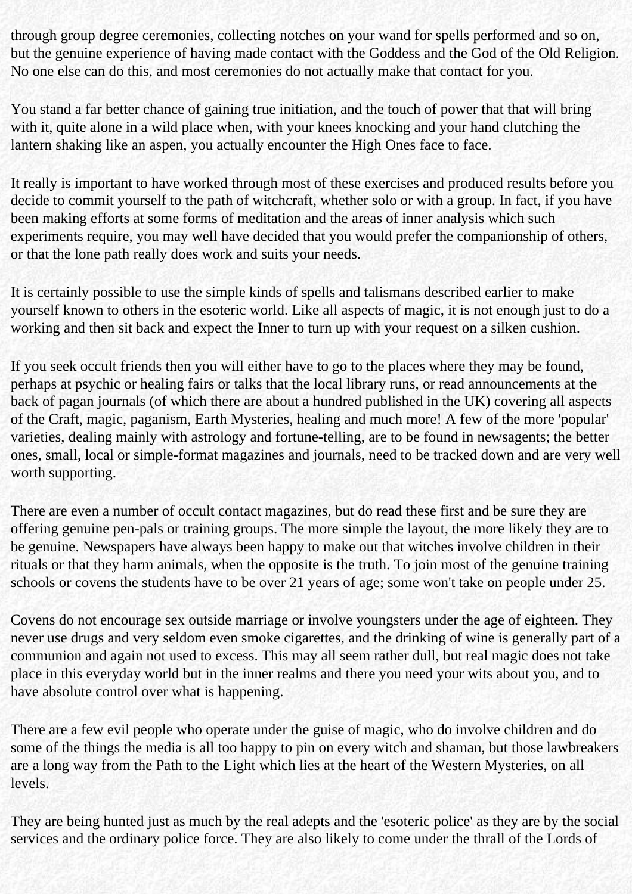through group degree ceremonies, collecting notches on your wand for spells performed and so on, but the genuine experience of having made contact with the Goddess and the God of the Old Religion. No one else can do this, and most ceremonies do not actually make that contact for you.

You stand a far better chance of gaining true initiation, and the touch of power that that will bring with it, quite alone in a wild place when, with your knees knocking and your hand clutching the lantern shaking like an aspen, you actually encounter the High Ones face to face.

It really is important to have worked through most of these exercises and produced results before you decide to commit yourself to the path of witchcraft, whether solo or with a group. In fact, if you have been making efforts at some forms of meditation and the areas of inner analysis which such experiments require, you may well have decided that you would prefer the companionship of others, or that the lone path really does work and suits your needs.

It is certainly possible to use the simple kinds of spells and talismans described earlier to make yourself known to others in the esoteric world. Like all aspects of magic, it is not enough just to do a working and then sit back and expect the Inner to turn up with your request on a silken cushion.

If you seek occult friends then you will either have to go to the places where they may be found, perhaps at psychic or healing fairs or talks that the local library runs, or read announcements at the back of pagan journals (of which there are about a hundred published in the UK) covering all aspects of the Craft, magic, paganism, Earth Mysteries, healing and much more! A few of the more 'popular' varieties, dealing mainly with astrology and fortune-telling, are to be found in newsagents; the better ones, small, local or simple-format magazines and journals, need to be tracked down and are very well worth supporting.

There are even a number of occult contact magazines, but do read these first and be sure they are offering genuine pen-pals or training groups. The more simple the layout, the more likely they are to be genuine. Newspapers have always been happy to make out that witches involve children in their rituals or that they harm animals, when the opposite is the truth. To join most of the genuine training schools or covens the students have to be over 21 years of age; some won't take on people under 25.

Covens do not encourage sex outside marriage or involve youngsters under the age of eighteen. They never use drugs and very seldom even smoke cigarettes, and the drinking of wine is generally part of a communion and again not used to excess. This may all seem rather dull, but real magic does not take place in this everyday world but in the inner realms and there you need your wits about you, and to have absolute control over what is happening.

There are a few evil people who operate under the guise of magic, who do involve children and do some of the things the media is all too happy to pin on every witch and shaman, but those lawbreakers are a long way from the Path to the Light which lies at the heart of the Western Mysteries, on all levels.

They are being hunted just as much by the real adepts and the 'esoteric police' as they are by the social services and the ordinary police force. They are also likely to come under the thrall of the Lords of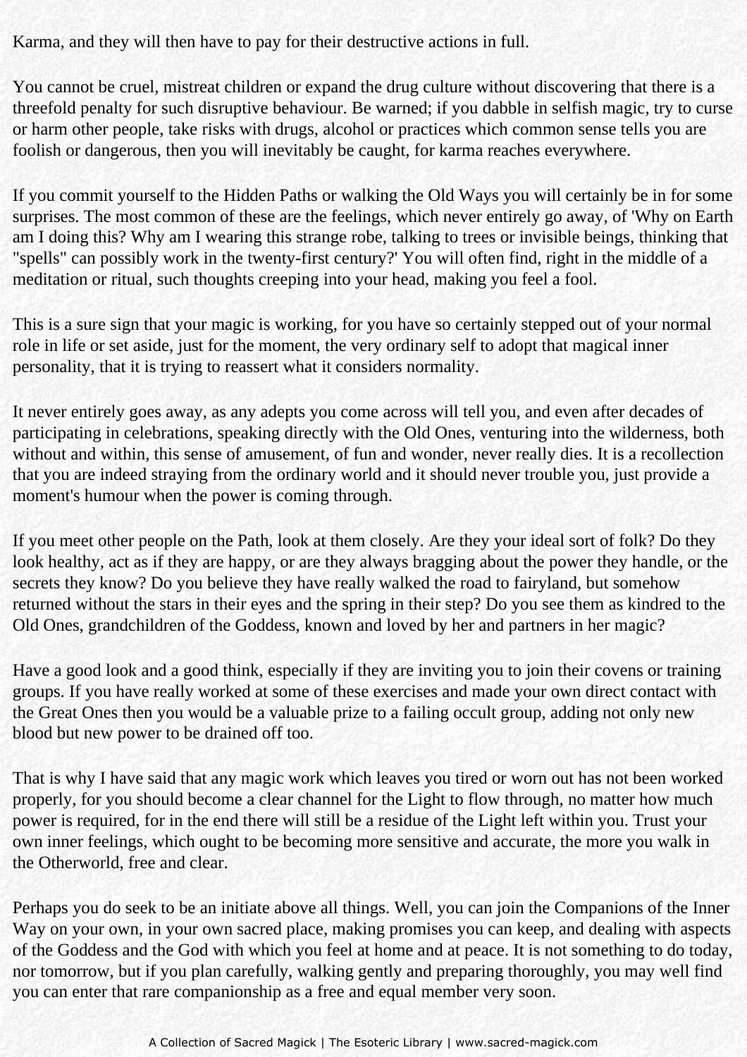Karma, and they will then have to pay for their destructive actions in full.

You cannot be cruel, mistreat children or expand the drug culture without discovering that there is a threefold penalty for such disruptive behaviour. Be warned; if you dabble in selfish magic, try to curse or harm other people, take risks with drugs, alcohol or practices which common sense tells you are foolish or dangerous, then you will inevitably be caught, for karma reaches everywhere.

If you commit yourself to the Hidden Paths or walking the Old Ways you will certainly be in for some surprises. The most common of these are the feelings, which never entirely go away, of 'Why on Earth am I doing this? Why am I wearing this strange robe, talking to trees or invisible beings, thinking that "spells" can possibly work in the twenty-first century?' You will often find, right in the middle of a meditation or ritual, such thoughts creeping into your head, making you feel a fool.

This is a sure sign that your magic is working, for you have so certainly stepped out of your normal role in life or set aside, just for the moment, the very ordinary self to adopt that magical inner personality, that it is trying to reassert what it considers normality.

It never entirely goes away, as any adepts you come across will tell you, and even after decades of participating in celebrations, speaking directly with the Old Ones, venturing into the wilderness, both without and within, this sense of amusement, of fun and wonder, never really dies. It is a recollection that you are indeed straying from the ordinary world and it should never trouble you, just provide a moment's humour when the power is coming through.

If you meet other people on the Path, look at them closely. Are they your ideal sort of folk? Do they look healthy, act as if they are happy, or are they always bragging about the power they handle, or the secrets they know? Do you believe they have really walked the road to fairyland, but somehow returned without the stars in their eyes and the spring in their step? Do you see them as kindred to the Old Ones, grandchildren of the Goddess, known and loved by her and partners in her magic?

Have a good look and a good think, especially if they are inviting you to join their covens or training groups. If you have really worked at some of these exercises and made your own direct contact with the Great Ones then you would be a valuable prize to a failing occult group, adding not only new blood but new power to be drained off too.

That is why I have said that any magic work which leaves you tired or worn out has not been worked properly, for you should become a clear channel for the Light to flow through, no matter how much power is required, for in the end there will still be a residue of the Light left within you. Trust your own inner feelings, which ought to be becoming more sensitive and accurate, the more you walk in the Otherworld, free and clear.

Perhaps you do seek to be an initiate above all things. Well, you can join the Companions of the Inner Way on your own, in your own sacred place, making promises you can keep, and dealing with aspects of the Goddess and the God with which you feel at home and at peace. It is not something to do today, nor tomorrow, but if you plan carefully, walking gently and preparing thoroughly, you may well find you can enter that rare companionship as a free and equal member very soon.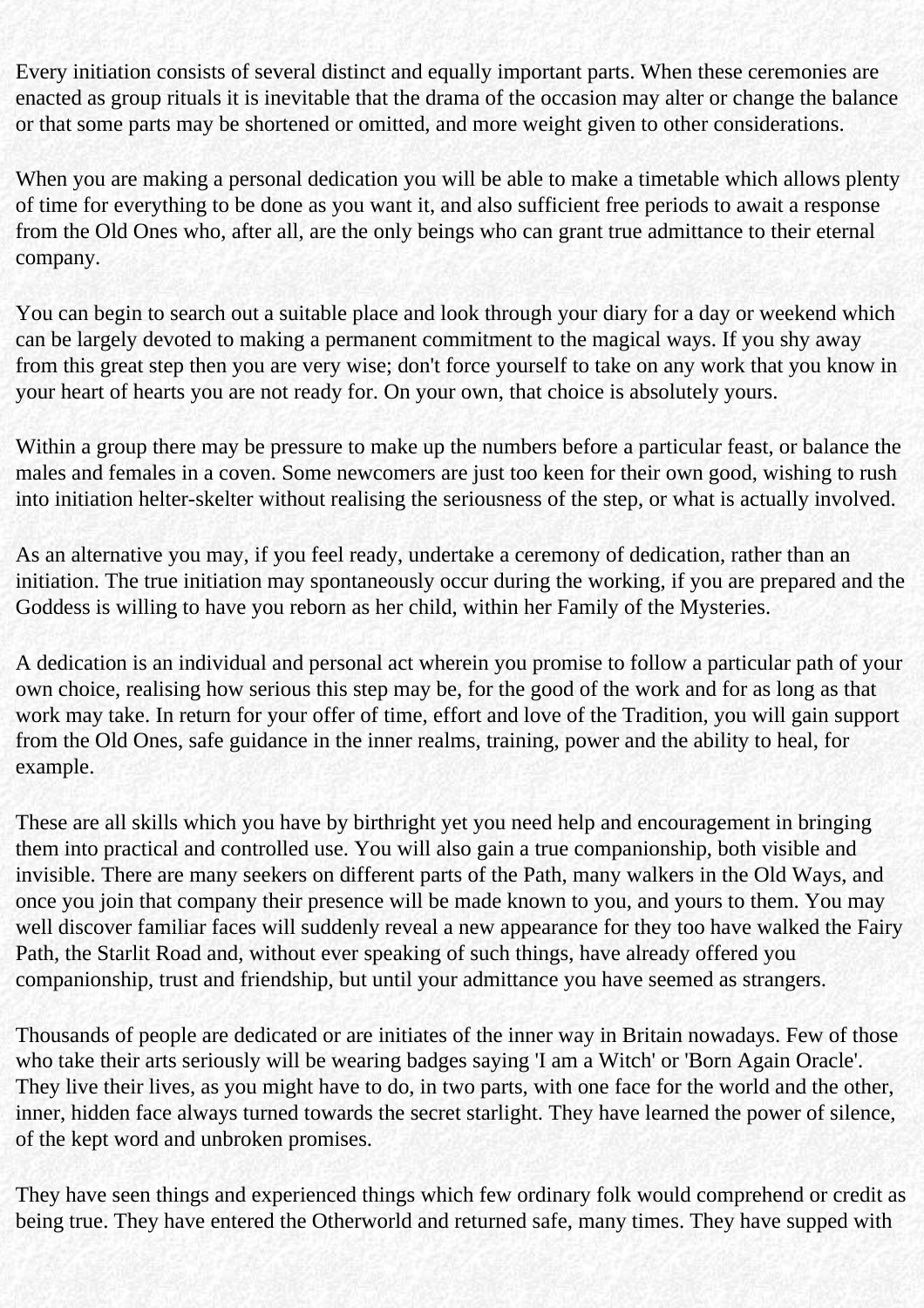Every initiation consists of several distinct and equally important parts. When these ceremonies are enacted as group rituals it is inevitable that the drama of the occasion may alter or change the balance or that some parts may be shortened or omitted, and more weight given to other considerations.

When you are making a personal dedication you will be able to make a timetable which allows plenty of time for everything to be done as you want it, and also sufficient free periods to await a response from the Old Ones who, after all, are the only beings who can grant true admittance to their eternal company.

You can begin to search out a suitable place and look through your diary for a day or weekend which can be largely devoted to making a permanent commitment to the magical ways. If you shy away from this great step then you are very wise; don't force yourself to take on any work that you know in your heart of hearts you are not ready for. On your own, that choice is absolutely yours.

Within a group there may be pressure to make up the numbers before a particular feast, or balance the males and females in a coven. Some newcomers are just too keen for their own good, wishing to rush into initiation helter-skelter without realising the seriousness of the step, or what is actually involved.

As an alternative you may, if you feel ready, undertake a ceremony of dedication, rather than an initiation. The true initiation may spontaneously occur during the working, if you are prepared and the Goddess is willing to have you reborn as her child, within her Family of the Mysteries.

A dedication is an individual and personal act wherein you promise to follow a particular path of your own choice, realising how serious this step may be, for the good of the work and for as long as that work may take. In return for your offer of time, effort and love of the Tradition, you will gain support from the Old Ones, safe guidance in the inner realms, training, power and the ability to heal, for example.

These are all skills which you have by birthright yet you need help and encouragement in bringing them into practical and controlled use. You will also gain a true companionship, both visible and invisible. There are many seekers on different parts of the Path, many walkers in the Old Ways, and once you join that company their presence will be made known to you, and yours to them. You may well discover familiar faces will suddenly reveal a new appearance for they too have walked the Fairy Path, the Starlit Road and, without ever speaking of such things, have already offered you companionship, trust and friendship, but until your admittance you have seemed as strangers.

Thousands of people are dedicated or are initiates of the inner way in Britain nowadays. Few of those who take their arts seriously will be wearing badges saying 'I am a Witch' or 'Born Again Oracle'. They live their lives, as you might have to do, in two parts, with one face for the world and the other, inner, hidden face always turned towards the secret starlight. They have learned the power of silence, of the kept word and unbroken promises.

They have seen things and experienced things which few ordinary folk would comprehend or credit as being true. They have entered the Otherworld and returned safe, many times. They have supped with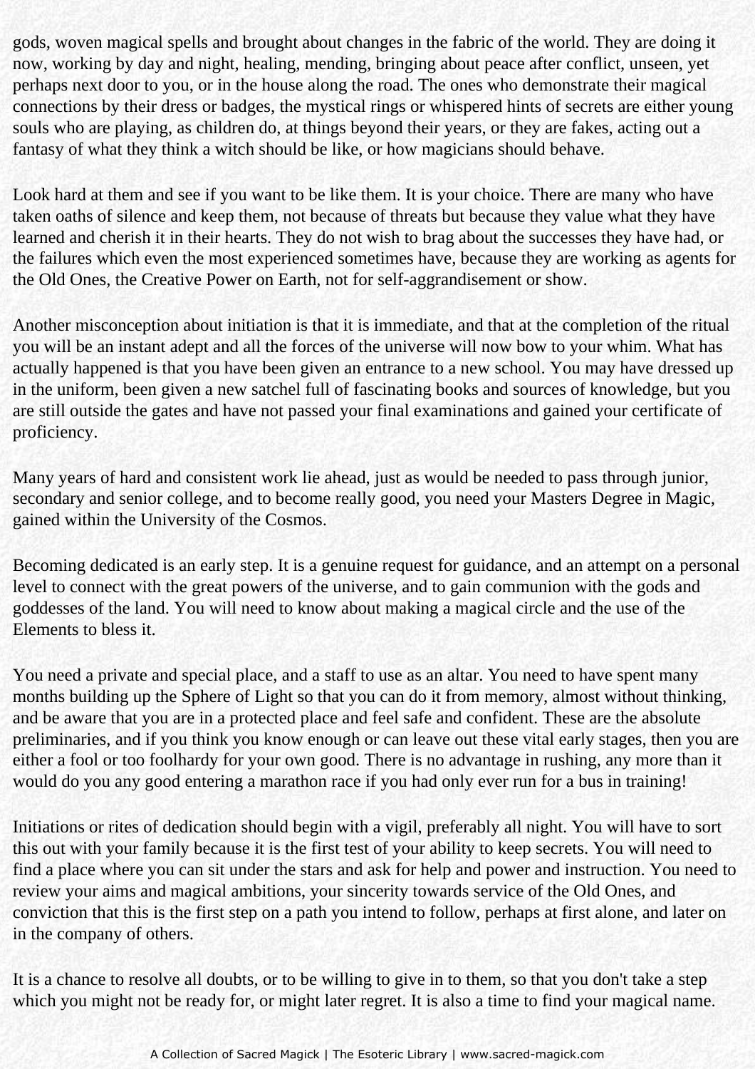gods, woven magical spells and brought about changes in the fabric of the world. They are doing it now, working by day and night, healing, mending, bringing about peace after conflict, unseen, yet perhaps next door to you, or in the house along the road. The ones who demonstrate their magical connections by their dress or badges, the mystical rings or whispered hints of secrets are either young souls who are playing, as children do, at things beyond their years, or they are fakes, acting out a fantasy of what they think a witch should be like, or how magicians should behave.

Look hard at them and see if you want to be like them. It is your choice. There are many who have taken oaths of silence and keep them, not because of threats but because they value what they have learned and cherish it in their hearts. They do not wish to brag about the successes they have had, or the failures which even the most experienced sometimes have, because they are working as agents for the Old Ones, the Creative Power on Earth, not for self-aggrandisement or show.

Another misconception about initiation is that it is immediate, and that at the completion of the ritual you will be an instant adept and all the forces of the universe will now bow to your whim. What has actually happened is that you have been given an entrance to a new school. You may have dressed up in the uniform, been given a new satchel full of fascinating books and sources of knowledge, but you are still outside the gates and have not passed your final examinations and gained your certificate of proficiency.

Many years of hard and consistent work lie ahead, just as would be needed to pass through junior, secondary and senior college, and to become really good, you need your Masters Degree in Magic, gained within the University of the Cosmos.

Becoming dedicated is an early step. It is a genuine request for guidance, and an attempt on a personal level to connect with the great powers of the universe, and to gain communion with the gods and goddesses of the land. You will need to know about making a magical circle and the use of the Elements to bless it.

You need a private and special place, and a staff to use as an altar. You need to have spent many months building up the Sphere of Light so that you can do it from memory, almost without thinking, and be aware that you are in a protected place and feel safe and confident. These are the absolute preliminaries, and if you think you know enough or can leave out these vital early stages, then you are either a fool or too foolhardy for your own good. There is no advantage in rushing, any more than it would do you any good entering a marathon race if you had only ever run for a bus in training!

Initiations or rites of dedication should begin with a vigil, preferably all night. You will have to sort this out with your family because it is the first test of your ability to keep secrets. You will need to find a place where you can sit under the stars and ask for help and power and instruction. You need to review your aims and magical ambitions, your sincerity towards service of the Old Ones, and conviction that this is the first step on a path you intend to follow, perhaps at first alone, and later on in the company of others.

It is a chance to resolve all doubts, or to be willing to give in to them, so that you don't take a step which you might not be ready for, or might later regret. It is also a time to find your magical name.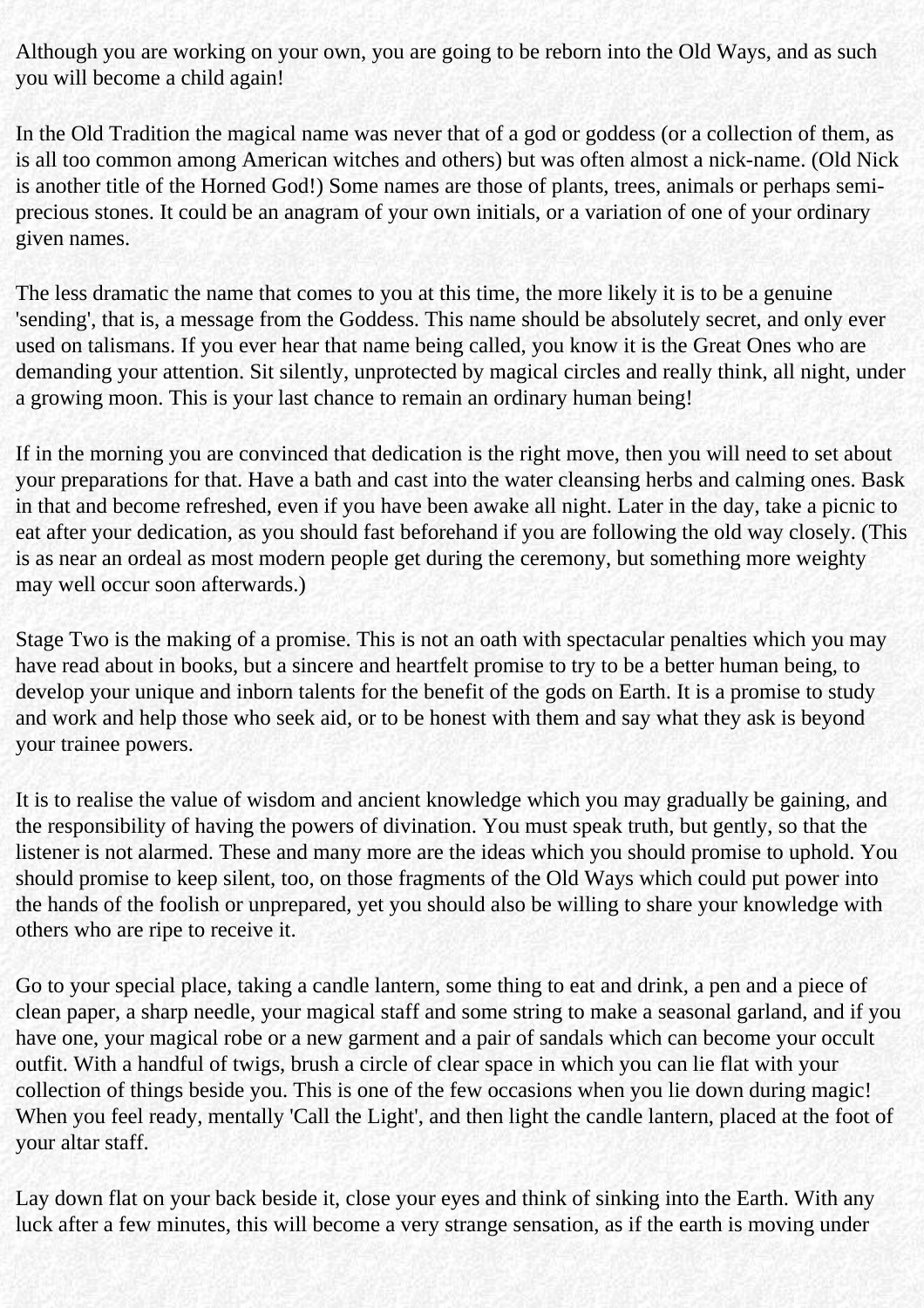Although you are working on your own, you are going to be reborn into the Old Ways, and as such you will become a child again!

In the Old Tradition the magical name was never that of a god or goddess (or a collection of them, as is all too common among American witches and others) but was often almost a nick-name. (Old Nick is another title of the Horned God!) Some names are those of plants, trees, animals or perhaps semi-precious stones. It could be an anagram of your own initials, or a variation of one of your ordinary given names.

The less dramatic the name that comes to you at this time, the more likely it is to be a genuine 'sending', that is, a message from the Goddess. This name should be absolutely secret, and only ever used on talismans. If you ever hear that name being called, you know it is the Great Ones who are demanding your attention. Sit silently, unprotected by magical circles and really think, all night, under a growing moon. This is your last chance to remain an ordinary human being!

If in the morning you are convinced that dedication is the right move, then you will need to set about your preparations for that. Have a bath and cast into the water cleansing herbs and calming ones. Bask in that and become refreshed, even if you have been awake all night. Later in the day, take a picnic to eat after your dedication, as you should fast beforehand if you are following the old way closely. (This is as near an ordeal as most modern people get during the ceremony, but something more weighty may well occur soon afterwards.)

Stage Two is the making of a promise. This is not an oath with spectacular penalties which you may have read about in books, but a sincere and heartfelt promise to try to be a better human being, to develop your unique and inborn talents for the benefit of the gods on Earth. It is a promise to study and work and help those who seek aid, or to be honest with them and say what they ask is beyond your trainee powers.

It is to realise the value of wisdom and ancient knowledge which you may gradually be gaining, and the responsibility of having the powers of divination. You must speak truth, but gently, so that the listener is not alarmed. These and many more are the ideas which you should promise to uphold. You should promise to keep silent, too, on those fragments of the Old Ways which could put power into the hands of the foolish or unprepared, yet you should also be willing to share your knowledge with others who are ripe to receive it.

Go to your special place, taking a candle lantern, some thing to eat and drink, a pen and a piece of clean paper, a sharp needle, your magical staff and some string to make a seasonal garland, and if you have one, your magical robe or a new garment and a pair of sandals which can become your occult outfit. With a handful of twigs, brush a circle of clear space in which you can lie flat with your collection of things beside you. This is one of the few occasions when you lie down during magic! When you feel ready, mentally 'Call the Light', and then light the candle lantern, placed at the foot of your altar staff.

Lay down flat on your back beside it, close your eyes and think of sinking into the Earth. With any luck after a few minutes, this will become a very strange sensation, as if the earth is moving under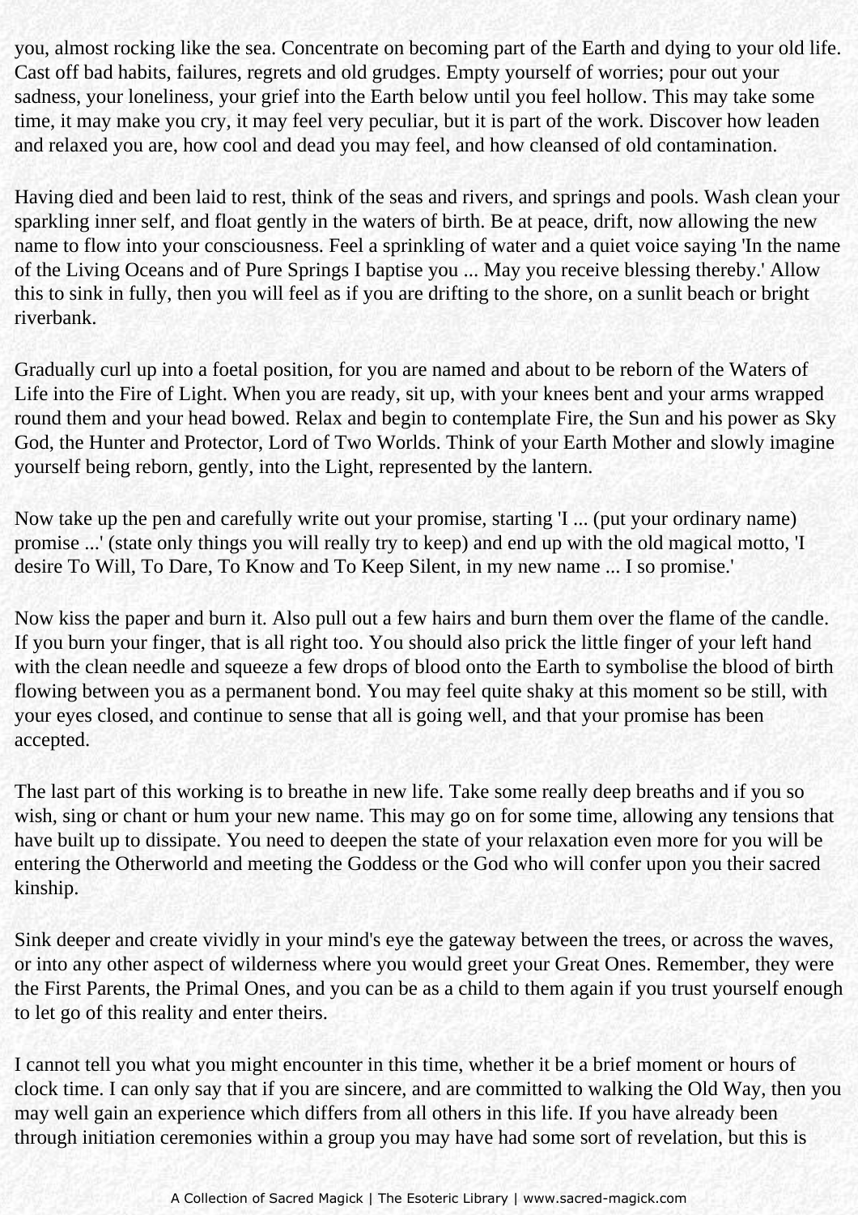you, almost rocking like the sea. Concentrate on becoming part of the Earth and dying to your old life. Cast off bad habits, failures, regrets and old grudges. Empty yourself of worries; pour out your sadness, your loneliness, your grief into the Earth below until you feel hollow. This may take some time, it may make you cry, it may feel very peculiar, but it is part of the work. Discover how leaden and relaxed you are, how cool and dead you may feel, and how cleansed of old contamination.

Having died and been laid to rest, think of the seas and rivers, and springs and pools. Wash clean your sparkling inner self, and float gently in the waters of birth. Be at peace, drift, now allowing the new name to flow into your consciousness. Feel a sprinkling of water and a quiet voice saying 'In the name of the Living Oceans and of Pure Springs I baptise you ... May you receive blessing thereby.' Allow this to sink in fully, then you will feel as if you are drifting to the shore, on a sunlit beach or bright riverbank.

Gradually curl up into a foetal position, for you are named and about to be reborn of the Waters of Life into the Fire of Light. When you are ready, sit up, with your knees bent and your arms wrapped round them and your head bowed. Relax and begin to contemplate Fire, the Sun and his power as Sky God, the Hunter and Protector, Lord of Two Worlds. Think of your Earth Mother and slowly imagine yourself being reborn, gently, into the Light, represented by the lantern.

Now take up the pen and carefully write out your promise, starting 'I ... (put your ordinary name) promise ...' (state only things you will really try to keep) and end up with the old magical motto, 'I desire To Will, To Dare, To Know and To Keep Silent, in my new name ... I so promise.'

Now kiss the paper and burn it. Also pull out a few hairs and burn them over the flame of the candle. If you burn your finger, that is all right too. You should also prick the little finger of your left hand with the clean needle and squeeze a few drops of blood onto the Earth to symbolise the blood of birth flowing between you as a permanent bond. You may feel quite shaky at this moment so be still, with your eyes closed, and continue to sense that all is going well, and that your promise has been accepted.

The last part of this working is to breathe in new life. Take some really deep breaths and if you so wish, sing or chant or hum your new name. This may go on for some time, allowing any tensions that have built up to dissipate. You need to deepen the state of your relaxation even more for you will be entering the Otherworld and meeting the Goddess or the God who will confer upon you their sacred kinship.

Sink deeper and create vividly in your mind's eye the gateway between the trees, or across the waves, or into any other aspect of wilderness where you would greet your Great Ones. Remember, they were the First Parents, the Primal Ones, and you can be as a child to them again if you trust yourself enough to let go of this reality and enter theirs.

I cannot tell you what you might encounter in this time, whether it be a brief moment or hours of clock time. I can only say that if you are sincere, and are committed to walking the Old Way, then you may well gain an experience which differs from all others in this life. If you have already been through initiation ceremonies within a group you may have had some sort of revelation, but this is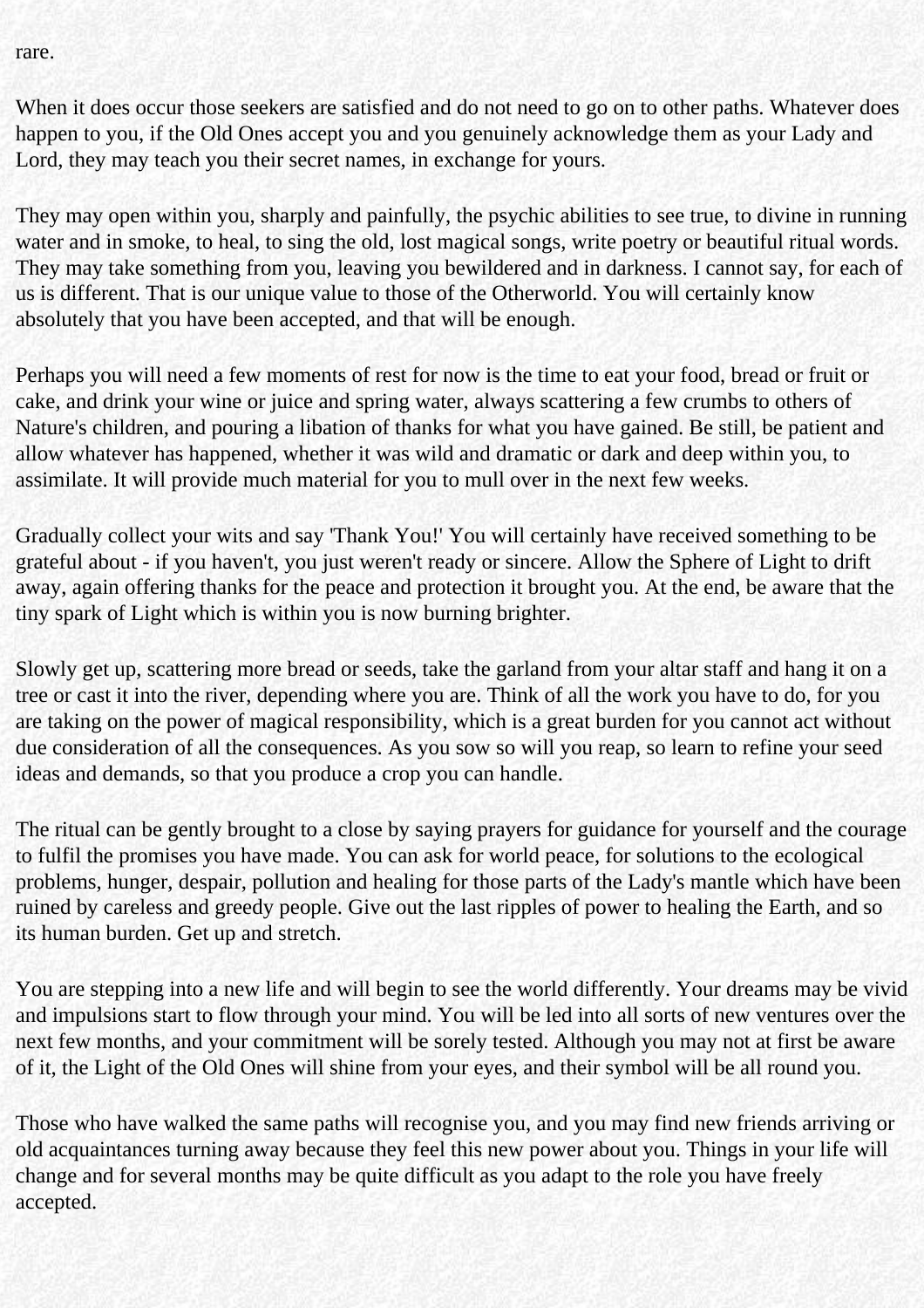rare.

When it does occur those seekers are satisfied and do not need to go on to other paths. Whatever does happen to you, if the Old Ones accept you and you genuinely acknowledge them as your Lady and Lord, they may teach you their secret names, in exchange for yours.

They may open within you, sharply and painfully, the psychic abilities to see true, to divine in running water and in smoke, to heal, to sing the old, lost magical songs, write poetry or beautiful ritual words. They may take something from you, leaving you bewildered and in darkness. I cannot say, for each of us is different. That is our unique value to those of the Otherworld. You will certainly know absolutely that you have been accepted, and that will be enough.

Perhaps you will need a few moments of rest for now is the time to eat your food, bread or fruit or cake, and drink your wine or juice and spring water, always scattering a few crumbs to others of Nature's children, and pouring a libation of thanks for what you have gained. Be still, be patient and allow whatever has happened, whether it was wild and dramatic or dark and deep within you, to assimilate. It will provide much material for you to mull over in the next few weeks.

Gradually collect your wits and say 'Thank You!' You will certainly have received something to be grateful about - if you haven't, you just weren't ready or sincere. Allow the Sphere of Light to drift away, again offering thanks for the peace and protection it brought you. At the end, be aware that the tiny spark of Light which is within you is now burning brighter.

Slowly get up, scattering more bread or seeds, take the garland from your altar staff and hang it on a tree or cast it into the river, depending where you are. Think of all the work you have to do, for you are taking on the power of magical responsibility, which is a great burden for you cannot act without due consideration of all the consequences. As you sow so will you reap, so learn to refine your seed ideas and demands, so that you produce a crop you can handle.

The ritual can be gently brought to a close by saying prayers for guidance for yourself and the courage to fulfil the promises you have made. You can ask for world peace, for solutions to the ecological problems, hunger, despair, pollution and healing for those parts of the Lady's mantle which have been ruined by careless and greedy people. Give out the last ripples of power to healing the Earth, and so its human burden. Get up and stretch.

You are stepping into a new life and will begin to see the world differently. Your dreams may be vivid and impulsions start to flow through your mind. You will be led into all sorts of new ventures over the next few months, and your commitment will be sorely tested. Although you may not at first be aware of it, the Light of the Old Ones will shine from your eyes, and their symbol will be all round you.

Those who have walked the same paths will recognise you, and you may find new friends arriving or old acquaintances turning away because they feel this new power about you. Things in your life will change and for several months may be quite difficult as you adapt to the role you have freely accepted.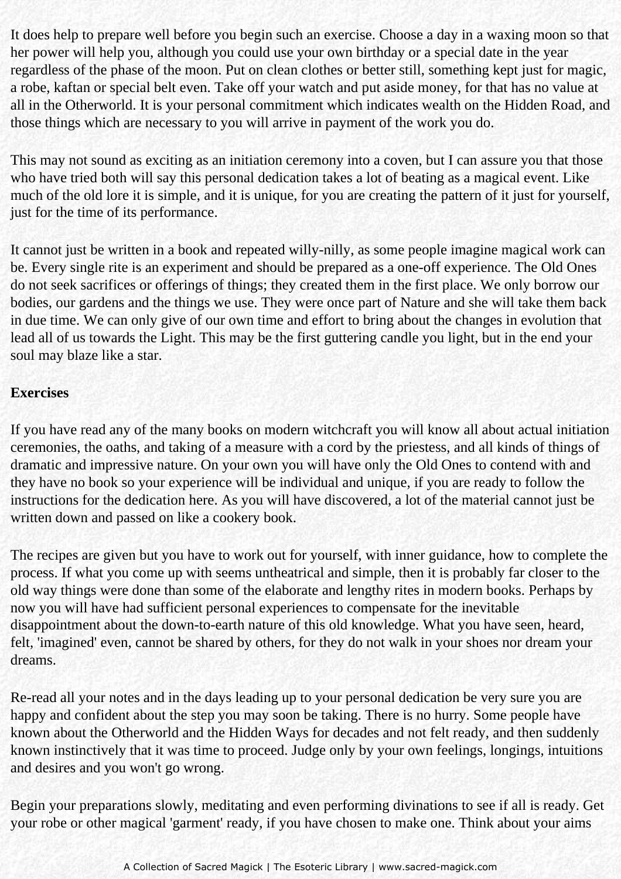It does help to prepare well before you begin such an exercise. Choose a day in a waxing moon so that her power will help you, although you could use your own birthday or a special date in the year regardless of the phase of the moon. Put on clean clothes or better still, something kept just for magic, a robe, kaftan or special belt even. Take off your watch and put aside money, for that has no value at all in the Otherworld. It is your personal commitment which indicates wealth on the Hidden Road, and those things which are necessary to you will arrive in payment of the work you do.

This may not sound as exciting as an initiation ceremony into a coven, but I can assure you that those who have tried both will say this personal dedication takes a lot of beating as a magical event. Like much of the old lore it is simple, and it is unique, for you are creating the pattern of it just for yourself, just for the time of its performance.

It cannot just be written in a book and repeated willy-nilly, as some people imagine magical work can be. Every single rite is an experiment and should be prepared as a one-off experience. The Old Ones do not seek sacrifices or offerings of things; they created them in the first place. We only borrow our bodies, our gardens and the things we use. They were once part of Nature and she will take them back in due time. We can only give of our own time and effort to bring about the changes in evolution that lead all of us towards the Light. This may be the first guttering candle you light, but in the end your soul may blaze like a star.

**Exercises**

If you have read any of the many books on modern witchcraft you will know all about actual initiation ceremonies, the oaths, and taking of a measure with a cord by the priestess, and all kinds of things of dramatic and impressive nature. On your own you will have only the Old Ones to contend with and they have no book so your experience will be individual and unique, if you are ready to follow the instructions for the dedication here. As you will have discovered, a lot of the material cannot just be written down and passed on like a cookery book.

The recipes are given but you have to work out for yourself, with inner guidance, how to complete the process. If what you come up with seems untheatrical and simple, then it is probably far closer to the old way things were done than some of the elaborate and lengthy rites in modern books. Perhaps by now you will have had sufficient personal experiences to compensate for the inevitable disappointment about the down-to-earth nature of this old knowledge. What you have seen, heard, felt, 'imagined' even, cannot be shared by others, for they do not walk in your shoes nor dream your dreams.

Re-read all your notes and in the days leading up to your personal dedication be very sure you are happy and confident about the step you may soon be taking. There is no hurry. Some people have known about the Otherworld and the Hidden Ways for decades and not felt ready, and then suddenly known instinctively that it was time to proceed. Judge only by your own feelings, longings, intuitions and desires and you won't go wrong.

Begin your preparations slowly, meditating and even performing divinations to see if all is ready. Get your robe or other magical 'garment' ready, if you have chosen to make one. Think about your aims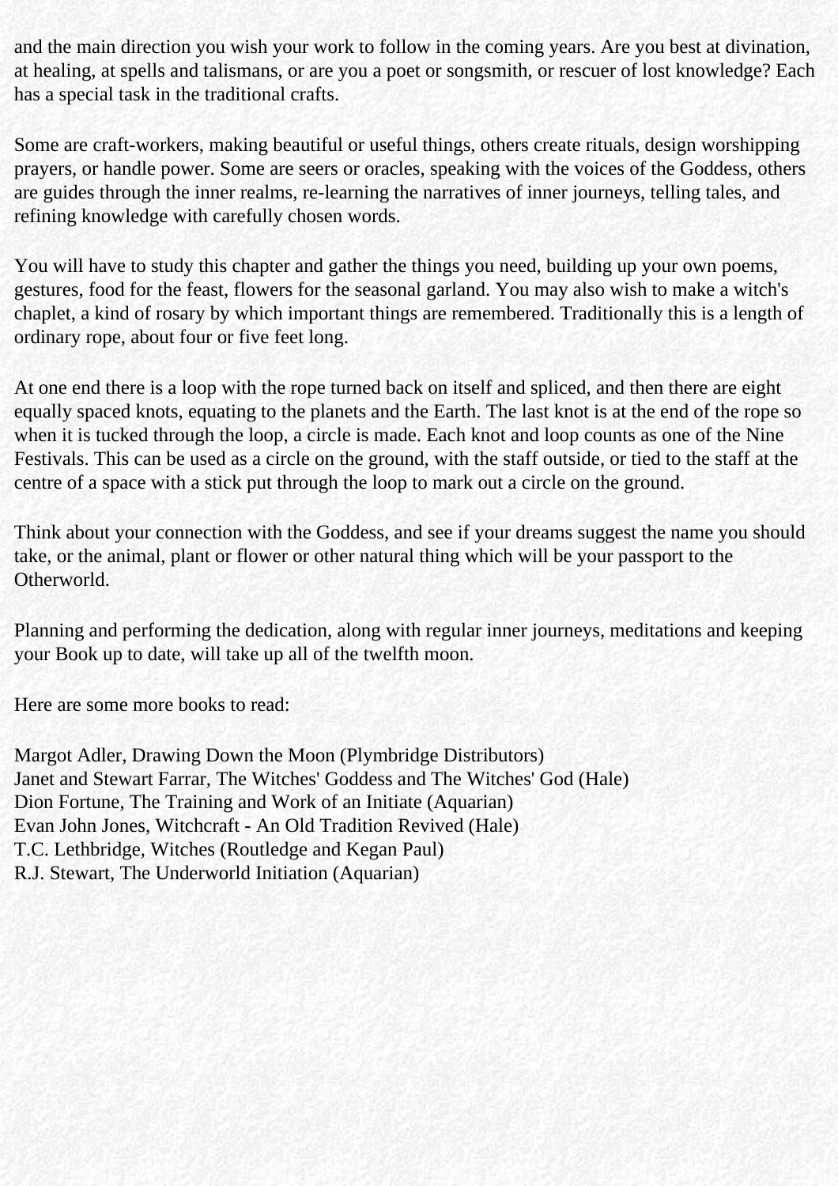and the main direction you wish your work to follow in the coming years. Are you best at divination, at healing, at spells and talismans, or are you a poet or songsmith, or rescuer of lost knowledge? Each has a special task in the traditional crafts.

Some are craft-workers, making beautiful or useful things, others create rituals, design worshipping prayers, or handle power. Some are seers or oracles, speaking with the voices of the Goddess, others are guides through the inner realms, re-learning the narratives of inner journeys, telling tales, and refining knowledge with carefully chosen words.

You will have to study this chapter and gather the things you need, building up your own poems, gestures, food for the feast, flowers for the seasonal garland. You may also wish to make a witch's chaplet, a kind of rosary by which important things are remembered. Traditionally this is a length of ordinary rope, about four or five feet long.

At one end there is a loop with the rope turned back on itself and spliced, and then there are eight equally spaced knots, equating to the planets and the Earth. The last knot is at the end of the rope so when it is tucked through the loop, a circle is made. Each knot and loop counts as one of the Nine Festivals. This can be used as a circle on the ground, with the staff outside, or tied to the staff at the centre of a space with a stick put through the loop to mark out a circle on the ground.

Think about your connection with the Goddess, and see if your dreams suggest the name you should take, or the animal, plant or flower or other natural thing which will be your passport to the Otherworld.

Planning and performing the dedication, along with regular inner journeys, meditations and keeping your Book up to date, will take up all of the twelfth moon.

Here are some more books to read:

Margot Adler, Drawing Down the Moon (Plymbridge Distributors)
Janet and Stewart Farrar, The Witches' Goddess and The Witches' God (Hale)
Dion Fortune, The Training and Work of an Initiate (Aquarian)
Evan John Jones, Witchcraft - An Old Tradition Revived (Hale)
T.C. Lethbridge, Witches (Routledge and Kegan Paul)
R.J. Stewart, The Underworld Initiation (Aquarian)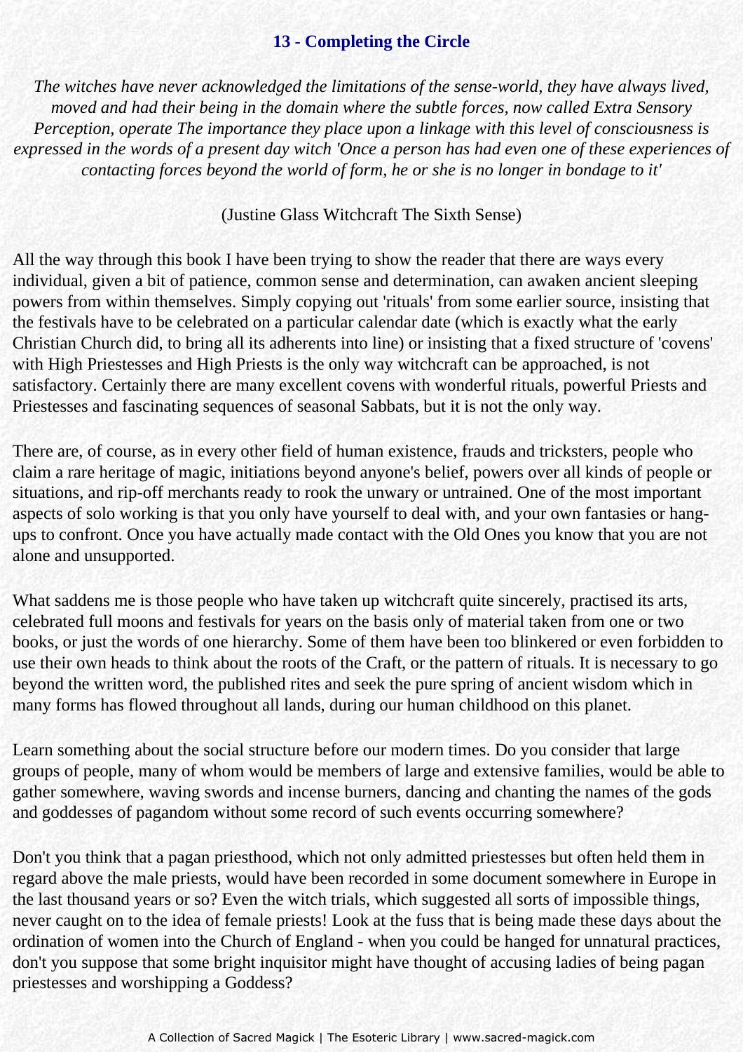## 13 - Completing the Circle

*The witches have never acknowledged the limitations of the sense-world, they have always lived, moved and had their being in the domain where the subtle forces, now called Extra Sensory Perception, operate The importance they place upon a linkage with this level of consciousness is expressed in the words of a present day witch 'Once a person has had even one of these experiences of contacting forces beyond the world of form, he or she is no longer in bondage to it'*

(Justine Glass Witchcraft The Sixth Sense)

All the way through this book I have been trying to show the reader that there are ways every individual, given a bit of patience, common sense and determination, can awaken ancient sleeping powers from within themselves. Simply copying out 'rituals' from some earlier source, insisting that the festivals have to be celebrated on a particular calendar date (which is exactly what the early Christian Church did, to bring all its adherents into line) or insisting that a fixed structure of 'covens' with High Priestesses and High Priests is the only way witchcraft can be approached, is not satisfactory. Certainly there are many excellent covens with wonderful rituals, powerful Priests and Priestesses and fascinating sequences of seasonal Sabbats, but it is not the only way.

There are, of course, as in every other field of human existence, frauds and tricksters, people who claim a rare heritage of magic, initiations beyond anyone's belief, powers over all kinds of people or situations, and rip-off merchants ready to rook the unwary or untrained. One of the most important aspects of solo working is that you only have yourself to deal with, and your own fantasies or hang-ups to confront. Once you have actually made contact with the Old Ones you know that you are not alone and unsupported.

What saddens me is those people who have taken up witchcraft quite sincerely, practised its arts, celebrated full moons and festivals for years on the basis only of material taken from one or two books, or just the words of one hierarchy. Some of them have been too blinkered or even forbidden to use their own heads to think about the roots of the Craft, or the pattern of rituals. It is necessary to go beyond the written word, the published rites and seek the pure spring of ancient wisdom which in many forms has flowed throughout all lands, during our human childhood on this planet.

Learn something about the social structure before our modern times. Do you consider that large groups of people, many of whom would be members of large and extensive families, would be able to gather somewhere, waving swords and incense burners, dancing and chanting the names of the gods and goddesses of pagandom without some record of such events occurring somewhere?

Don't you think that a pagan priesthood, which not only admitted priestesses but often held them in regard above the male priests, would have been recorded in some document somewhere in Europe in the last thousand years or so? Even the witch trials, which suggested all sorts of impossible things, never caught on to the idea of female priests! Look at the fuss that is being made these days about the ordination of women into the Church of England - when you could be hanged for unnatural practices, don't you suppose that some bright inquisitor might have thought of accusing ladies of being pagan priestesses and worshipping a Goddess?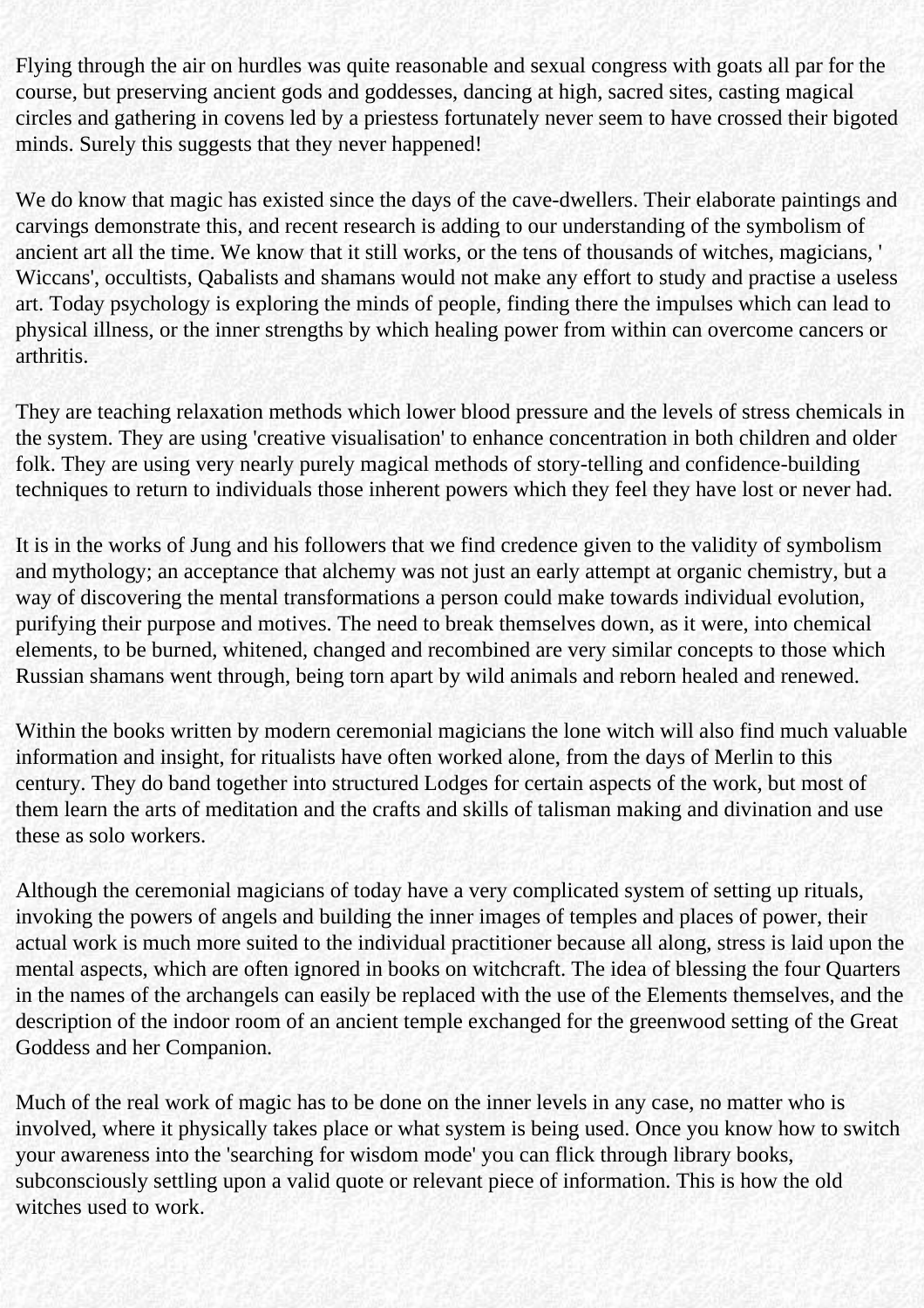Flying through the air on hurdles was quite reasonable and sexual congress with goats all par for the course, but preserving ancient gods and goddesses, dancing at high, sacred sites, casting magical circles and gathering in covens led by a priestess fortunately never seem to have crossed their bigoted minds. Surely this suggests that they never happened!

We do know that magic has existed since the days of the cave-dwellers. Their elaborate paintings and carvings demonstrate this, and recent research is adding to our understanding of the symbolism of ancient art all the time. We know that it still works, or the tens of thousands of witches, magicians, ' Wiccans', occultists, Qabalists and shamans would not make any effort to study and practise a useless art. Today psychology is exploring the minds of people, finding there the impulses which can lead to physical illness, or the inner strengths by which healing power from within can overcome cancers or arthritis.

They are teaching relaxation methods which lower blood pressure and the levels of stress chemicals in the system. They are using 'creative visualisation' to enhance concentration in both children and older folk. They are using very nearly purely magical methods of story-telling and confidence-building techniques to return to individuals those inherent powers which they feel they have lost or never had.

It is in the works of Jung and his followers that we find credence given to the validity of symbolism and mythology; an acceptance that alchemy was not just an early attempt at organic chemistry, but a way of discovering the mental transformations a person could make towards individual evolution, purifying their purpose and motives. The need to break themselves down, as it were, into chemical elements, to be burned, whitened, changed and recombined are very similar concepts to those which Russian shamans went through, being torn apart by wild animals and reborn healed and renewed.

Within the books written by modern ceremonial magicians the lone witch will also find much valuable information and insight, for ritualists have often worked alone, from the days of Merlin to this century. They do band together into structured Lodges for certain aspects of the work, but most of them learn the arts of meditation and the crafts and skills of talisman making and divination and use these as solo workers.

Although the ceremonial magicians of today have a very complicated system of setting up rituals, invoking the powers of angels and building the inner images of temples and places of power, their actual work is much more suited to the individual practitioner because all along, stress is laid upon the mental aspects, which are often ignored in books on witchcraft. The idea of blessing the four Quarters in the names of the archangels can easily be replaced with the use of the Elements themselves, and the description of the indoor room of an ancient temple exchanged for the greenwood setting of the Great Goddess and her Companion.

Much of the real work of magic has to be done on the inner levels in any case, no matter who is involved, where it physically takes place or what system is being used. Once you know how to switch your awareness into the 'searching for wisdom mode' you can flick through library books, subconsciously settling upon a valid quote or relevant piece of information. This is how the old witches used to work.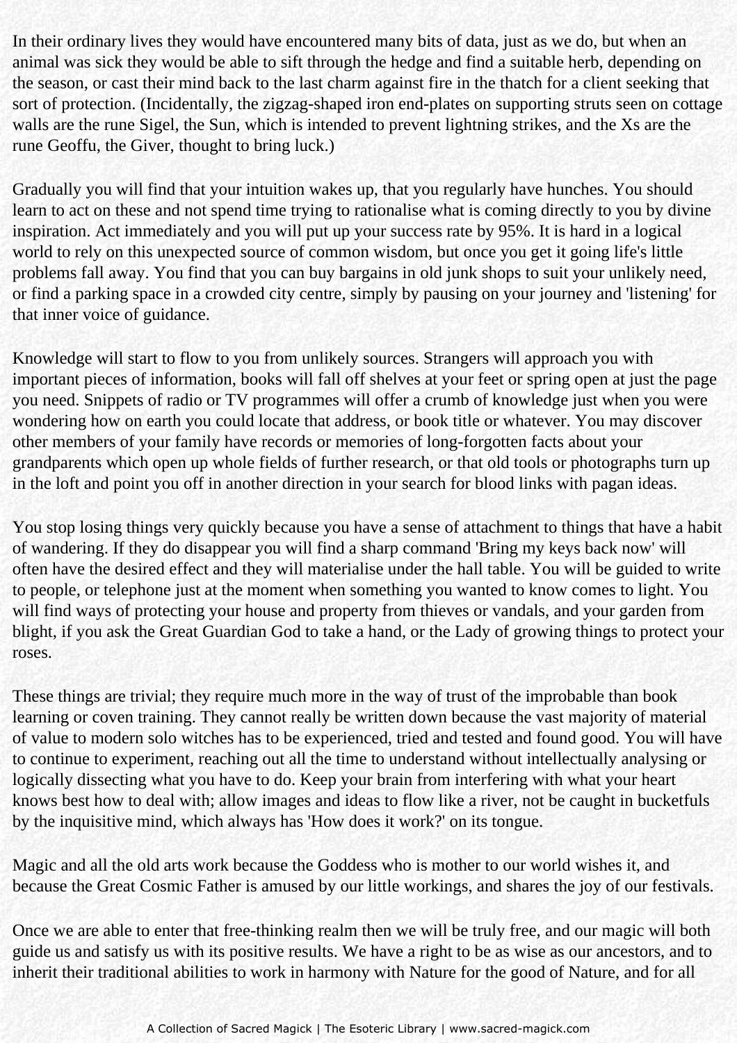In their ordinary lives they would have encountered many bits of data, just as we do, but when an animal was sick they would be able to sift through the hedge and find a suitable herb, depending on the season, or cast their mind back to the last charm against fire in the thatch for a client seeking that sort of protection. (Incidentally, the zigzag-shaped iron end-plates on supporting struts seen on cottage walls are the rune Sigel, the Sun, which is intended to prevent lightning strikes, and the Xs are the rune Geoffu, the Giver, thought to bring luck.)

Gradually you will find that your intuition wakes up, that you regularly have hunches. You should learn to act on these and not spend time trying to rationalise what is coming directly to you by divine inspiration. Act immediately and you will put up your success rate by 95%. It is hard in a logical world to rely on this unexpected source of common wisdom, but once you get it going life's little problems fall away. You find that you can buy bargains in old junk shops to suit your unlikely need, or find a parking space in a crowded city centre, simply by pausing on your journey and 'listening' for that inner voice of guidance.

Knowledge will start to flow to you from unlikely sources. Strangers will approach you with important pieces of information, books will fall off shelves at your feet or spring open at just the page you need. Snippets of radio or TV programmes will offer a crumb of knowledge just when you were wondering how on earth you could locate that address, or book title or whatever. You may discover other members of your family have records or memories of long-forgotten facts about your grandparents which open up whole fields of further research, or that old tools or photographs turn up in the loft and point you off in another direction in your search for blood links with pagan ideas.

You stop losing things very quickly because you have a sense of attachment to things that have a habit of wandering. If they do disappear you will find a sharp command 'Bring my keys back now' will often have the desired effect and they will materialise under the hall table. You will be guided to write to people, or telephone just at the moment when something you wanted to know comes to light. You will find ways of protecting your house and property from thieves or vandals, and your garden from blight, if you ask the Great Guardian God to take a hand, or the Lady of growing things to protect your roses.

These things are trivial; they require much more in the way of trust of the improbable than book learning or coven training. They cannot really be written down because the vast majority of material of value to modern solo witches has to be experienced, tried and tested and found good. You will have to continue to experiment, reaching out all the time to understand without intellectually analysing or logically dissecting what you have to do. Keep your brain from interfering with what your heart knows best how to deal with; allow images and ideas to flow like a river, not be caught in bucketfuls by the inquisitive mind, which always has 'How does it work?' on its tongue.

Magic and all the old arts work because the Goddess who is mother to our world wishes it, and because the Great Cosmic Father is amused by our little workings, and shares the joy of our festivals.

Once we are able to enter that free-thinking realm then we will be truly free, and our magic will both guide us and satisfy us with its positive results. We have a right to be as wise as our ancestors, and to inherit their traditional abilities to work in harmony with Nature for the good of Nature, and for all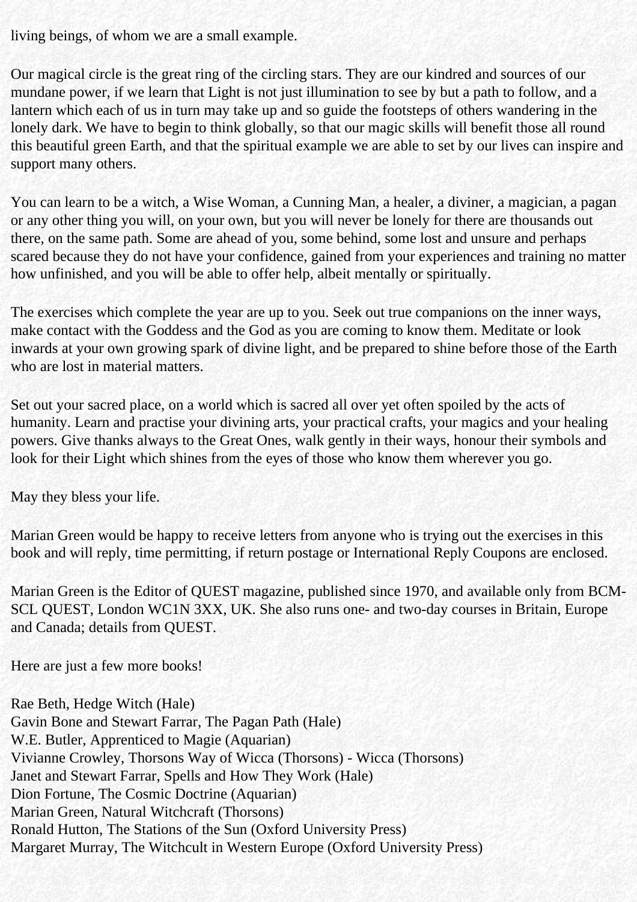living beings, of whom we are a small example.

Our magical circle is the great ring of the circling stars. They are our kindred and sources of our mundane power, if we learn that Light is not just illumination to see by but a path to follow, and a lantern which each of us in turn may take up and so guide the footsteps of others wandering in the lonely dark. We have to begin to think globally, so that our magic skills will benefit those all round this beautiful green Earth, and that the spiritual example we are able to set by our lives can inspire and support many others.

You can learn to be a witch, a Wise Woman, a Cunning Man, a healer, a diviner, a magician, a pagan or any other thing you will, on your own, but you will never be lonely for there are thousands out there, on the same path. Some are ahead of you, some behind, some lost and unsure and perhaps scared because they do not have your confidence, gained from your experiences and training no matter how unfinished, and you will be able to offer help, albeit mentally or spiritually.

The exercises which complete the year are up to you. Seek out true companions on the inner ways, make contact with the Goddess and the God as you are coming to know them. Meditate or look inwards at your own growing spark of divine light, and be prepared to shine before those of the Earth who are lost in material matters.

Set out your sacred place, on a world which is sacred all over yet often spoiled by the acts of humanity. Learn and practise your divining arts, your practical crafts, your magics and your healing powers. Give thanks always to the Great Ones, walk gently in their ways, honour their symbols and look for their Light which shines from the eyes of those who know them wherever you go.

May they bless your life.

Marian Green would be happy to receive letters from anyone who is trying out the exercises in this book and will reply, time permitting, if return postage or International Reply Coupons are enclosed.

Marian Green is the Editor of QUEST magazine, published since 1970, and available only from BCM-SCL QUEST, London WC1N 3XX, UK. She also runs one- and two-day courses in Britain, Europe and Canada; details from QUEST.

Here are just a few more books!

Rae Beth, Hedge Witch (Hale)
Gavin Bone and Stewart Farrar, The Pagan Path (Hale)
W.E. Butler, Apprenticed to Magie (Aquarian)
Vivianne Crowley, Thorsons Way of Wicca (Thorsons) - Wicca (Thorsons)
Janet and Stewart Farrar, Spells and How They Work (Hale)
Dion Fortune, The Cosmic Doctrine (Aquarian)
Marian Green, Natural Witchcraft (Thorsons)
Ronald Hutton, The Stations of the Sun (Oxford University Press)
Margaret Murray, The Witchcult in Western Europe (Oxford University Press)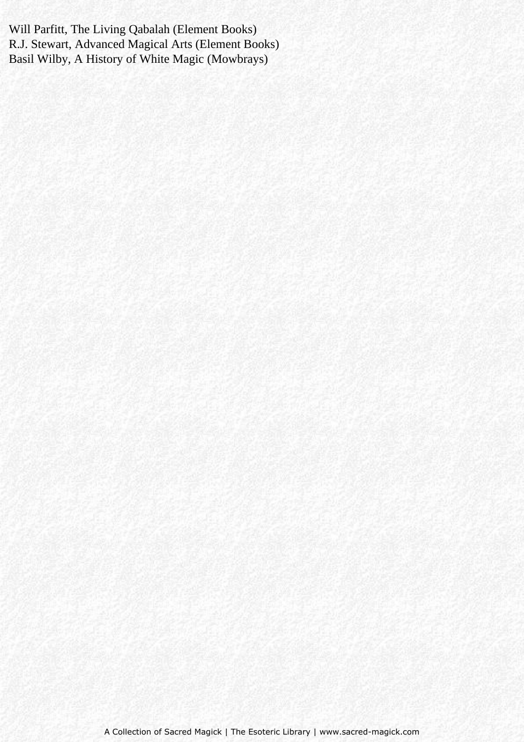Will Parfitt, The Living Qabalah (Element Books)
R.J. Stewart, Advanced Magical Arts (Element Books)
Basil Wilby, A History of White Magic (Mowbrays)